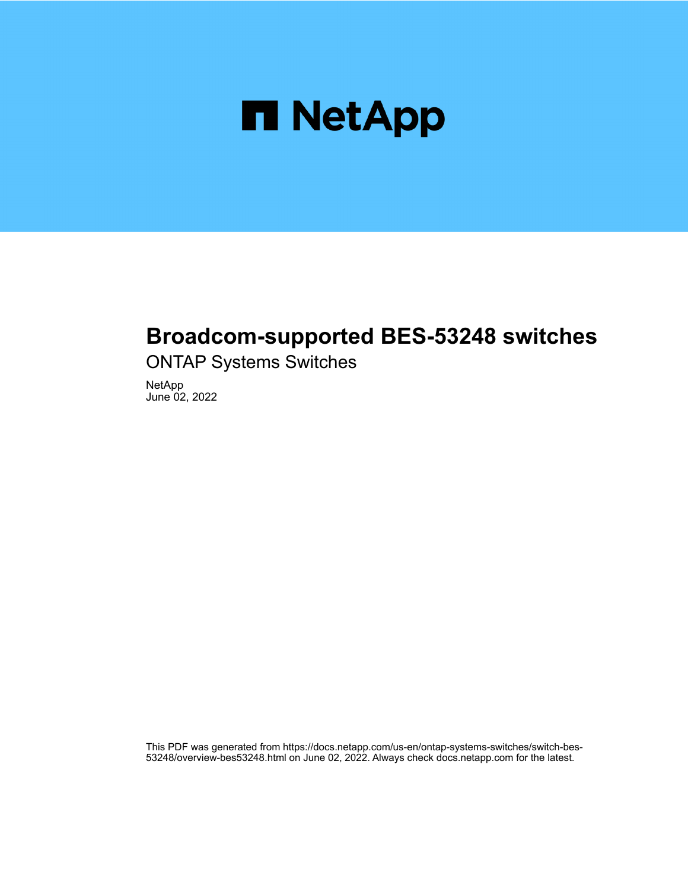# Broadcom-supported BES-53248 switches

ONTAP Systems Switches

NetApp
June 02, 2022

This PDF was generated from https://docs.netapp.com/us-en/ontap-systems-switches/switch-bes-53248/overview-bes53248.html on June 02, 2022. Always check docs.netapp.com for the latest.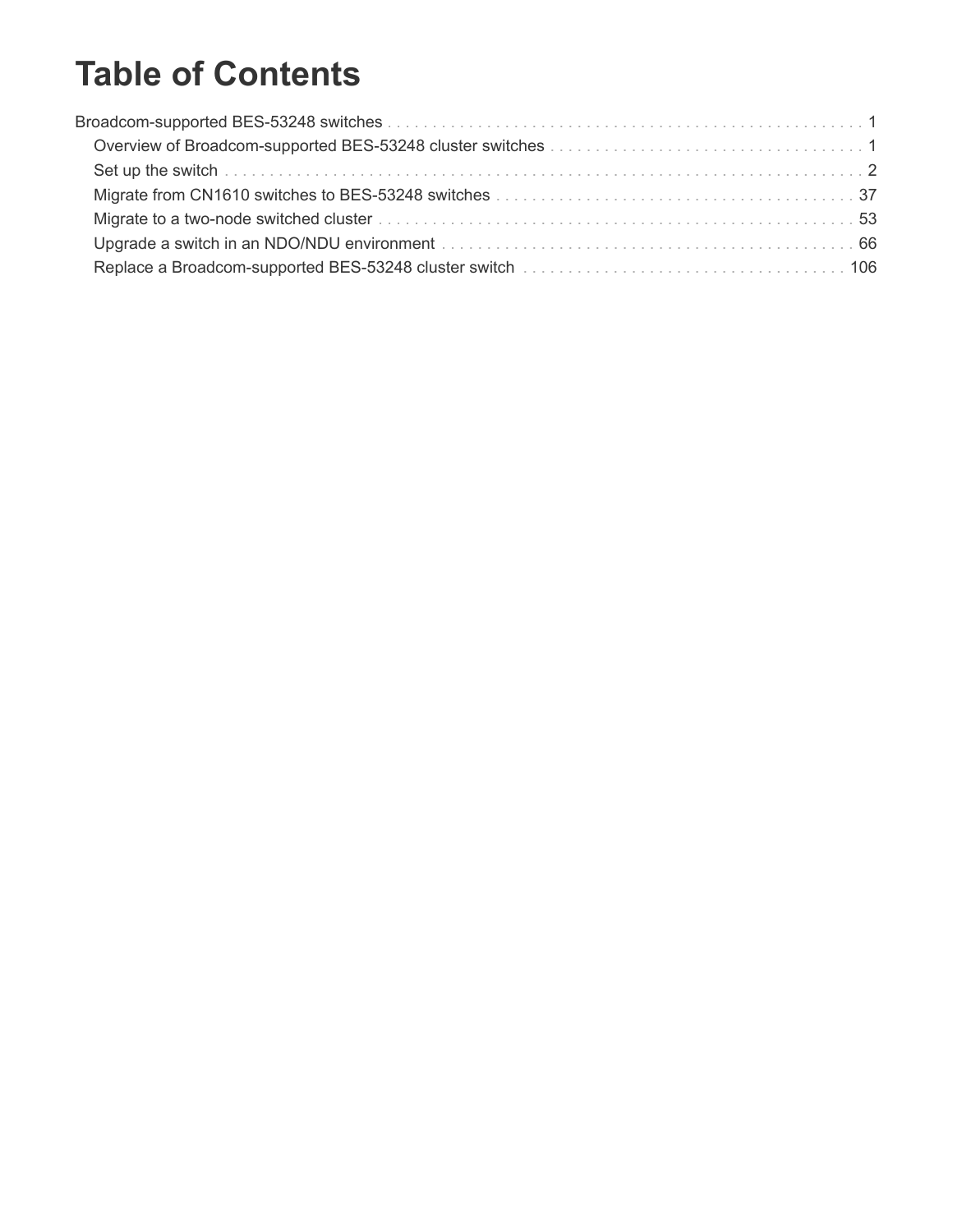# Table of Contents

- Broadcom-supported BES-53248 switches . . . . . 1
  - Overview of Broadcom-supported BES-53248 cluster switches . . . . . 1
  - Set up the switch . . . . . 2
  - Migrate from CN1610 switches to BES-53248 switches . . . . . 37
  - Migrate to a two-node switched cluster . . . . . 53
  - Upgrade a switch in an NDO/NDU environment . . . . . 66
  - Replace a Broadcom-supported BES-53248 cluster switch . . . . . 106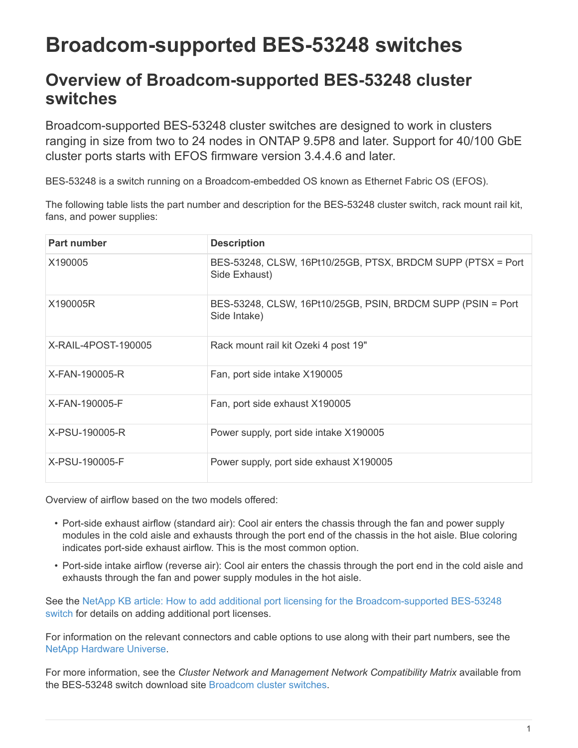# Broadcom-supported BES-53248 switches

## Overview of Broadcom-supported BES-53248 cluster switches

Broadcom-supported BES-53248 cluster switches are designed to work in clusters ranging in size from two to 24 nodes in ONTAP 9.5P8 and later. Support for 40/100 GbE cluster ports starts with EFOS firmware version 3.4.4.6 and later.

BES-53248 is a switch running on a Broadcom-embedded OS known as Ethernet Fabric OS (EFOS).

The following table lists the part number and description for the BES-53248 cluster switch, rack mount rail kit, fans, and power supplies:

| Part number | Description |
| --- | --- |
| X190005 | BES-53248, CLSW, 16Pt10/25GB, PTSX, BRDCM SUPP (PTSX = Port Side Exhaust) |
| X190005R | BES-53248, CLSW, 16Pt10/25GB, PSIN, BRDCM SUPP (PSIN = Port Side Intake) |
| X-RAIL-4POST-190005 | Rack mount rail kit Ozeki 4 post 19" |
| X-FAN-190005-R | Fan, port side intake X190005 |
| X-FAN-190005-F | Fan, port side exhaust X190005 |
| X-PSU-190005-R | Power supply, port side intake X190005 |
| X-PSU-190005-F | Power supply, port side exhaust X190005 |

Overview of airflow based on the two models offered:

- Port-side exhaust airflow (standard air): Cool air enters the chassis through the fan and power supply modules in the cold aisle and exhausts through the port end of the chassis in the hot aisle. Blue coloring indicates port-side exhaust airflow. This is the most common option.
- Port-side intake airflow (reverse air): Cool air enters the chassis through the port end in the cold aisle and exhausts through the fan and power supply modules in the hot aisle.

See the NetApp KB article: How to add additional port licensing for the Broadcom-supported BES-53248 switch for details on adding additional port licenses.

For information on the relevant connectors and cable options to use along with their part numbers, see the NetApp Hardware Universe.

For more information, see the *Cluster Network and Management Network Compatibility Matrix* available from the BES-53248 switch download site Broadcom cluster switches.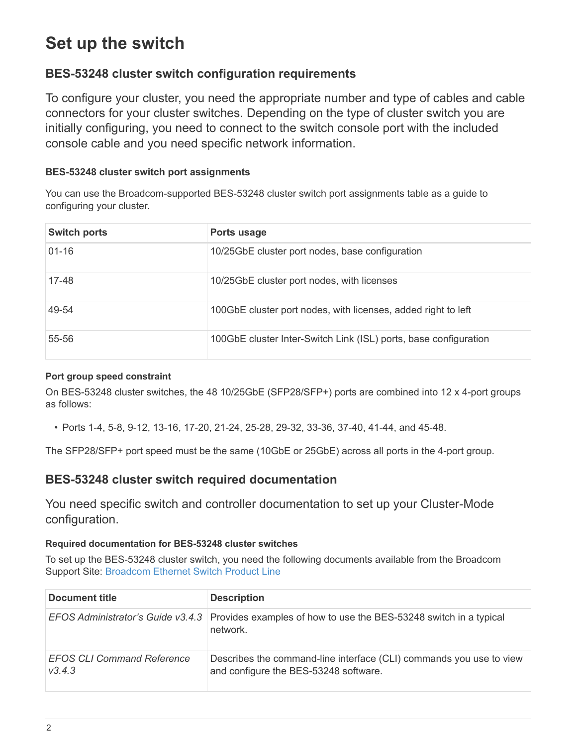# Set up the switch

## BES-53248 cluster switch configuration requirements

To configure your cluster, you need the appropriate number and type of cables and cable connectors for your cluster switches. Depending on the type of cluster switch you are initially configuring, you need to connect to the switch console port with the included console cable and you need specific network information.

#### BES-53248 cluster switch port assignments

You can use the Broadcom-supported BES-53248 cluster switch port assignments table as a guide to configuring your cluster.

| Switch ports | Ports usage |
| --- | --- |
| 01-16 | 10/25GbE cluster port nodes, base configuration |
| 17-48 | 10/25GbE cluster port nodes, with licenses |
| 49-54 | 100GbE cluster port nodes, with licenses, added right to left |
| 55-56 | 100GbE cluster Inter-Switch Link (ISL) ports, base configuration |

#### Port group speed constraint

On BES-53248 cluster switches, the 48 10/25GbE (SFP28/SFP+) ports are combined into 12 x 4-port groups as follows:

- Ports 1-4, 5-8, 9-12, 13-16, 17-20, 21-24, 25-28, 29-32, 33-36, 37-40, 41-44, and 45-48.

The SFP28/SFP+ port speed must be the same (10GbE or 25GbE) across all ports in the 4-port group.

## BES-53248 cluster switch required documentation

You need specific switch and controller documentation to set up your Cluster-Mode configuration.

#### Required documentation for BES-53248 cluster switches

To set up the BES-53248 cluster switch, you need the following documents available from the Broadcom Support Site: Broadcom Ethernet Switch Product Line

| Document title | Description |
| --- | --- |
| *EFOS Administrator's Guide v3.4.3* | Provides examples of how to use the BES-53248 switch in a typical network. |
| *EFOS CLI Command Reference v3.4.3* | Describes the command-line interface (CLI) commands you use to view and configure the BES-53248 software. |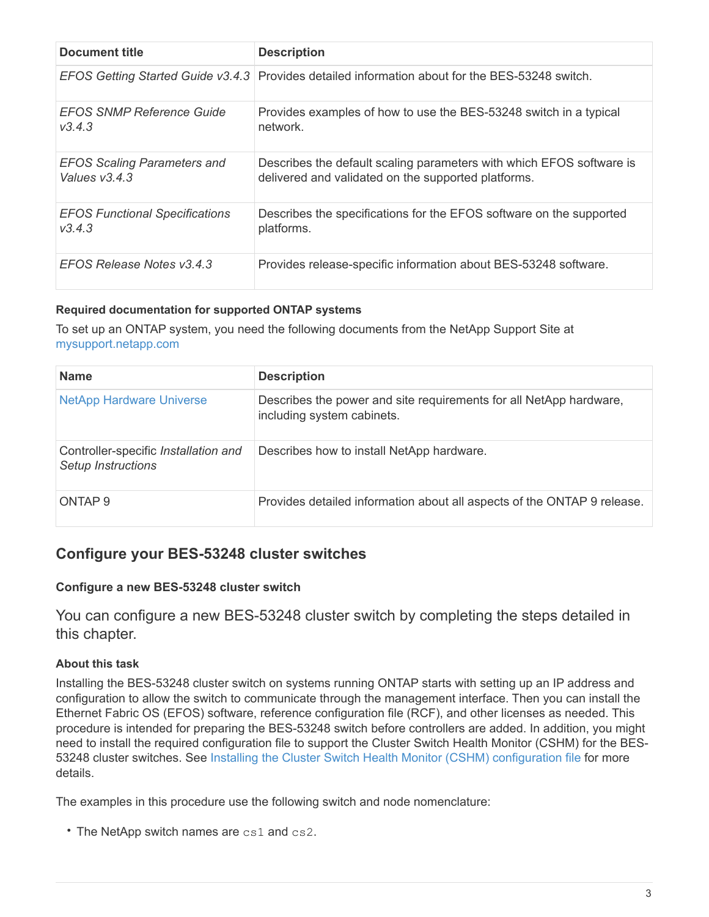| Document title | Description |
| --- | --- |
| *EFOS Getting Started Guide v3.4.3* | Provides detailed information about for the BES-53248 switch. |
| *EFOS SNMP Reference Guide v3.4.3* | Provides examples of how to use the BES-53248 switch in a typical network. |
| *EFOS Scaling Parameters and Values v3.4.3* | Describes the default scaling parameters with which EFOS software is delivered and validated on the supported platforms. |
| *EFOS Functional Specifications v3.4.3* | Describes the specifications for the EFOS software on the supported platforms. |
| *EFOS Release Notes v3.4.3* | Provides release-specific information about BES-53248 software. |

#### Required documentation for supported ONTAP systems

To set up an ONTAP system, you need the following documents from the NetApp Support Site at mysupport.netapp.com

| Name | Description |
| --- | --- |
| NetApp Hardware Universe | Describes the power and site requirements for all NetApp hardware, including system cabinets. |
| Controller-specific *Installation and Setup Instructions* | Describes how to install NetApp hardware. |
| ONTAP 9 | Provides detailed information about all aspects of the ONTAP 9 release. |

## Configure your BES-53248 cluster switches

### Configure a new BES-53248 cluster switch

You can configure a new BES-53248 cluster switch by completing the steps detailed in this chapter.

#### About this task

Installing the BES-53248 cluster switch on systems running ONTAP starts with setting up an IP address and configuration to allow the switch to communicate through the management interface. Then you can install the Ethernet Fabric OS (EFOS) software, reference configuration file (RCF), and other licenses as needed. This procedure is intended for preparing the BES-53248 switch before controllers are added. In addition, you might need to install the required configuration file to support the Cluster Switch Health Monitor (CSHM) for the BES-53248 cluster switches. See Installing the Cluster Switch Health Monitor (CSHM) configuration file for more details.

The examples in this procedure use the following switch and node nomenclature:

- The NetApp switch names are `cs1` and `cs2`.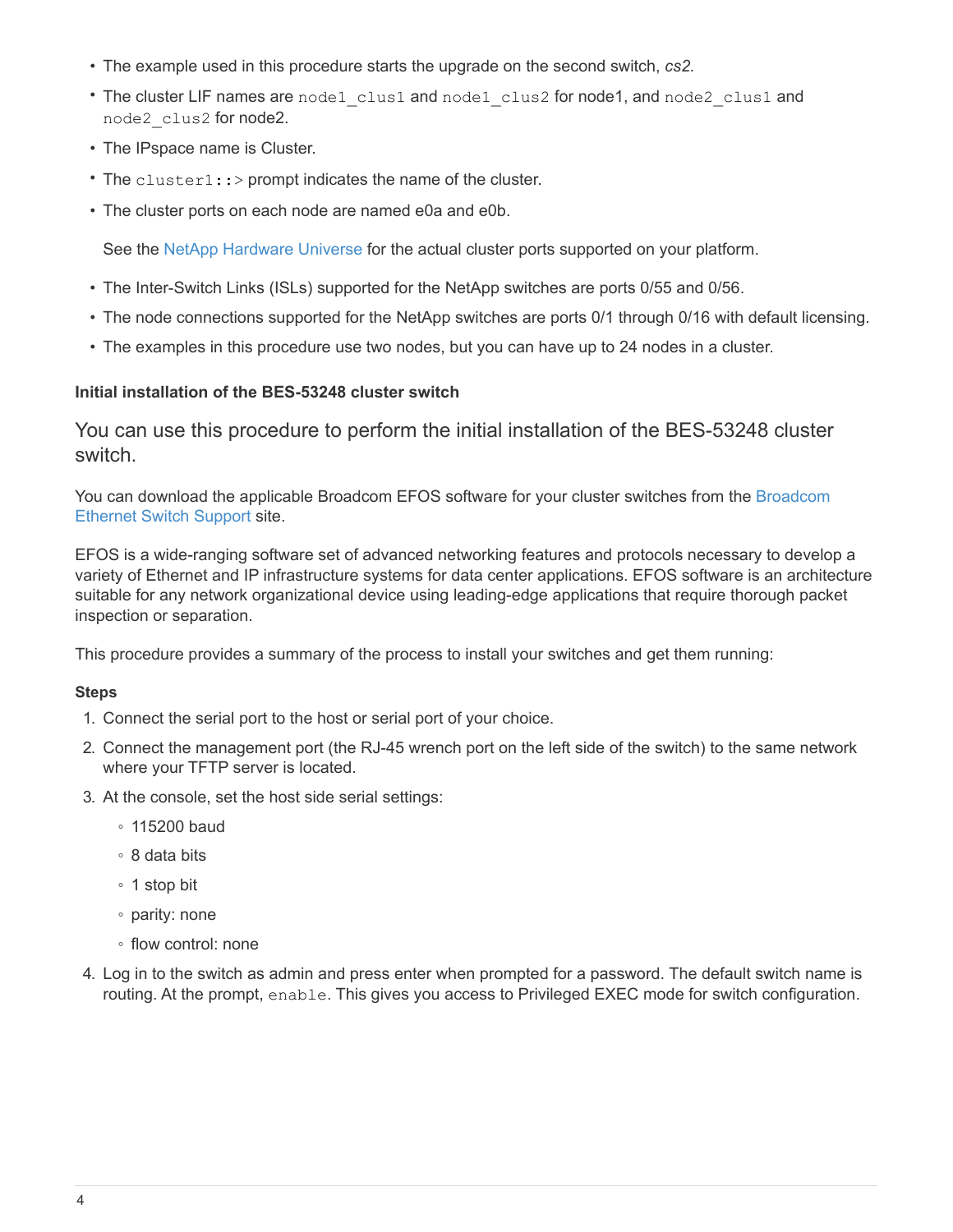- The example used in this procedure starts the upgrade on the second switch, *cs2*.
- The cluster LIF names are `node1_clus1` and `node1_clus2` for node1, and `node2_clus1` and `node2_clus2` for node2.
- The IPspace name is Cluster.
- The `cluster1::>` prompt indicates the name of the cluster.
- The cluster ports on each node are named e0a and e0b.

  See the NetApp Hardware Universe for the actual cluster ports supported on your platform.
- The Inter-Switch Links (ISLs) supported for the NetApp switches are ports 0/55 and 0/56.
- The node connections supported for the NetApp switches are ports 0/1 through 0/16 with default licensing.
- The examples in this procedure use two nodes, but you can have up to 24 nodes in a cluster.

#### Initial installation of the BES-53248 cluster switch

## You can use this procedure to perform the initial installation of the BES-53248 cluster switch.

You can download the applicable Broadcom EFOS software for your cluster switches from the Broadcom Ethernet Switch Support site.

EFOS is a wide-ranging software set of advanced networking features and protocols necessary to develop a variety of Ethernet and IP infrastructure systems for data center applications. EFOS software is an architecture suitable for any network organizational device using leading-edge applications that require thorough packet inspection or separation.

This procedure provides a summary of the process to install your switches and get them running:

**Steps**

1. Connect the serial port to the host or serial port of your choice.
2. Connect the management port (the RJ-45 wrench port on the left side of the switch) to the same network where your TFTP server is located.
3. At the console, set the host side serial settings:
   - 115200 baud
   - 8 data bits
   - 1 stop bit
   - parity: none
   - flow control: none
4. Log in to the switch as admin and press enter when prompted for a password. The default switch name is routing. At the prompt, `enable`. This gives you access to Privileged EXEC mode for switch configuration.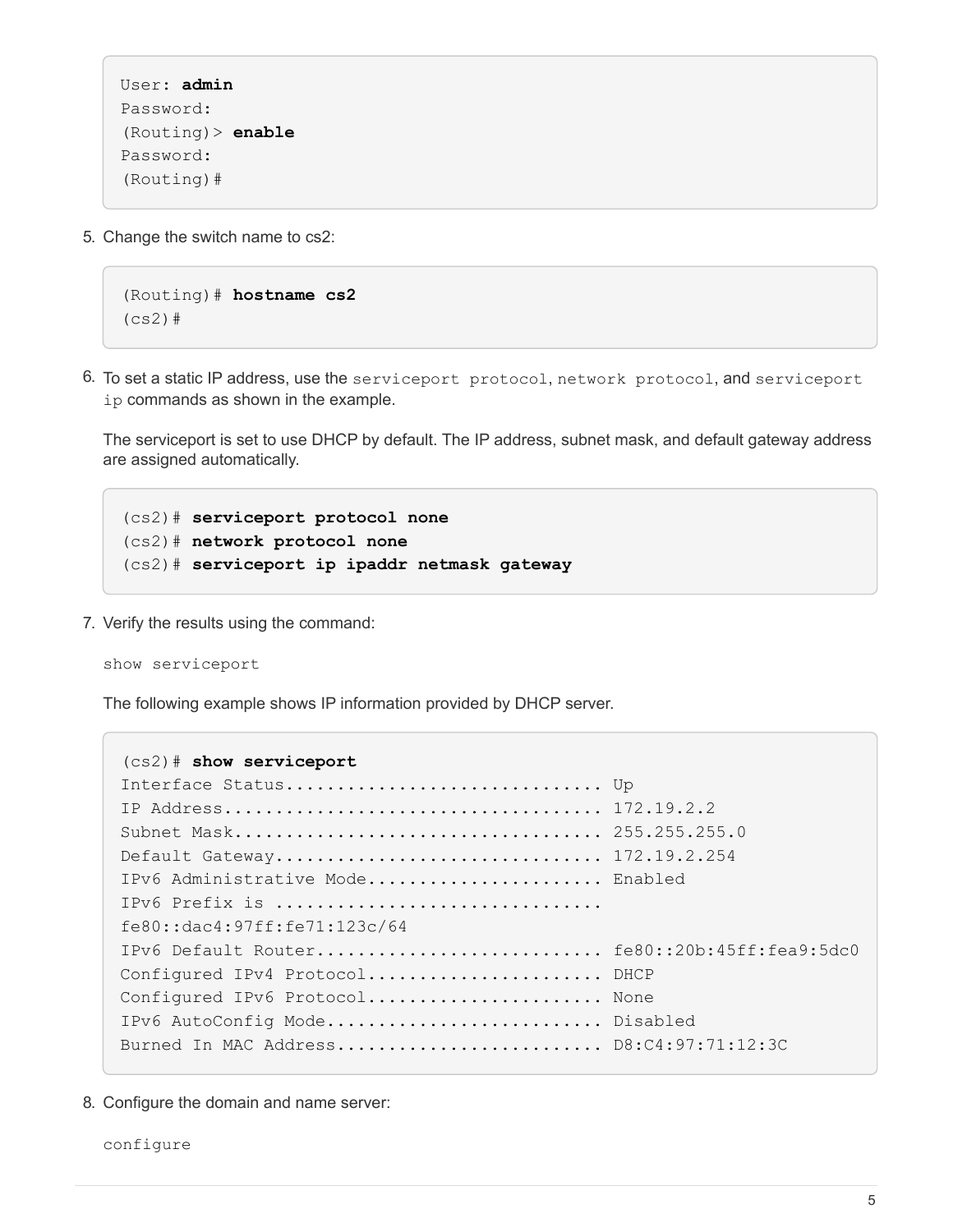```
User: admin
Password:
(Routing)> enable
Password:
(Routing)#
```

5. Change the switch name to cs2:

```
(Routing)# hostname cs2
(cs2)#
```

6. To set a static IP address, use the `serviceport protocol`, `network protocol`, and `serviceport ip` commands as shown in the example.

   The serviceport is set to use DHCP by default. The IP address, subnet mask, and default gateway address are assigned automatically.

```
(cs2)# serviceport protocol none
(cs2)# network protocol none
(cs2)# serviceport ip ipaddr netmask gateway
```

7. Verify the results using the command:

   `show serviceport`

   The following example shows IP information provided by DHCP server.

```
(cs2)# show serviceport
Interface Status............................... Up
IP Address..................................... 172.19.2.2
Subnet Mask.................................... 255.255.255.0
Default Gateway................................ 172.19.2.254
IPv6 Administrative Mode....................... Enabled
IPv6 Prefix is ...............................
fe80::dac4:97ff:fe71:123c/64
IPv6 Default Router............................ fe80::20b:45ff:fea9:5dc0
Configured IPv4 Protocol....................... DHCP
Configured IPv6 Protocol....................... None
IPv6 AutoConfig Mode........................... Disabled
Burned In MAC Address.......................... D8:C4:97:71:12:3C
```

8. Configure the domain and name server:

   `configure`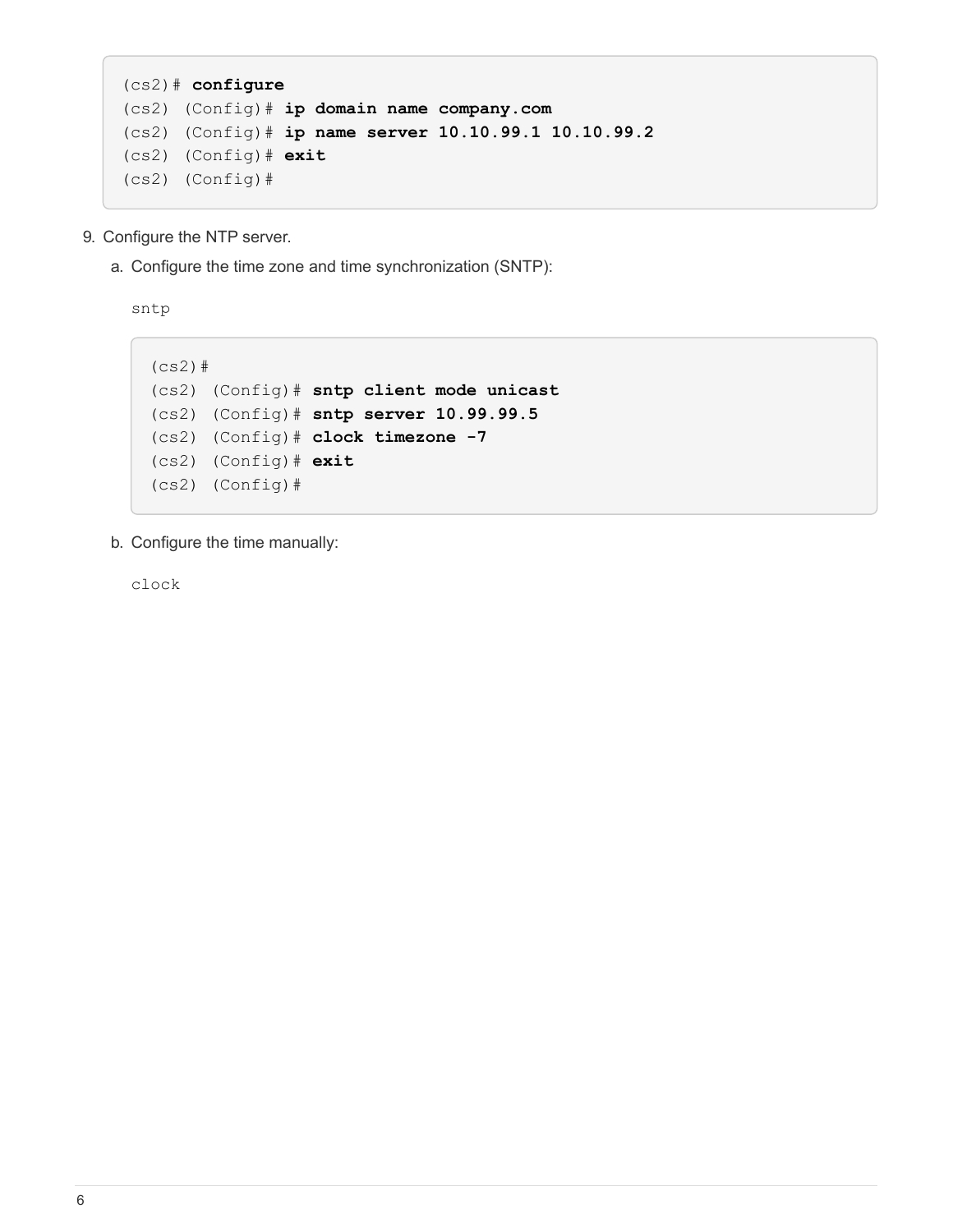```
(cs2)# configure
(cs2) (Config)# ip domain name company.com
(cs2) (Config)# ip name server 10.10.99.1 10.10.99.2
(cs2) (Config)# exit
(cs2) (Config)#
```

9. Configure the NTP server.

   a. Configure the time zone and time synchronization (SNTP):

      `sntp`

      ```
      (cs2)#
      (cs2) (Config)# sntp client mode unicast
      (cs2) (Config)# sntp server 10.99.99.5
      (cs2) (Config)# clock timezone -7
      (cs2) (Config)# exit
      (cs2) (Config)#
      ```

   b. Configure the time manually:

      `clock`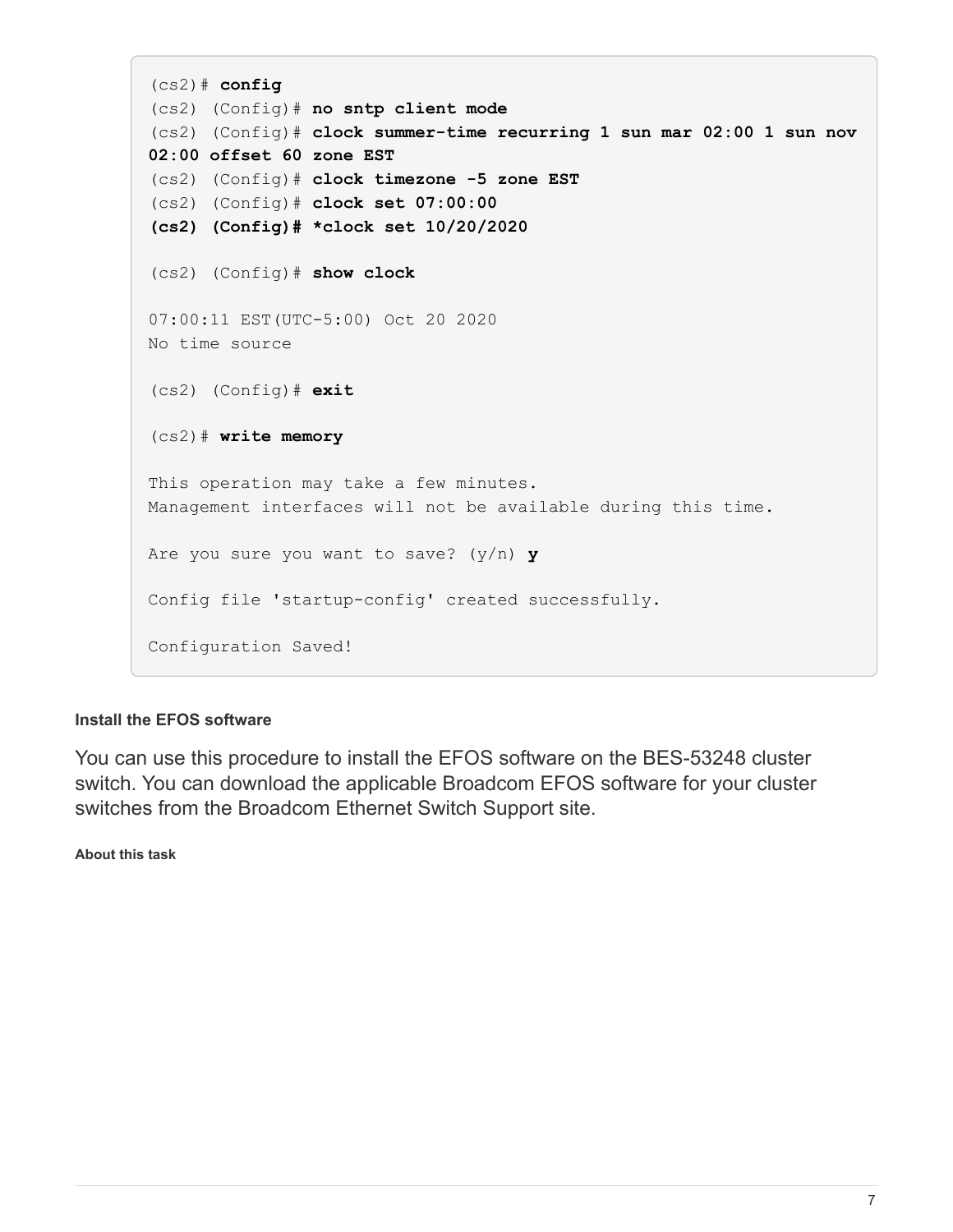```
(cs2)# config
(cs2) (Config)# no sntp client mode
(cs2) (Config)# clock summer-time recurring 1 sun mar 02:00 1 sun nov
02:00 offset 60 zone EST
(cs2) (Config)# clock timezone -5 zone EST
(cs2) (Config)# clock set 07:00:00
(cs2) (Config)# *clock set 10/20/2020

(cs2) (Config)# show clock

07:00:11 EST(UTC-5:00) Oct 20 2020
No time source

(cs2) (Config)# exit

(cs2)# write memory

This operation may take a few minutes.
Management interfaces will not be available during this time.

Are you sure you want to save? (y/n) y

Config file 'startup-config' created successfully.

Configuration Saved!
```

#### Install the EFOS software

You can use this procedure to install the EFOS software on the BES-53248 cluster switch. You can download the applicable Broadcom EFOS software for your cluster switches from the Broadcom Ethernet Switch Support site.

##### About this task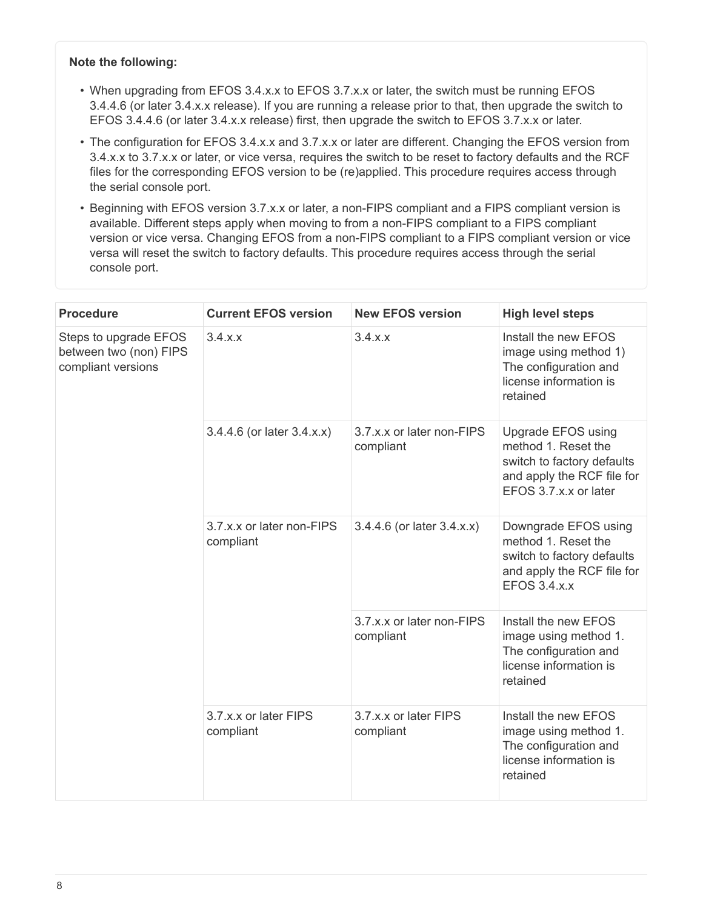**Note the following:**

- When upgrading from EFOS 3.4.x.x to EFOS 3.7.x.x or later, the switch must be running EFOS 3.4.4.6 (or later 3.4.x.x release). If you are running a release prior to that, then upgrade the switch to EFOS 3.4.4.6 (or later 3.4.x.x release) first, then upgrade the switch to EFOS 3.7.x.x or later.
- The configuration for EFOS 3.4.x.x and 3.7.x.x or later are different. Changing the EFOS version from 3.4.x.x to 3.7.x.x or later, or vice versa, requires the switch to be reset to factory defaults and the RCF files for the corresponding EFOS version to be (re)applied. This procedure requires access through the serial console port.
- Beginning with EFOS version 3.7.x.x or later, a non-FIPS compliant and a FIPS compliant version is available. Different steps apply when moving to from a non-FIPS compliant to a FIPS compliant version or vice versa. Changing EFOS from a non-FIPS compliant to a FIPS compliant version or vice versa will reset the switch to factory defaults. This procedure requires access through the serial console port.

| Procedure | Current EFOS version | New EFOS version | High level steps |
| --- | --- | --- | --- |
| Steps to upgrade EFOS between two (non) FIPS compliant versions | 3.4.x.x | 3.4.x.x | Install the new EFOS image using method 1) The configuration and license information is retained |
| | 3.4.4.6 (or later 3.4.x.x) | 3.7.x.x or later non-FIPS compliant | Upgrade EFOS using method 1. Reset the switch to factory defaults and apply the RCF file for EFOS 3.7.x.x or later |
| | 3.7.x.x or later non-FIPS compliant | 3.4.4.6 (or later 3.4.x.x) | Downgrade EFOS using method 1. Reset the switch to factory defaults and apply the RCF file for EFOS 3.4.x.x |
| | | 3.7.x.x or later non-FIPS compliant | Install the new EFOS image using method 1. The configuration and license information is retained |
| | 3.7.x.x or later FIPS compliant | 3.7.x.x or later FIPS compliant | Install the new EFOS image using method 1. The configuration and license information is retained |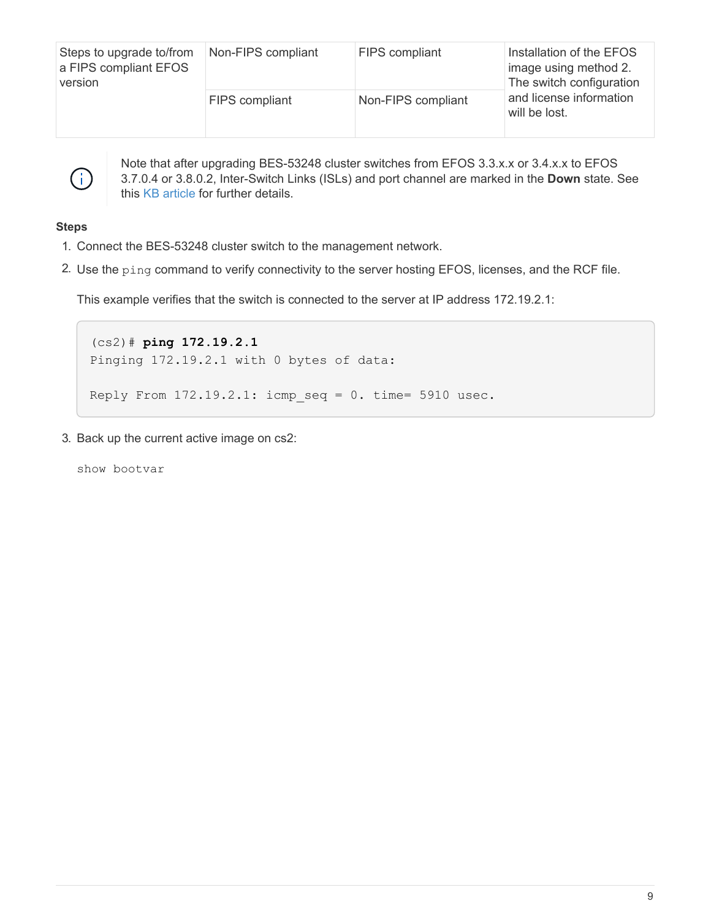| Steps to upgrade to/from a FIPS compliant EFOS version | Non-FIPS compliant | FIPS compliant | Installation of the EFOS image using method 2. The switch configuration and license information will be lost. |
|---|---|---|---|
| | FIPS compliant | Non-FIPS compliant | |

Note that after upgrading BES-53248 cluster switches from EFOS 3.3.x.x or 3.4.x.x to EFOS 3.7.0.4 or 3.8.0.2, Inter-Switch Links (ISLs) and port channel are marked in the **Down** state. See this KB article for further details.

**Steps**

1. Connect the BES-53248 cluster switch to the management network.
2. Use the `ping` command to verify connectivity to the server hosting EFOS, licenses, and the RCF file.

   This example verifies that the switch is connected to the server at IP address 172.19.2.1:

   ```
   (cs2)# ping 172.19.2.1
   Pinging 172.19.2.1 with 0 bytes of data:

   Reply From 172.19.2.1: icmp_seq = 0. time= 5910 usec.
   ```

3. Back up the current active image on cs2:

   `show bootvar`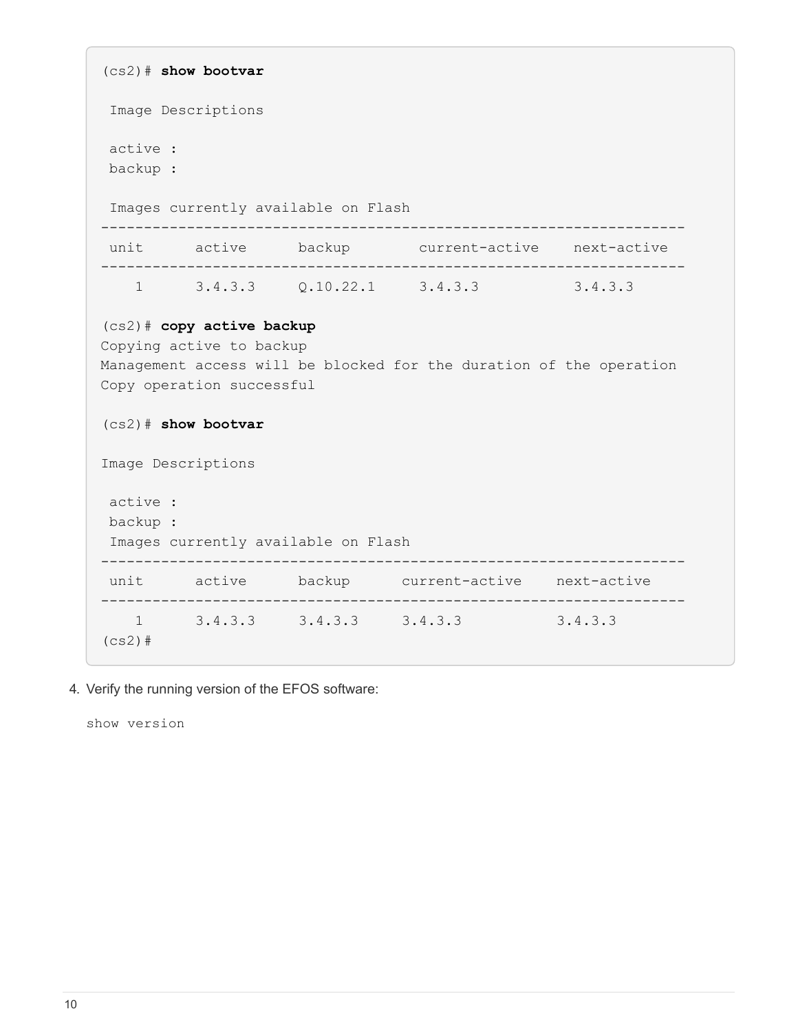```
(cs2)# show bootvar

 Image Descriptions

 active :
 backup :

 Images currently available on Flash
--------------------------------------------------------------------
 unit      active      backup        current-active    next-active
--------------------------------------------------------------------
    1      3.4.3.3     Q.10.22.1     3.4.3.3           3.4.3.3

(cs2)# copy active backup
Copying active to backup
Management access will be blocked for the duration of the operation
Copy operation successful

(cs2)# show bootvar

Image Descriptions

 active :
 backup :
 Images currently available on Flash
--------------------------------------------------------------------
 unit      active      backup      current-active    next-active
--------------------------------------------------------------------
    1      3.4.3.3     3.4.3.3     3.4.3.3           3.4.3.3
(cs2)#
```

4. Verify the running version of the EFOS software:

   `show version`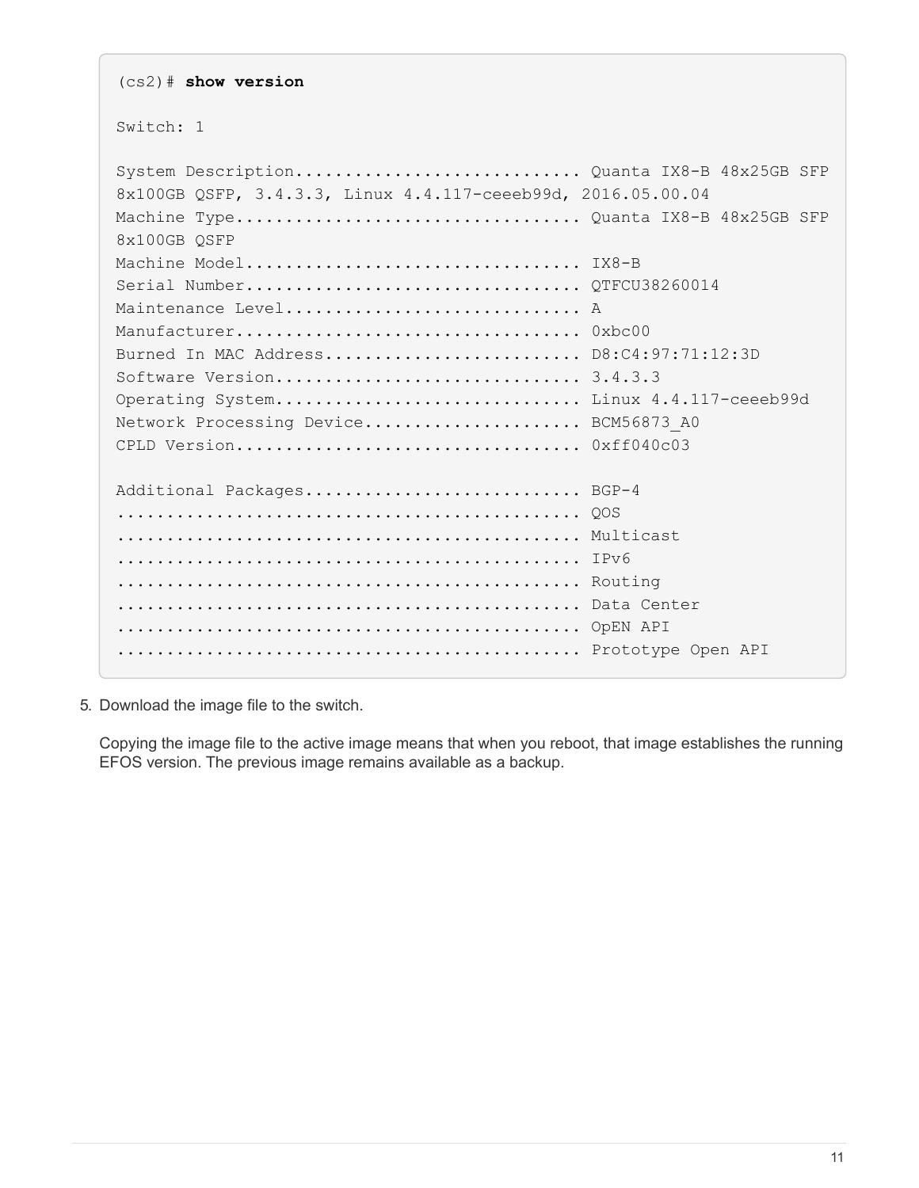```
(cs2)# show version

Switch: 1

System Description............................. Quanta IX8-B 48x25GB SFP
8x100GB QSFP, 3.4.3.3, Linux 4.4.117-ceeeb99d, 2016.05.00.04
Machine Type................................... Quanta IX8-B 48x25GB SFP
8x100GB QSFP
Machine Model.................................. IX8-B
Serial Number.................................. QTFCU38260014
Maintenance Level.............................. A
Manufacturer................................... 0xbc00
Burned In MAC Address.......................... D8:C4:97:71:12:3D
Software Version............................... 3.4.3.3
Operating System............................... Linux 4.4.117-ceeeb99d
Network Processing Device...................... BCM56873_A0
CPLD Version................................... 0xff040c03

Additional Packages............................ BGP-4
............................................... QOS
............................................... Multicast
............................................... IPv6
............................................... Routing
............................................... Data Center
............................................... OpEN API
............................................... Prototype Open API
```

5. Download the image file to the switch.

   Copying the image file to the active image means that when you reboot, that image establishes the running EFOS version. The previous image remains available as a backup.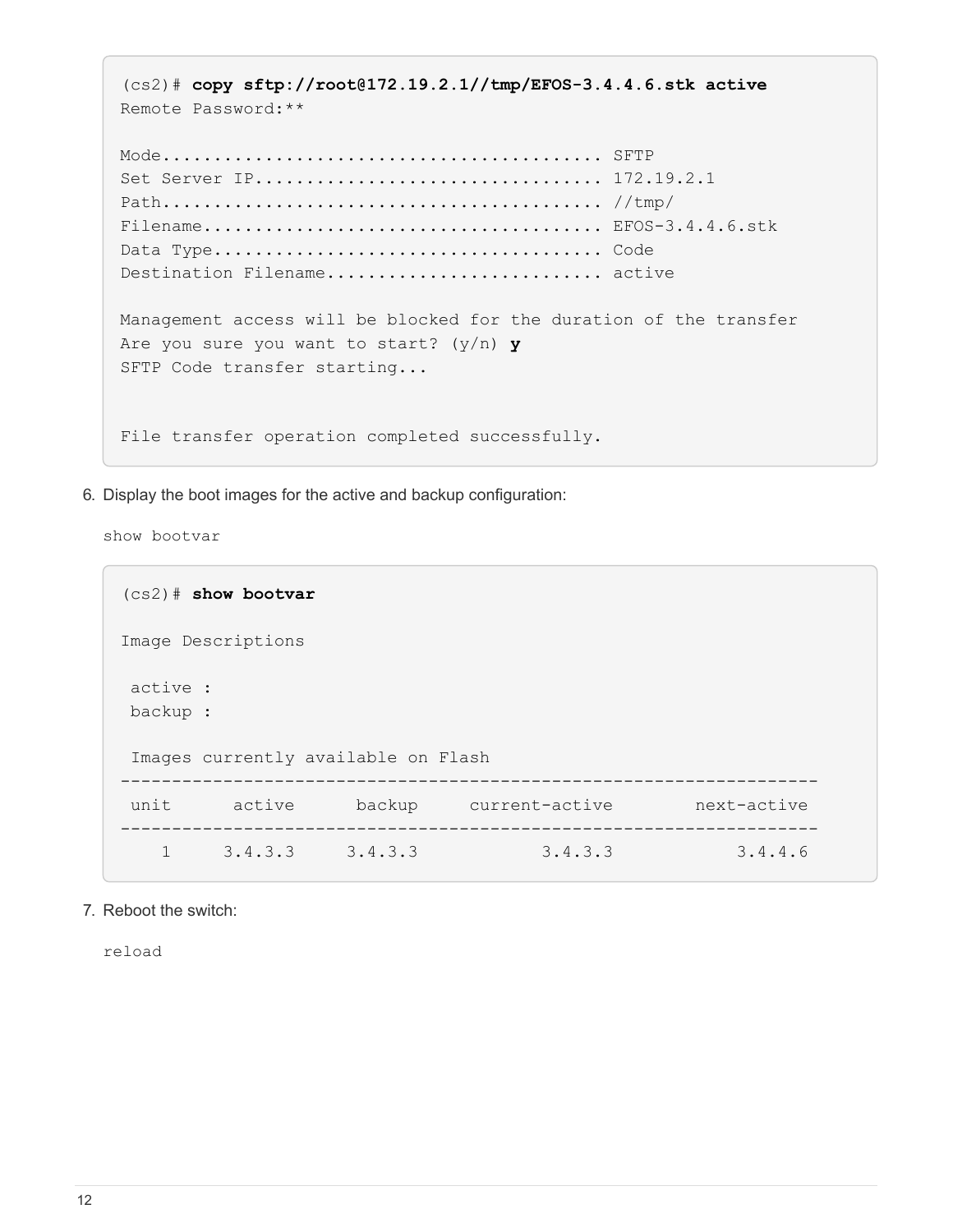```
(cs2)# copy sftp://root@172.19.2.1//tmp/EFOS-3.4.4.6.stk active
Remote Password:**

Mode........................................... SFTP
Set Server IP.................................. 172.19.2.1
Path........................................... //tmp/
Filename....................................... EFOS-3.4.4.6.stk
Data Type...................................... Code
Destination Filename........................... active

Management access will be blocked for the duration of the transfer
Are you sure you want to start? (y/n) y
SFTP Code transfer starting...


File transfer operation completed successfully.
```

6. Display the boot images for the active and backup configuration:

   `show bootvar`

```
(cs2)# show bootvar

Image Descriptions

 active :
 backup :

 Images currently available on Flash
--------------------------------------------------------------------
 unit      active      backup     current-active        next-active
--------------------------------------------------------------------
    1     3.4.3.3     3.4.3.3           3.4.3.3            3.4.4.6
```

7. Reboot the switch:

   `reload`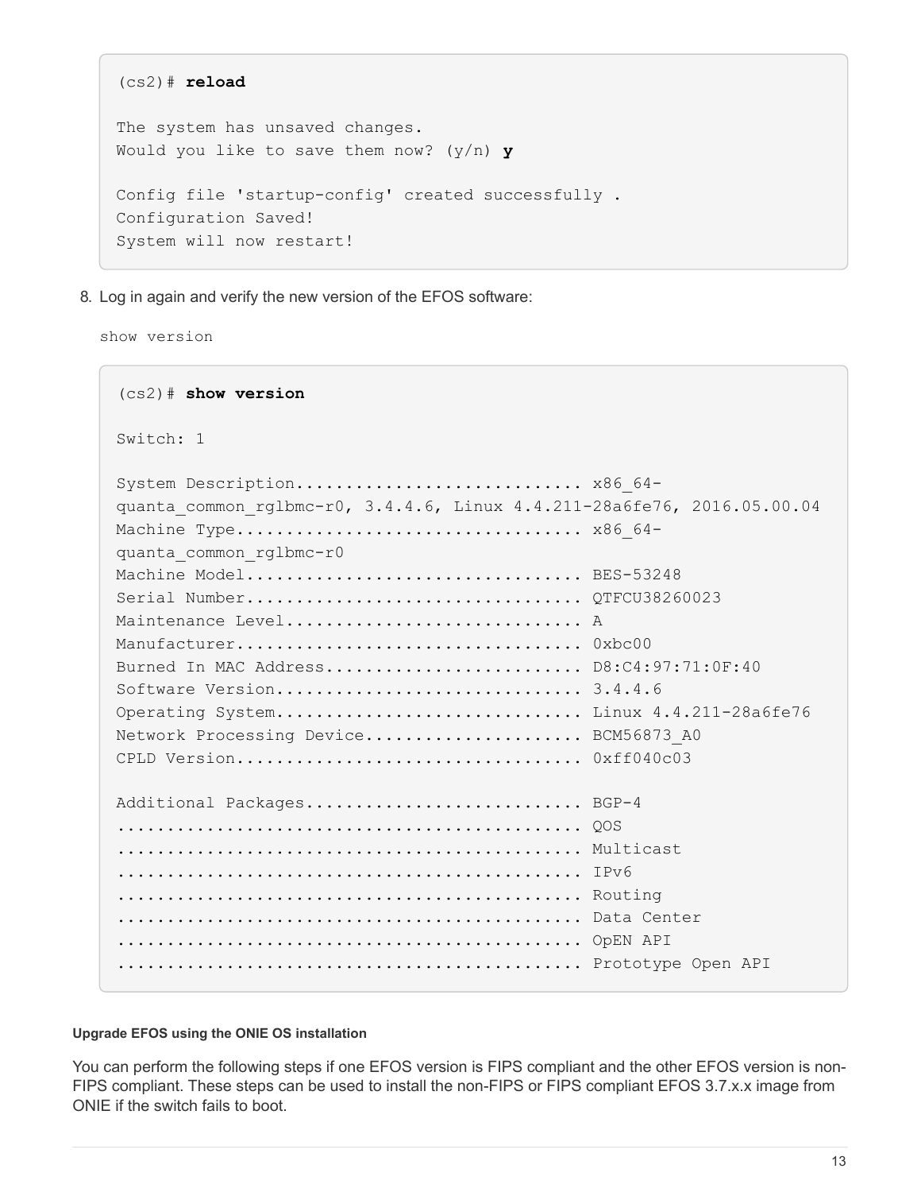```
(cs2)# reload

The system has unsaved changes.
Would you like to save them now? (y/n) y

Config file 'startup-config' created successfully .
Configuration Saved!
System will now restart!
```

8. Log in again and verify the new version of the EFOS software:

   `show version`

```
(cs2)# show version

Switch: 1

System Description............................. x86_64-
quanta_common_rglbmc-r0, 3.4.4.6, Linux 4.4.211-28a6fe76, 2016.05.00.04
Machine Type................................... x86_64-
quanta_common_rglbmc-r0
Machine Model.................................. BES-53248
Serial Number.................................. QTFCU38260023
Maintenance Level.............................. A
Manufacturer................................... 0xbc00
Burned In MAC Address.......................... D8:C4:97:71:0F:40
Software Version............................... 3.4.4.6
Operating System............................... Linux 4.4.211-28a6fe76
Network Processing Device...................... BCM56873_A0
CPLD Version................................... 0xff040c03

Additional Packages............................ BGP-4
............................................... QOS
............................................... Multicast
............................................... IPv6
............................................... Routing
............................................... Data Center
............................................... OpEN API
............................................... Prototype Open API
```

#### Upgrade EFOS using the ONIE OS installation

You can perform the following steps if one EFOS version is FIPS compliant and the other EFOS version is non-FIPS compliant. These steps can be used to install the non-FIPS or FIPS compliant EFOS 3.7.x.x image from ONIE if the switch fails to boot.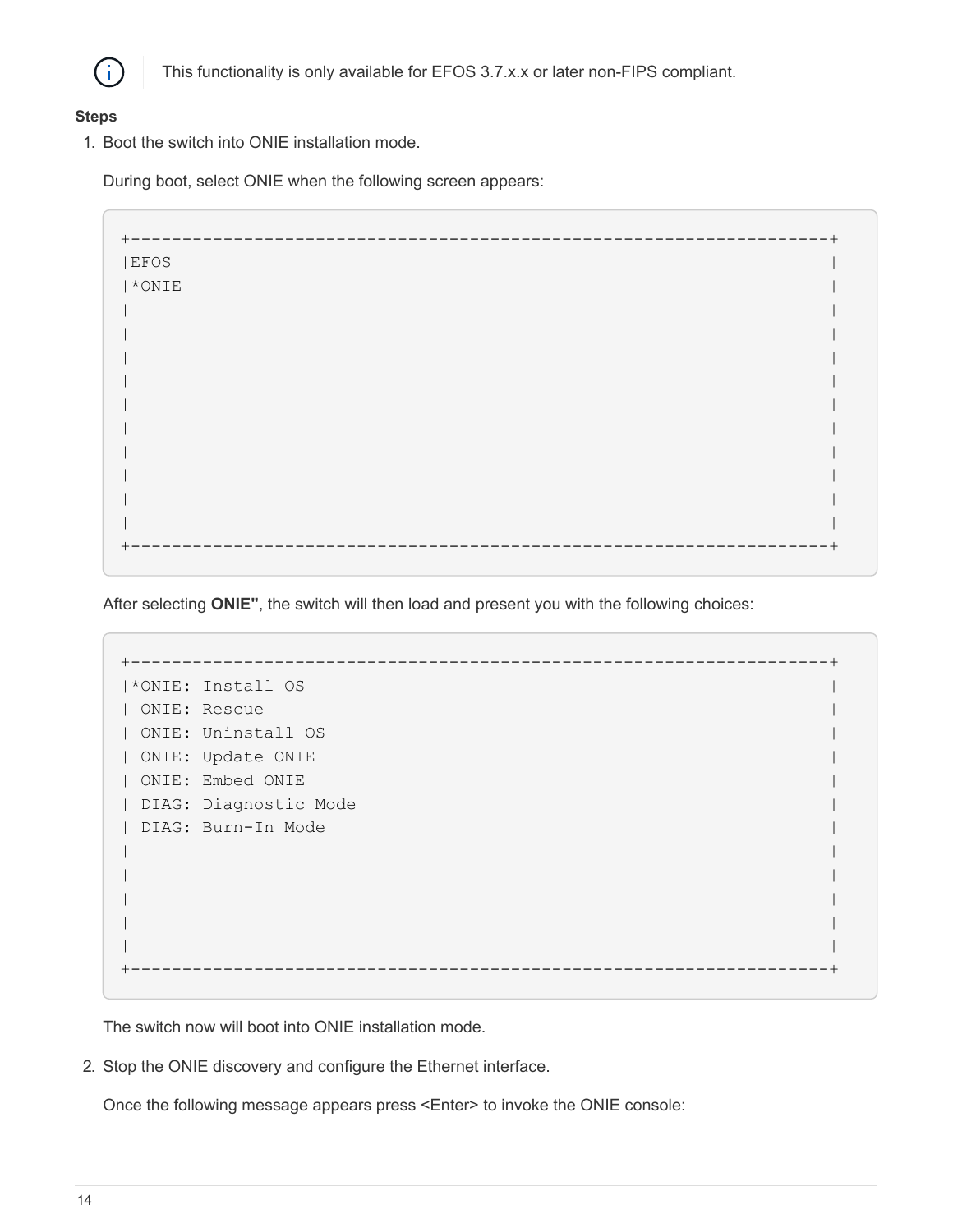> ℹ️ This functionality is only available for EFOS 3.7.x.x or later non-FIPS compliant.

**Steps**

1. Boot the switch into ONIE installation mode.

   During boot, select ONIE when the following screen appears:

   ```
   +--------------------------------------------------------------------+
   |EFOS                                                                |
   |*ONIE                                                               |
   |                                                                    |
   |                                                                    |
   |                                                                    |
   |                                                                    |
   |                                                                    |
   |                                                                    |
   |                                                                    |
   |                                                                    |
   |                                                                    |
   |                                                                    |
   +--------------------------------------------------------------------+
   ```

   After selecting **ONIE"**, the switch will then load and present you with the following choices:

   ```
   +--------------------------------------------------------------------+
   |*ONIE: Install OS                                                   |
   | ONIE: Rescue                                                       |
   | ONIE: Uninstall OS                                                 |
   | ONIE: Update ONIE                                                  |
   | ONIE: Embed ONIE                                                   |
   | DIAG: Diagnostic Mode                                              |
   | DIAG: Burn-In Mode                                                 |
   |                                                                    |
   |                                                                    |
   |                                                                    |
   |                                                                    |
   |                                                                    |
   +--------------------------------------------------------------------+
   ```

   The switch now will boot into ONIE installation mode.

2. Stop the ONIE discovery and configure the Ethernet interface.

   Once the following message appears press <Enter> to invoke the ONIE console: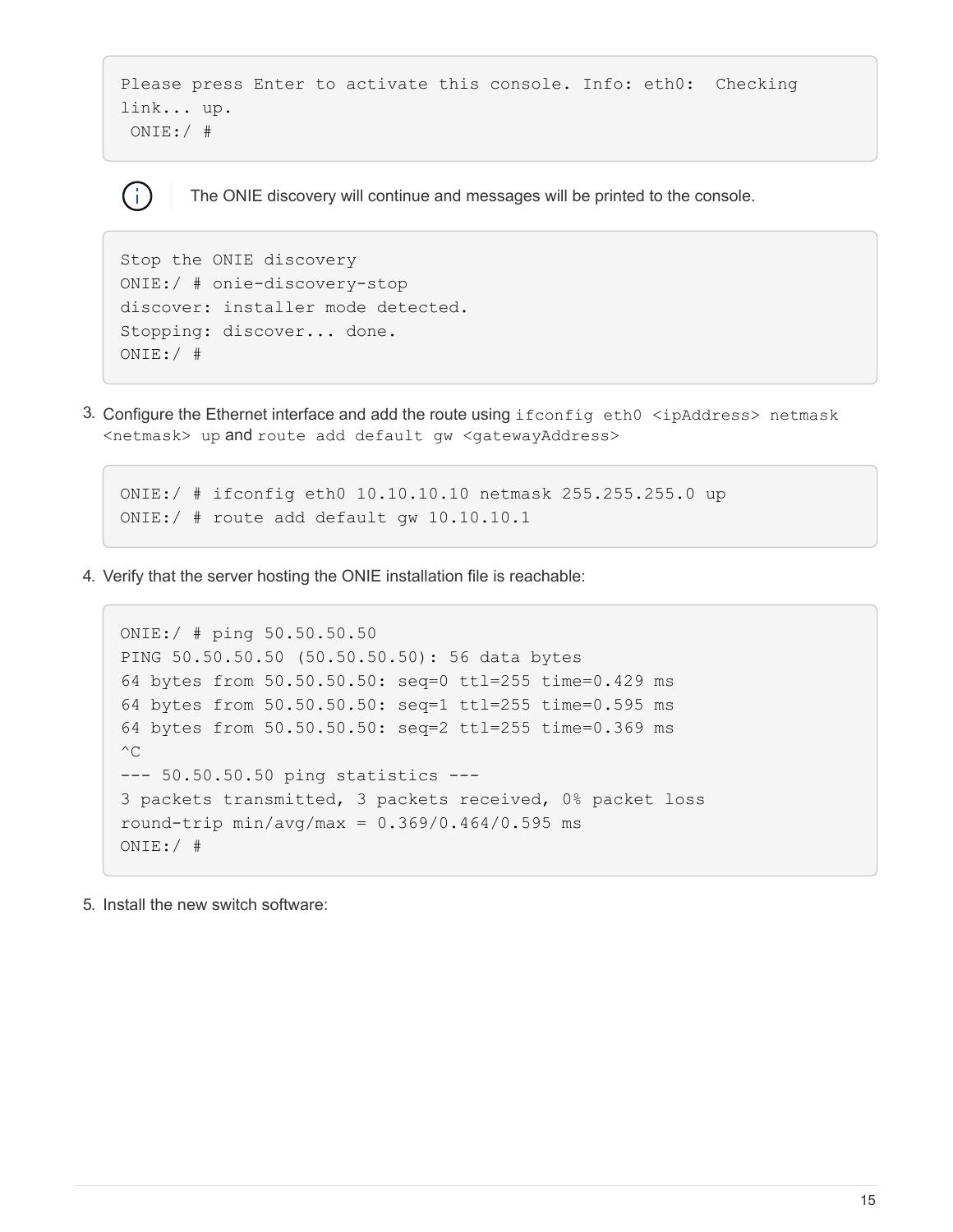```
Please press Enter to activate this console. Info: eth0:  Checking
link... up.
 ONIE:/ #
```

> ⓘ The ONIE discovery will continue and messages will be printed to the console.

```
Stop the ONIE discovery
ONIE:/ # onie-discovery-stop
discover: installer mode detected.
Stopping: discover... done.
ONIE:/ #
```

3. Configure the Ethernet interface and add the route using `ifconfig eth0 <ipAddress> netmask <netmask> up` and `route add default gw <gatewayAddress>`

```
ONIE:/ # ifconfig eth0 10.10.10.10 netmask 255.255.255.0 up
ONIE:/ # route add default gw 10.10.10.1
```

4. Verify that the server hosting the ONIE installation file is reachable:

```
ONIE:/ # ping 50.50.50.50
PING 50.50.50.50 (50.50.50.50): 56 data bytes
64 bytes from 50.50.50.50: seq=0 ttl=255 time=0.429 ms
64 bytes from 50.50.50.50: seq=1 ttl=255 time=0.595 ms
64 bytes from 50.50.50.50: seq=2 ttl=255 time=0.369 ms
^C
--- 50.50.50.50 ping statistics ---
3 packets transmitted, 3 packets received, 0% packet loss
round-trip min/avg/max = 0.369/0.464/0.595 ms
ONIE:/ #
```

5. Install the new switch software: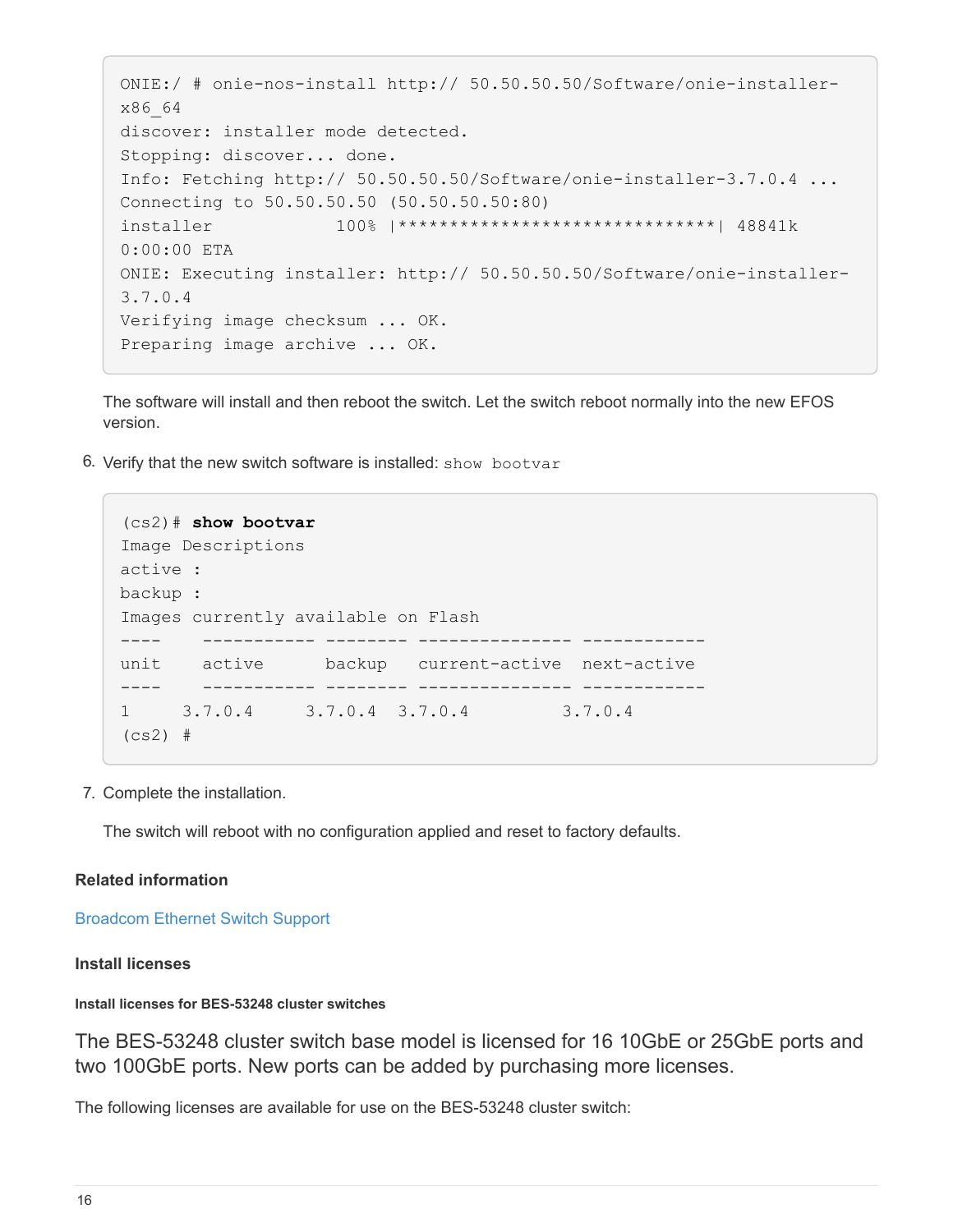```
ONIE:/ # onie-nos-install http:// 50.50.50.50/Software/onie-installer-
x86_64
discover: installer mode detected.
Stopping: discover... done.
Info: Fetching http:// 50.50.50.50/Software/onie-installer-3.7.0.4 ...
Connecting to 50.50.50.50 (50.50.50.50:80)
installer            100% |*******************************| 48841k
0:00:00 ETA
ONIE: Executing installer: http:// 50.50.50.50/Software/onie-installer-
3.7.0.4
Verifying image checksum ... OK.
Preparing image archive ... OK.
```

The software will install and then reboot the switch. Let the switch reboot normally into the new EFOS version.

6. Verify that the new switch software is installed: `show bootvar`

```
(cs2)# show bootvar
Image Descriptions
active :
backup :
Images currently available on Flash
----    ----------- -------- --------------- ------------
unit    active      backup   current-active  next-active
----    ----------- -------- --------------- ------------
1     3.7.0.4     3.7.0.4  3.7.0.4         3.7.0.4
(cs2) #
```

7. Complete the installation.

   The switch will reboot with no configuration applied and reset to factory defaults.

**Related information**

Broadcom Ethernet Switch Support

### Install licenses

#### Install licenses for BES-53248 cluster switches

The BES-53248 cluster switch base model is licensed for 16 10GbE or 25GbE ports and two 100GbE ports. New ports can be added by purchasing more licenses.

The following licenses are available for use on the BES-53248 cluster switch: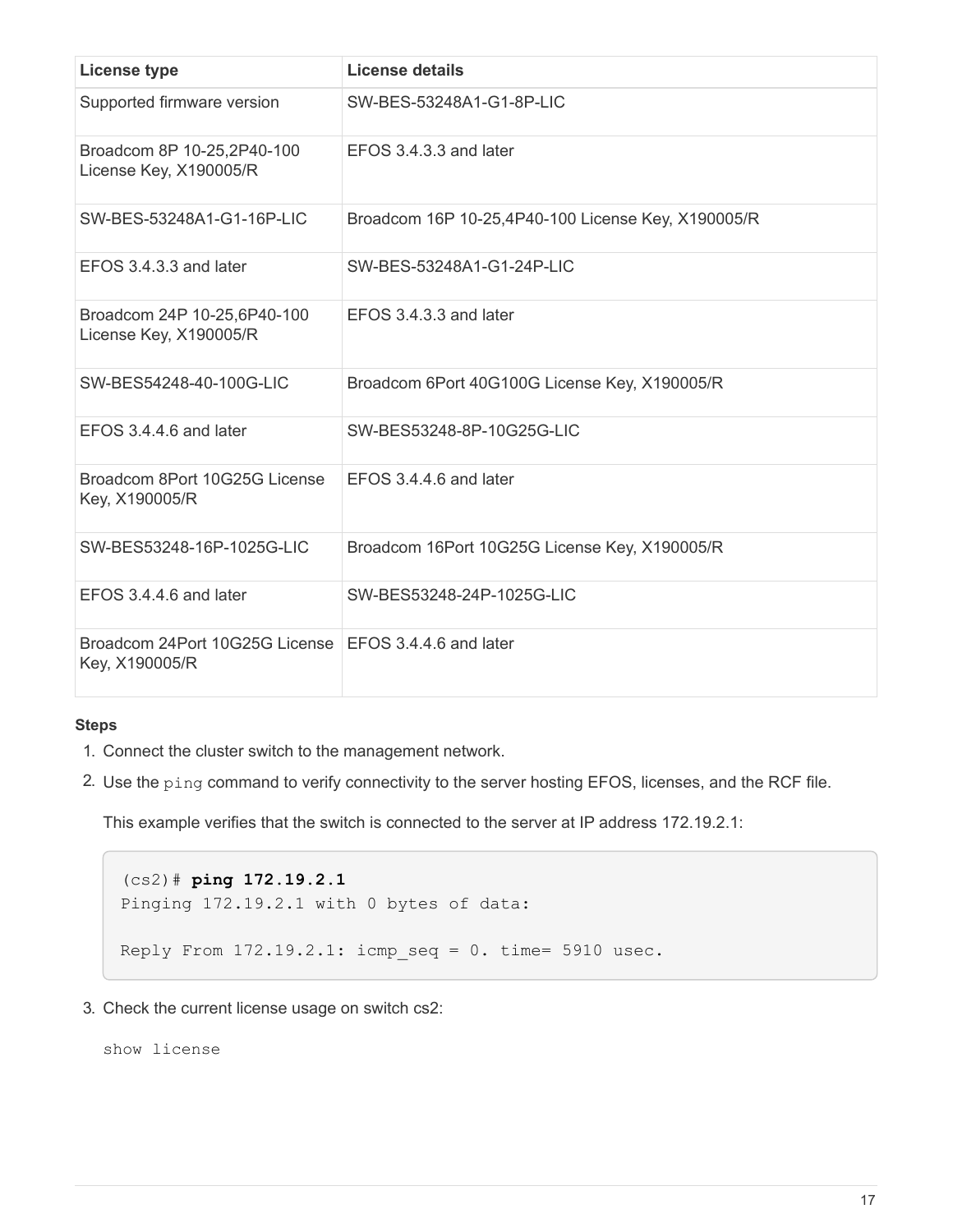| License type | License details |
| --- | --- |
| Supported firmware version | SW-BES-53248A1-G1-8P-LIC |
| Broadcom 8P 10-25,2P40-100 License Key, X190005/R | EFOS 3.4.3.3 and later |
| SW-BES-53248A1-G1-16P-LIC | Broadcom 16P 10-25,4P40-100 License Key, X190005/R |
| EFOS 3.4.3.3 and later | SW-BES-53248A1-G1-24P-LIC |
| Broadcom 24P 10-25,6P40-100 License Key, X190005/R | EFOS 3.4.3.3 and later |
| SW-BES54248-40-100G-LIC | Broadcom 6Port 40G100G License Key, X190005/R |
| EFOS 3.4.4.6 and later | SW-BES53248-8P-10G25G-LIC |
| Broadcom 8Port 10G25G License Key, X190005/R | EFOS 3.4.4.6 and later |
| SW-BES53248-16P-1025G-LIC | Broadcom 16Port 10G25G License Key, X190005/R |
| EFOS 3.4.4.6 and later | SW-BES53248-24P-1025G-LIC |
| Broadcom 24Port 10G25G License Key, X190005/R | EFOS 3.4.4.6 and later |

**Steps**

1. Connect the cluster switch to the management network.
2. Use the `ping` command to verify connectivity to the server hosting EFOS, licenses, and the RCF file.

   This example verifies that the switch is connected to the server at IP address 172.19.2.1:

   ```
   (cs2)# ping 172.19.2.1
   Pinging 172.19.2.1 with 0 bytes of data:

   Reply From 172.19.2.1: icmp_seq = 0. time= 5910 usec.
   ```

3. Check the current license usage on switch cs2:

   `show license`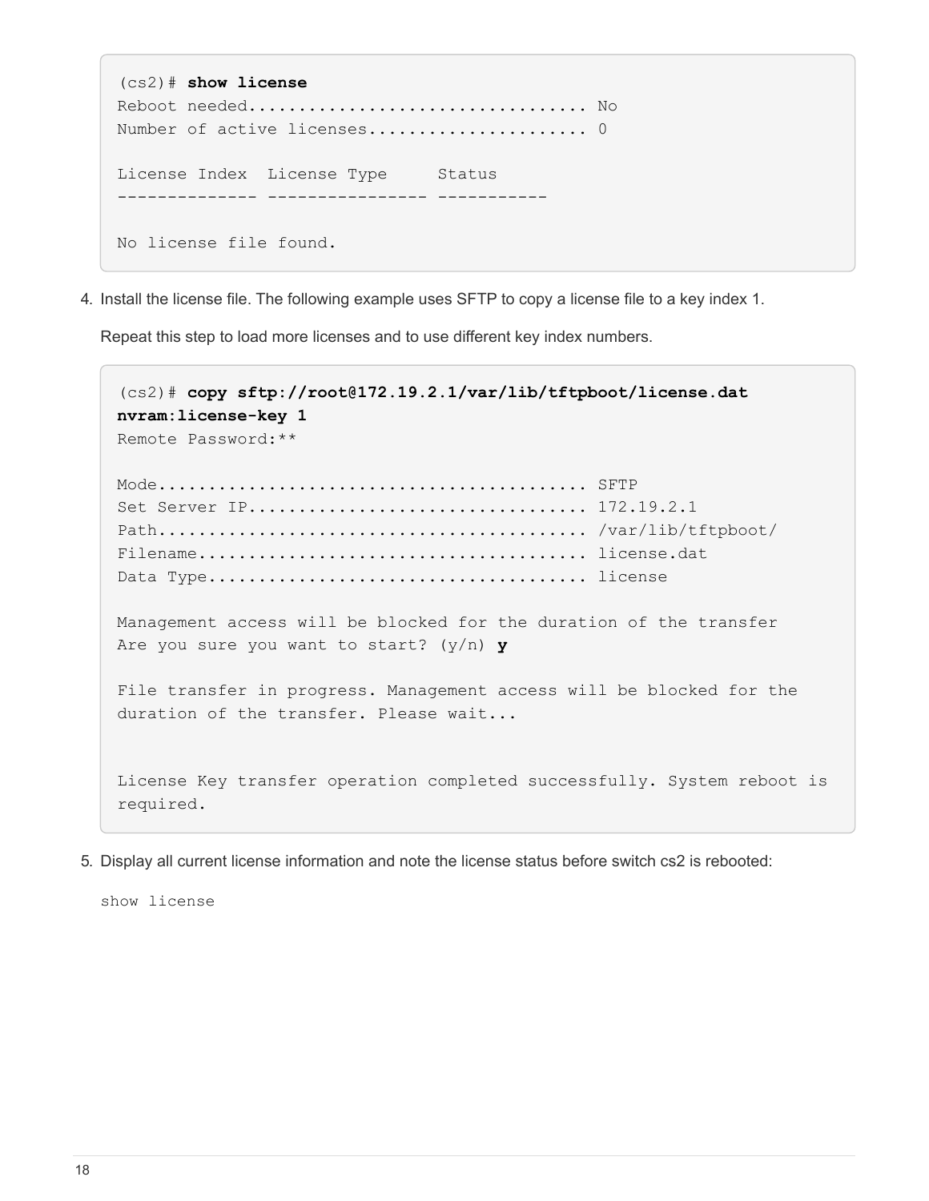```
(cs2)# show license
Reboot needed.................................. No
Number of active licenses...................... 0

License Index  License Type     Status
-------------- ---------------- -----------

No license file found.
```

4. Install the license file. The following example uses SFTP to copy a license file to a key index 1.

   Repeat this step to load more licenses and to use different key index numbers.

```
(cs2)# copy sftp://root@172.19.2.1/var/lib/tftpboot/license.dat
nvram:license-key 1
Remote Password:**

Mode........................................... SFTP
Set Server IP.................................. 172.19.2.1
Path........................................... /var/lib/tftpboot/
Filename....................................... license.dat
Data Type...................................... license

Management access will be blocked for the duration of the transfer
Are you sure you want to start? (y/n) y

File transfer in progress. Management access will be blocked for the
duration of the transfer. Please wait...


License Key transfer operation completed successfully. System reboot is
required.
```

5. Display all current license information and note the license status before switch cs2 is rebooted:

   `show license`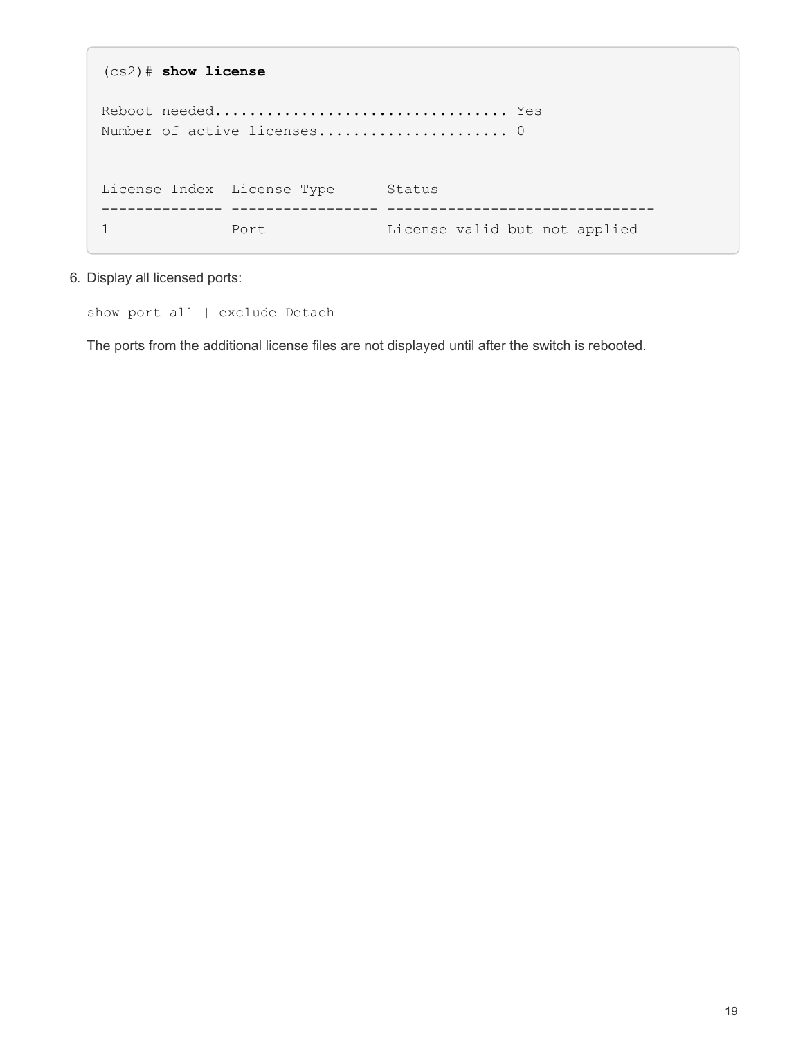```
(cs2)# show license

Reboot needed.................................. Yes
Number of active licenses...................... 0


License Index  License Type      Status
-------------- ----------------- -------------------------------
1              Port              License valid but not applied
```

6. Display all licensed ports:

   ```
   show port all | exclude Detach
   ```

   The ports from the additional license files are not displayed until after the switch is rebooted.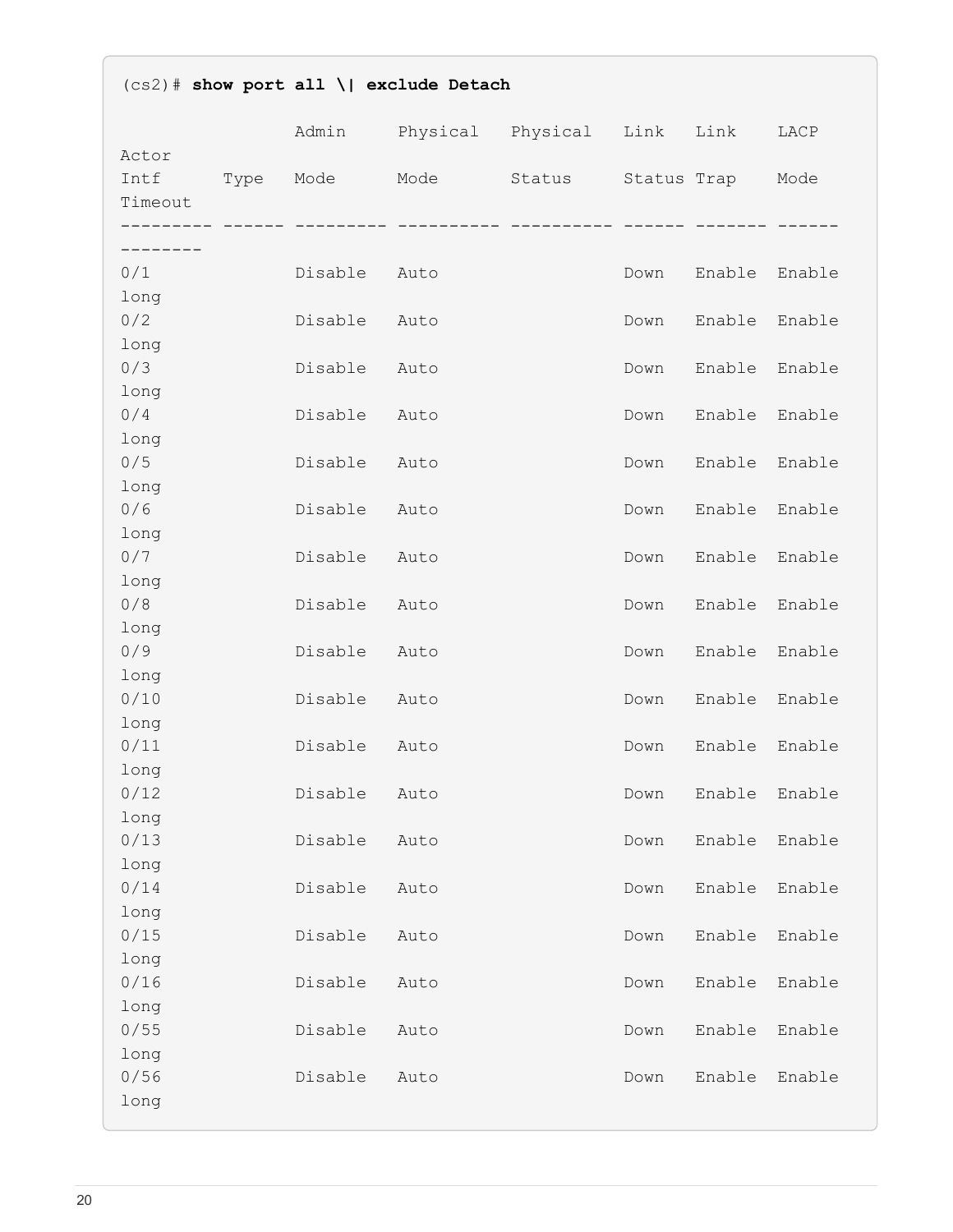```
(cs2)# show port all \| exclude Detach

                 Admin     Physical   Physical   Link   Link    LACP
Actor
Intf      Type   Mode      Mode       Status     Status Trap    Mode
Timeout
--------- ------ --------- ---------- ---------- ------ ------- ------
--------
0/1              Disable   Auto                  Down   Enable  Enable
long
0/2              Disable   Auto                  Down   Enable  Enable
long
0/3              Disable   Auto                  Down   Enable  Enable
long
0/4              Disable   Auto                  Down   Enable  Enable
long
0/5              Disable   Auto                  Down   Enable  Enable
long
0/6              Disable   Auto                  Down   Enable  Enable
long
0/7              Disable   Auto                  Down   Enable  Enable
long
0/8              Disable   Auto                  Down   Enable  Enable
long
0/9              Disable   Auto                  Down   Enable  Enable
long
0/10             Disable   Auto                  Down   Enable  Enable
long
0/11             Disable   Auto                  Down   Enable  Enable
long
0/12             Disable   Auto                  Down   Enable  Enable
long
0/13             Disable   Auto                  Down   Enable  Enable
long
0/14             Disable   Auto                  Down   Enable  Enable
long
0/15             Disable   Auto                  Down   Enable  Enable
long
0/16             Disable   Auto                  Down   Enable  Enable
long
0/55             Disable   Auto                  Down   Enable  Enable
long
0/56             Disable   Auto                  Down   Enable  Enable
long
```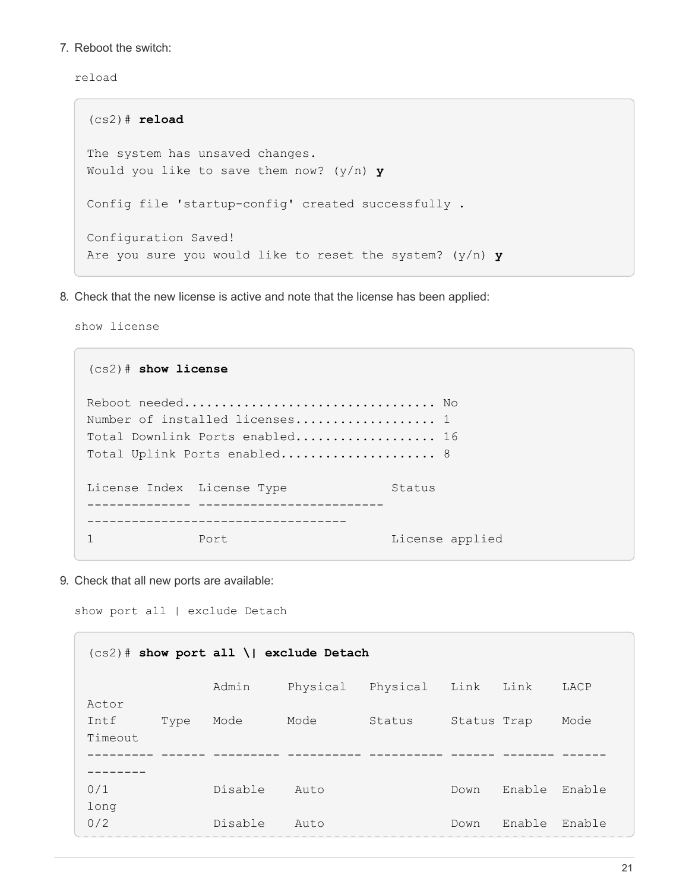7. Reboot the switch:

   `reload`

```
(cs2)# reload

The system has unsaved changes.
Would you like to save them now? (y/n) y

Config file 'startup-config' created successfully .

Configuration Saved!
Are you sure you would like to reset the system? (y/n) y
```

8. Check that the new license is active and note that the license has been applied:

   `show license`

```
(cs2)# show license

Reboot needed................................. No
Number of installed licenses.................. 1
Total Downlink Ports enabled.................. 16
Total Uplink Ports enabled.................... 8

License Index  License Type              Status
-------------- -------------------------
-----------------------------------
1              Port                      License applied
```

9. Check that all new ports are available:

   `show port all | exclude Detach`

```
(cs2)# show port all \| exclude Detach

                 Admin     Physical   Physical   Link   Link    LACP
Actor
Intf      Type   Mode      Mode       Status     Status Trap    Mode
Timeout
--------- ------ --------- ---------- ---------- ------ ------- ------
--------
0/1              Disable    Auto                 Down   Enable  Enable
long
0/2              Disable    Auto                 Down   Enable  Enable
```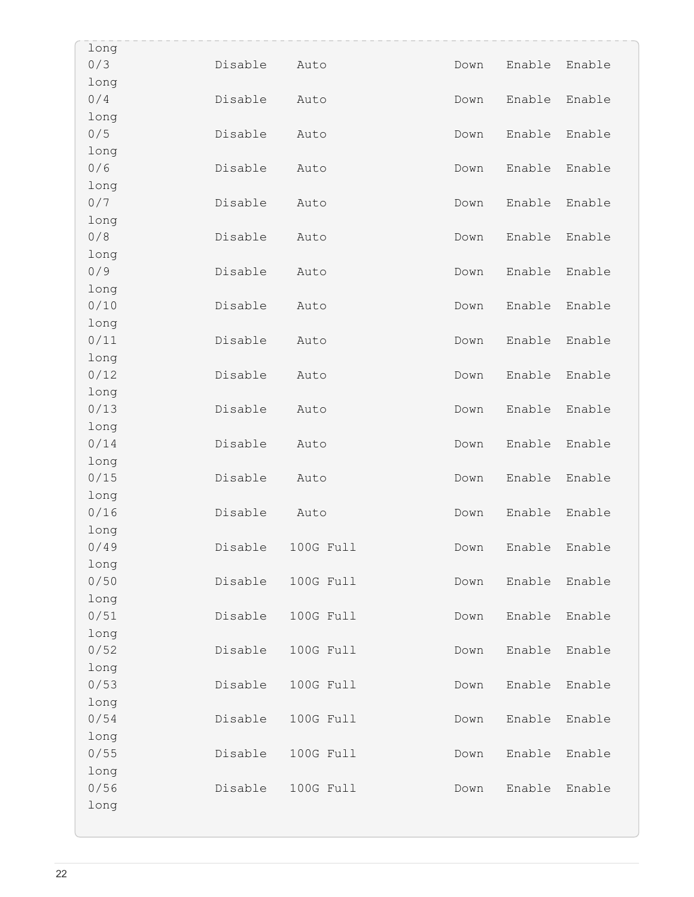```
long
0/3            Disable    Auto              Down   Enable  Enable
long
0/4            Disable    Auto              Down   Enable  Enable
long
0/5            Disable    Auto              Down   Enable  Enable
long
0/6            Disable    Auto              Down   Enable  Enable
long
0/7            Disable    Auto              Down   Enable  Enable
long
0/8            Disable    Auto              Down   Enable  Enable
long
0/9            Disable    Auto              Down   Enable  Enable
long
0/10           Disable    Auto              Down   Enable  Enable
long
0/11           Disable    Auto              Down   Enable  Enable
long
0/12           Disable    Auto              Down   Enable  Enable
long
0/13           Disable    Auto              Down   Enable  Enable
long
0/14           Disable    Auto              Down   Enable  Enable
long
0/15           Disable    Auto              Down   Enable  Enable
long
0/16           Disable    Auto              Down   Enable  Enable
long
0/49           Disable   100G Full          Down   Enable  Enable
long
0/50           Disable   100G Full          Down   Enable  Enable
long
0/51           Disable   100G Full          Down   Enable  Enable
long
0/52           Disable   100G Full          Down   Enable  Enable
long
0/53           Disable   100G Full          Down   Enable  Enable
long
0/54           Disable   100G Full          Down   Enable  Enable
long
0/55           Disable   100G Full          Down   Enable  Enable
long
0/56           Disable   100G Full          Down   Enable  Enable
long
```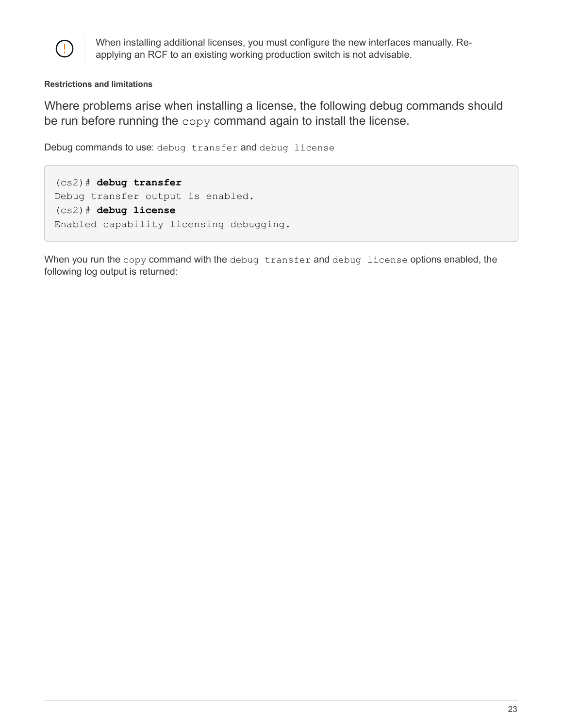> When installing additional licenses, you must configure the new interfaces manually. Re-applying an RCF to an existing working production switch is not advisable.

**Restrictions and limitations**

Where problems arise when installing a license, the following debug commands should be run before running the `copy` command again to install the license.

Debug commands to use: `debug transfer` and `debug license`

```
(cs2)# debug transfer
Debug transfer output is enabled.
(cs2)# debug license
Enabled capability licensing debugging.
```

When you run the `copy` command with the `debug transfer` and `debug license` options enabled, the following log output is returned: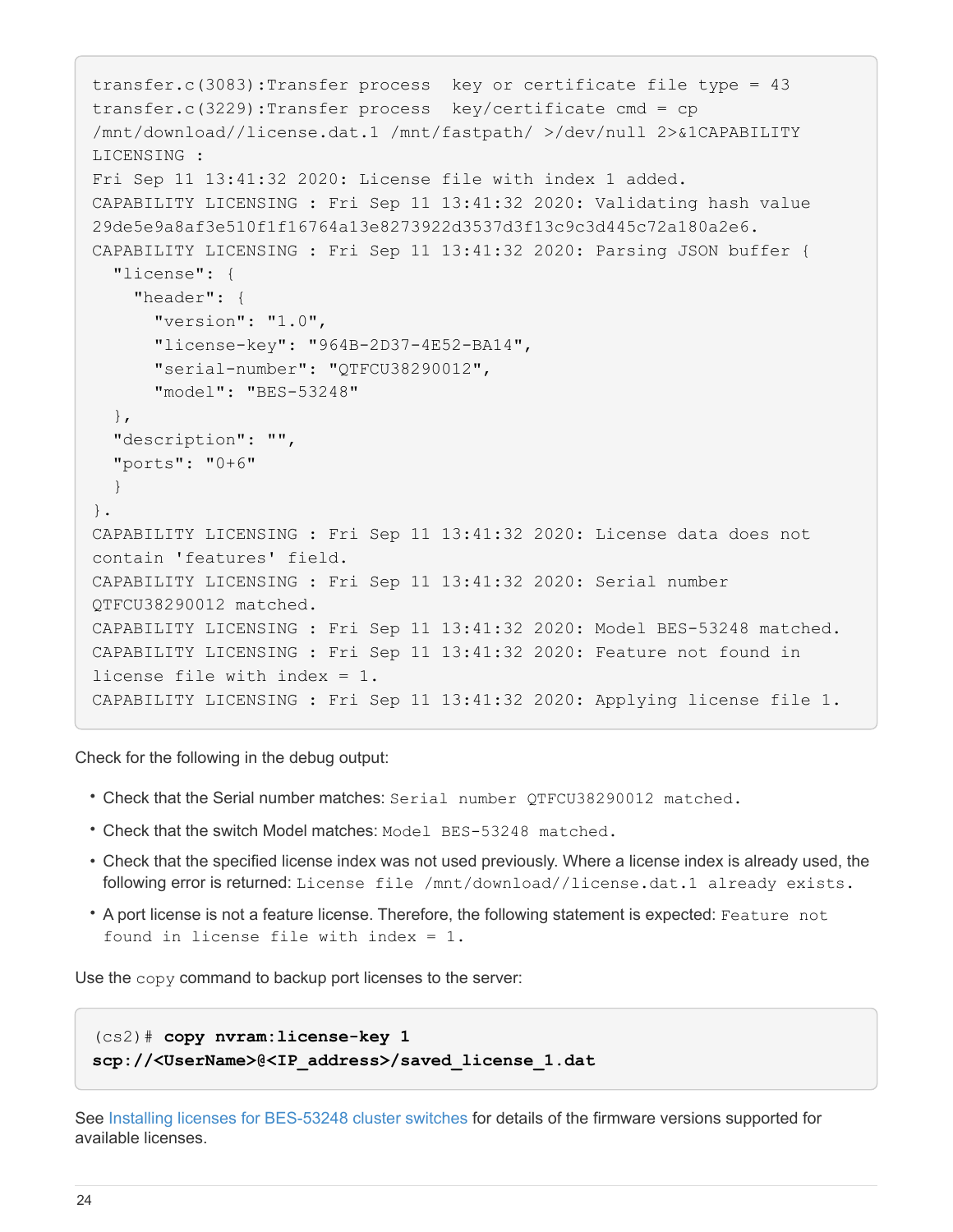```
transfer.c(3083):Transfer process  key or certificate file type = 43
transfer.c(3229):Transfer process  key/certificate cmd = cp
/mnt/download//license.dat.1 /mnt/fastpath/ >/dev/null 2>&1CAPABILITY
LICENSING :
Fri Sep 11 13:41:32 2020: License file with index 1 added.
CAPABILITY LICENSING : Fri Sep 11 13:41:32 2020: Validating hash value
29de5e9a8af3e510f1f16764a13e8273922d3537d3f13c9c3d445c72a180a2e6.
CAPABILITY LICENSING : Fri Sep 11 13:41:32 2020: Parsing JSON buffer {
  "license": {
    "header": {
      "version": "1.0",
      "license-key": "964B-2D37-4E52-BA14",
      "serial-number": "QTFCU38290012",
      "model": "BES-53248"
  },
  "description": "",
  "ports": "0+6"
  }
}.
CAPABILITY LICENSING : Fri Sep 11 13:41:32 2020: License data does not
contain 'features' field.
CAPABILITY LICENSING : Fri Sep 11 13:41:32 2020: Serial number
QTFCU38290012 matched.
CAPABILITY LICENSING : Fri Sep 11 13:41:32 2020: Model BES-53248 matched.
CAPABILITY LICENSING : Fri Sep 11 13:41:32 2020: Feature not found in
license file with index = 1.
CAPABILITY LICENSING : Fri Sep 11 13:41:32 2020: Applying license file 1.
```

Check for the following in the debug output:

- Check that the Serial number matches: `Serial number QTFCU38290012 matched.`
- Check that the switch Model matches: `Model BES-53248 matched.`
- Check that the specified license index was not used previously. Where a license index is already used, the following error is returned: `License file /mnt/download//license.dat.1 already exists.`
- A port license is not a feature license. Therefore, the following statement is expected: `Feature not found in license file with index = 1.`

Use the `copy` command to backup port licenses to the server:

```
(cs2)# copy nvram:license-key 1
scp://<UserName>@<IP_address>/saved_license_1.dat
```

See Installing licenses for BES-53248 cluster switches for details of the firmware versions supported for available licenses.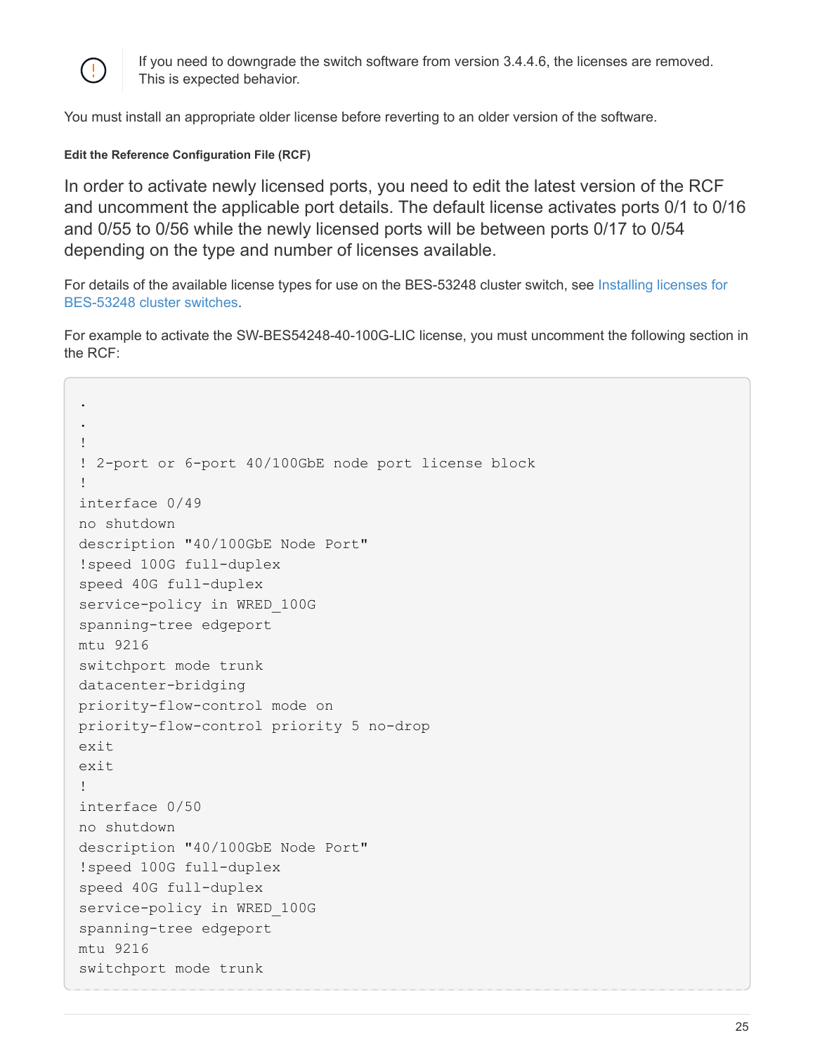> If you need to downgrade the switch software from version 3.4.4.6, the licenses are removed. This is expected behavior.

You must install an appropriate older license before reverting to an older version of the software.

#### Edit the Reference Configuration File (RCF)

In order to activate newly licensed ports, you need to edit the latest version of the RCF and uncomment the applicable port details. The default license activates ports 0/1 to 0/16 and 0/55 to 0/56 while the newly licensed ports will be between ports 0/17 to 0/54 depending on the type and number of licenses available.

For details of the available license types for use on the BES-53248 cluster switch, see Installing licenses for BES-53248 cluster switches.

For example to activate the SW-BES54248-40-100G-LIC license, you must uncomment the following section in the RCF:

```
.
.
!
! 2-port or 6-port 40/100GbE node port license block
!
interface 0/49
no shutdown
description "40/100GbE Node Port"
!speed 100G full-duplex
speed 40G full-duplex
service-policy in WRED_100G
spanning-tree edgeport
mtu 9216
switchport mode trunk
datacenter-bridging
priority-flow-control mode on
priority-flow-control priority 5 no-drop
exit
exit
!
interface 0/50
no shutdown
description "40/100GbE Node Port"
!speed 100G full-duplex
speed 40G full-duplex
service-policy in WRED_100G
spanning-tree edgeport
mtu 9216
switchport mode trunk
```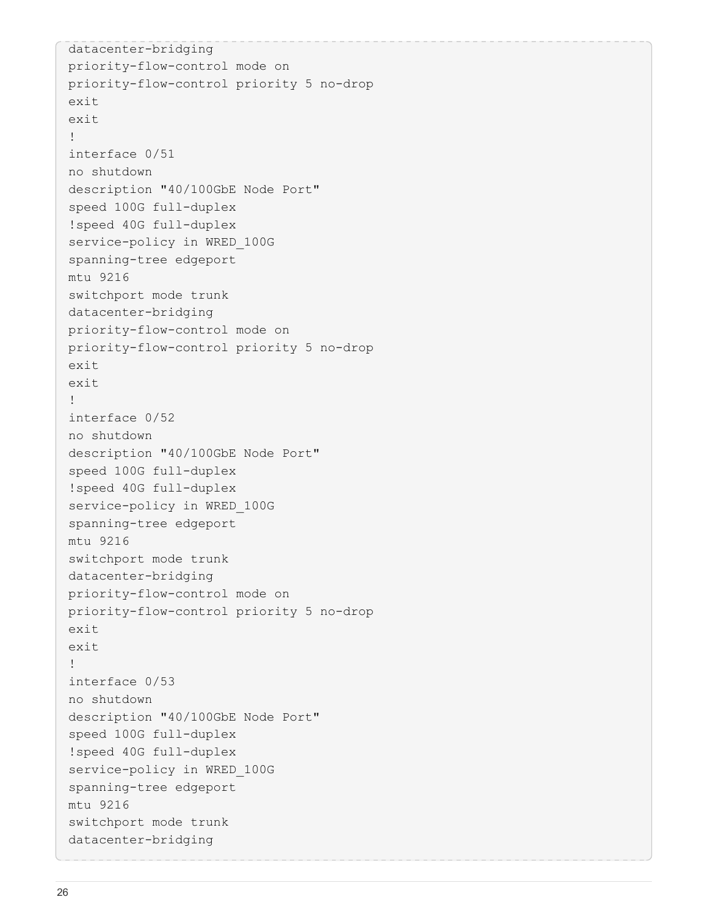```
datacenter-bridging
priority-flow-control mode on
priority-flow-control priority 5 no-drop
exit
exit
!
interface 0/51
no shutdown
description "40/100GbE Node Port"
speed 100G full-duplex
!speed 40G full-duplex
service-policy in WRED_100G
spanning-tree edgeport
mtu 9216
switchport mode trunk
datacenter-bridging
priority-flow-control mode on
priority-flow-control priority 5 no-drop
exit
exit
!
interface 0/52
no shutdown
description "40/100GbE Node Port"
speed 100G full-duplex
!speed 40G full-duplex
service-policy in WRED_100G
spanning-tree edgeport
mtu 9216
switchport mode trunk
datacenter-bridging
priority-flow-control mode on
priority-flow-control priority 5 no-drop
exit
exit
!
interface 0/53
no shutdown
description "40/100GbE Node Port"
speed 100G full-duplex
!speed 40G full-duplex
service-policy in WRED_100G
spanning-tree edgeport
mtu 9216
switchport mode trunk
datacenter-bridging
```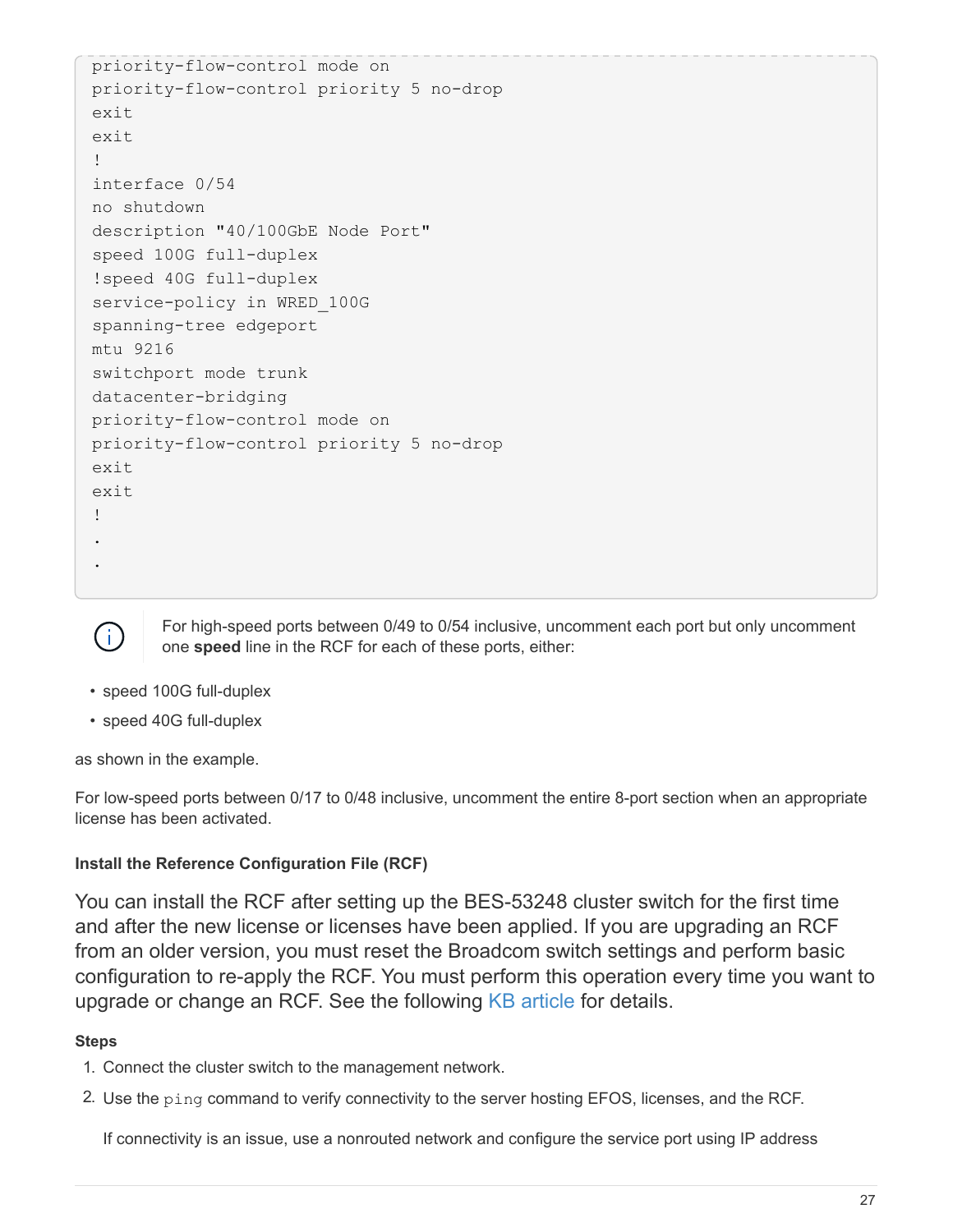```
priority-flow-control mode on
priority-flow-control priority 5 no-drop
exit
exit
!
interface 0/54
no shutdown
description "40/100GbE Node Port"
speed 100G full-duplex
!speed 40G full-duplex
service-policy in WRED_100G
spanning-tree edgeport
mtu 9216
switchport mode trunk
datacenter-bridging
priority-flow-control mode on
priority-flow-control priority 5 no-drop
exit
exit
!
.
.
```

> For high-speed ports between 0/49 to 0/54 inclusive, uncomment each port but only uncomment one **speed** line in the RCF for each of these ports, either:

- speed 100G full-duplex
- speed 40G full-duplex

as shown in the example.

For low-speed ports between 0/17 to 0/48 inclusive, uncomment the entire 8-port section when an appropriate license has been activated.

#### Install the Reference Configuration File (RCF)

You can install the RCF after setting up the BES-53248 cluster switch for the first time and after the new license or licenses have been applied. If you are upgrading an RCF from an older version, you must reset the Broadcom switch settings and perform basic configuration to re-apply the RCF. You must perform this operation every time you want to upgrade or change an RCF. See the following KB article for details.

**Steps**

1. Connect the cluster switch to the management network.
2. Use the `ping` command to verify connectivity to the server hosting EFOS, licenses, and the RCF.

   If connectivity is an issue, use a nonrouted network and configure the service port using IP address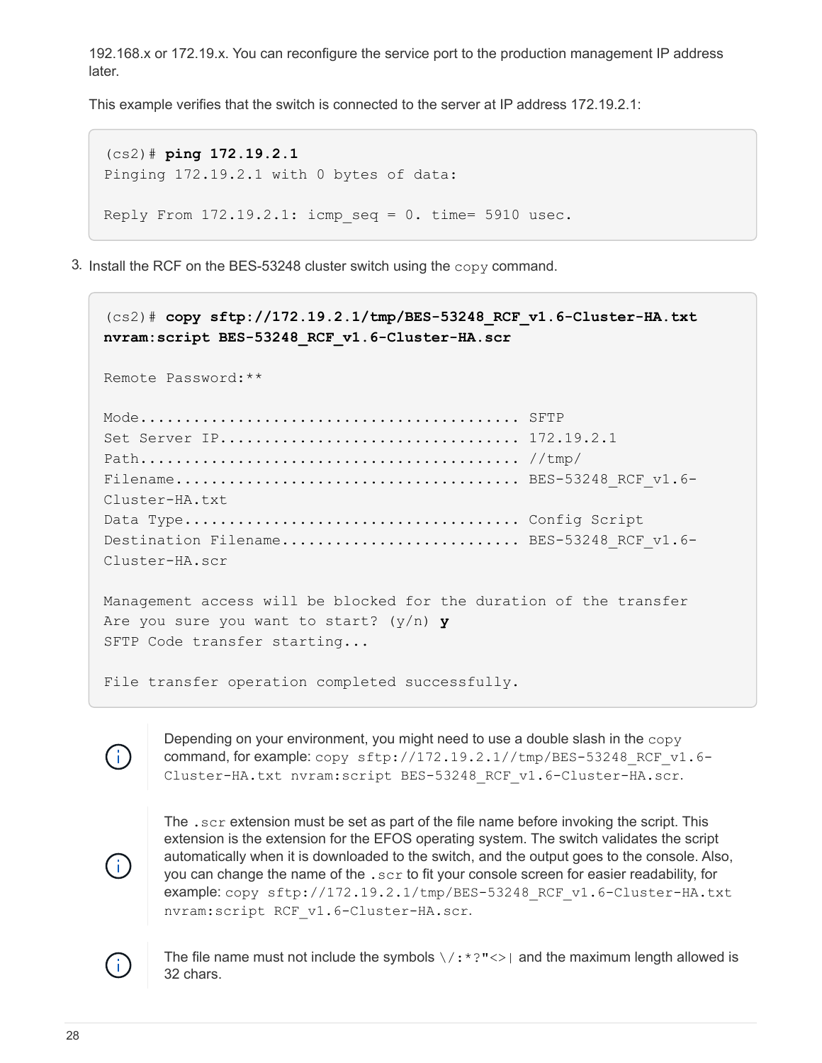192.168.x or 172.19.x. You can reconfigure the service port to the production management IP address later.

This example verifies that the switch is connected to the server at IP address 172.19.2.1:

```
(cs2)# ping 172.19.2.1
Pinging 172.19.2.1 with 0 bytes of data:

Reply From 172.19.2.1: icmp_seq = 0. time= 5910 usec.
```

3. Install the RCF on the BES-53248 cluster switch using the `copy` command.

```
(cs2)# copy sftp://172.19.2.1/tmp/BES-53248_RCF_v1.6-Cluster-HA.txt
nvram:script BES-53248_RCF_v1.6-Cluster-HA.scr

Remote Password:**

Mode........................................... SFTP
Set Server IP.................................. 172.19.2.1
Path........................................... //tmp/
Filename....................................... BES-53248_RCF_v1.6-
Cluster-HA.txt
Data Type...................................... Config Script
Destination Filename........................... BES-53248_RCF_v1.6-
Cluster-HA.scr

Management access will be blocked for the duration of the transfer
Are you sure you want to start? (y/n) y
SFTP Code transfer starting...

File transfer operation completed successfully.
```

Depending on your environment, you might need to use a double slash in the `copy` command, for example: `copy sftp://172.19.2.1//tmp/BES-53248_RCF_v1.6-Cluster-HA.txt nvram:script BES-53248_RCF_v1.6-Cluster-HA.scr`.

The `.scr` extension must be set as part of the file name before invoking the script. This extension is the extension for the EFOS operating system. The switch validates the script automatically when it is downloaded to the switch, and the output goes to the console. Also, you can change the name of the `.scr` to fit your console screen for easier readability, for example: `copy sftp://172.19.2.1/tmp/BES-53248_RCF_v1.6-Cluster-HA.txt nvram:script RCF_v1.6-Cluster-HA.scr`.

The file name must not include the symbols `\/:*?"<>|` and the maximum length allowed is 32 chars.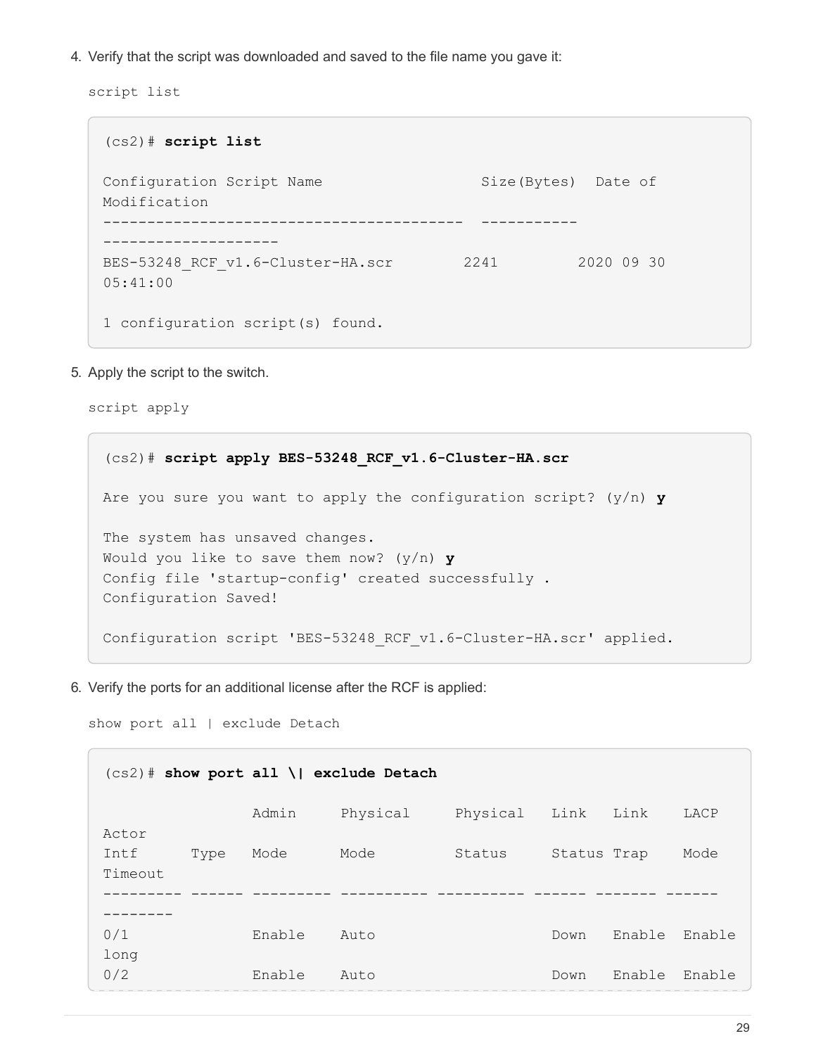4. Verify that the script was downloaded and saved to the file name you gave it:

   ```
   script list
   ```

   ```
   (cs2)# script list

   Configuration Script Name                    Size(Bytes)  Date of
   Modification
   -----------------------------------------  -----------
   --------------------
   BES-53248_RCF_v1.6-Cluster-HA.scr        2241         2020 09 30
   05:41:00

   1 configuration script(s) found.
   ```

5. Apply the script to the switch.

   ```
   script apply
   ```

   ```
   (cs2)# script apply BES-53248_RCF_v1.6-Cluster-HA.scr

   Are you sure you want to apply the configuration script? (y/n) y

   The system has unsaved changes.
   Would you like to save them now? (y/n) y
   Config file 'startup-config' created successfully .
   Configuration Saved!

   Configuration script 'BES-53248_RCF_v1.6-Cluster-HA.scr' applied.
   ```

6. Verify the ports for an additional license after the RCF is applied:

   ```
   show port all | exclude Detach
   ```

   ```
   (cs2)# show port all \| exclude Detach

                    Admin     Physical     Physical   Link   Link    LACP
   Actor
   Intf      Type   Mode      Mode         Status     Status Trap    Mode
   Timeout
   --------- ------ --------- ---------- ---------- ------ ------- ------
   --------
   0/1              Enable    Auto                    Down   Enable  Enable
   long
   0/2              Enable    Auto                    Down   Enable  Enable
   ```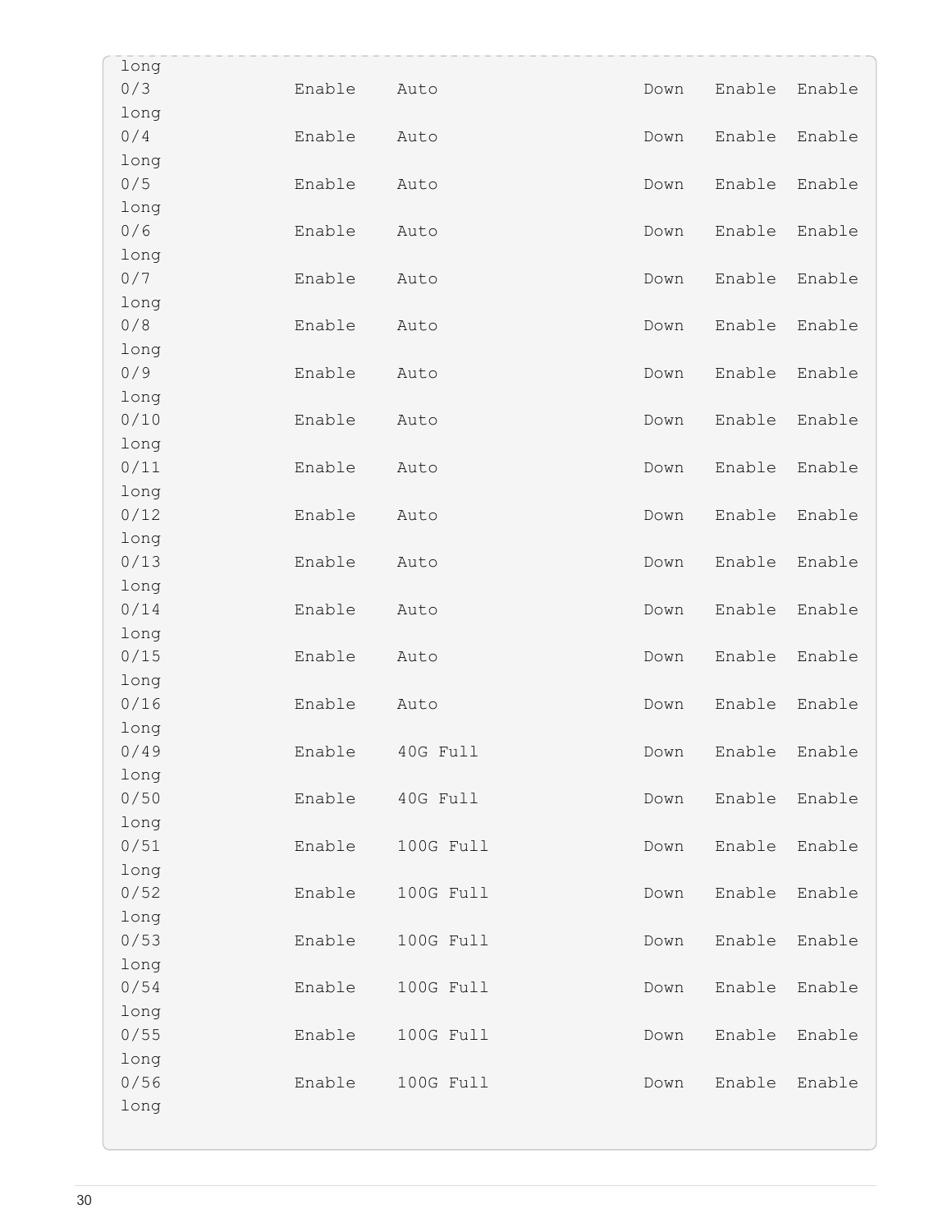```
long
0/3          Enable    Auto                    Down   Enable  Enable
long
0/4          Enable    Auto                    Down   Enable  Enable
long
0/5          Enable    Auto                    Down   Enable  Enable
long
0/6          Enable    Auto                    Down   Enable  Enable
long
0/7          Enable    Auto                    Down   Enable  Enable
long
0/8          Enable    Auto                    Down   Enable  Enable
long
0/9          Enable    Auto                    Down   Enable  Enable
long
0/10         Enable    Auto                    Down   Enable  Enable
long
0/11         Enable    Auto                    Down   Enable  Enable
long
0/12         Enable    Auto                    Down   Enable  Enable
long
0/13         Enable    Auto                    Down   Enable  Enable
long
0/14         Enable    Auto                    Down   Enable  Enable
long
0/15         Enable    Auto                    Down   Enable  Enable
long
0/16         Enable    Auto                    Down   Enable  Enable
long
0/49         Enable    40G Full                Down   Enable  Enable
long
0/50         Enable    40G Full                Down   Enable  Enable
long
0/51         Enable    100G Full               Down   Enable  Enable
long
0/52         Enable    100G Full               Down   Enable  Enable
long
0/53         Enable    100G Full               Down   Enable  Enable
long
0/54         Enable    100G Full               Down   Enable  Enable
long
0/55         Enable    100G Full               Down   Enable  Enable
long
0/56         Enable    100G Full               Down   Enable  Enable
long
```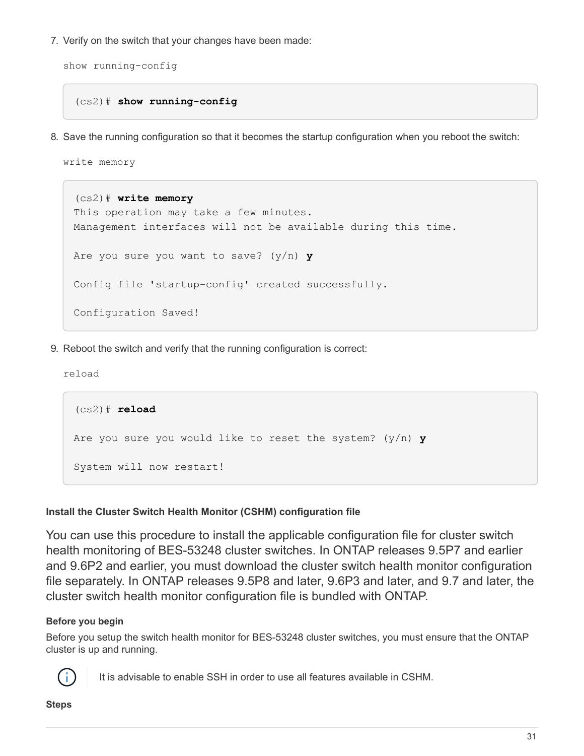7. Verify on the switch that your changes have been made:

   `show running-config`

   ```
   (cs2)# show running-config
   ```

8. Save the running configuration so that it becomes the startup configuration when you reboot the switch:

   `write memory`

   ```
   (cs2)# write memory
   This operation may take a few minutes.
   Management interfaces will not be available during this time.

   Are you sure you want to save? (y/n) y

   Config file 'startup-config' created successfully.

   Configuration Saved!
   ```

9. Reboot the switch and verify that the running configuration is correct:

   `reload`

   ```
   (cs2)# reload

   Are you sure you would like to reset the system? (y/n) y

   System will now restart!
   ```

#### Install the Cluster Switch Health Monitor (CSHM) configuration file

You can use this procedure to install the applicable configuration file for cluster switch health monitoring of BES-53248 cluster switches. In ONTAP releases 9.5P7 and earlier and 9.6P2 and earlier, you must download the cluster switch health monitor configuration file separately. In ONTAP releases 9.5P8 and later, 9.6P3 and later, and 9.7 and later, the cluster switch health monitor configuration file is bundled with ONTAP.

##### Before you begin

Before you setup the switch health monitor for BES-53248 cluster switches, you must ensure that the ONTAP cluster is up and running.

> It is advisable to enable SSH in order to use all features available in CSHM.

##### Steps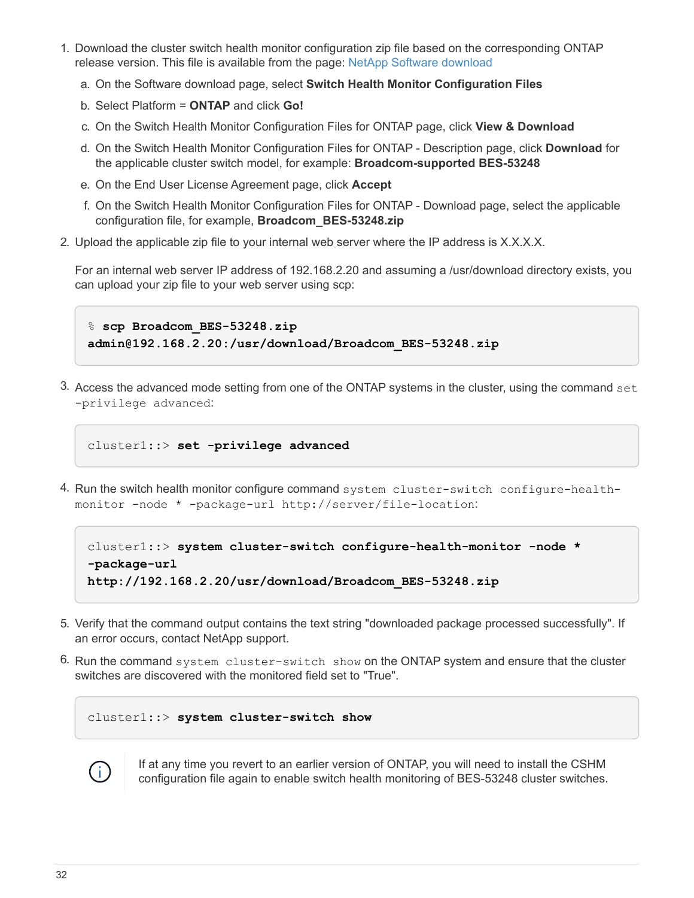1. Download the cluster switch health monitor configuration zip file based on the corresponding ONTAP release version. This file is available from the page: NetApp Software download

    a. On the Software download page, select **Switch Health Monitor Configuration Files**

    b. Select Platform = **ONTAP** and click **Go!**

    c. On the Switch Health Monitor Configuration Files for ONTAP page, click **View & Download**

    d. On the Switch Health Monitor Configuration Files for ONTAP - Description page, click **Download** for the applicable cluster switch model, for example: **Broadcom-supported BES-53248**

    e. On the End User License Agreement page, click **Accept**

    f. On the Switch Health Monitor Configuration Files for ONTAP - Download page, select the applicable configuration file, for example, **Broadcom_BES-53248.zip**

2. Upload the applicable zip file to your internal web server where the IP address is X.X.X.X.

    For an internal web server IP address of 192.168.2.20 and assuming a /usr/download directory exists, you can upload your zip file to your web server using scp:

    ```
    % scp Broadcom_BES-53248.zip
    admin@192.168.2.20:/usr/download/Broadcom_BES-53248.zip
    ```

3. Access the advanced mode setting from one of the ONTAP systems in the cluster, using the command `set -privilege advanced`:

    ```
    cluster1::> set -privilege advanced
    ```

4. Run the switch health monitor configure command `system cluster-switch configure-health-monitor -node * -package-url http://server/file-location`:

    ```
    cluster1::> system cluster-switch configure-health-monitor -node *
    -package-url
    http://192.168.2.20/usr/download/Broadcom_BES-53248.zip
    ```

5. Verify that the command output contains the text string "downloaded package processed successfully". If an error occurs, contact NetApp support.

6. Run the command `system cluster-switch show` on the ONTAP system and ensure that the cluster switches are discovered with the monitored field set to "True".

    ```
    cluster1::> system cluster-switch show
    ```

    If at any time you revert to an earlier version of ONTAP, you will need to install the CSHM configuration file again to enable switch health monitoring of BES-53248 cluster switches.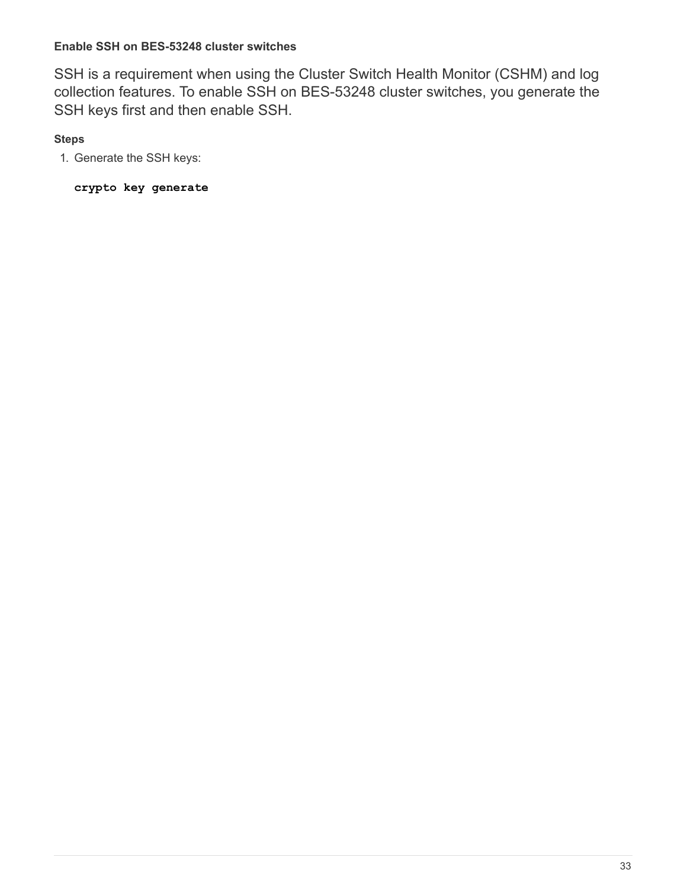#### Enable SSH on BES-53248 cluster switches

SSH is a requirement when using the Cluster Switch Health Monitor (CSHM) and log collection features. To enable SSH on BES-53248 cluster switches, you generate the SSH keys first and then enable SSH.

**Steps**

1. Generate the SSH keys:

```
crypto key generate
```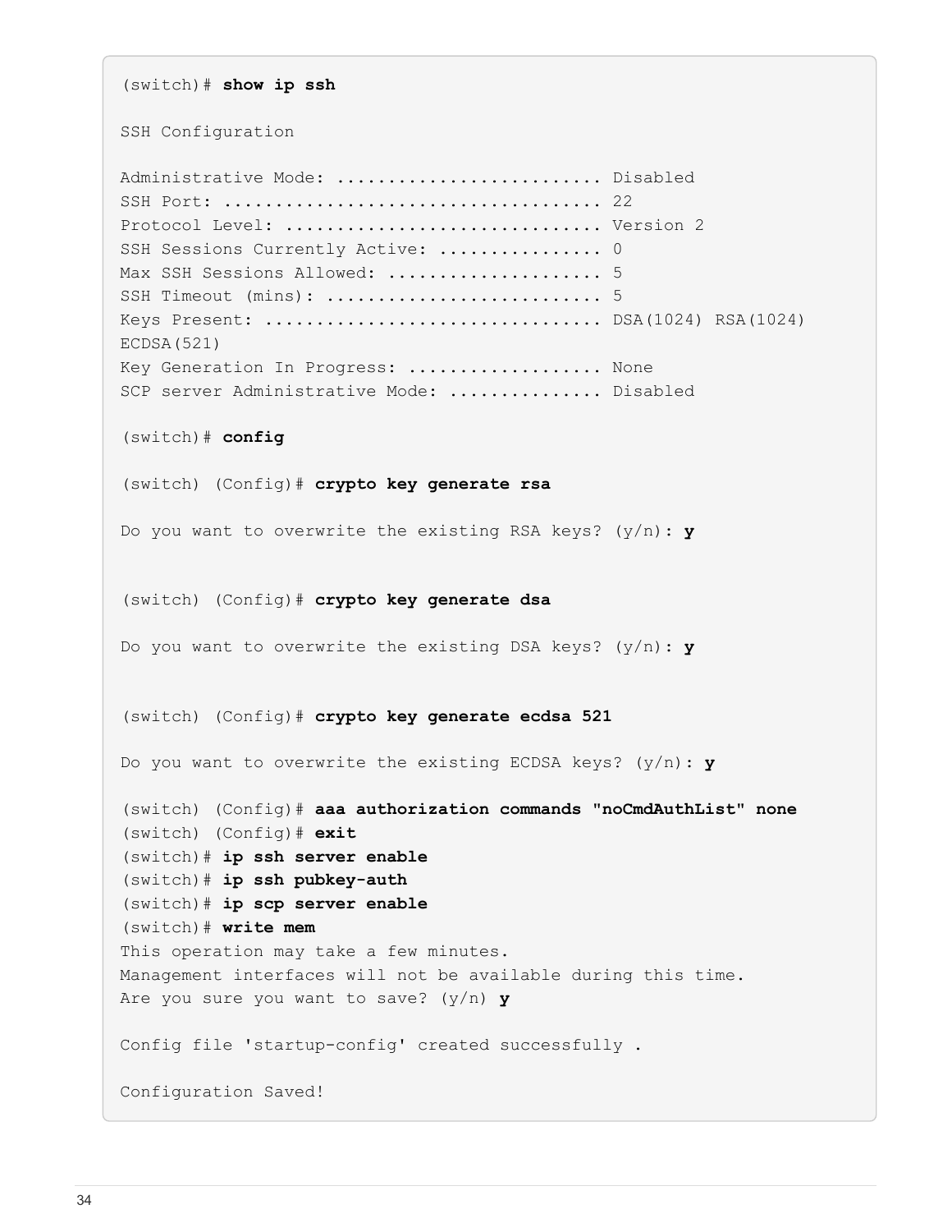```
(switch)# show ip ssh

SSH Configuration

Administrative Mode: .......................... Disabled
SSH Port: .................................... 22
Protocol Level: .............................. Version 2
SSH Sessions Currently Active: ................ 0
Max SSH Sessions Allowed: ..................... 5
SSH Timeout (mins): ........................... 5
Keys Present: ................................ DSA(1024) RSA(1024)
ECDSA(521)
Key Generation In Progress: ................... None
SCP server Administrative Mode: ............... Disabled

(switch)# config

(switch) (Config)# crypto key generate rsa

Do you want to overwrite the existing RSA keys? (y/n): y


(switch) (Config)# crypto key generate dsa

Do you want to overwrite the existing DSA keys? (y/n): y


(switch) (Config)# crypto key generate ecdsa 521

Do you want to overwrite the existing ECDSA keys? (y/n): y

(switch) (Config)# aaa authorization commands "noCmdAuthList" none
(switch) (Config)# exit
(switch)# ip ssh server enable
(switch)# ip ssh pubkey-auth
(switch)# ip scp server enable
(switch)# write mem
This operation may take a few minutes.
Management interfaces will not be available during this time.
Are you sure you want to save? (y/n) y

Config file 'startup-config' created successfully .

Configuration Saved!
```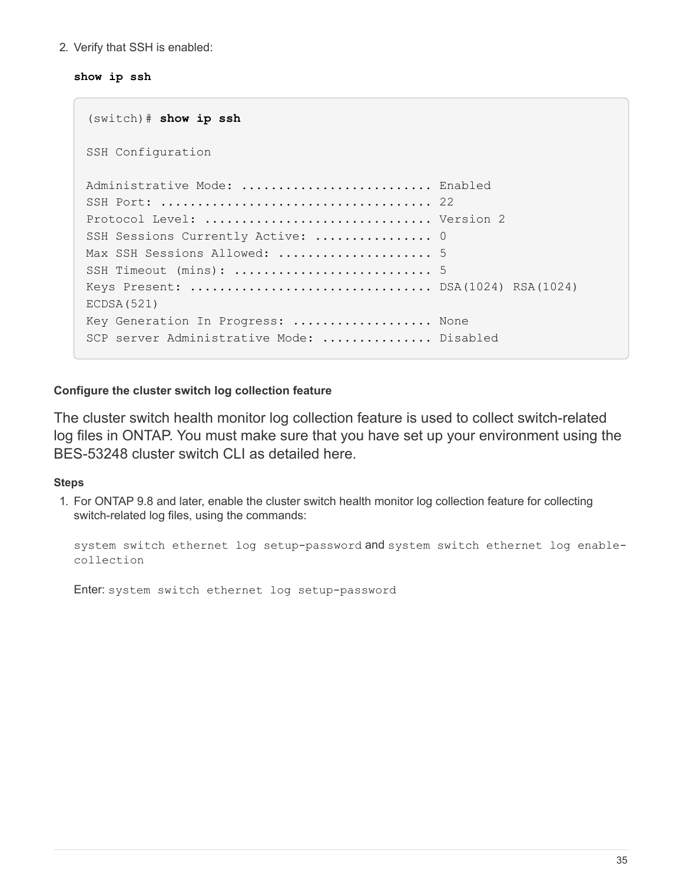2. Verify that SSH is enabled:

   **show ip ssh**

   ```
   (switch)# show ip ssh

   SSH Configuration

   Administrative Mode: .......................... Enabled
   SSH Port: .................................... 22
   Protocol Level: .............................. Version 2
   SSH Sessions Currently Active: ................ 0
   Max SSH Sessions Allowed: ..................... 5
   SSH Timeout (mins): ........................... 5
   Keys Present: ................................ DSA(1024) RSA(1024)
   ECDSA(521)
   Key Generation In Progress: ................... None
   SCP server Administrative Mode: ............... Disabled
   ```

#### Configure the cluster switch log collection feature

The cluster switch health monitor log collection feature is used to collect switch-related log files in ONTAP. You must make sure that you have set up your environment using the BES-53248 cluster switch CLI as detailed here.

##### Steps

1. For ONTAP 9.8 and later, enable the cluster switch health monitor log collection feature for collecting switch-related log files, using the commands:

   `system switch ethernet log setup-password` and `system switch ethernet log enable-collection`

   Enter: `system switch ethernet log setup-password`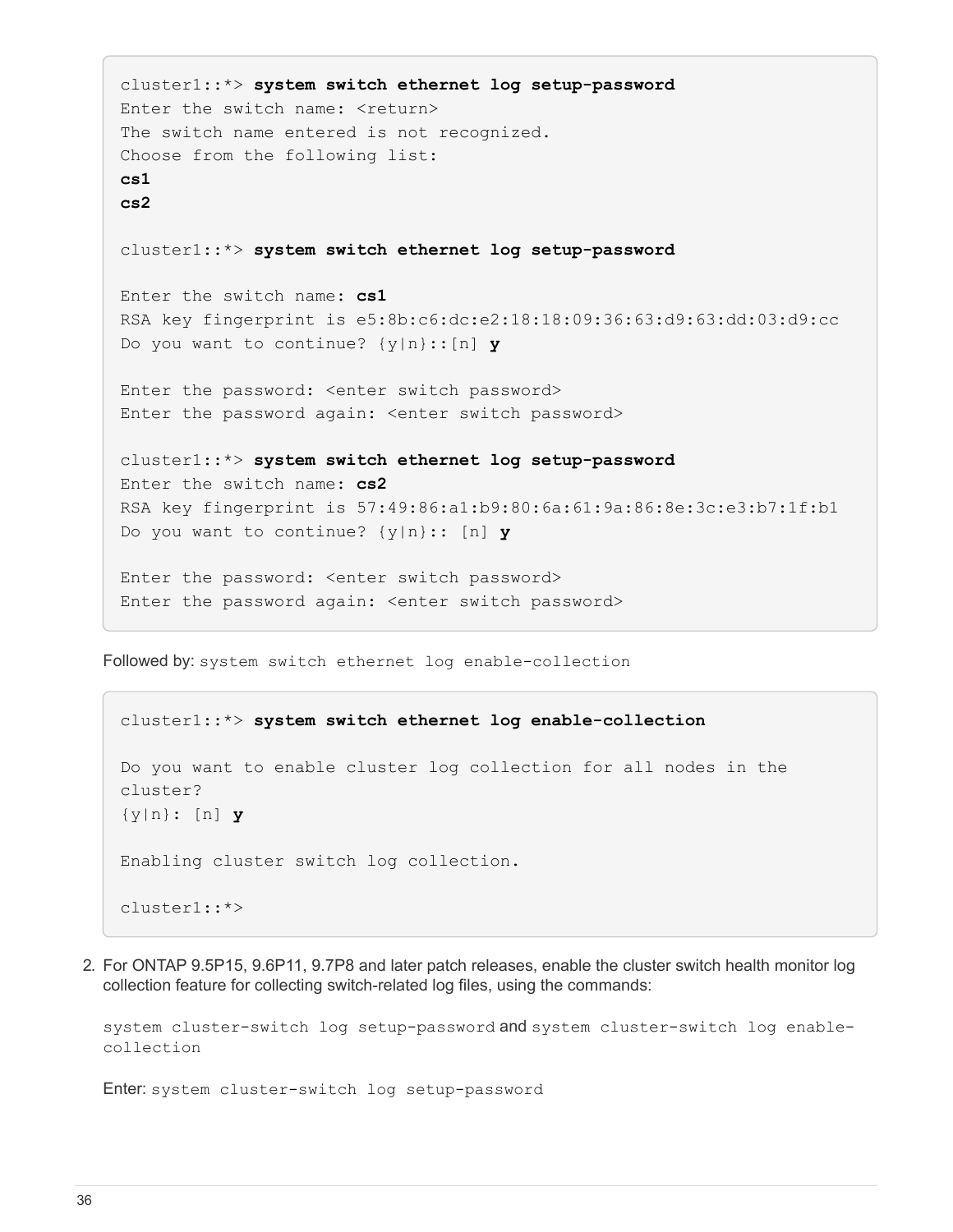```
cluster1::*> system switch ethernet log setup-password
Enter the switch name: <return>
The switch name entered is not recognized.
Choose from the following list:
cs1
cs2

cluster1::*> system switch ethernet log setup-password

Enter the switch name: cs1
RSA key fingerprint is e5:8b:c6:dc:e2:18:18:09:36:63:d9:63:dd:03:d9:cc
Do you want to continue? {y|n}::[n] y

Enter the password: <enter switch password>
Enter the password again: <enter switch password>

cluster1::*> system switch ethernet log setup-password
Enter the switch name: cs2
RSA key fingerprint is 57:49:86:a1:b9:80:6a:61:9a:86:8e:3c:e3:b7:1f:b1
Do you want to continue? {y|n}:: [n] y

Enter the password: <enter switch password>
Enter the password again: <enter switch password>
```

Followed by: `system switch ethernet log enable-collection`

```
cluster1::*> system switch ethernet log enable-collection

Do you want to enable cluster log collection for all nodes in the
cluster?
{y|n}: [n] y

Enabling cluster switch log collection.

cluster1::*>
```

2. For ONTAP 9.5P15, 9.6P11, 9.7P8 and later patch releases, enable the cluster switch health monitor log collection feature for collecting switch-related log files, using the commands:

   `system cluster-switch log setup-password` and `system cluster-switch log enable-collection`

   Enter: `system cluster-switch log setup-password`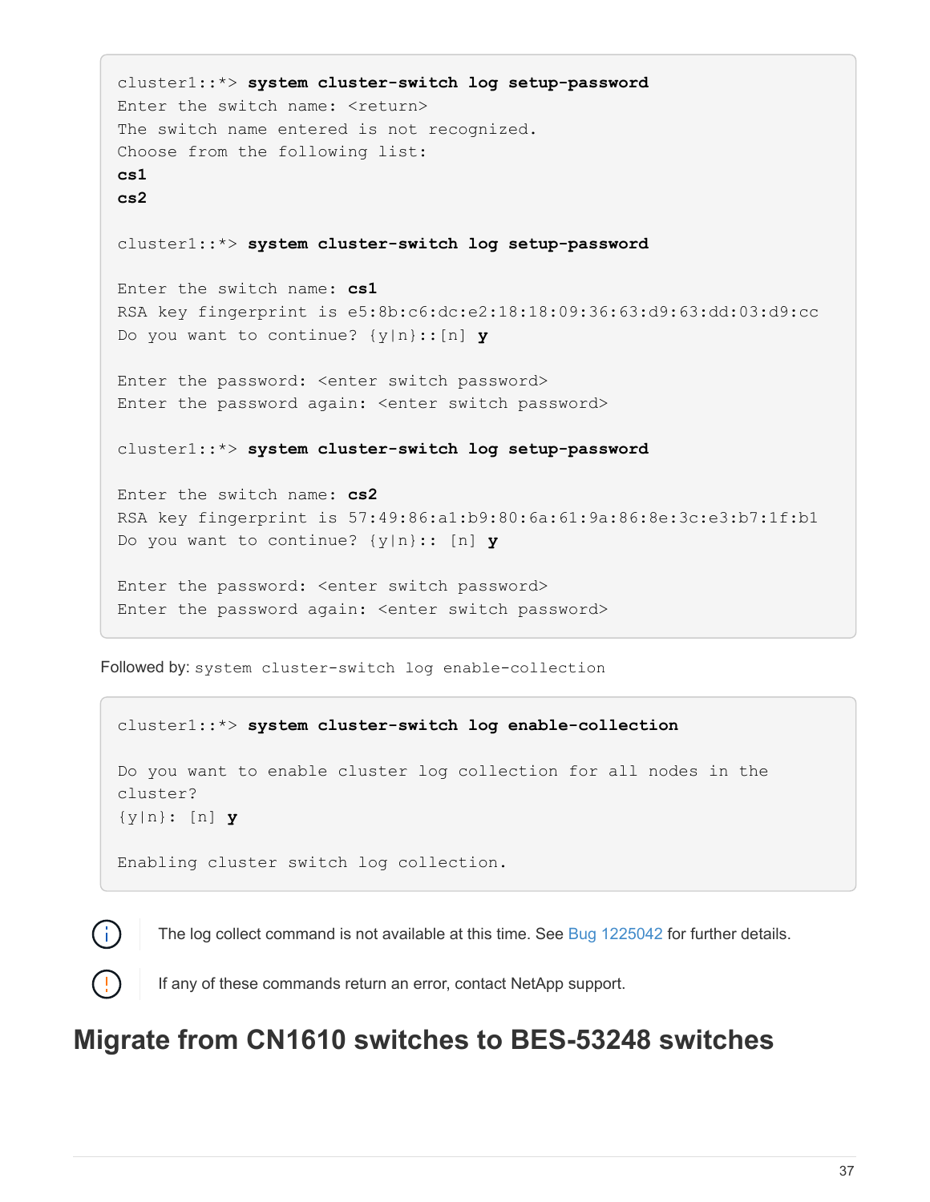```
cluster1::*> system cluster-switch log setup-password
Enter the switch name: <return>
The switch name entered is not recognized.
Choose from the following list:
cs1
cs2

cluster1::*> system cluster-switch log setup-password

Enter the switch name: cs1
RSA key fingerprint is e5:8b:c6:dc:e2:18:18:09:36:63:d9:63:dd:03:d9:cc
Do you want to continue? {y|n}::[n] y

Enter the password: <enter switch password>
Enter the password again: <enter switch password>

cluster1::*> system cluster-switch log setup-password

Enter the switch name: cs2
RSA key fingerprint is 57:49:86:a1:b9:80:6a:61:9a:86:8e:3c:e3:b7:1f:b1
Do you want to continue? {y|n}:: [n] y

Enter the password: <enter switch password>
Enter the password again: <enter switch password>
```

Followed by: `system cluster-switch log enable-collection`

```
cluster1::*> system cluster-switch log enable-collection

Do you want to enable cluster log collection for all nodes in the
cluster?
{y|n}: [n] y

Enabling cluster switch log collection.
```

The log collect command is not available at this time. See Bug 1225042 for further details.

If any of these commands return an error, contact NetApp support.

# Migrate from CN1610 switches to BES-53248 switches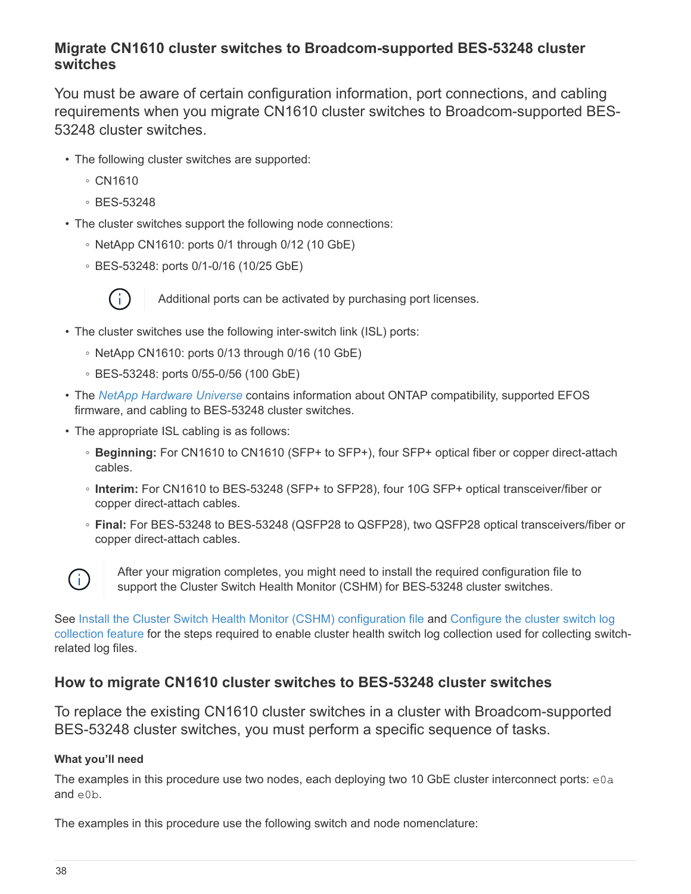## Migrate CN1610 cluster switches to Broadcom-supported BES-53248 cluster switches

You must be aware of certain configuration information, port connections, and cabling requirements when you migrate CN1610 cluster switches to Broadcom-supported BES-53248 cluster switches.

- The following cluster switches are supported:
  - CN1610
  - BES-53248
- The cluster switches support the following node connections:
  - NetApp CN1610: ports 0/1 through 0/12 (10 GbE)
  - BES-53248: ports 0/1-0/16 (10/25 GbE)

    Additional ports can be activated by purchasing port licenses.

- The cluster switches use the following inter-switch link (ISL) ports:
  - NetApp CN1610: ports 0/13 through 0/16 (10 GbE)
  - BES-53248: ports 0/55-0/56 (100 GbE)
- The *NetApp Hardware Universe* contains information about ONTAP compatibility, supported EFOS firmware, and cabling to BES-53248 cluster switches.
- The appropriate ISL cabling is as follows:
  - **Beginning:** For CN1610 to CN1610 (SFP+ to SFP+), four SFP+ optical fiber or copper direct-attach cables.
  - **Interim:** For CN1610 to BES-53248 (SFP+ to SFP28), four 10G SFP+ optical transceiver/fiber or copper direct-attach cables.
  - **Final:** For BES-53248 to BES-53248 (QSFP28 to QSFP28), two QSFP28 optical transceivers/fiber or copper direct-attach cables.

After your migration completes, you might need to install the required configuration file to support the Cluster Switch Health Monitor (CSHM) for BES-53248 cluster switches.

See Install the Cluster Switch Health Monitor (CSHM) configuration file and Configure the cluster switch log collection feature for the steps required to enable cluster health switch log collection used for collecting switch-related log files.

## How to migrate CN1610 cluster switches to BES-53248 cluster switches

To replace the existing CN1610 cluster switches in a cluster with Broadcom-supported BES-53248 cluster switches, you must perform a specific sequence of tasks.

#### What you'll need

The examples in this procedure use two nodes, each deploying two 10 GbE cluster interconnect ports: `e0a` and `e0b`.

The examples in this procedure use the following switch and node nomenclature: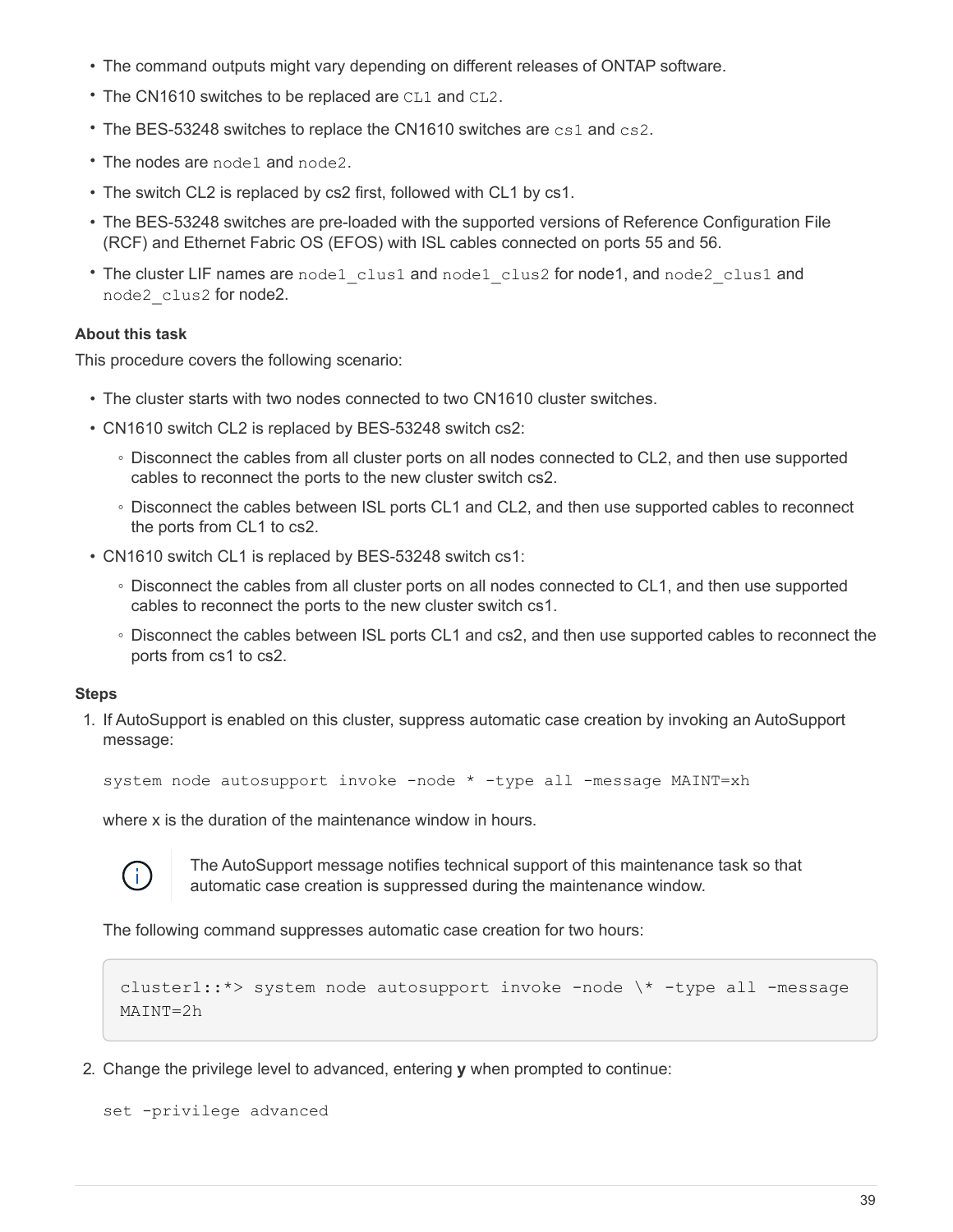- The command outputs might vary depending on different releases of ONTAP software.
- The CN1610 switches to be replaced are `CL1` and `CL2`.
- The BES-53248 switches to replace the CN1610 switches are `cs1` and `cs2`.
- The nodes are `node1` and `node2`.
- The switch CL2 is replaced by cs2 first, followed with CL1 by cs1.
- The BES-53248 switches are pre-loaded with the supported versions of Reference Configuration File (RCF) and Ethernet Fabric OS (EFOS) with ISL cables connected on ports 55 and 56.
- The cluster LIF names are `node1_clus1` and `node1_clus2` for node1, and `node2_clus1` and `node2_clus2` for node2.

**About this task**

This procedure covers the following scenario:

- The cluster starts with two nodes connected to two CN1610 cluster switches.
- CN1610 switch CL2 is replaced by BES-53248 switch cs2:
    - Disconnect the cables from all cluster ports on all nodes connected to CL2, and then use supported cables to reconnect the ports to the new cluster switch cs2.
    - Disconnect the cables between ISL ports CL1 and CL2, and then use supported cables to reconnect the ports from CL1 to cs2.
- CN1610 switch CL1 is replaced by BES-53248 switch cs1:
    - Disconnect the cables from all cluster ports on all nodes connected to CL1, and then use supported cables to reconnect the ports to the new cluster switch cs1.
    - Disconnect the cables between ISL ports CL1 and cs2, and then use supported cables to reconnect the ports from cs1 to cs2.

**Steps**

1. If AutoSupport is enabled on this cluster, suppress automatic case creation by invoking an AutoSupport message:

   `system node autosupport invoke -node * -type all -message MAINT=xh`

   where x is the duration of the maintenance window in hours.

   The AutoSupport message notifies technical support of this maintenance task so that automatic case creation is suppressed during the maintenance window.

   The following command suppresses automatic case creation for two hours:

   ```
   cluster1::*> system node autosupport invoke -node \* -type all -message
   MAINT=2h
   ```

2. Change the privilege level to advanced, entering **y** when prompted to continue:

   `set -privilege advanced`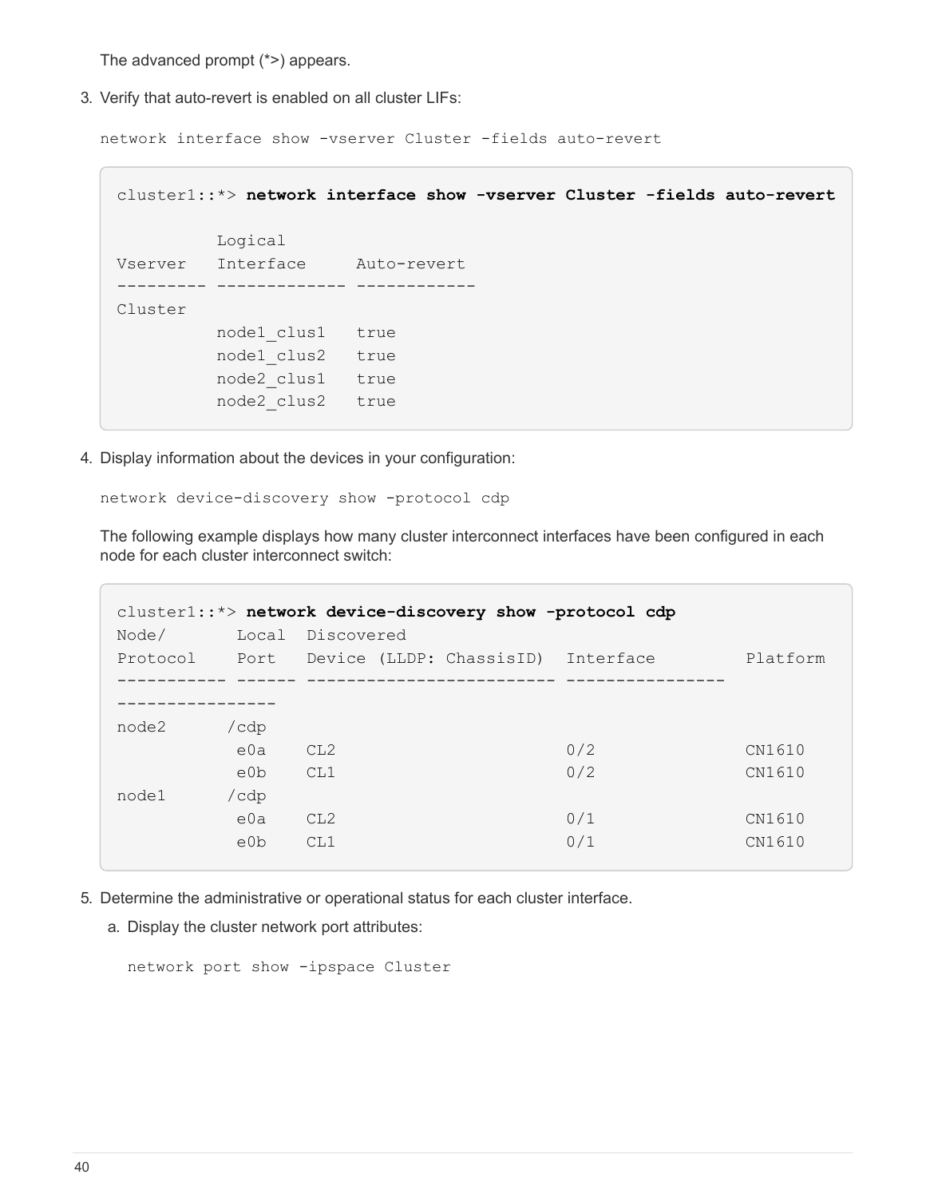The advanced prompt (*>) appears.

3. Verify that auto-revert is enabled on all cluster LIFs:

   `network interface show -vserver Cluster -fields auto-revert`

```
cluster1::*> network interface show -vserver Cluster -fields auto-revert

          Logical
Vserver   Interface     Auto-revert
--------- ------------- ------------
Cluster
          node1_clus1   true
          node1_clus2   true
          node2_clus1   true
          node2_clus2   true
```

4. Display information about the devices in your configuration:

   `network device-discovery show -protocol cdp`

   The following example displays how many cluster interconnect interfaces have been configured in each node for each cluster interconnect switch:

```
cluster1::*> network device-discovery show -protocol cdp
Node/       Local  Discovered
Protocol    Port   Device (LLDP: ChassisID)  Interface         Platform
----------- ------ ------------------------- ----------------
----------------
node2      /cdp
            e0a    CL2                       0/2               CN1610
            e0b    CL1                       0/2               CN1610
node1      /cdp
            e0a    CL2                       0/1               CN1610
            e0b    CL1                       0/1               CN1610
```

5. Determine the administrative or operational status for each cluster interface.

   a. Display the cluster network port attributes:

      `network port show -ipspace Cluster`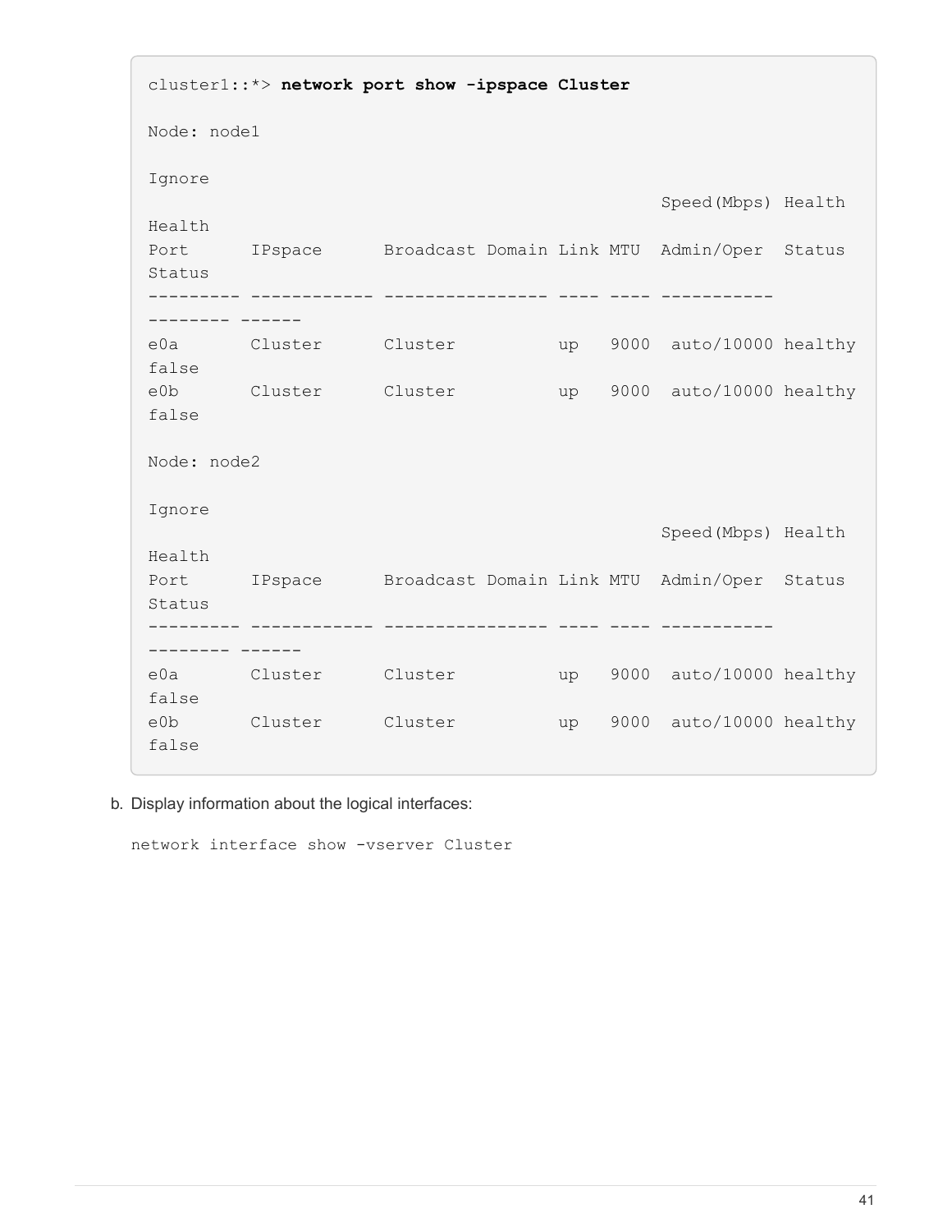```
cluster1::*> network port show -ipspace Cluster

Node: node1

Ignore
                                                  Speed(Mbps) Health
Health
Port      IPspace      Broadcast Domain Link MTU  Admin/Oper  Status
Status
--------- ------------ ---------------- ---- ---- -----------
-------- ------
e0a       Cluster      Cluster          up   9000  auto/10000 healthy
false
e0b       Cluster      Cluster          up   9000  auto/10000 healthy
false

Node: node2

Ignore
                                                  Speed(Mbps) Health
Health
Port      IPspace      Broadcast Domain Link MTU  Admin/Oper  Status
Status
--------- ------------ ---------------- ---- ---- -----------
-------- ------
e0a       Cluster      Cluster          up   9000  auto/10000 healthy
false
e0b       Cluster      Cluster          up   9000  auto/10000 healthy
false
```

b. Display information about the logical interfaces:

```
network interface show -vserver Cluster
```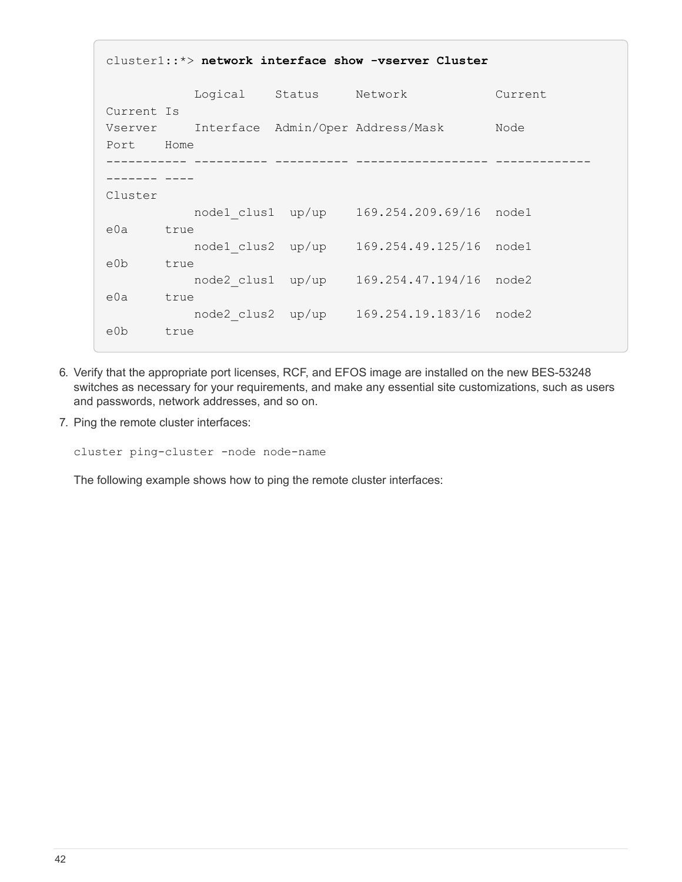```
cluster1::*> network interface show -vserver Cluster

            Logical    Status     Network            Current
Current Is
Vserver     Interface  Admin/Oper Address/Mask       Node
Port    Home
----------- ---------- ---------- ------------------ -------------
------- ----
Cluster
            node1_clus1  up/up    169.254.209.69/16  node1
e0a     true
            node1_clus2  up/up    169.254.49.125/16  node1
e0b     true
            node2_clus1  up/up    169.254.47.194/16  node2
e0a     true
            node2_clus2  up/up    169.254.19.183/16  node2
e0b     true
```

6. Verify that the appropriate port licenses, RCF, and EFOS image are installed on the new BES-53248 switches as necessary for your requirements, and make any essential site customizations, such as users and passwords, network addresses, and so on.
7. Ping the remote cluster interfaces:

   ```
   cluster ping-cluster -node node-name
   ```

   The following example shows how to ping the remote cluster interfaces: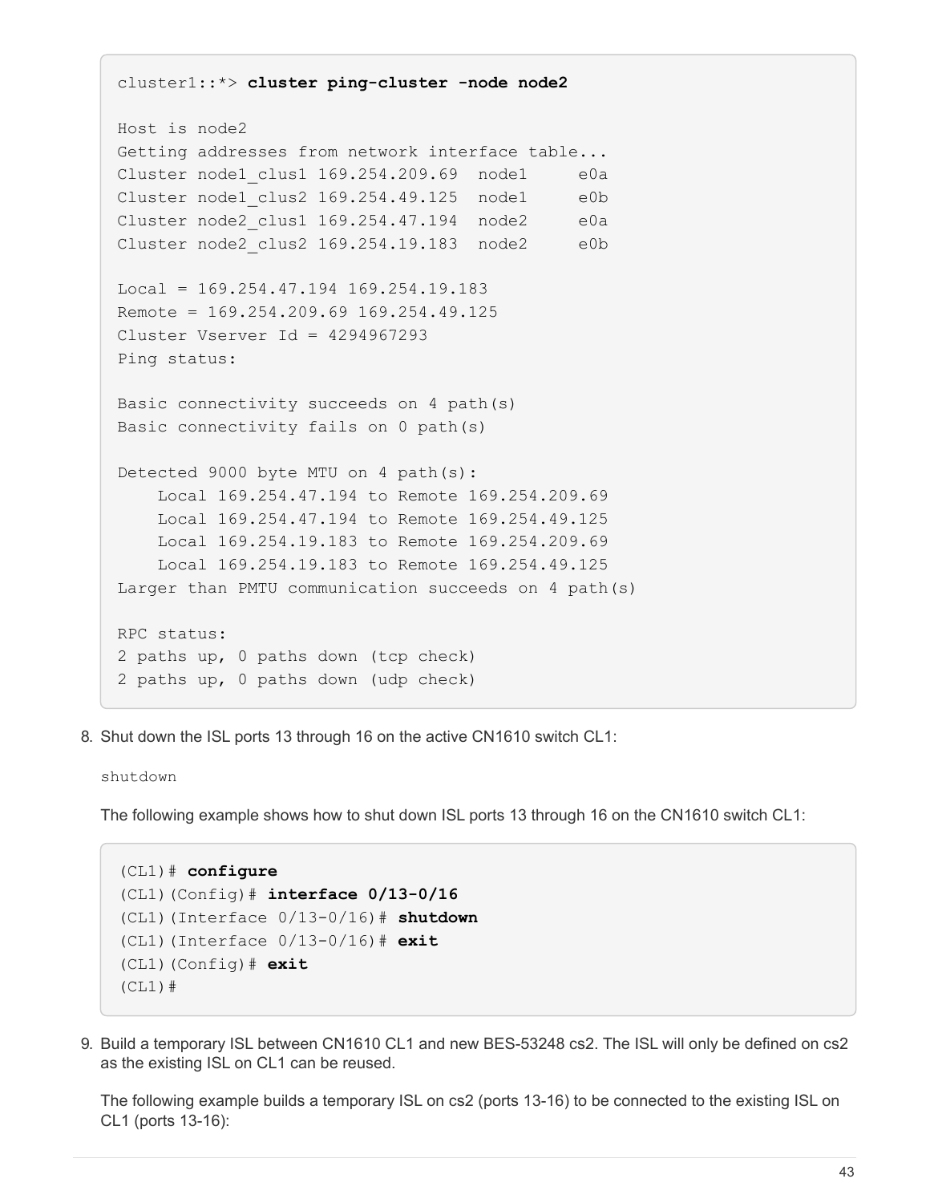```
cluster1::*> cluster ping-cluster -node node2

Host is node2
Getting addresses from network interface table...
Cluster node1_clus1 169.254.209.69  node1     e0a
Cluster node1_clus2 169.254.49.125  node1     e0b
Cluster node2_clus1 169.254.47.194  node2     e0a
Cluster node2_clus2 169.254.19.183  node2     e0b

Local = 169.254.47.194 169.254.19.183
Remote = 169.254.209.69 169.254.49.125
Cluster Vserver Id = 4294967293
Ping status:

Basic connectivity succeeds on 4 path(s)
Basic connectivity fails on 0 path(s)

Detected 9000 byte MTU on 4 path(s):
    Local 169.254.47.194 to Remote 169.254.209.69
    Local 169.254.47.194 to Remote 169.254.49.125
    Local 169.254.19.183 to Remote 169.254.209.69
    Local 169.254.19.183 to Remote 169.254.49.125
Larger than PMTU communication succeeds on 4 path(s)

RPC status:
2 paths up, 0 paths down (tcp check)
2 paths up, 0 paths down (udp check)
```

8. Shut down the ISL ports 13 through 16 on the active CN1610 switch CL1:

   `shutdown`

   The following example shows how to shut down ISL ports 13 through 16 on the CN1610 switch CL1:

```
(CL1)# configure
(CL1)(Config)# interface 0/13-0/16
(CL1)(Interface 0/13-0/16)# shutdown
(CL1)(Interface 0/13-0/16)# exit
(CL1)(Config)# exit
(CL1)#
```

9. Build a temporary ISL between CN1610 CL1 and new BES-53248 cs2. The ISL will only be defined on cs2 as the existing ISL on CL1 can be reused.

   The following example builds a temporary ISL on cs2 (ports 13-16) to be connected to the existing ISL on CL1 (ports 13-16):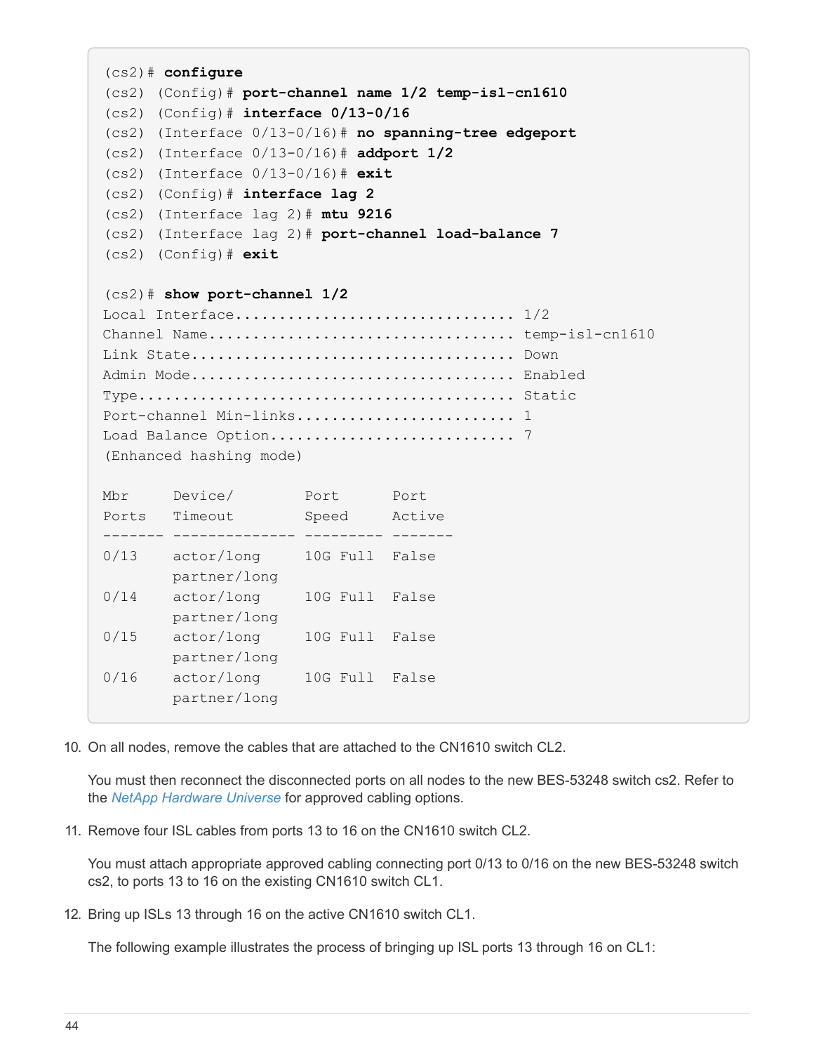```
(cs2)# configure
(cs2) (Config)# port-channel name 1/2 temp-isl-cn1610
(cs2) (Config)# interface 0/13-0/16
(cs2) (Interface 0/13-0/16)# no spanning-tree edgeport
(cs2) (Interface 0/13-0/16)# addport 1/2
(cs2) (Interface 0/13-0/16)# exit
(cs2) (Config)# interface lag 2
(cs2) (Interface lag 2)# mtu 9216
(cs2) (Interface lag 2)# port-channel load-balance 7
(cs2) (Config)# exit

(cs2)# show port-channel 1/2
Local Interface................................ 1/2
Channel Name................................... temp-isl-cn1610
Link State..................................... Down
Admin Mode..................................... Enabled
Type........................................... Static
Port-channel Min-links......................... 1
Load Balance Option............................ 7
(Enhanced hashing mode)

Mbr     Device/        Port      Port
Ports   Timeout        Speed     Active
------- -------------- --------- -------
0/13    actor/long     10G Full  False
        partner/long
0/14    actor/long     10G Full  False
        partner/long
0/15    actor/long     10G Full  False
        partner/long
0/16    actor/long     10G Full  False
        partner/long
```

10. On all nodes, remove the cables that are attached to the CN1610 switch CL2.

    You must then reconnect the disconnected ports on all nodes to the new BES-53248 switch cs2. Refer to the *NetApp Hardware Universe* for approved cabling options.

11. Remove four ISL cables from ports 13 to 16 on the CN1610 switch CL2.

    You must attach appropriate approved cabling connecting port 0/13 to 0/16 on the new BES-53248 switch cs2, to ports 13 to 16 on the existing CN1610 switch CL1.

12. Bring up ISLs 13 through 16 on the active CN1610 switch CL1.

    The following example illustrates the process of bringing up ISL ports 13 through 16 on CL1: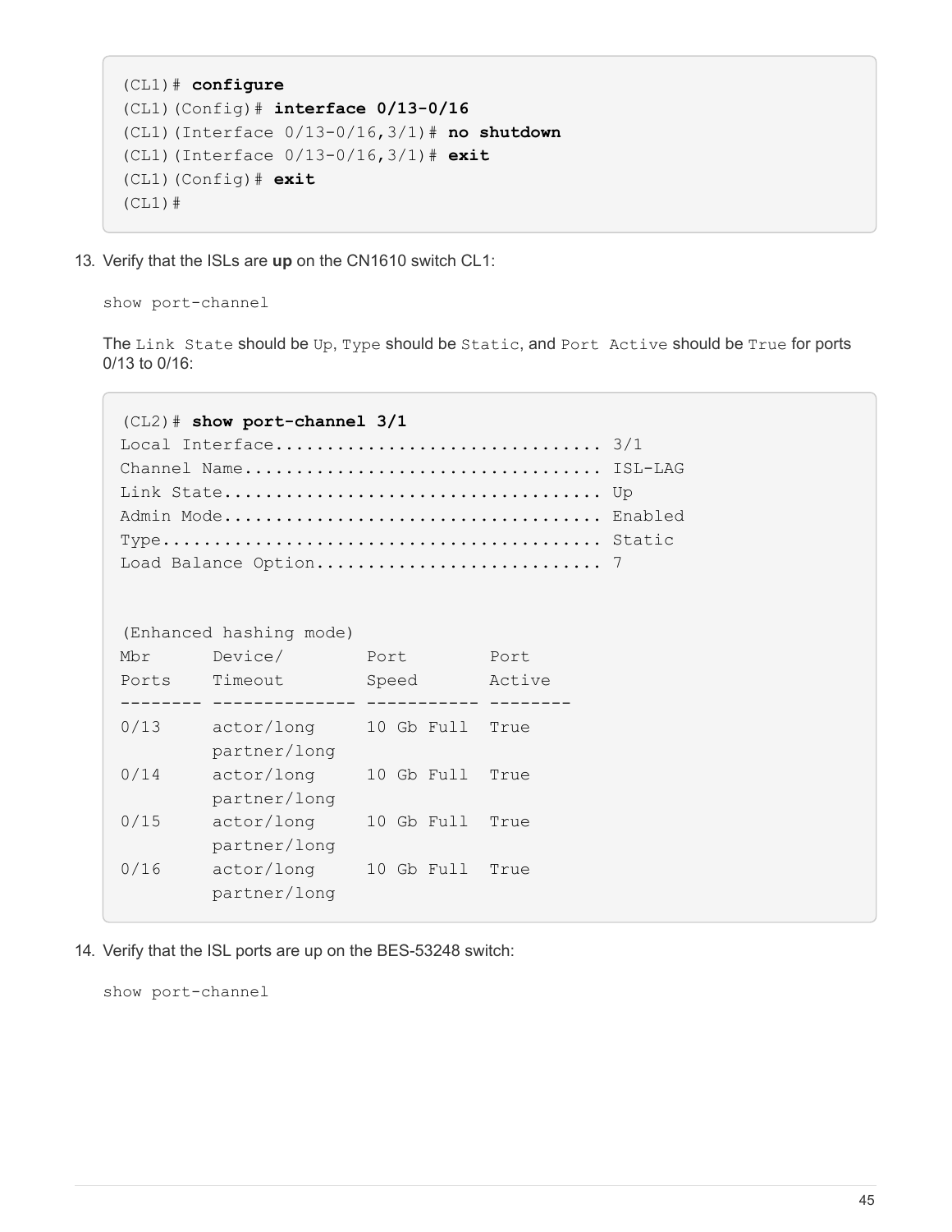```
(CL1)# configure
(CL1)(Config)# interface 0/13-0/16
(CL1)(Interface 0/13-0/16,3/1)# no shutdown
(CL1)(Interface 0/13-0/16,3/1)# exit
(CL1)(Config)# exit
(CL1)#
```

13. Verify that the ISLs are **up** on the CN1610 switch CL1:

    `show port-channel`

    The `Link State` should be `Up`, `Type` should be `Static`, and `Port Active` should be `True` for ports 0/13 to 0/16:

```
(CL2)# show port-channel 3/1
Local Interface................................ 3/1
Channel Name................................... ISL-LAG
Link State..................................... Up
Admin Mode..................................... Enabled
Type........................................... Static
Load Balance Option............................ 7


(Enhanced hashing mode)
Mbr      Device/        Port        Port
Ports    Timeout        Speed       Active
-------- -------------- ----------- --------
0/13     actor/long     10 Gb Full  True
         partner/long
0/14     actor/long     10 Gb Full  True
         partner/long
0/15     actor/long     10 Gb Full  True
         partner/long
0/16     actor/long     10 Gb Full  True
         partner/long
```

14. Verify that the ISL ports are up on the BES-53248 switch:

    `show port-channel`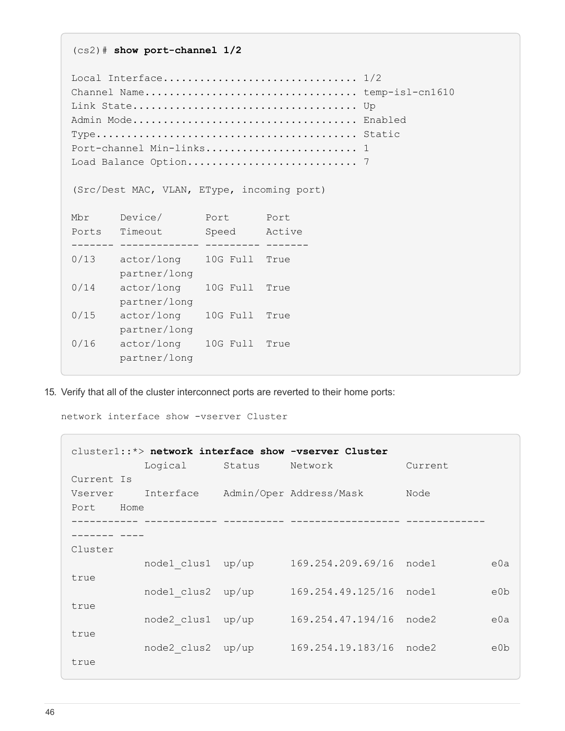```
(cs2)# show port-channel 1/2

Local Interface................................ 1/2
Channel Name................................... temp-isl-cn1610
Link State..................................... Up
Admin Mode..................................... Enabled
Type........................................... Static
Port-channel Min-links......................... 1
Load Balance Option............................ 7

(Src/Dest MAC, VLAN, EType, incoming port)

Mbr     Device/       Port      Port
Ports   Timeout       Speed     Active
------- ------------- --------- -------
0/13    actor/long    10G Full  True
        partner/long
0/14    actor/long    10G Full  True
        partner/long
0/15    actor/long    10G Full  True
        partner/long
0/16    actor/long    10G Full  True
        partner/long
```

15. Verify that all of the cluster interconnect ports are reverted to their home ports:

```
network interface show -vserver Cluster
```

```
cluster1::*> network interface show -vserver Cluster
            Logical      Status     Network            Current
Current Is
Vserver     Interface    Admin/Oper Address/Mask       Node
Port    Home
----------- ------------ ---------- ------------------ -------------
------- ----
Cluster
            node1_clus1  up/up      169.254.209.69/16  node1         e0a
true
            node1_clus2  up/up      169.254.49.125/16  node1         e0b
true
            node2_clus1  up/up      169.254.47.194/16  node2         e0a
true
            node2_clus2  up/up      169.254.19.183/16  node2         e0b
true
```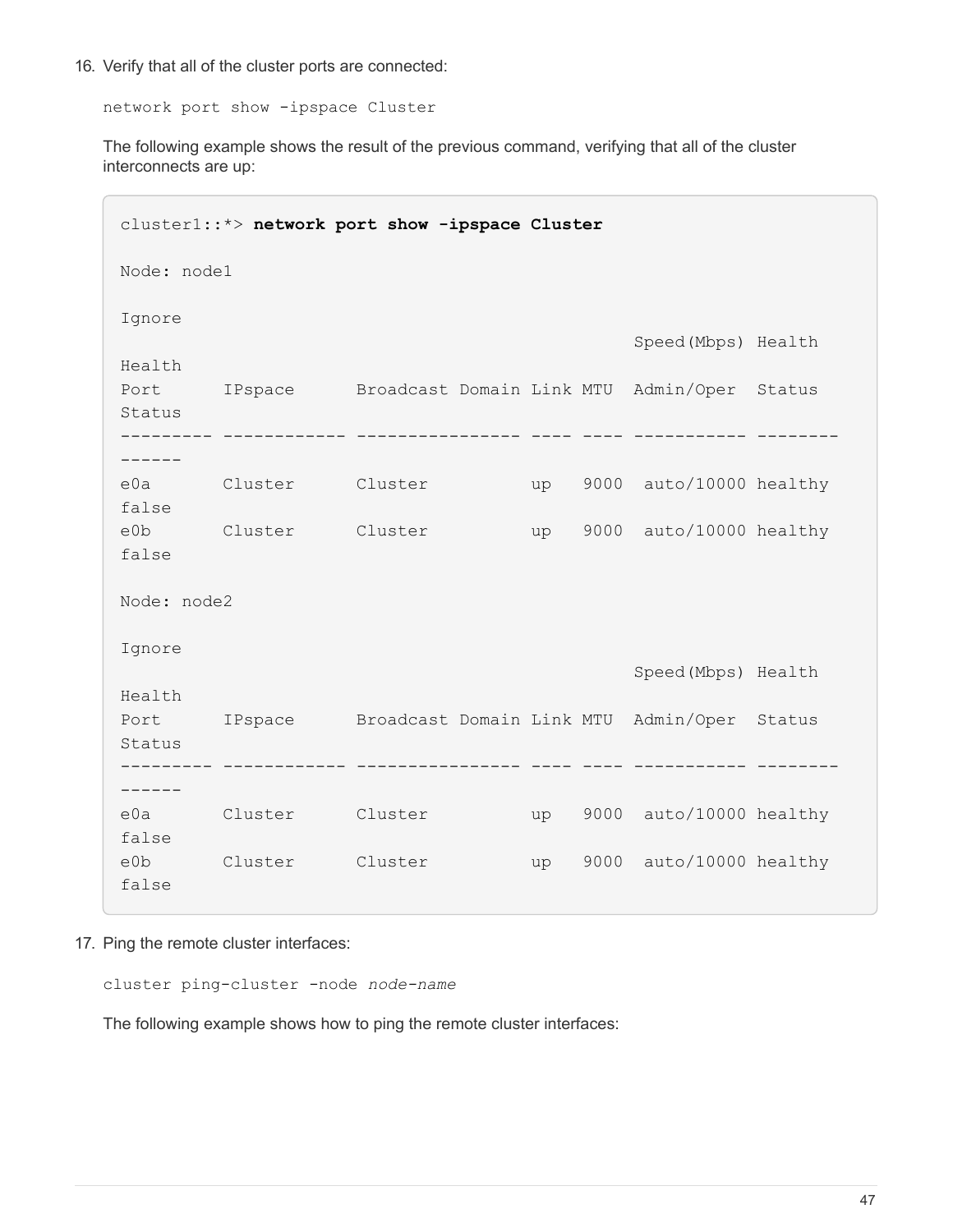16. Verify that all of the cluster ports are connected:

    `network port show -ipspace Cluster`

    The following example shows the result of the previous command, verifying that all of the cluster interconnects are up:

```
cluster1::*> network port show -ipspace Cluster

Node: node1

Ignore
                                                  Speed(Mbps) Health
Health
Port      IPspace      Broadcast Domain Link MTU  Admin/Oper  Status
Status
--------- ------------ ---------------- ---- ---- ----------- --------
------
e0a       Cluster      Cluster          up   9000  auto/10000 healthy
false
e0b       Cluster      Cluster          up   9000  auto/10000 healthy
false

Node: node2

Ignore
                                                  Speed(Mbps) Health
Health
Port      IPspace      Broadcast Domain Link MTU  Admin/Oper  Status
Status
--------- ------------ ---------------- ---- ---- ----------- --------
------
e0a       Cluster      Cluster          up   9000  auto/10000 healthy
false
e0b       Cluster      Cluster          up   9000  auto/10000 healthy
false
```

17. Ping the remote cluster interfaces:

    `cluster ping-cluster -node node-name`

    The following example shows how to ping the remote cluster interfaces: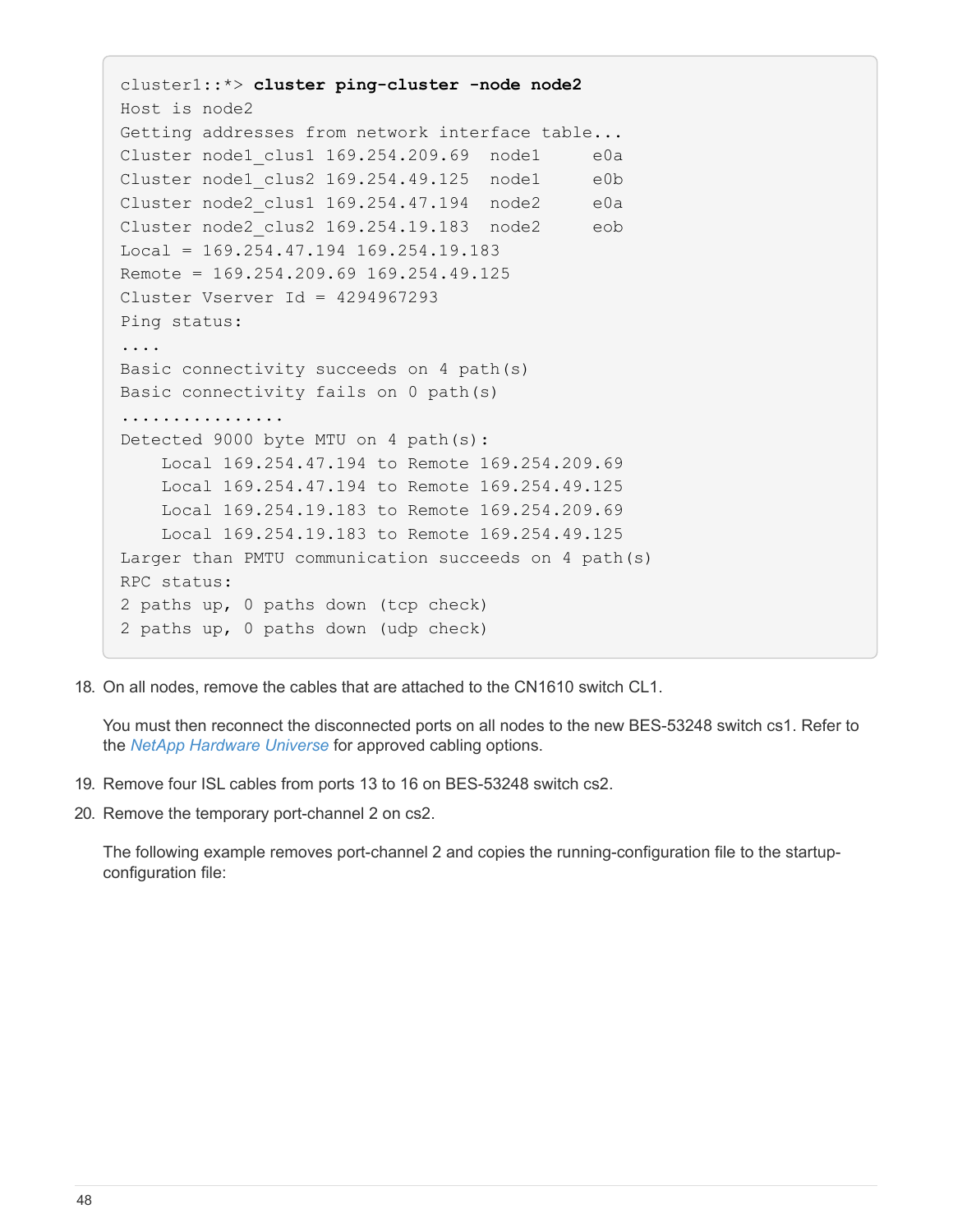```
cluster1::*> cluster ping-cluster -node node2
Host is node2
Getting addresses from network interface table...
Cluster node1_clus1 169.254.209.69  node1     e0a
Cluster node1_clus2 169.254.49.125  node1     e0b
Cluster node2_clus1 169.254.47.194  node2     e0a
Cluster node2_clus2 169.254.19.183  node2     eob
Local = 169.254.47.194 169.254.19.183
Remote = 169.254.209.69 169.254.49.125
Cluster Vserver Id = 4294967293
Ping status:
....
Basic connectivity succeeds on 4 path(s)
Basic connectivity fails on 0 path(s)
................
Detected 9000 byte MTU on 4 path(s):
    Local 169.254.47.194 to Remote 169.254.209.69
    Local 169.254.47.194 to Remote 169.254.49.125
    Local 169.254.19.183 to Remote 169.254.209.69
    Local 169.254.19.183 to Remote 169.254.49.125
Larger than PMTU communication succeeds on 4 path(s)
RPC status:
2 paths up, 0 paths down (tcp check)
2 paths up, 0 paths down (udp check)
```

18. On all nodes, remove the cables that are attached to the CN1610 switch CL1.

    You must then reconnect the disconnected ports on all nodes to the new BES-53248 switch cs1. Refer to the *NetApp Hardware Universe* for approved cabling options.

19. Remove four ISL cables from ports 13 to 16 on BES-53248 switch cs2.

20. Remove the temporary port-channel 2 on cs2.

    The following example removes port-channel 2 and copies the running-configuration file to the startup-configuration file: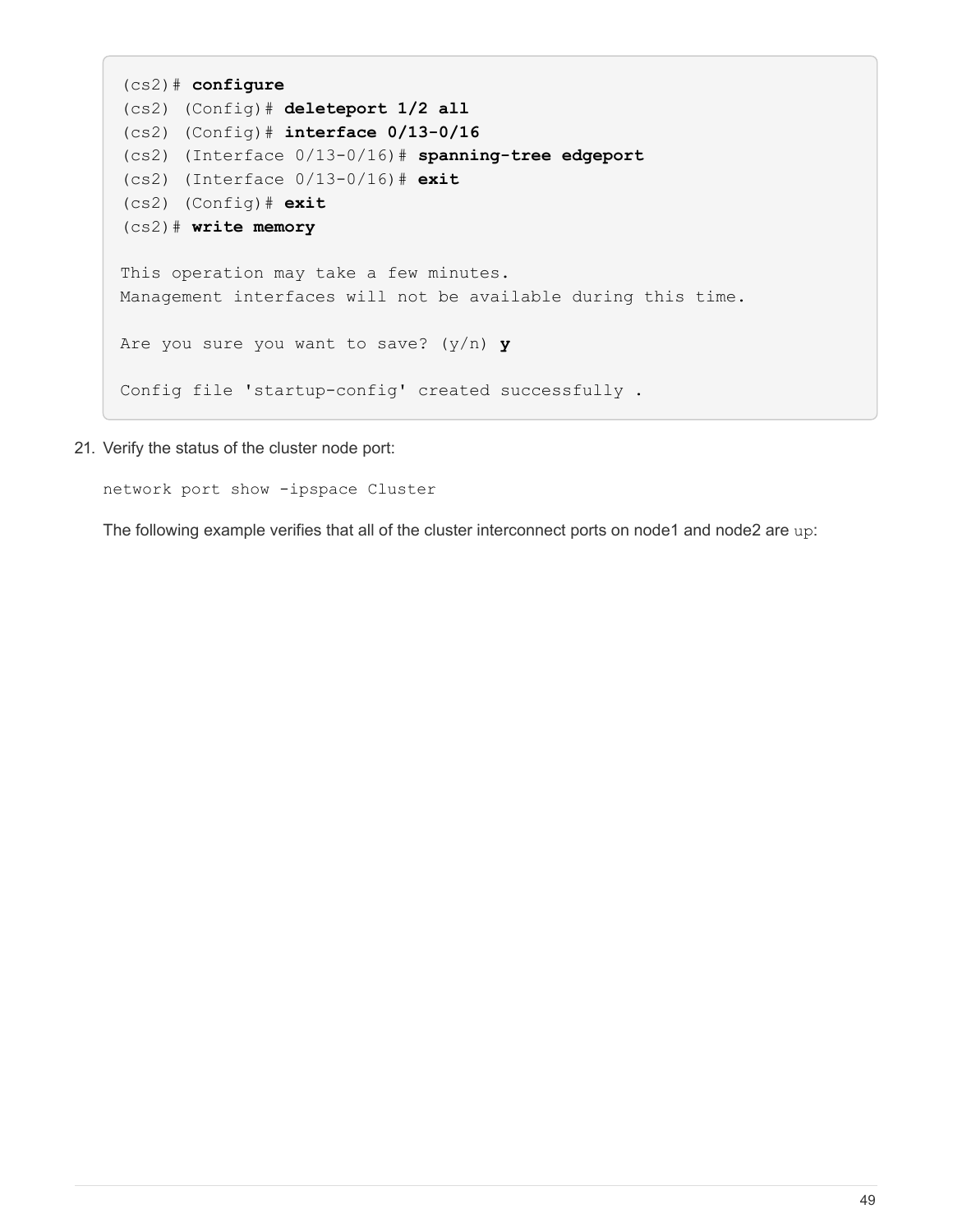```
(cs2)# configure
(cs2) (Config)# deleteport 1/2 all
(cs2) (Config)# interface 0/13-0/16
(cs2) (Interface 0/13-0/16)# spanning-tree edgeport
(cs2) (Interface 0/13-0/16)# exit
(cs2) (Config)# exit
(cs2)# write memory

This operation may take a few minutes.
Management interfaces will not be available during this time.

Are you sure you want to save? (y/n) y

Config file 'startup-config' created successfully .
```

21. Verify the status of the cluster node port:

    `network port show -ipspace Cluster`

    The following example verifies that all of the cluster interconnect ports on node1 and node2 are `up`: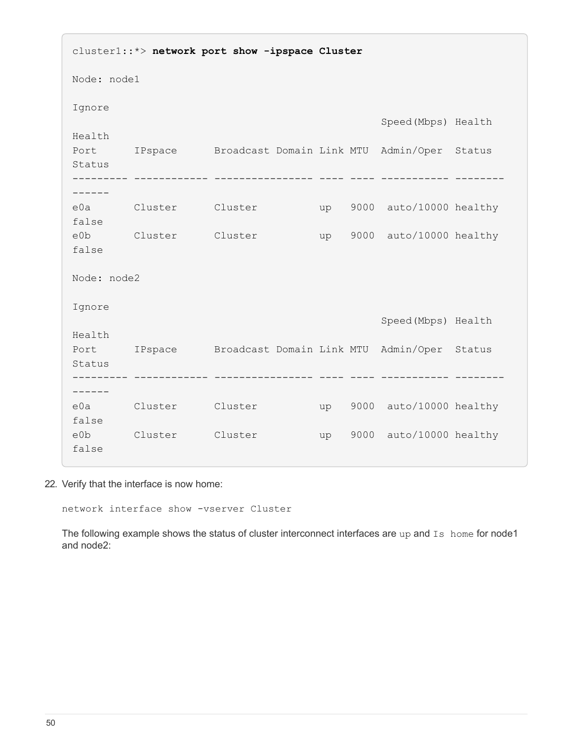```
cluster1::*> network port show -ipspace Cluster

Node: node1

Ignore
                                                  Speed(Mbps) Health
Health
Port      IPspace      Broadcast Domain Link MTU  Admin/Oper  Status
Status
--------- ------------ ---------------- ---- ---- ----------- --------
------
e0a       Cluster      Cluster          up   9000  auto/10000 healthy
false
e0b       Cluster      Cluster          up   9000  auto/10000 healthy
false

Node: node2

Ignore
                                                  Speed(Mbps) Health
Health
Port      IPspace      Broadcast Domain Link MTU  Admin/Oper  Status
Status
--------- ------------ ---------------- ---- ---- ----------- --------
------
e0a       Cluster      Cluster          up   9000  auto/10000 healthy
false
e0b       Cluster      Cluster          up   9000  auto/10000 healthy
false
```

22. Verify that the interface is now home:

    `network interface show -vserver Cluster`

    The following example shows the status of cluster interconnect interfaces are `up` and `Is home` for node1 and node2: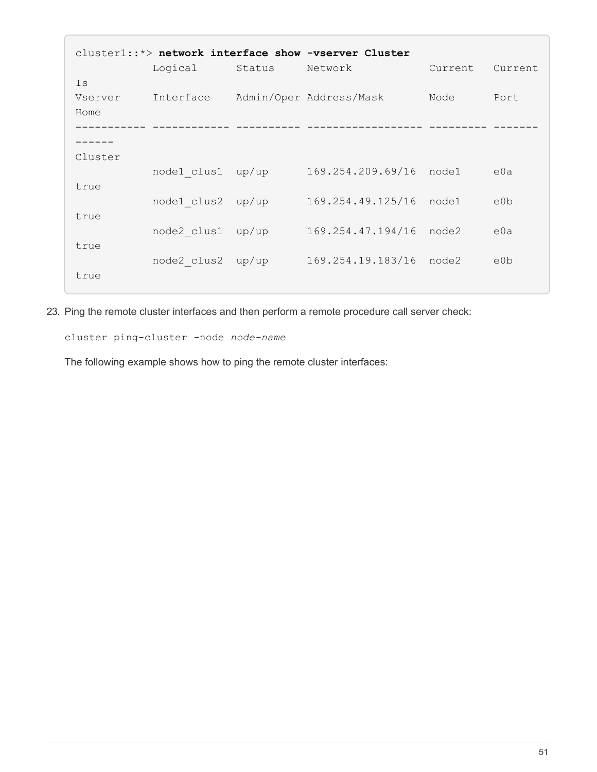```
cluster1::*> network interface show -vserver Cluster
            Logical      Status     Network            Current   Current
Is
Vserver     Interface    Admin/Oper Address/Mask       Node      Port
Home
----------- ------------ ---------- ------------------ --------- -------
------
Cluster
            node1_clus1  up/up      169.254.209.69/16  node1     e0a
true
            node1_clus2  up/up      169.254.49.125/16  node1     e0b
true
            node2_clus1  up/up      169.254.47.194/16  node2     e0a
true
            node2_clus2  up/up      169.254.19.183/16  node2     e0b
true
```

23. Ping the remote cluster interfaces and then perform a remote procedure call server check:

    `cluster ping-cluster -node` *`node-name`*

    The following example shows how to ping the remote cluster interfaces: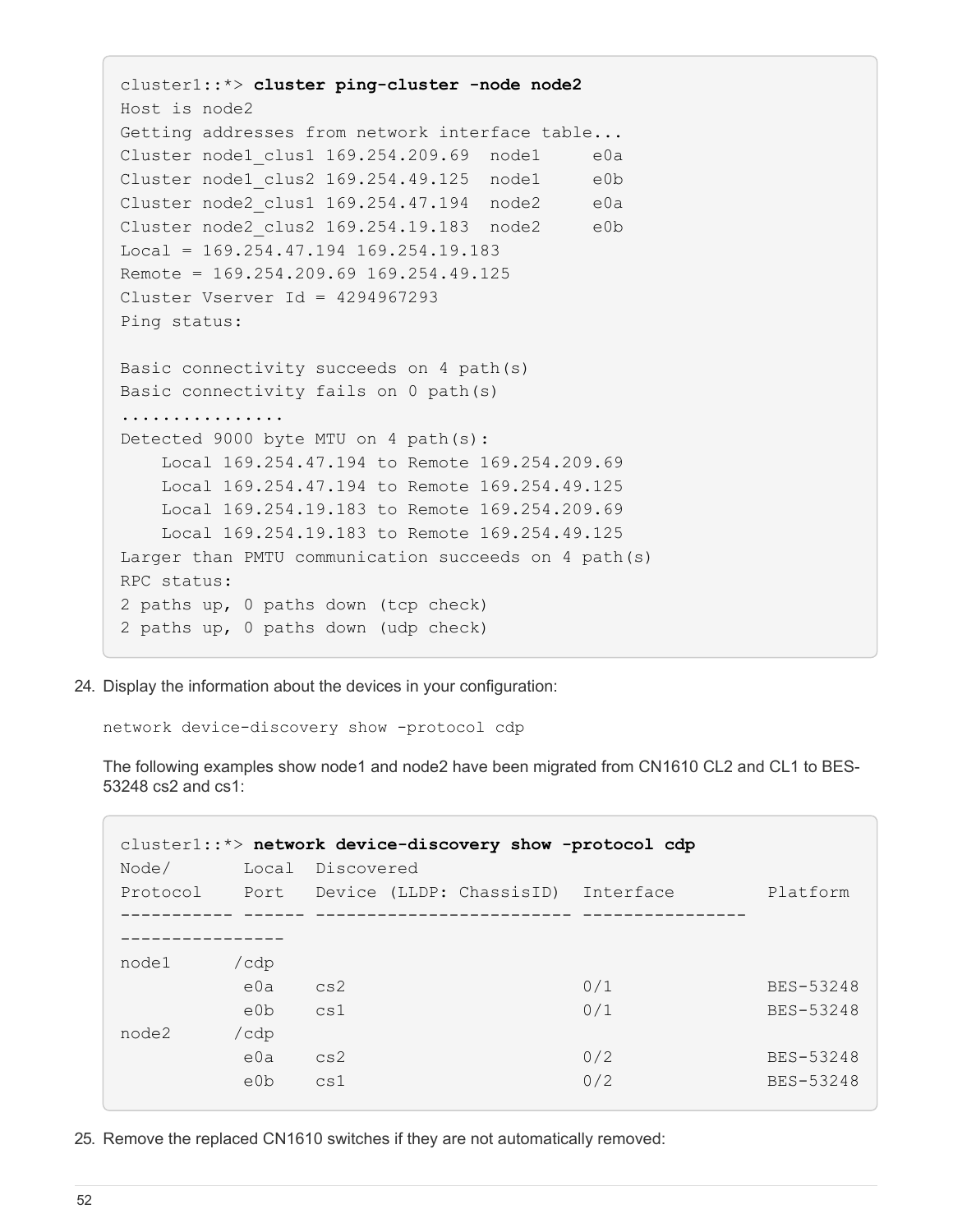```
cluster1::*> cluster ping-cluster -node node2
Host is node2
Getting addresses from network interface table...
Cluster node1_clus1 169.254.209.69  node1     e0a
Cluster node1_clus2 169.254.49.125  node1     e0b
Cluster node2_clus1 169.254.47.194  node2     e0a
Cluster node2_clus2 169.254.19.183  node2     e0b
Local = 169.254.47.194 169.254.19.183
Remote = 169.254.209.69 169.254.49.125
Cluster Vserver Id = 4294967293
Ping status:

Basic connectivity succeeds on 4 path(s)
Basic connectivity fails on 0 path(s)
................
Detected 9000 byte MTU on 4 path(s):
    Local 169.254.47.194 to Remote 169.254.209.69
    Local 169.254.47.194 to Remote 169.254.49.125
    Local 169.254.19.183 to Remote 169.254.209.69
    Local 169.254.19.183 to Remote 169.254.49.125
Larger than PMTU communication succeeds on 4 path(s)
RPC status:
2 paths up, 0 paths down (tcp check)
2 paths up, 0 paths down (udp check)
```

24. Display the information about the devices in your configuration:

    `network device-discovery show -protocol cdp`

    The following examples show node1 and node2 have been migrated from CN1610 CL2 and CL1 to BES-53248 cs2 and cs1:

```
cluster1::*> network device-discovery show -protocol cdp
Node/       Local  Discovered
Protocol    Port   Device (LLDP: ChassisID)  Interface         Platform
----------- ------ ------------------------- ----------------
----------------
node1      /cdp
            e0a    cs2                       0/1               BES-53248
            e0b    cs1                       0/1               BES-53248
node2      /cdp
            e0a    cs2                       0/2               BES-53248
            e0b    cs1                       0/2               BES-53248
```

25. Remove the replaced CN1610 switches if they are not automatically removed: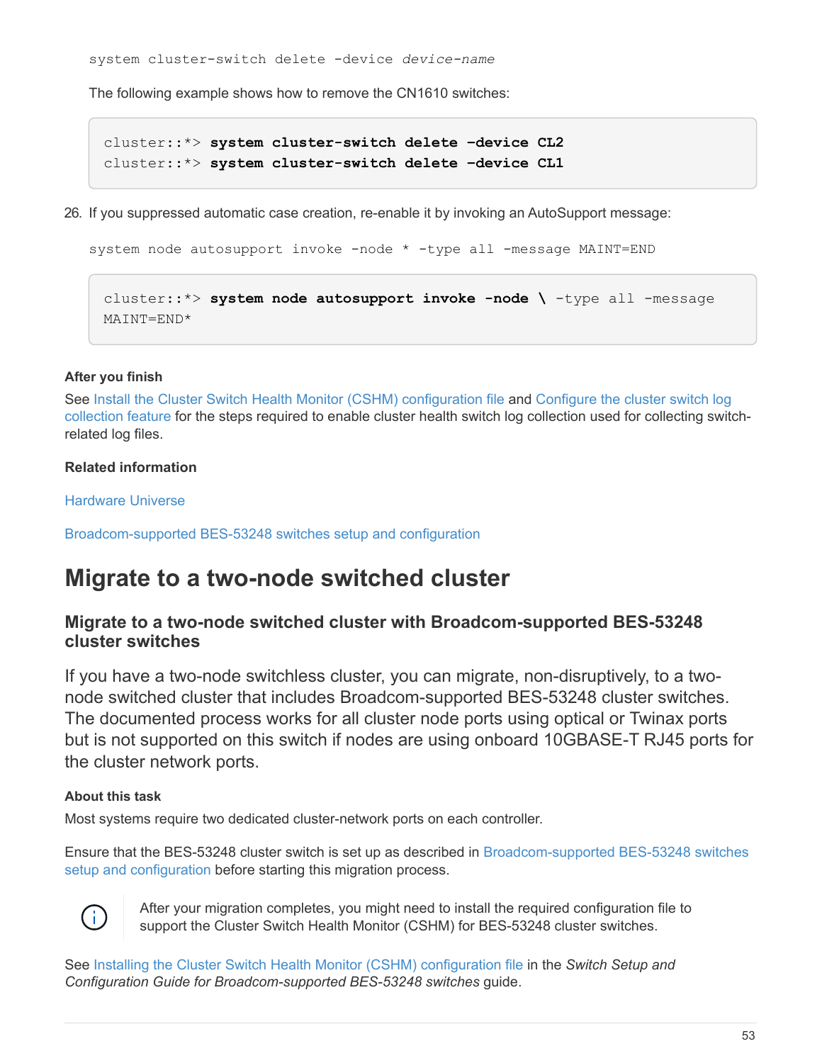```
system cluster-switch delete -device device-name
```

The following example shows how to remove the CN1610 switches:

```
cluster::*> system cluster-switch delete -device CL2
cluster::*> system cluster-switch delete -device CL1
```

26. If you suppressed automatic case creation, re-enable it by invoking an AutoSupport message:

```
system node autosupport invoke -node * -type all -message MAINT=END
```

```
cluster::*> system node autosupport invoke -node \ -type all -message
MAINT=END*
```

#### After you finish

See Install the Cluster Switch Health Monitor (CSHM) configuration file and Configure the cluster switch log collection feature for the steps required to enable cluster health switch log collection used for collecting switch-related log files.

#### Related information

Hardware Universe

Broadcom-supported BES-53248 switches setup and configuration

# Migrate to a two-node switched cluster

## Migrate to a two-node switched cluster with Broadcom-supported BES-53248 cluster switches

If you have a two-node switchless cluster, you can migrate, non-disruptively, to a two-node switched cluster that includes Broadcom-supported BES-53248 cluster switches. The documented process works for all cluster node ports using optical or Twinax ports but is not supported on this switch if nodes are using onboard 10GBASE-T RJ45 ports for the cluster network ports.

#### About this task

Most systems require two dedicated cluster-network ports on each controller.

Ensure that the BES-53248 cluster switch is set up as described in Broadcom-supported BES-53248 switches setup and configuration before starting this migration process.

> After your migration completes, you might need to install the required configuration file to support the Cluster Switch Health Monitor (CSHM) for BES-53248 cluster switches.

See Installing the Cluster Switch Health Monitor (CSHM) configuration file in the *Switch Setup and Configuration Guide for Broadcom-supported BES-53248 switches* guide.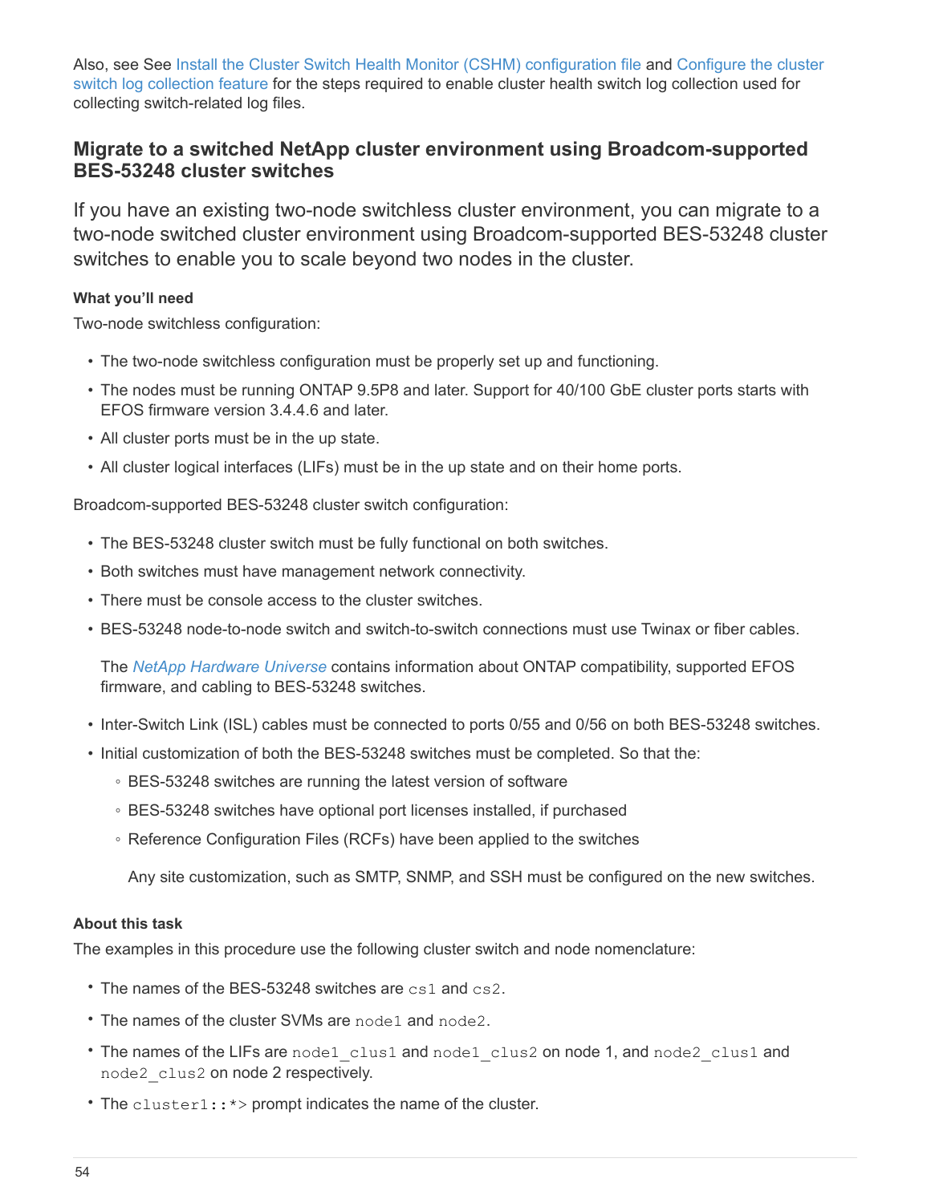Also, see See Install the Cluster Switch Health Monitor (CSHM) configuration file and Configure the cluster switch log collection feature for the steps required to enable cluster health switch log collection used for collecting switch-related log files.

## Migrate to a switched NetApp cluster environment using Broadcom-supported BES-53248 cluster switches

If you have an existing two-node switchless cluster environment, you can migrate to a two-node switched cluster environment using Broadcom-supported BES-53248 cluster switches to enable you to scale beyond two nodes in the cluster.

#### What you'll need

Two-node switchless configuration:

- The two-node switchless configuration must be properly set up and functioning.
- The nodes must be running ONTAP 9.5P8 and later. Support for 40/100 GbE cluster ports starts with EFOS firmware version 3.4.4.6 and later.
- All cluster ports must be in the up state.
- All cluster logical interfaces (LIFs) must be in the up state and on their home ports.

Broadcom-supported BES-53248 cluster switch configuration:

- The BES-53248 cluster switch must be fully functional on both switches.
- Both switches must have management network connectivity.
- There must be console access to the cluster switches.
- BES-53248 node-to-node switch and switch-to-switch connections must use Twinax or fiber cables.

  The *NetApp Hardware Universe* contains information about ONTAP compatibility, supported EFOS firmware, and cabling to BES-53248 switches.

- Inter-Switch Link (ISL) cables must be connected to ports 0/55 and 0/56 on both BES-53248 switches.
- Initial customization of both the BES-53248 switches must be completed. So that the:
  - BES-53248 switches are running the latest version of software
  - BES-53248 switches have optional port licenses installed, if purchased
  - Reference Configuration Files (RCFs) have been applied to the switches

    Any site customization, such as SMTP, SNMP, and SSH must be configured on the new switches.

#### About this task

The examples in this procedure use the following cluster switch and node nomenclature:

- The names of the BES-53248 switches are `cs1` and `cs2`.
- The names of the cluster SVMs are `node1` and `node2`.
- The names of the LIFs are `node1_clus1` and `node1_clus2` on node 1, and `node2_clus1` and `node2_clus2` on node 2 respectively.
- The `cluster1::*>` prompt indicates the name of the cluster.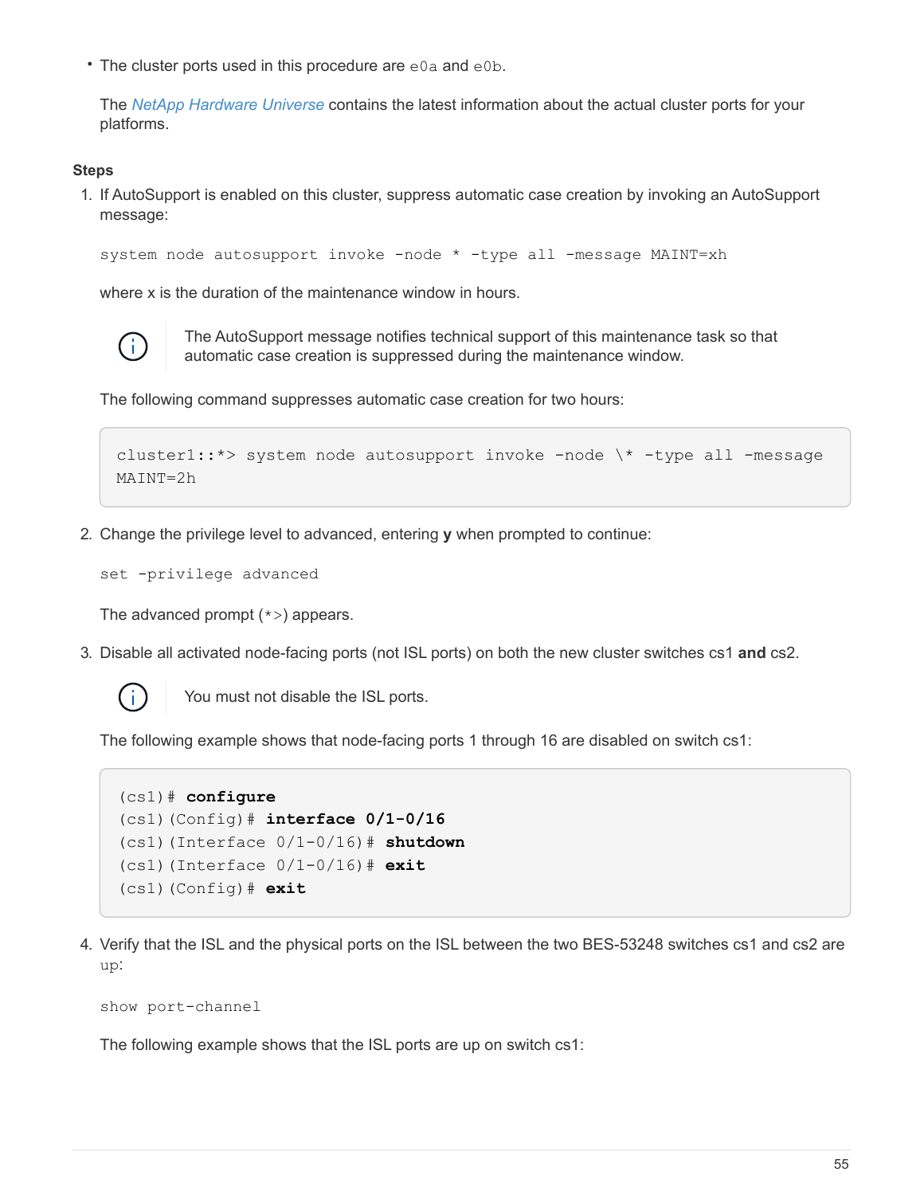- The cluster ports used in this procedure are `e0a` and `e0b`.

  The *NetApp Hardware Universe* contains the latest information about the actual cluster ports for your platforms.

**Steps**

1. If AutoSupport is enabled on this cluster, suppress automatic case creation by invoking an AutoSupport message:

   `system node autosupport invoke -node * -type all -message MAINT=xh`

   where x is the duration of the maintenance window in hours.

   > The AutoSupport message notifies technical support of this maintenance task so that automatic case creation is suppressed during the maintenance window.

   The following command suppresses automatic case creation for two hours:

   ```
   cluster1::*> system node autosupport invoke -node \* -type all -message
   MAINT=2h
   ```

2. Change the privilege level to advanced, entering **y** when prompted to continue:

   `set -privilege advanced`

   The advanced prompt (`*>`) appears.

3. Disable all activated node-facing ports (not ISL ports) on both the new cluster switches cs1 **and** cs2.

   > You must not disable the ISL ports.

   The following example shows that node-facing ports 1 through 16 are disabled on switch cs1:

   ```
   (cs1)# configure
   (cs1)(Config)# interface 0/1-0/16
   (cs1)(Interface 0/1-0/16)# shutdown
   (cs1)(Interface 0/1-0/16)# exit
   (cs1)(Config)# exit
   ```

4. Verify that the ISL and the physical ports on the ISL between the two BES-53248 switches cs1 and cs2 are `up`:

   `show port-channel`

   The following example shows that the ISL ports are up on switch cs1: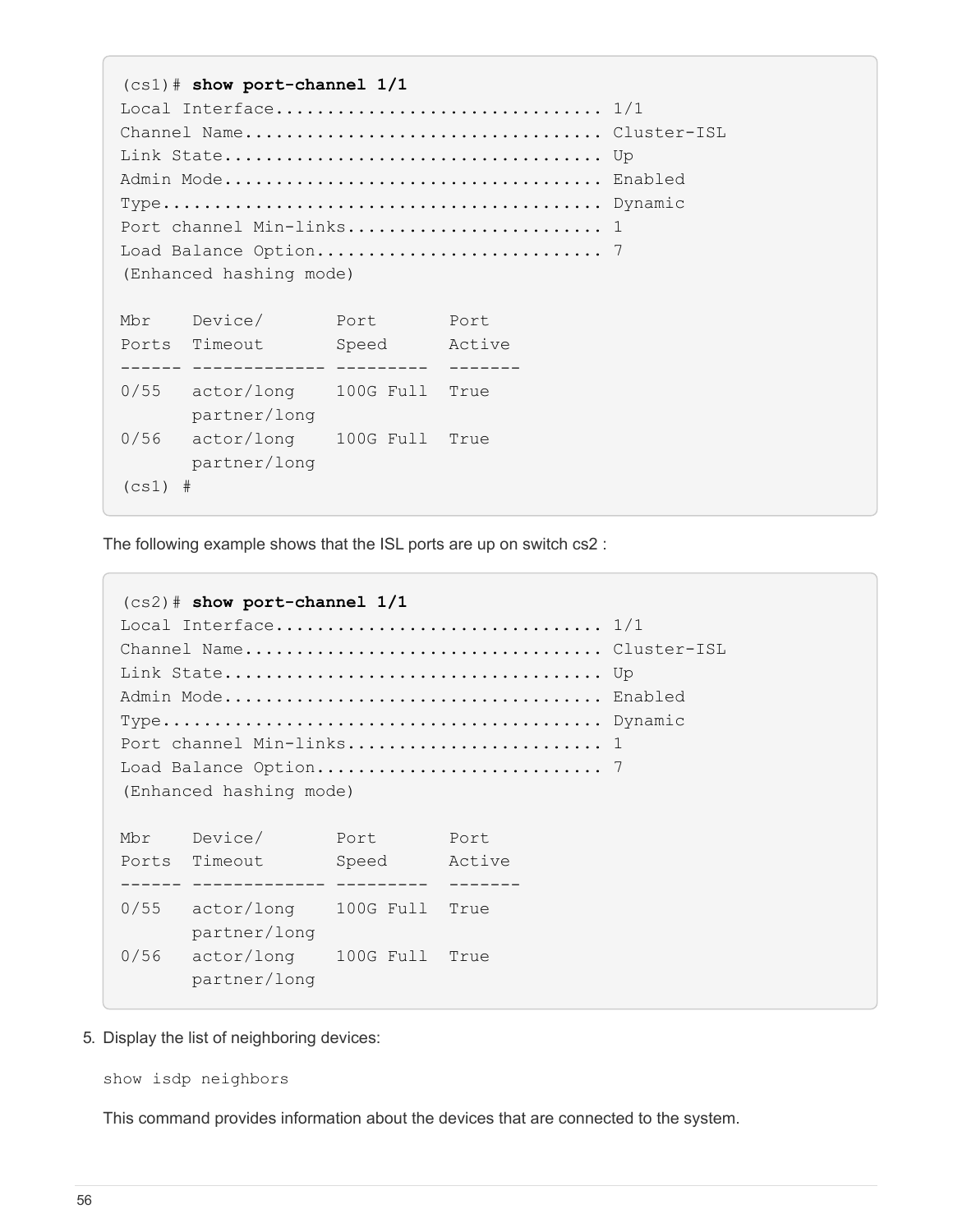```
(cs1)# show port-channel 1/1
Local Interface................................ 1/1
Channel Name................................... Cluster-ISL
Link State..................................... Up
Admin Mode..................................... Enabled
Type........................................... Dynamic
Port channel Min-links......................... 1
Load Balance Option............................ 7
(Enhanced hashing mode)

Mbr    Device/       Port       Port
Ports  Timeout       Speed      Active
------ ------------- ---------  -------
0/55   actor/long    100G Full  True
       partner/long
0/56   actor/long    100G Full  True
       partner/long
(cs1) #
```

The following example shows that the ISL ports are up on switch cs2 :

```
(cs2)# show port-channel 1/1
Local Interface................................ 1/1
Channel Name................................... Cluster-ISL
Link State..................................... Up
Admin Mode..................................... Enabled
Type........................................... Dynamic
Port channel Min-links......................... 1
Load Balance Option............................ 7
(Enhanced hashing mode)

Mbr    Device/       Port       Port
Ports  Timeout       Speed      Active
------ ------------- ---------  -------
0/55   actor/long    100G Full  True
       partner/long
0/56   actor/long    100G Full  True
       partner/long
```

5. Display the list of neighboring devices:

   `show isdp neighbors`

   This command provides information about the devices that are connected to the system.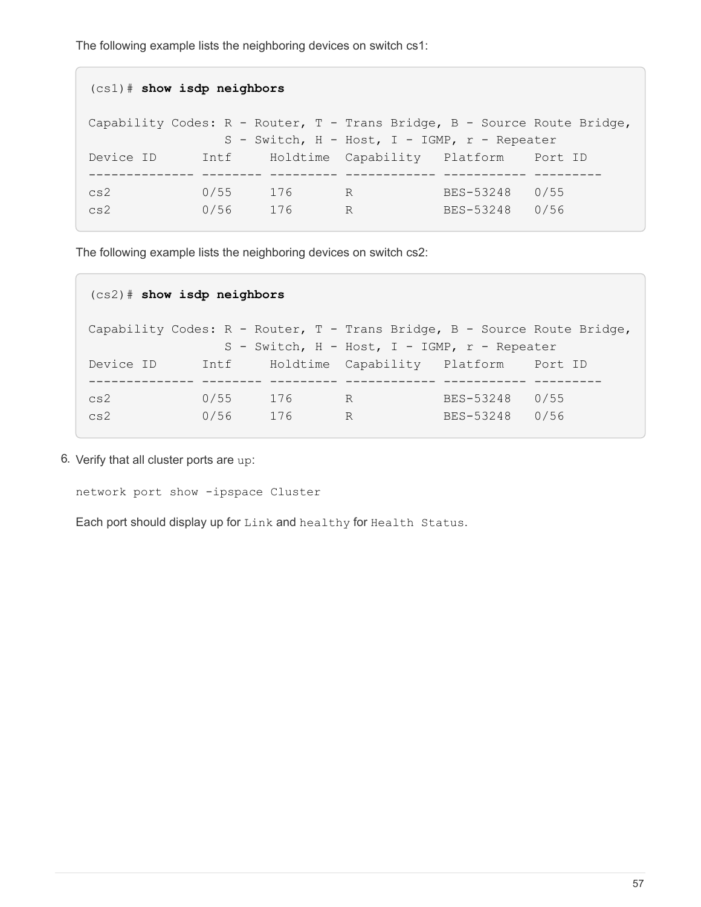The following example lists the neighboring devices on switch cs1:

```
(cs1)# show isdp neighbors

Capability Codes: R - Router, T - Trans Bridge, B - Source Route Bridge,
                  S - Switch, H - Host, I - IGMP, r - Repeater
Device ID      Intf     Holdtime  Capability   Platform    Port ID
-------------- -------- --------- ------------ ----------- ---------
cs2            0/55     176       R            BES-53248   0/55
cs2            0/56     176       R            BES-53248   0/56
```

The following example lists the neighboring devices on switch cs2:

```
(cs2)# show isdp neighbors

Capability Codes: R - Router, T - Trans Bridge, B - Source Route Bridge,
                  S - Switch, H - Host, I - IGMP, r - Repeater
Device ID      Intf     Holdtime  Capability   Platform    Port ID
-------------- -------- --------- ------------ ----------- ---------
cs2            0/55     176       R            BES-53248   0/55
cs2            0/56     176       R            BES-53248   0/56
```

6. Verify that all cluster ports are `up`:

   `network port show -ipspace Cluster`

   Each port should display up for `Link` and `healthy` for `Health Status`.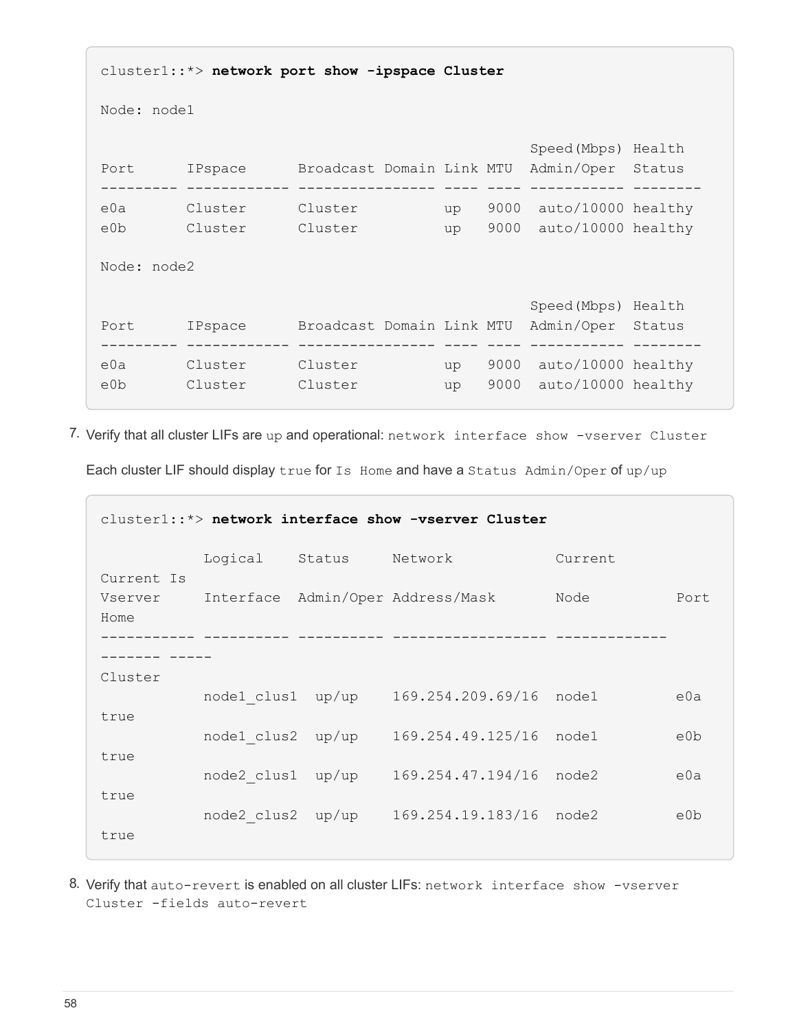```
cluster1::*> network port show -ipspace Cluster

Node: node1

                                                   Speed(Mbps) Health
Port      IPspace      Broadcast Domain Link MTU  Admin/Oper  Status
--------- ------------ ---------------- ---- ---- ----------- --------
e0a       Cluster      Cluster          up   9000  auto/10000 healthy
e0b       Cluster      Cluster          up   9000  auto/10000 healthy

Node: node2

                                                   Speed(Mbps) Health
Port      IPspace      Broadcast Domain Link MTU  Admin/Oper  Status
--------- ------------ ---------------- ---- ---- ----------- --------
e0a       Cluster      Cluster          up   9000  auto/10000 healthy
e0b       Cluster      Cluster          up   9000  auto/10000 healthy
```

7. Verify that all cluster LIFs are `up` and operational: `network interface show -vserver Cluster`

   Each cluster LIF should display `true` for `Is Home` and have a `Status Admin/Oper` of `up/up`

```
cluster1::*> network interface show -vserver Cluster

            Logical    Status     Network            Current
Current Is
Vserver     Interface  Admin/Oper Address/Mask       Node          Port
Home
----------- ---------- ---------- ------------------ -------------
------- -----
Cluster
            node1_clus1  up/up    169.254.209.69/16  node1         e0a
true
            node1_clus2  up/up    169.254.49.125/16  node1         e0b
true
            node2_clus1  up/up    169.254.47.194/16  node2         e0a
true
            node2_clus2  up/up    169.254.19.183/16  node2         e0b
true
```

8. Verify that `auto-revert` is enabled on all cluster LIFs: `network interface show -vserver Cluster -fields auto-revert`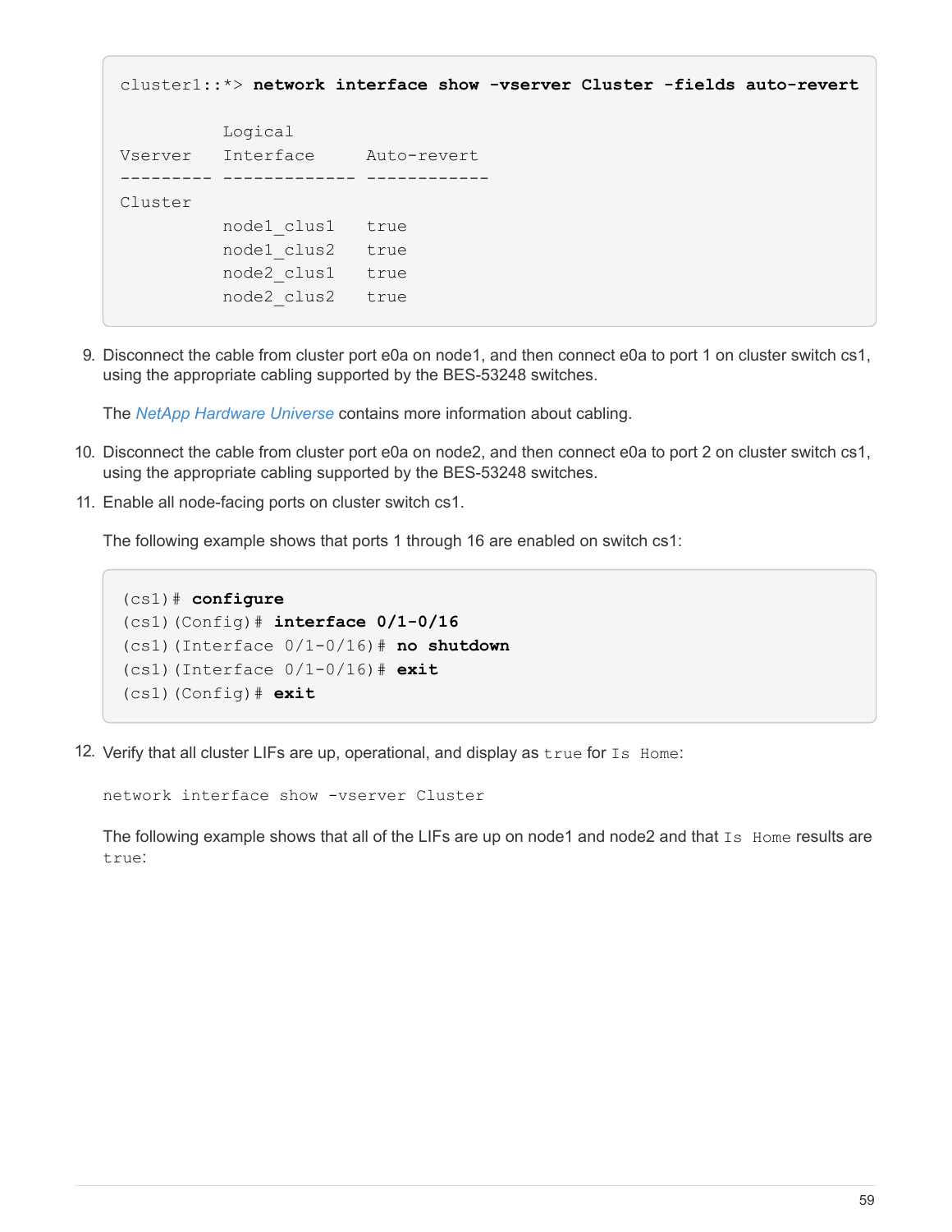```
cluster1::*> network interface show -vserver Cluster -fields auto-revert

          Logical
Vserver   Interface     Auto-revert
--------- ------------- ------------
Cluster
          node1_clus1   true
          node1_clus2   true
          node2_clus1   true
          node2_clus2   true
```

9. Disconnect the cable from cluster port e0a on node1, and then connect e0a to port 1 on cluster switch cs1, using the appropriate cabling supported by the BES-53248 switches.

   The *NetApp Hardware Universe* contains more information about cabling.

10. Disconnect the cable from cluster port e0a on node2, and then connect e0a to port 2 on cluster switch cs1, using the appropriate cabling supported by the BES-53248 switches.

11. Enable all node-facing ports on cluster switch cs1.

    The following example shows that ports 1 through 16 are enabled on switch cs1:

```
(cs1)# configure
(cs1)(Config)# interface 0/1-0/16
(cs1)(Interface 0/1-0/16)# no shutdown
(cs1)(Interface 0/1-0/16)# exit
(cs1)(Config)# exit
```

12. Verify that all cluster LIFs are up, operational, and display as `true` for `Is Home`:

    `network interface show -vserver Cluster`

    The following example shows that all of the LIFs are up on node1 and node2 and that `Is Home` results are `true`: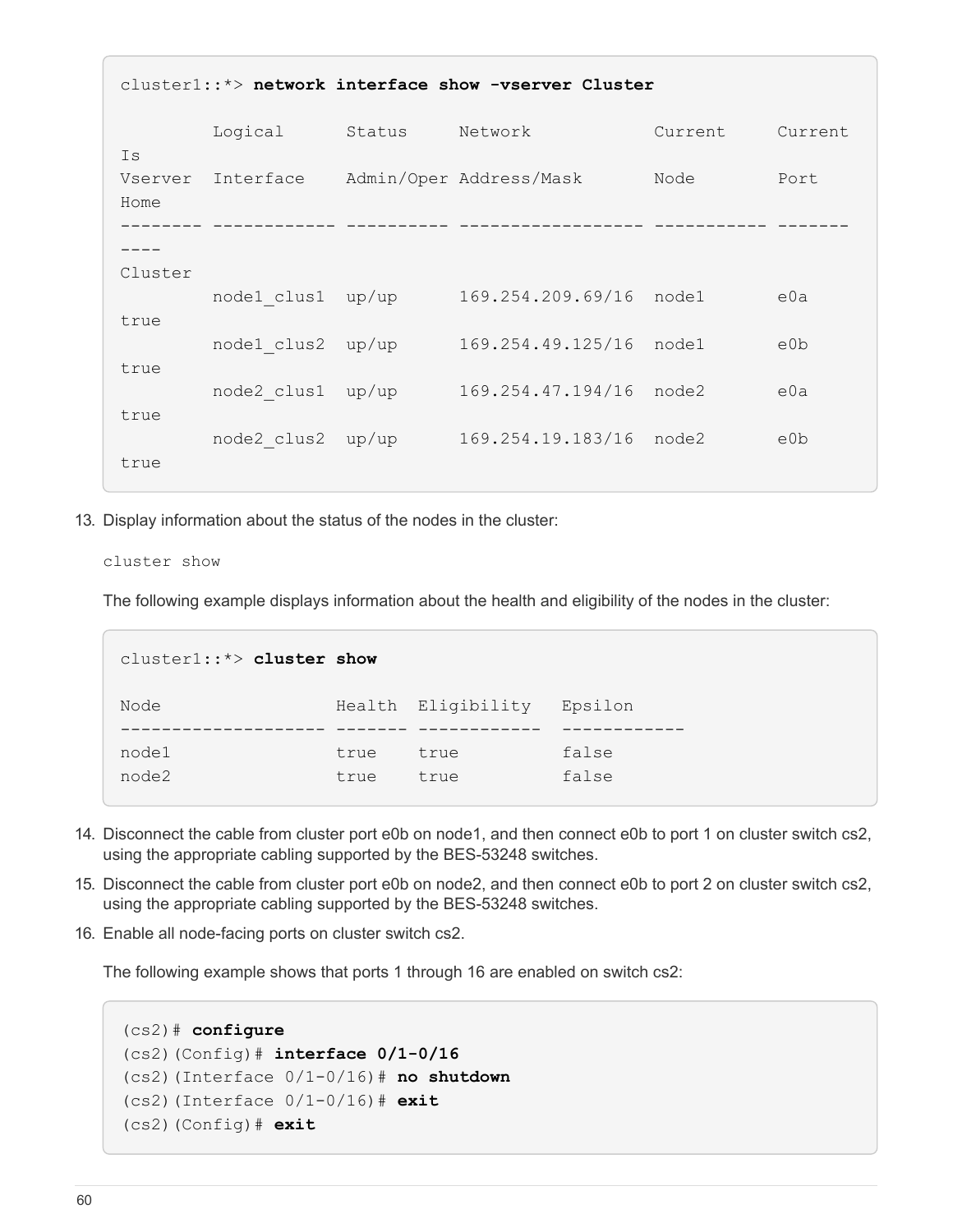```
cluster1::*> network interface show -vserver Cluster

         Logical      Status     Network            Current     Current
Is
Vserver  Interface    Admin/Oper Address/Mask       Node        Port
Home
-------- ------------ ---------- ------------------ ----------- -------
----
Cluster
         node1_clus1  up/up      169.254.209.69/16  node1       e0a
true
         node1_clus2  up/up      169.254.49.125/16  node1       e0b
true
         node2_clus1  up/up      169.254.47.194/16  node2       e0a
true
         node2_clus2  up/up      169.254.19.183/16  node2       e0b
true
```

13. Display information about the status of the nodes in the cluster:

    `cluster show`

    The following example displays information about the health and eligibility of the nodes in the cluster:

```
cluster1::*> cluster show

Node                 Health  Eligibility   Epsilon
-------------------- ------- ------------  ------------
node1                true    true          false
node2                true    true          false
```

14. Disconnect the cable from cluster port e0b on node1, and then connect e0b to port 1 on cluster switch cs2, using the appropriate cabling supported by the BES-53248 switches.
15. Disconnect the cable from cluster port e0b on node2, and then connect e0b to port 2 on cluster switch cs2, using the appropriate cabling supported by the BES-53248 switches.
16. Enable all node-facing ports on cluster switch cs2.

    The following example shows that ports 1 through 16 are enabled on switch cs2:

```
(cs2)# configure
(cs2)(Config)# interface 0/1-0/16
(cs2)(Interface 0/1-0/16)# no shutdown
(cs2)(Interface 0/1-0/16)# exit
(cs2)(Config)# exit
```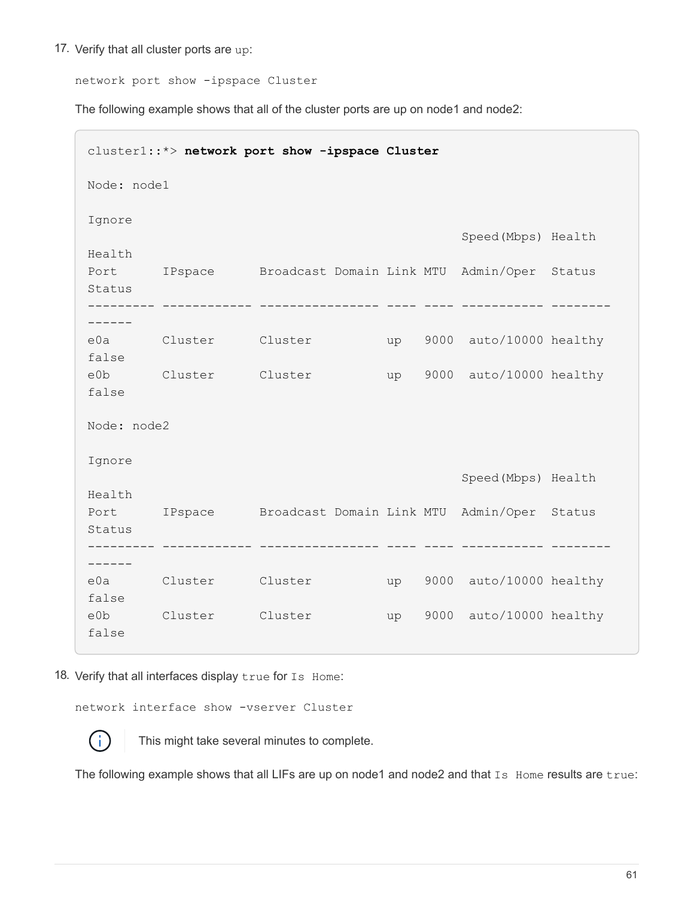17. Verify that all cluster ports are `up`:

    `network port show -ipspace Cluster`

    The following example shows that all of the cluster ports are up on node1 and node2:

```
cluster1::*> network port show -ipspace Cluster

Node: node1

Ignore
                                                  Speed(Mbps) Health
Health
Port      IPspace      Broadcast Domain Link MTU  Admin/Oper  Status
Status
--------- ------------ ---------------- ---- ---- ----------- --------
------
e0a       Cluster      Cluster          up   9000  auto/10000 healthy
false
e0b       Cluster      Cluster          up   9000  auto/10000 healthy
false

Node: node2

Ignore
                                                  Speed(Mbps) Health
Health
Port      IPspace      Broadcast Domain Link MTU  Admin/Oper  Status
Status
--------- ------------ ---------------- ---- ---- ----------- --------
------
e0a       Cluster      Cluster          up   9000  auto/10000 healthy
false
e0b       Cluster      Cluster          up   9000  auto/10000 healthy
false
```

18. Verify that all interfaces display `true` for `Is Home`:

    `network interface show -vserver Cluster`

    > This might take several minutes to complete.

    The following example shows that all LIFs are up on node1 and node2 and that `Is Home` results are `true`: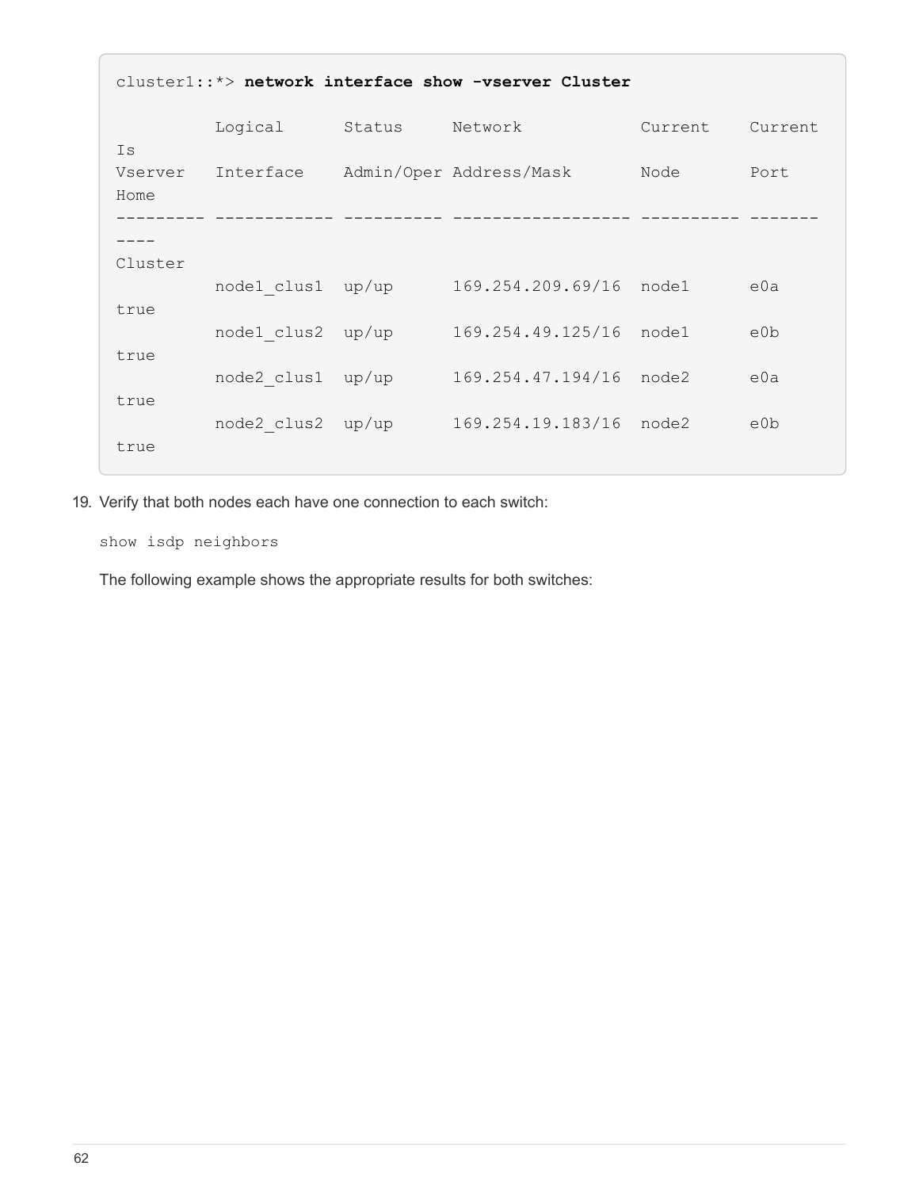```
cluster1::*> network interface show -vserver Cluster

          Logical      Status     Network            Current    Current
Is
Vserver   Interface    Admin/Oper Address/Mask       Node       Port
Home
--------- ------------ ---------- ------------------ ---------- -------
----
Cluster
          node1_clus1  up/up      169.254.209.69/16  node1      e0a
true
          node1_clus2  up/up      169.254.49.125/16  node1      e0b
true
          node2_clus1  up/up      169.254.47.194/16  node2      e0a
true
          node2_clus2  up/up      169.254.19.183/16  node2      e0b
true
```

19. Verify that both nodes each have one connection to each switch:

    `show isdp neighbors`

    The following example shows the appropriate results for both switches: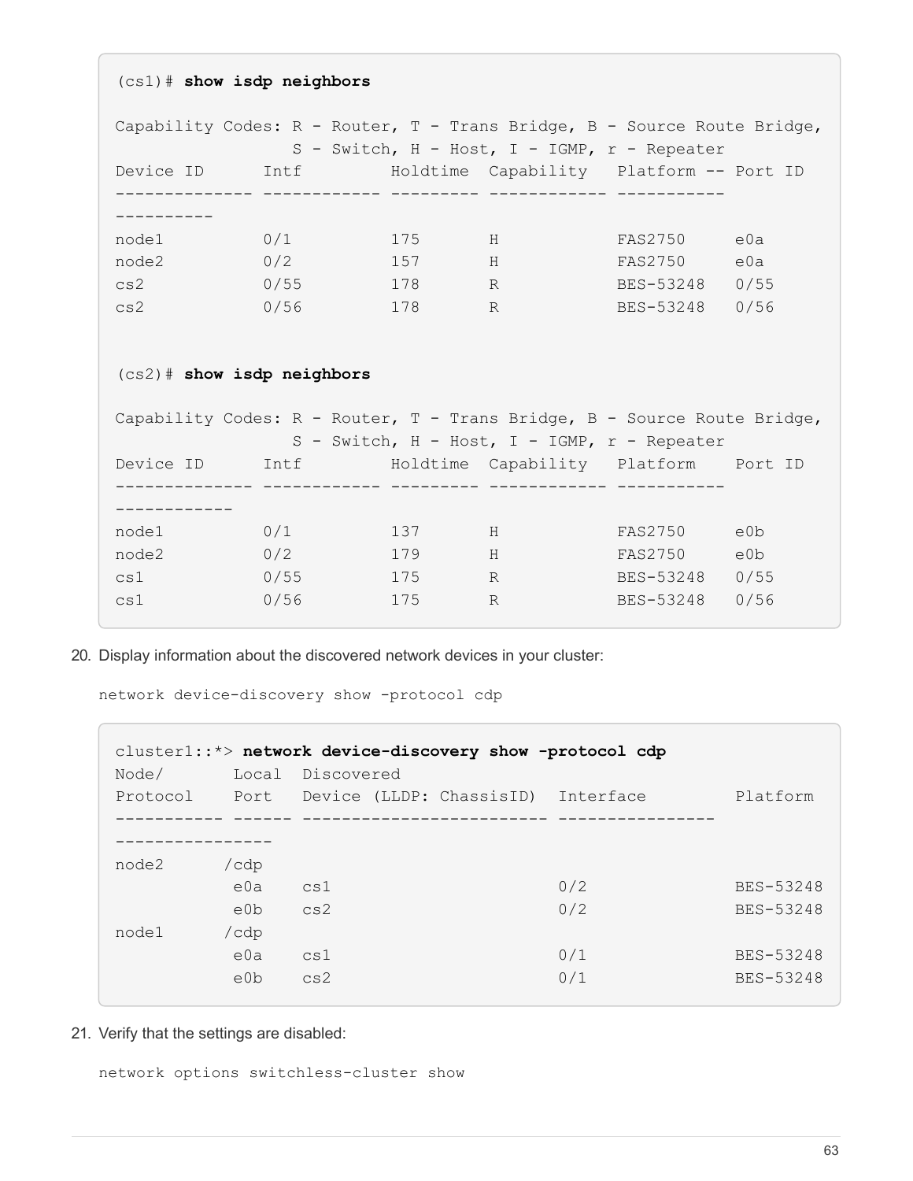```
(cs1)# show isdp neighbors

Capability Codes: R - Router, T - Trans Bridge, B - Source Route Bridge,
                  S - Switch, H - Host, I - IGMP, r - Repeater
Device ID      Intf         Holdtime  Capability   Platform -- Port ID
-------------- ------------ --------- ------------ -----------
----------
node1          0/1          175       H            FAS2750     e0a
node2          0/2          157       H            FAS2750     e0a
cs2            0/55         178       R            BES-53248   0/55
cs2            0/56         178       R            BES-53248   0/56


(cs2)# show isdp neighbors

Capability Codes: R - Router, T - Trans Bridge, B - Source Route Bridge,
                  S - Switch, H - Host, I - IGMP, r - Repeater
Device ID      Intf         Holdtime  Capability   Platform    Port ID
-------------- ------------ --------- ------------ -----------
------------
node1          0/1          137       H            FAS2750     e0b
node2          0/2          179       H            FAS2750     e0b
cs1            0/55         175       R            BES-53248   0/55
cs1            0/56         175       R            BES-53248   0/56
```

20. Display information about the discovered network devices in your cluster:

`network device-discovery show -protocol cdp`

```
cluster1::*> network device-discovery show -protocol cdp
Node/       Local  Discovered
Protocol    Port   Device (LLDP: ChassisID)  Interface         Platform
----------- ------ ------------------------- ----------------
----------------
node2      /cdp
            e0a    cs1                       0/2               BES-53248
            e0b    cs2                       0/2               BES-53248
node1      /cdp
            e0a    cs1                       0/1               BES-53248
            e0b    cs2                       0/1               BES-53248
```

21. Verify that the settings are disabled:

`network options switchless-cluster show`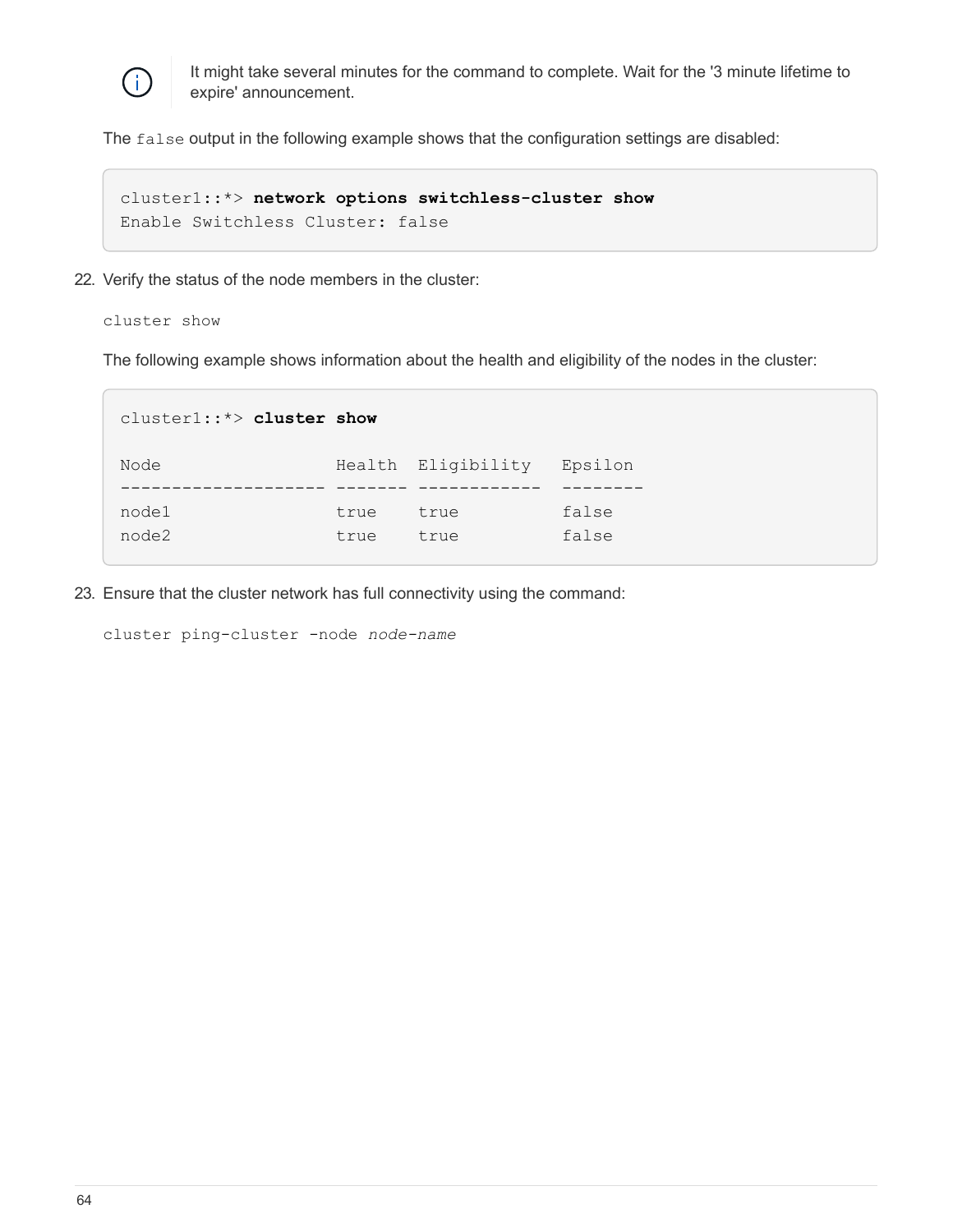> It might take several minutes for the command to complete. Wait for the '3 minute lifetime to expire' announcement.

The `false` output in the following example shows that the configuration settings are disabled:

```
cluster1::*> network options switchless-cluster show
Enable Switchless Cluster: false
```

22. Verify the status of the node members in the cluster:

    `cluster show`

    The following example shows information about the health and eligibility of the nodes in the cluster:

    ```
    cluster1::*> cluster show

    Node                 Health  Eligibility   Epsilon
    -------------------- ------- ------------  --------
    node1                true    true          false
    node2                true    true          false
    ```

23. Ensure that the cluster network has full connectivity using the command:

    `cluster ping-cluster -node node-name`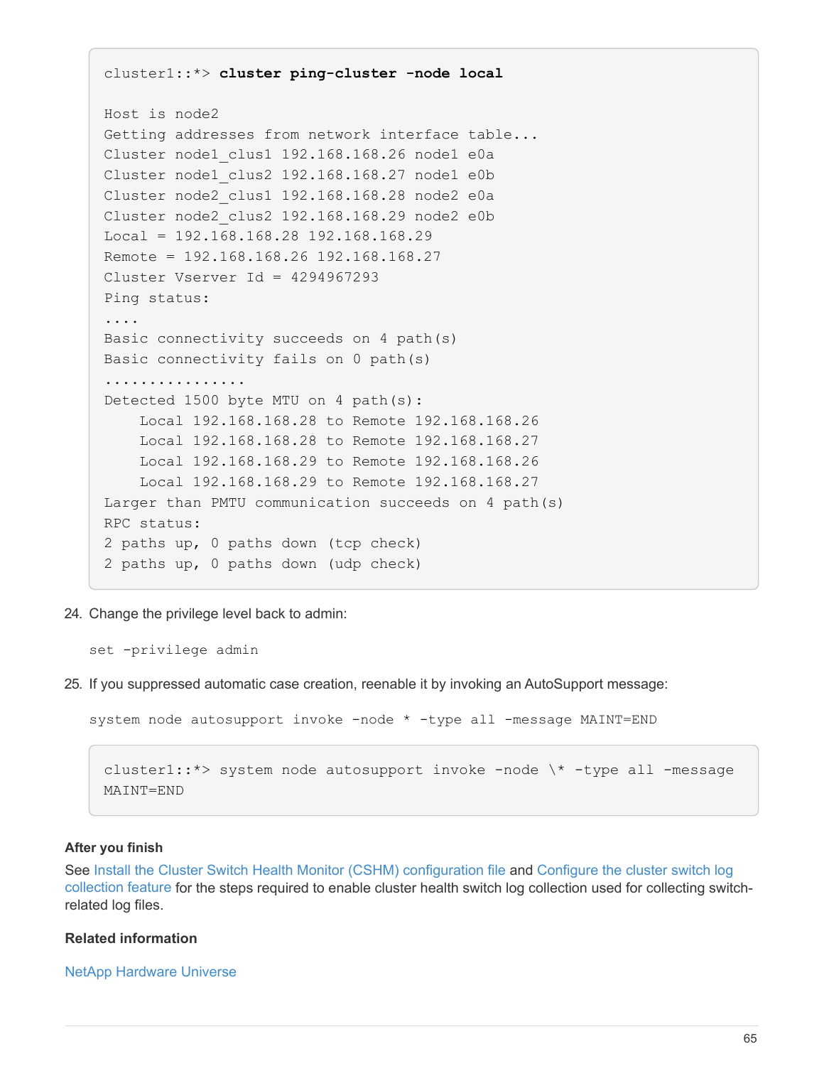```
cluster1::*> cluster ping-cluster -node local

Host is node2
Getting addresses from network interface table...
Cluster node1_clus1 192.168.168.26 node1 e0a
Cluster node1_clus2 192.168.168.27 node1 e0b
Cluster node2_clus1 192.168.168.28 node2 e0a
Cluster node2_clus2 192.168.168.29 node2 e0b
Local = 192.168.168.28 192.168.168.29
Remote = 192.168.168.26 192.168.168.27
Cluster Vserver Id = 4294967293
Ping status:
....
Basic connectivity succeeds on 4 path(s)
Basic connectivity fails on 0 path(s)
................
Detected 1500 byte MTU on 4 path(s):
    Local 192.168.168.28 to Remote 192.168.168.26
    Local 192.168.168.28 to Remote 192.168.168.27
    Local 192.168.168.29 to Remote 192.168.168.26
    Local 192.168.168.29 to Remote 192.168.168.27
Larger than PMTU communication succeeds on 4 path(s)
RPC status:
2 paths up, 0 paths down (tcp check)
2 paths up, 0 paths down (udp check)
```

24. Change the privilege level back to admin:

    `set -privilege admin`

25. If you suppressed automatic case creation, reenable it by invoking an AutoSupport message:

    `system node autosupport invoke -node * -type all -message MAINT=END`

    ```
    cluster1::*> system node autosupport invoke -node \* -type all -message
    MAINT=END
    ```

#### After you finish

See Install the Cluster Switch Health Monitor (CSHM) configuration file and Configure the cluster switch log collection feature for the steps required to enable cluster health switch log collection used for collecting switch-related log files.

#### Related information

NetApp Hardware Universe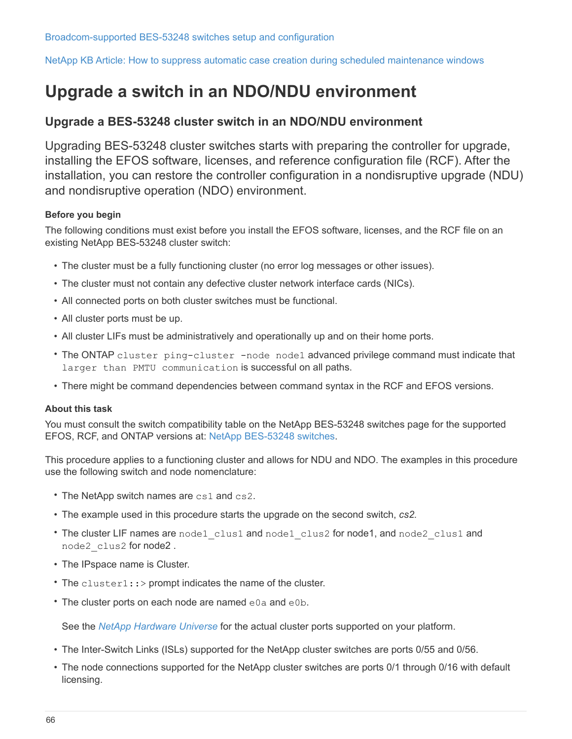Broadcom-supported BES-53248 switches setup and configuration

NetApp KB Article: How to suppress automatic case creation during scheduled maintenance windows

# Upgrade a switch in an NDO/NDU environment

## Upgrade a BES-53248 cluster switch in an NDO/NDU environment

Upgrading BES-53248 cluster switches starts with preparing the controller for upgrade, installing the EFOS software, licenses, and reference configuration file (RCF). After the installation, you can restore the controller configuration in a nondisruptive upgrade (NDU) and nondisruptive operation (NDO) environment.

#### Before you begin

The following conditions must exist before you install the EFOS software, licenses, and the RCF file on an existing NetApp BES-53248 cluster switch:

- The cluster must be a fully functioning cluster (no error log messages or other issues).
- The cluster must not contain any defective cluster network interface cards (NICs).
- All connected ports on both cluster switches must be functional.
- All cluster ports must be up.
- All cluster LIFs must be administratively and operationally up and on their home ports.
- The ONTAP `cluster ping-cluster -node node1` advanced privilege command must indicate that `larger than PMTU communication` is successful on all paths.
- There might be command dependencies between command syntax in the RCF and EFOS versions.

#### About this task

You must consult the switch compatibility table on the NetApp BES-53248 switches page for the supported EFOS, RCF, and ONTAP versions at: NetApp BES-53248 switches.

This procedure applies to a functioning cluster and allows for NDU and NDO. The examples in this procedure use the following switch and node nomenclature:

- The NetApp switch names are `cs1` and `cs2`.
- The example used in this procedure starts the upgrade on the second switch, *cs2.*
- The cluster LIF names are `node1_clus1` and `node1_clus2` for node1, and `node2_clus1` and `node2_clus2` for node2 .
- The IPspace name is Cluster.
- The `cluster1::>` prompt indicates the name of the cluster.
- The cluster ports on each node are named `e0a` and `e0b`.

  See the *NetApp Hardware Universe* for the actual cluster ports supported on your platform.
- The Inter-Switch Links (ISLs) supported for the NetApp cluster switches are ports 0/55 and 0/56.
- The node connections supported for the NetApp cluster switches are ports 0/1 through 0/16 with default licensing.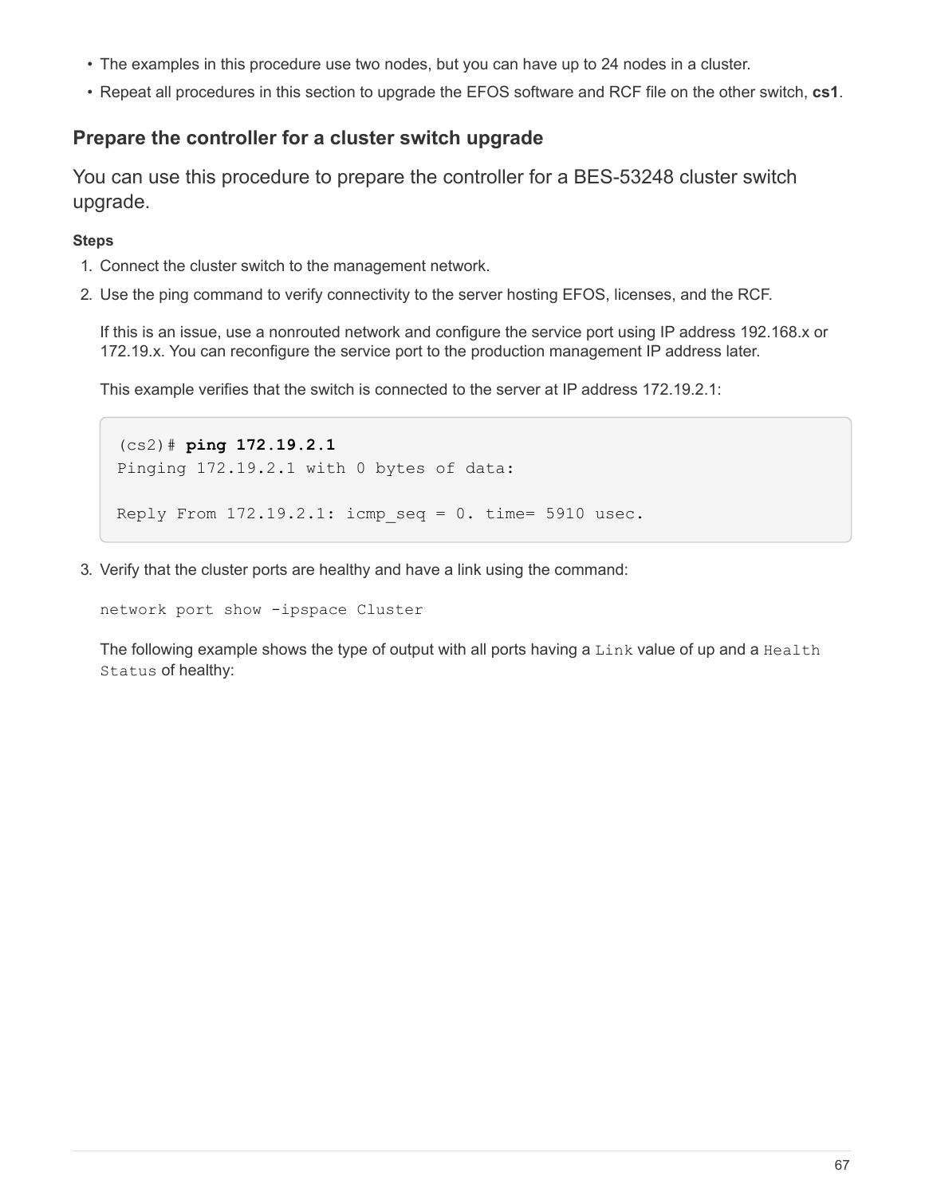- The examples in this procedure use two nodes, but you can have up to 24 nodes in a cluster.
- Repeat all procedures in this section to upgrade the EFOS software and RCF file on the other switch, **cs1**.

## Prepare the controller for a cluster switch upgrade

You can use this procedure to prepare the controller for a BES-53248 cluster switch upgrade.

**Steps**

1. Connect the cluster switch to the management network.
2. Use the ping command to verify connectivity to the server hosting EFOS, licenses, and the RCF.

   If this is an issue, use a nonrouted network and configure the service port using IP address 192.168.x or 172.19.x. You can reconfigure the service port to the production management IP address later.

   This example verifies that the switch is connected to the server at IP address 172.19.2.1:

   ```
   (cs2)# ping 172.19.2.1
   Pinging 172.19.2.1 with 0 bytes of data:

   Reply From 172.19.2.1: icmp_seq = 0. time= 5910 usec.
   ```

3. Verify that the cluster ports are healthy and have a link using the command:

   `network port show -ipspace Cluster`

   The following example shows the type of output with all ports having a `Link` value of up and a `Health Status` of healthy: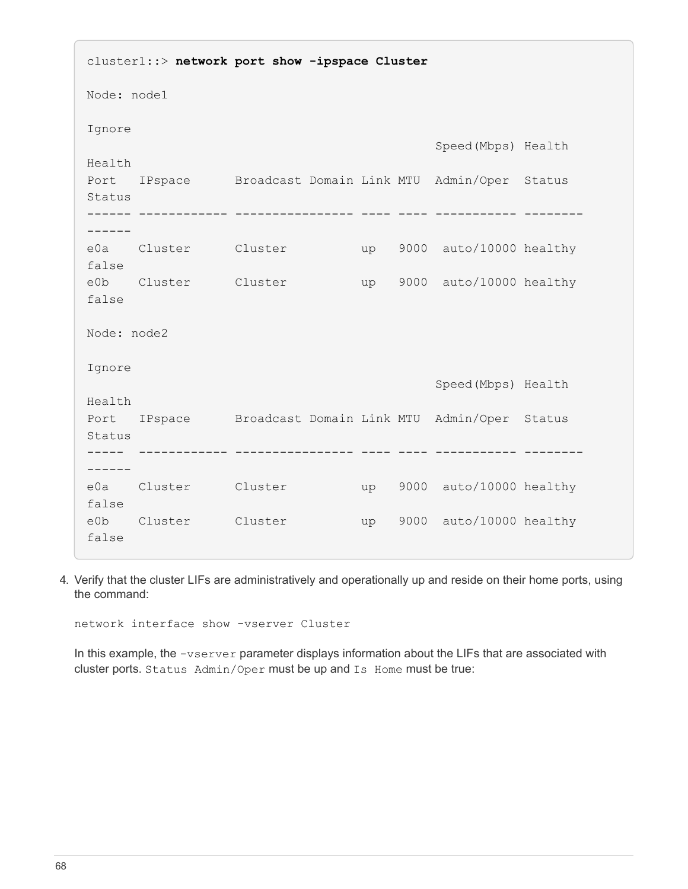```
cluster1::> network port show -ipspace Cluster

Node: node1

Ignore
                                                  Speed(Mbps) Health
Health
Port   IPspace      Broadcast Domain Link MTU  Admin/Oper  Status
Status
------ ------------ ---------------- ---- ---- ----------- --------
------
e0a    Cluster      Cluster          up   9000  auto/10000 healthy
false
e0b    Cluster      Cluster          up   9000  auto/10000 healthy
false

Node: node2

Ignore
                                                  Speed(Mbps) Health
Health
Port   IPspace      Broadcast Domain Link MTU  Admin/Oper  Status
Status
-----  ------------ ---------------- ---- ---- ----------- --------
------
e0a    Cluster      Cluster          up   9000  auto/10000 healthy
false
e0b    Cluster      Cluster          up   9000  auto/10000 healthy
false
```

4. Verify that the cluster LIFs are administratively and operationally up and reside on their home ports, using the command:

   `network interface show -vserver Cluster`

   In this example, the `-vserver` parameter displays information about the LIFs that are associated with cluster ports. `Status Admin/Oper` must be up and `Is Home` must be true: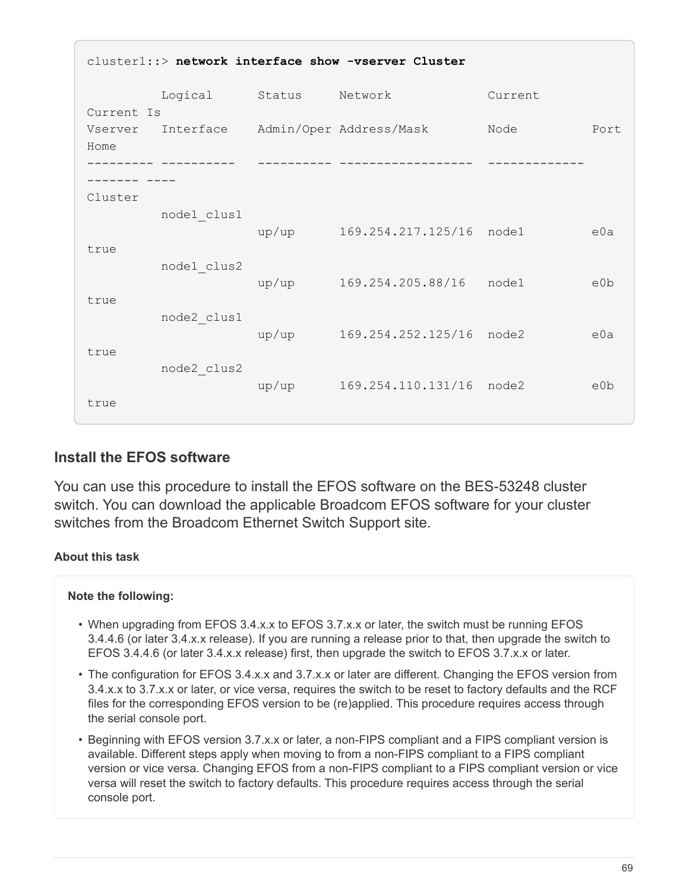```
cluster1::> network interface show -vserver Cluster

          Logical      Status     Network            Current
Current Is
Vserver   Interface    Admin/Oper Address/Mask       Node          Port
Home
--------- ----------   ---------- ------------------ -------------
------- ----
Cluster
         node1_clus1
                       up/up      169.254.217.125/16  node1         e0a
true
         node1_clus2
                       up/up      169.254.205.88/16   node1         e0b
true
         node2_clus1
                       up/up      169.254.252.125/16  node2         e0a
true
         node2_clus2
                       up/up      169.254.110.131/16  node2         e0b
true
```

### Install the EFOS software

You can use this procedure to install the EFOS software on the BES-53248 cluster switch. You can download the applicable Broadcom EFOS software for your cluster switches from the Broadcom Ethernet Switch Support site.

#### About this task

**Note the following:**

- When upgrading from EFOS 3.4.x.x to EFOS 3.7.x.x or later, the switch must be running EFOS 3.4.4.6 (or later 3.4.x.x release). If you are running a release prior to that, then upgrade the switch to EFOS 3.4.4.6 (or later 3.4.x.x release) first, then upgrade the switch to EFOS 3.7.x.x or later.
- The configuration for EFOS 3.4.x.x and 3.7.x.x or later are different. Changing the EFOS version from 3.4.x.x to 3.7.x.x or later, or vice versa, requires the switch to be reset to factory defaults and the RCF files for the corresponding EFOS version to be (re)applied. This procedure requires access through the serial console port.
- Beginning with EFOS version 3.7.x.x or later, a non-FIPS compliant and a FIPS compliant version is available. Different steps apply when moving to from a non-FIPS compliant to a FIPS compliant version or vice versa. Changing EFOS from a non-FIPS compliant to a FIPS compliant version or vice versa will reset the switch to factory defaults. This procedure requires access through the serial console port.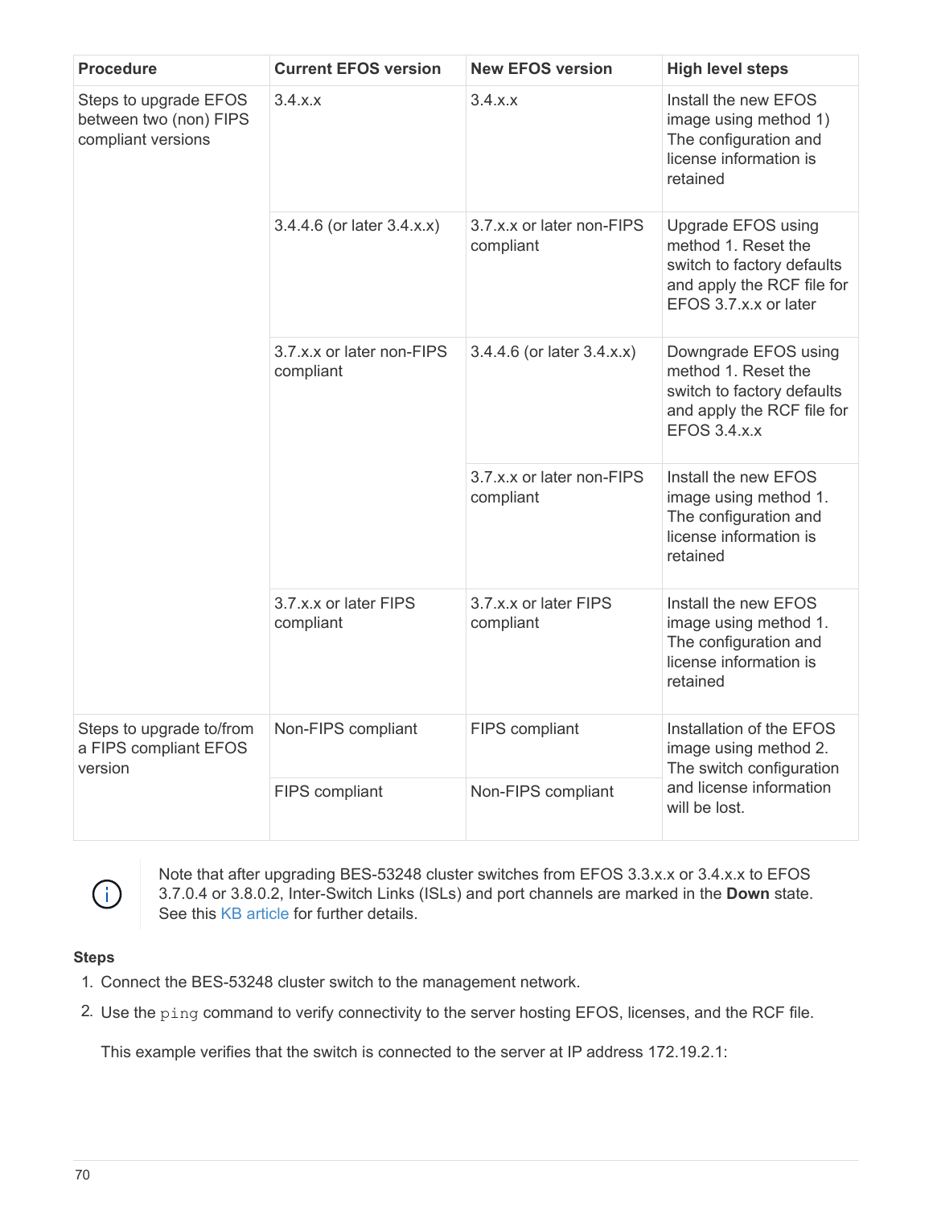| Procedure | Current EFOS version | New EFOS version | High level steps |
| --- | --- | --- | --- |
| Steps to upgrade EFOS between two (non) FIPS compliant versions | 3.4.x.x | 3.4.x.x | Install the new EFOS image using method 1) The configuration and license information is retained |
| | 3.4.4.6 (or later 3.4.x.x) | 3.7.x.x or later non-FIPS compliant | Upgrade EFOS using method 1. Reset the switch to factory defaults and apply the RCF file for EFOS 3.7.x.x or later |
| | 3.7.x.x or later non-FIPS compliant | 3.4.4.6 (or later 3.4.x.x) | Downgrade EFOS using method 1. Reset the switch to factory defaults and apply the RCF file for EFOS 3.4.x.x |
| | | 3.7.x.x or later non-FIPS compliant | Install the new EFOS image using method 1. The configuration and license information is retained |
| | 3.7.x.x or later FIPS compliant | 3.7.x.x or later FIPS compliant | Install the new EFOS image using method 1. The configuration and license information is retained |
| Steps to upgrade to/from a FIPS compliant EFOS version | Non-FIPS compliant | FIPS compliant | Installation of the EFOS image using method 2. The switch configuration and license information will be lost. |
| | FIPS compliant | Non-FIPS compliant | |

> Note that after upgrading BES-53248 cluster switches from EFOS 3.3.x.x or 3.4.x.x to EFOS 3.7.0.4 or 3.8.0.2, Inter-Switch Links (ISLs) and port channels are marked in the **Down** state. See this KB article for further details.

**Steps**

1. Connect the BES-53248 cluster switch to the management network.
2. Use the `ping` command to verify connectivity to the server hosting EFOS, licenses, and the RCF file.

   This example verifies that the switch is connected to the server at IP address 172.19.2.1: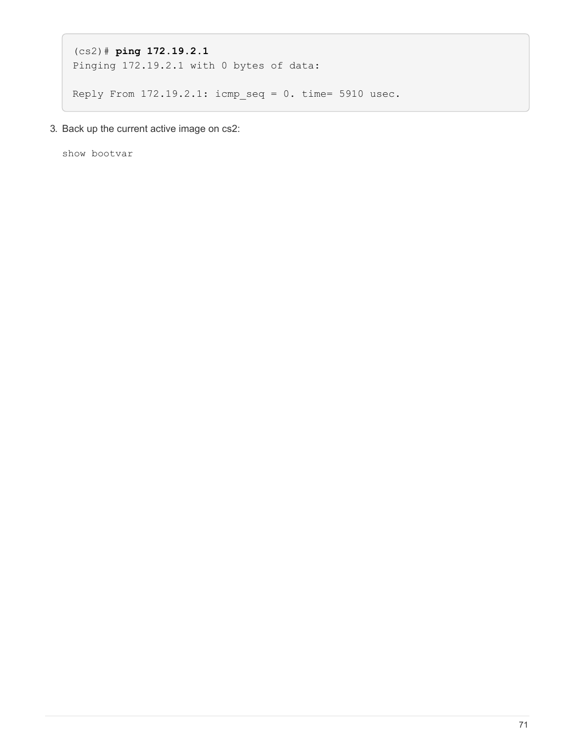```
(cs2)# ping 172.19.2.1
Pinging 172.19.2.1 with 0 bytes of data:

Reply From 172.19.2.1: icmp_seq = 0. time= 5910 usec.
```

3. Back up the current active image on cs2:

   `show bootvar`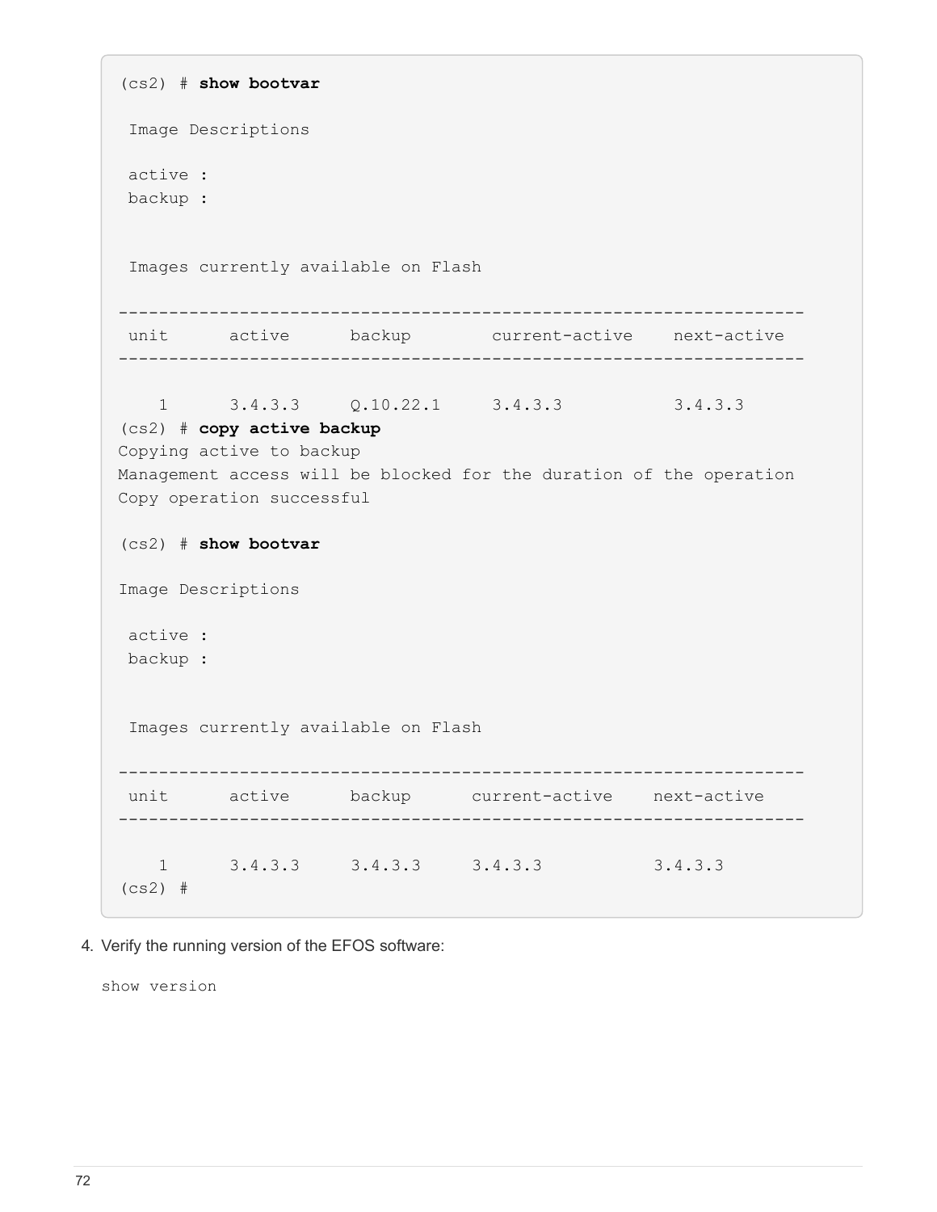```
(cs2) # show bootvar

 Image Descriptions

 active :
 backup :


 Images currently available on Flash

--------------------------------------------------------------------
 unit      active      backup        current-active    next-active
--------------------------------------------------------------------

    1      3.4.3.3     Q.10.22.1     3.4.3.3           3.4.3.3
(cs2) # copy active backup
Copying active to backup
Management access will be blocked for the duration of the operation
Copy operation successful

(cs2) # show bootvar

Image Descriptions

 active :
 backup :


 Images currently available on Flash

--------------------------------------------------------------------
 unit      active      backup      current-active    next-active
--------------------------------------------------------------------

    1      3.4.3.3     3.4.3.3     3.4.3.3           3.4.3.3
(cs2) #
```

4. Verify the running version of the EFOS software:

```
show version
```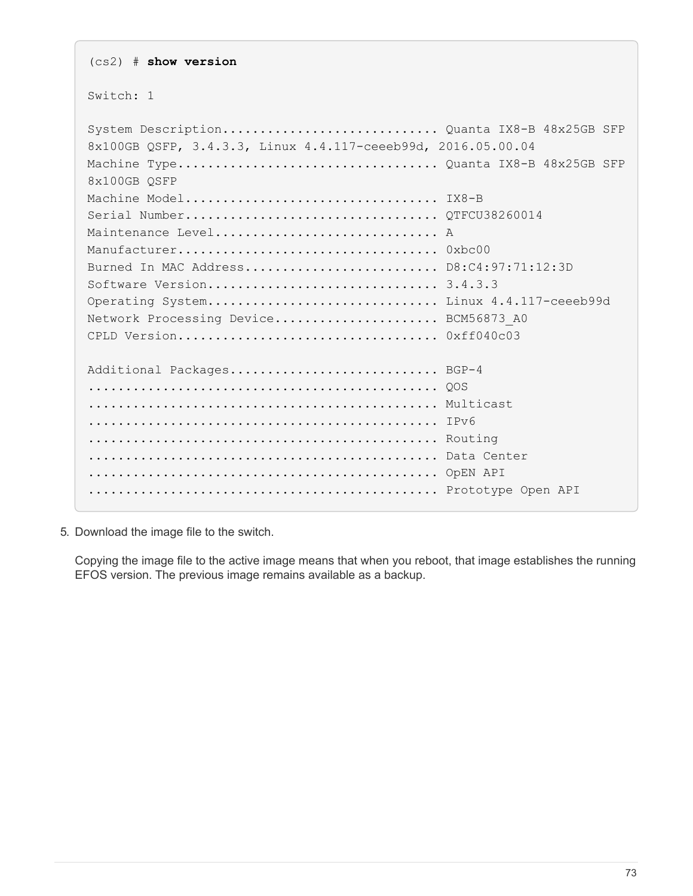```
(cs2) # show version

Switch: 1

System Description............................ Quanta IX8-B 48x25GB SFP
8x100GB QSFP, 3.4.3.3, Linux 4.4.117-ceeeb99d, 2016.05.00.04
Machine Type.................................. Quanta IX8-B 48x25GB SFP
8x100GB QSFP
Machine Model................................. IX8-B
Serial Number................................. QTFCU38260014
Maintenance Level............................. A
Manufacturer.................................. 0xbc00
Burned In MAC Address......................... D8:C4:97:71:12:3D
Software Version.............................. 3.4.3.3
Operating System.............................. Linux 4.4.117-ceeeb99d
Network Processing Device..................... BCM56873_A0
CPLD Version.................................. 0xff040c03

Additional Packages........................... BGP-4
.............................................. QOS
.............................................. Multicast
.............................................. IPv6
.............................................. Routing
.............................................. Data Center
.............................................. OpEN API
.............................................. Prototype Open API
```

5. Download the image file to the switch.

   Copying the image file to the active image means that when you reboot, that image establishes the running EFOS version. The previous image remains available as a backup.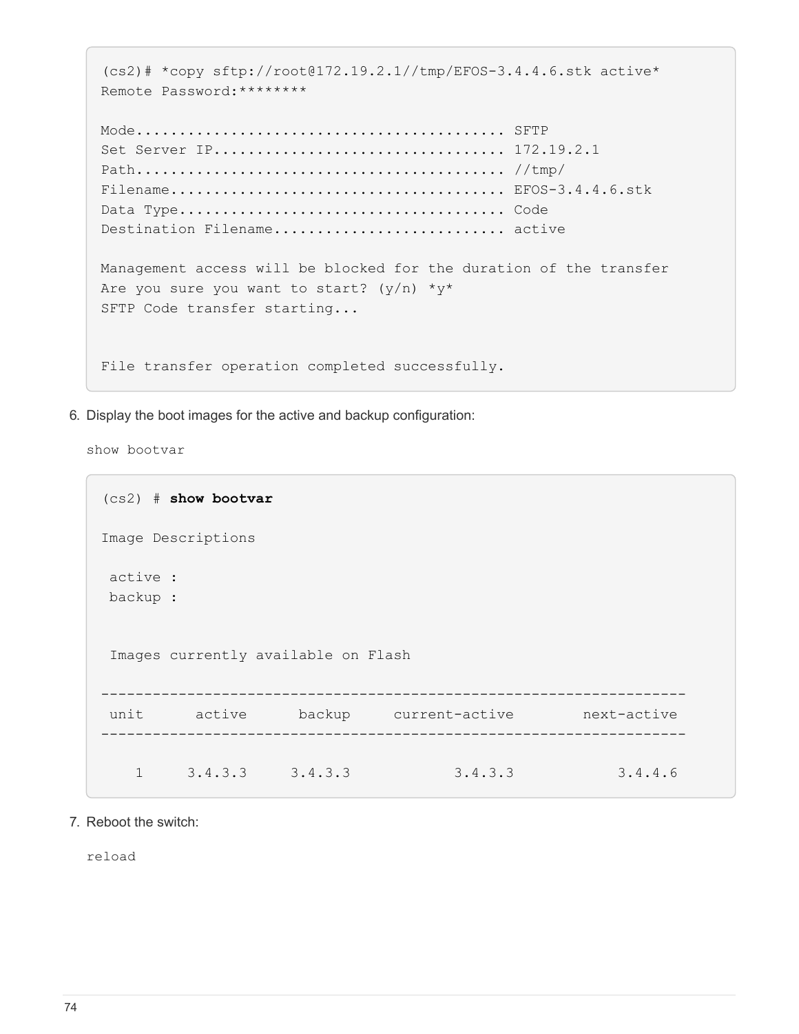```
(cs2)# *copy sftp://root@172.19.2.1//tmp/EFOS-3.4.4.6.stk active*
Remote Password:********

Mode........................................... SFTP
Set Server IP.................................. 172.19.2.1
Path........................................... //tmp/
Filename....................................... EFOS-3.4.4.6.stk
Data Type...................................... Code
Destination Filename........................... active

Management access will be blocked for the duration of the transfer
Are you sure you want to start? (y/n) *y*
SFTP Code transfer starting...


File transfer operation completed successfully.
```

6. Display the boot images for the active and backup configuration:

   `show bootvar`

```
(cs2) # show bootvar

Image Descriptions

 active :
 backup :


 Images currently available on Flash

--------------------------------------------------------------------
 unit      active      backup     current-active        next-active
--------------------------------------------------------------------

    1     3.4.3.3     3.4.3.3           3.4.3.3            3.4.4.6
```

7. Reboot the switch:

   `reload`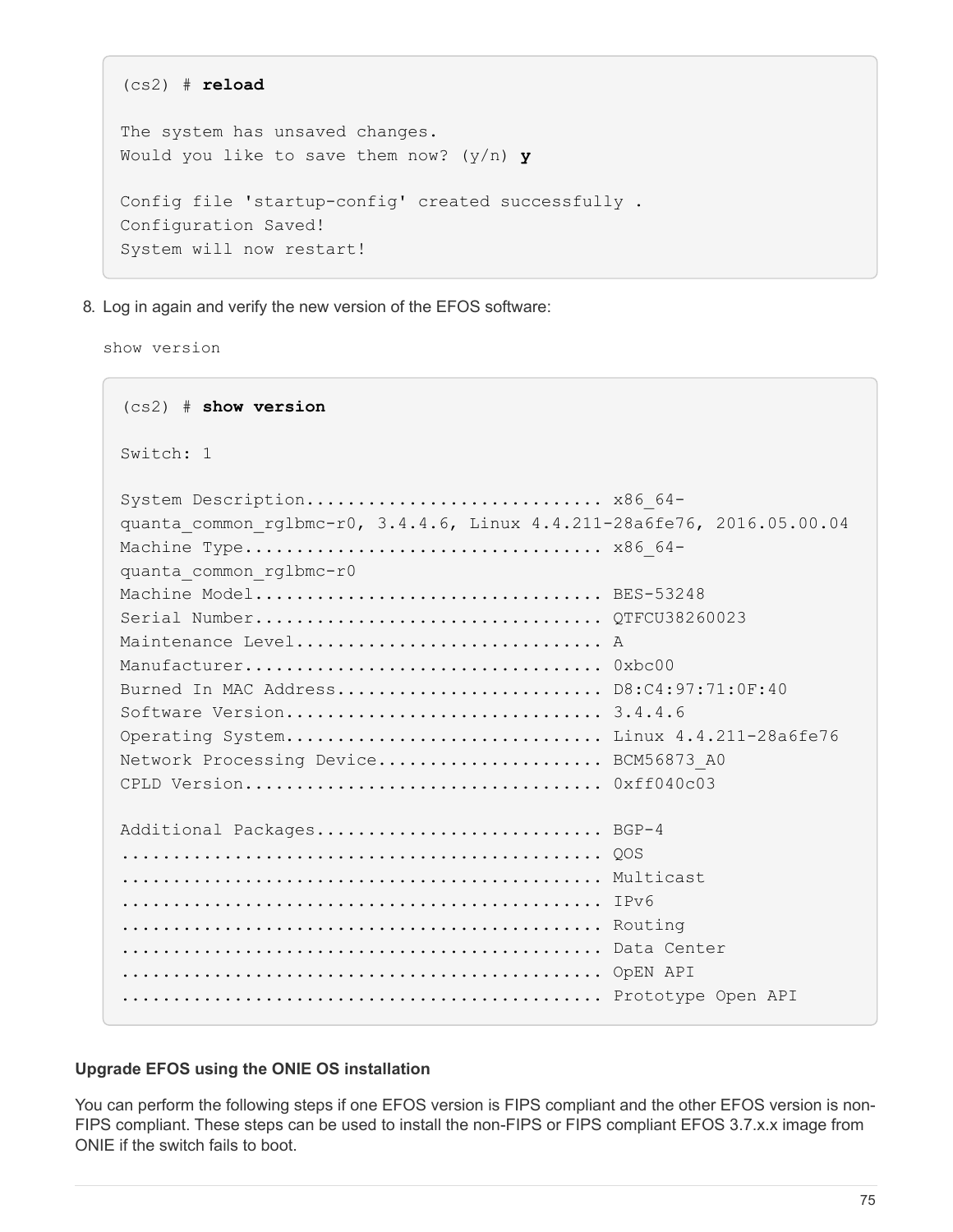```
(cs2) # reload

The system has unsaved changes.
Would you like to save them now? (y/n) y

Config file 'startup-config' created successfully .
Configuration Saved!
System will now restart!
```

8. Log in again and verify the new version of the EFOS software:

   `show version`

```
(cs2) # show version

Switch: 1

System Description............................ x86_64-
quanta_common_rglbmc-r0, 3.4.4.6, Linux 4.4.211-28a6fe76, 2016.05.00.04
Machine Type.................................. x86_64-
quanta_common_rglbmc-r0
Machine Model................................. BES-53248
Serial Number................................. QTFCU38260023
Maintenance Level............................. A
Manufacturer.................................. 0xbc00
Burned In MAC Address......................... D8:C4:97:71:0F:40
Software Version.............................. 3.4.4.6
Operating System.............................. Linux 4.4.211-28a6fe76
Network Processing Device..................... BCM56873_A0
CPLD Version.................................. 0xff040c03

Additional Packages........................... BGP-4
.............................................. QOS
.............................................. Multicast
.............................................. IPv6
.............................................. Routing
.............................................. Data Center
.............................................. OpEN API
.............................................. Prototype Open API
```

#### Upgrade EFOS using the ONIE OS installation

You can perform the following steps if one EFOS version is FIPS compliant and the other EFOS version is non-FIPS compliant. These steps can be used to install the non-FIPS or FIPS compliant EFOS 3.7.x.x image from ONIE if the switch fails to boot.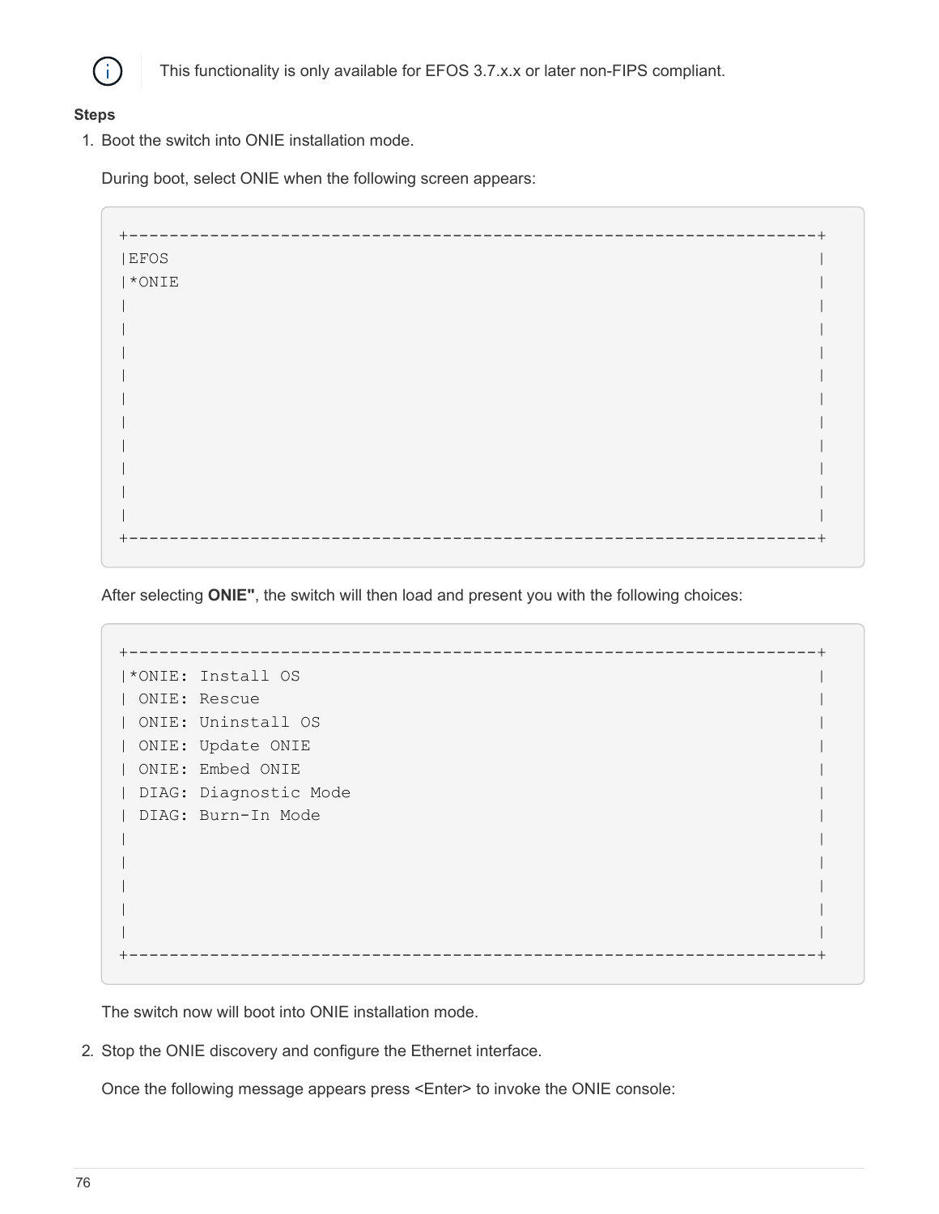> ℹ️ This functionality is only available for EFOS 3.7.x.x or later non-FIPS compliant.

**Steps**

1. Boot the switch into ONIE installation mode.

   During boot, select ONIE when the following screen appears:

```
+--------------------------------------------------------------------+
|EFOS                                                                |
|*ONIE                                                               |
|                                                                    |
|                                                                    |
|                                                                    |
|                                                                    |
|                                                                    |
|                                                                    |
|                                                                    |
|                                                                    |
|                                                                    |
|                                                                    |
+--------------------------------------------------------------------+
```

   After selecting **ONIE"**, the switch will then load and present you with the following choices:

```
+--------------------------------------------------------------------+
|*ONIE: Install OS                                                   |
| ONIE: Rescue                                                       |
| ONIE: Uninstall OS                                                 |
| ONIE: Update ONIE                                                  |
| ONIE: Embed ONIE                                                   |
| DIAG: Diagnostic Mode                                              |
| DIAG: Burn-In Mode                                                 |
|                                                                    |
|                                                                    |
|                                                                    |
|                                                                    |
|                                                                    |
+--------------------------------------------------------------------+
```

   The switch now will boot into ONIE installation mode.

2. Stop the ONIE discovery and configure the Ethernet interface.

   Once the following message appears press <Enter> to invoke the ONIE console: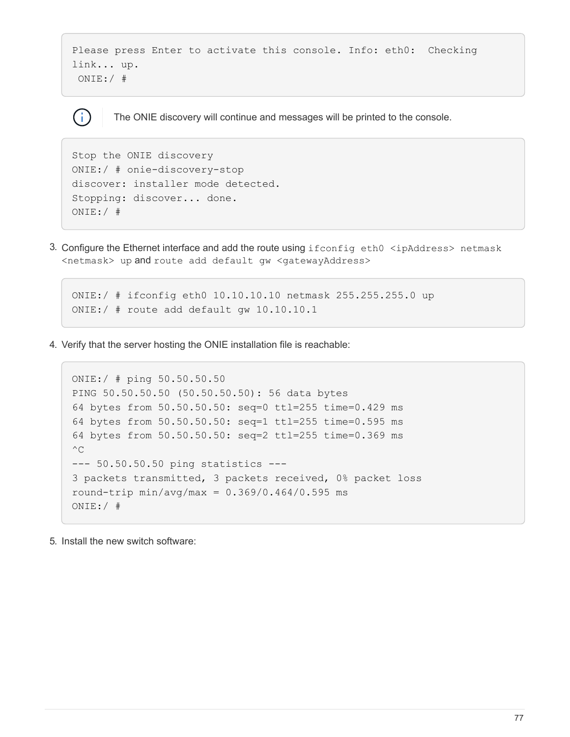```
Please press Enter to activate this console. Info: eth0:  Checking
link... up.
 ONIE:/ #
```

> ⓘ The ONIE discovery will continue and messages will be printed to the console.

```
Stop the ONIE discovery
ONIE:/ # onie-discovery-stop
discover: installer mode detected.
Stopping: discover... done.
ONIE:/ #
```

3. Configure the Ethernet interface and add the route using `ifconfig eth0 <ipAddress> netmask <netmask> up` and `route add default gw <gatewayAddress>`

```
ONIE:/ # ifconfig eth0 10.10.10.10 netmask 255.255.255.0 up
ONIE:/ # route add default gw 10.10.10.1
```

4. Verify that the server hosting the ONIE installation file is reachable:

```
ONIE:/ # ping 50.50.50.50
PING 50.50.50.50 (50.50.50.50): 56 data bytes
64 bytes from 50.50.50.50: seq=0 ttl=255 time=0.429 ms
64 bytes from 50.50.50.50: seq=1 ttl=255 time=0.595 ms
64 bytes from 50.50.50.50: seq=2 ttl=255 time=0.369 ms
^C
--- 50.50.50.50 ping statistics ---
3 packets transmitted, 3 packets received, 0% packet loss
round-trip min/avg/max = 0.369/0.464/0.595 ms
ONIE:/ #
```

5. Install the new switch software: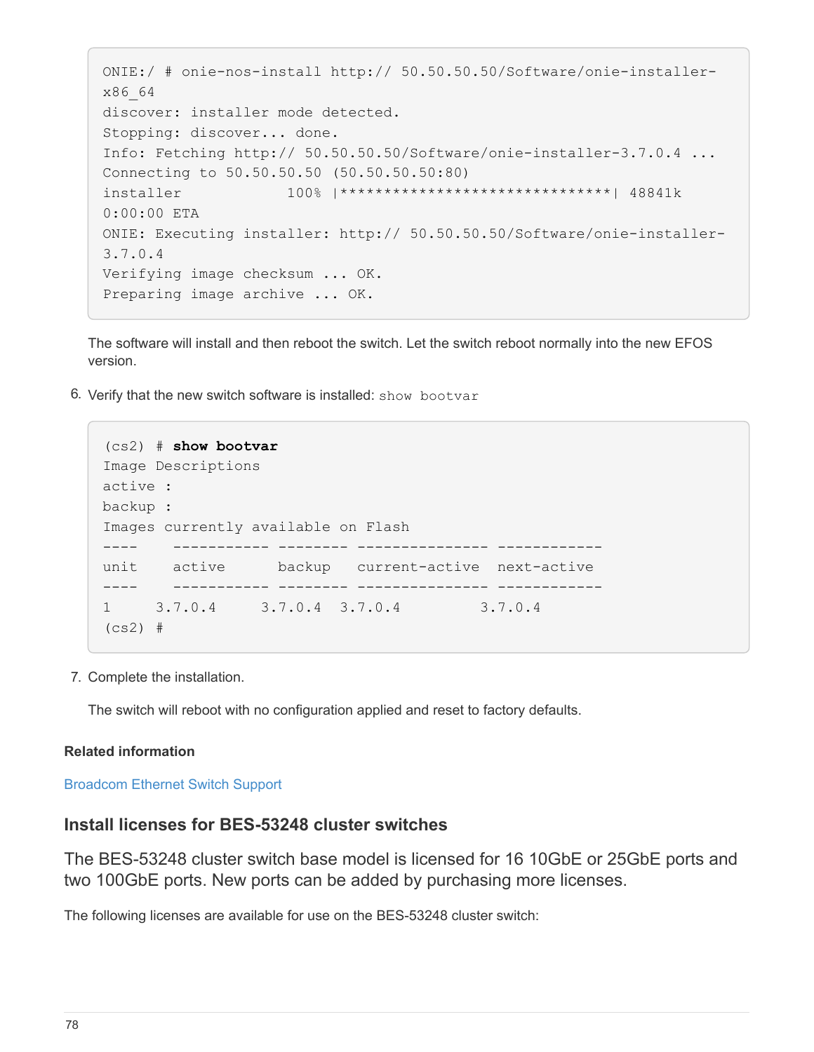```
ONIE:/ # onie-nos-install http:// 50.50.50.50/Software/onie-installer-
x86_64
discover: installer mode detected.
Stopping: discover... done.
Info: Fetching http:// 50.50.50.50/Software/onie-installer-3.7.0.4 ...
Connecting to 50.50.50.50 (50.50.50.50:80)
installer            100% |*******************************| 48841k
0:00:00 ETA
ONIE: Executing installer: http:// 50.50.50.50/Software/onie-installer-
3.7.0.4
Verifying image checksum ... OK.
Preparing image archive ... OK.
```

The software will install and then reboot the switch. Let the switch reboot normally into the new EFOS version.

6. Verify that the new switch software is installed: `show bootvar`

```
(cs2) # show bootvar
Image Descriptions
active :
backup :
Images currently available on Flash
----    ----------- -------- --------------- ------------
unit    active      backup   current-active  next-active
----    ----------- -------- --------------- ------------
1     3.7.0.4     3.7.0.4  3.7.0.4         3.7.0.4
(cs2) #
```

7. Complete the installation.

   The switch will reboot with no configuration applied and reset to factory defaults.

**Related information**

Broadcom Ethernet Switch Support

## Install licenses for BES-53248 cluster switches

The BES-53248 cluster switch base model is licensed for 16 10GbE or 25GbE ports and two 100GbE ports. New ports can be added by purchasing more licenses.

The following licenses are available for use on the BES-53248 cluster switch: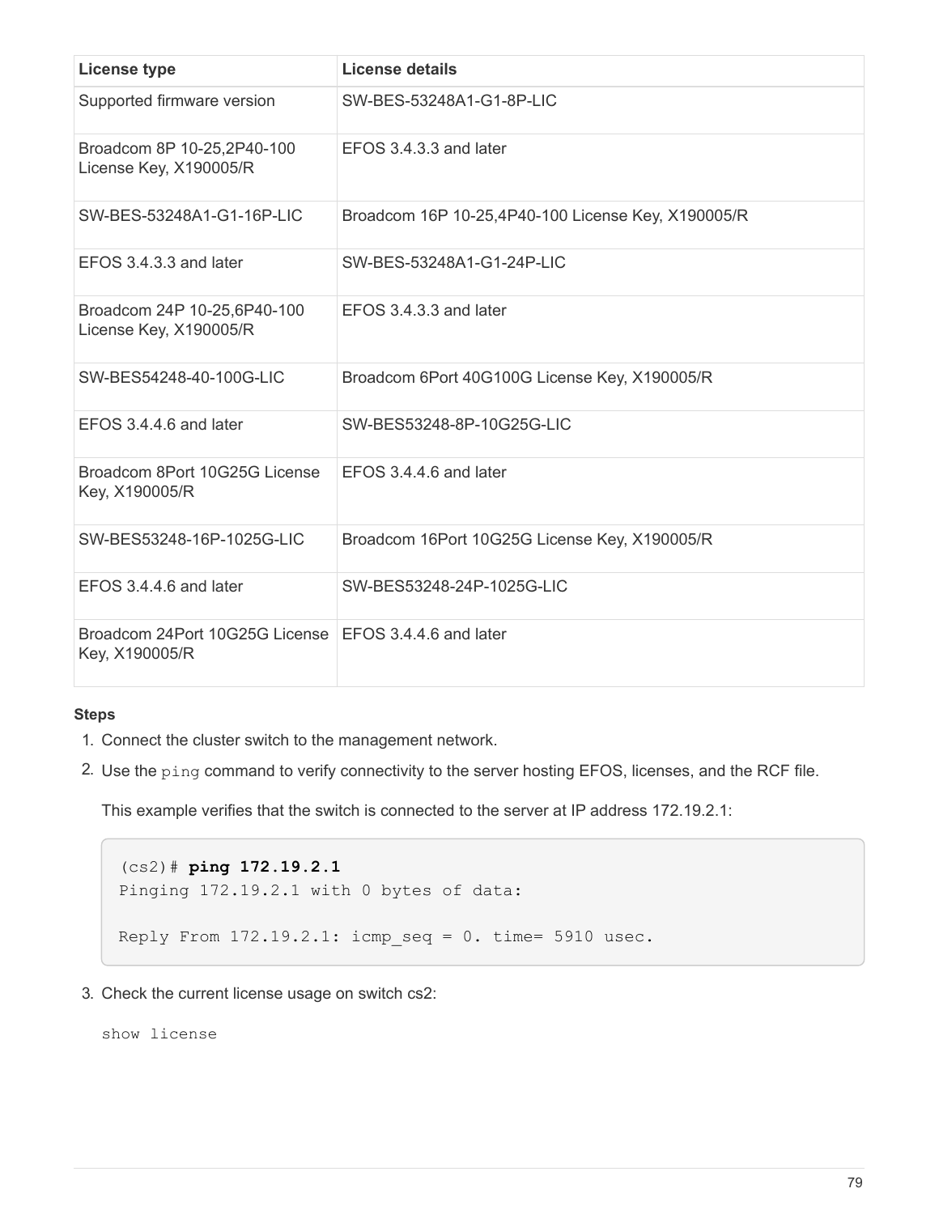| License type | License details |
| --- | --- |
| Supported firmware version | SW-BES-53248A1-G1-8P-LIC |
| Broadcom 8P 10-25,2P40-100 License Key, X190005/R | EFOS 3.4.3.3 and later |
| SW-BES-53248A1-G1-16P-LIC | Broadcom 16P 10-25,4P40-100 License Key, X190005/R |
| EFOS 3.4.3.3 and later | SW-BES-53248A1-G1-24P-LIC |
| Broadcom 24P 10-25,6P40-100 License Key, X190005/R | EFOS 3.4.3.3 and later |
| SW-BES54248-40-100G-LIC | Broadcom 6Port 40G100G License Key, X190005/R |
| EFOS 3.4.4.6 and later | SW-BES53248-8P-10G25G-LIC |
| Broadcom 8Port 10G25G License Key, X190005/R | EFOS 3.4.4.6 and later |
| SW-BES53248-16P-1025G-LIC | Broadcom 16Port 10G25G License Key, X190005/R |
| EFOS 3.4.4.6 and later | SW-BES53248-24P-1025G-LIC |
| Broadcom 24Port 10G25G License Key, X190005/R | EFOS 3.4.4.6 and later |

**Steps**

1. Connect the cluster switch to the management network.
2. Use the `ping` command to verify connectivity to the server hosting EFOS, licenses, and the RCF file.

   This example verifies that the switch is connected to the server at IP address 172.19.2.1:

   ```
   (cs2)# ping 172.19.2.1
   Pinging 172.19.2.1 with 0 bytes of data:

   Reply From 172.19.2.1: icmp_seq = 0. time= 5910 usec.
   ```

3. Check the current license usage on switch cs2:

   `show license`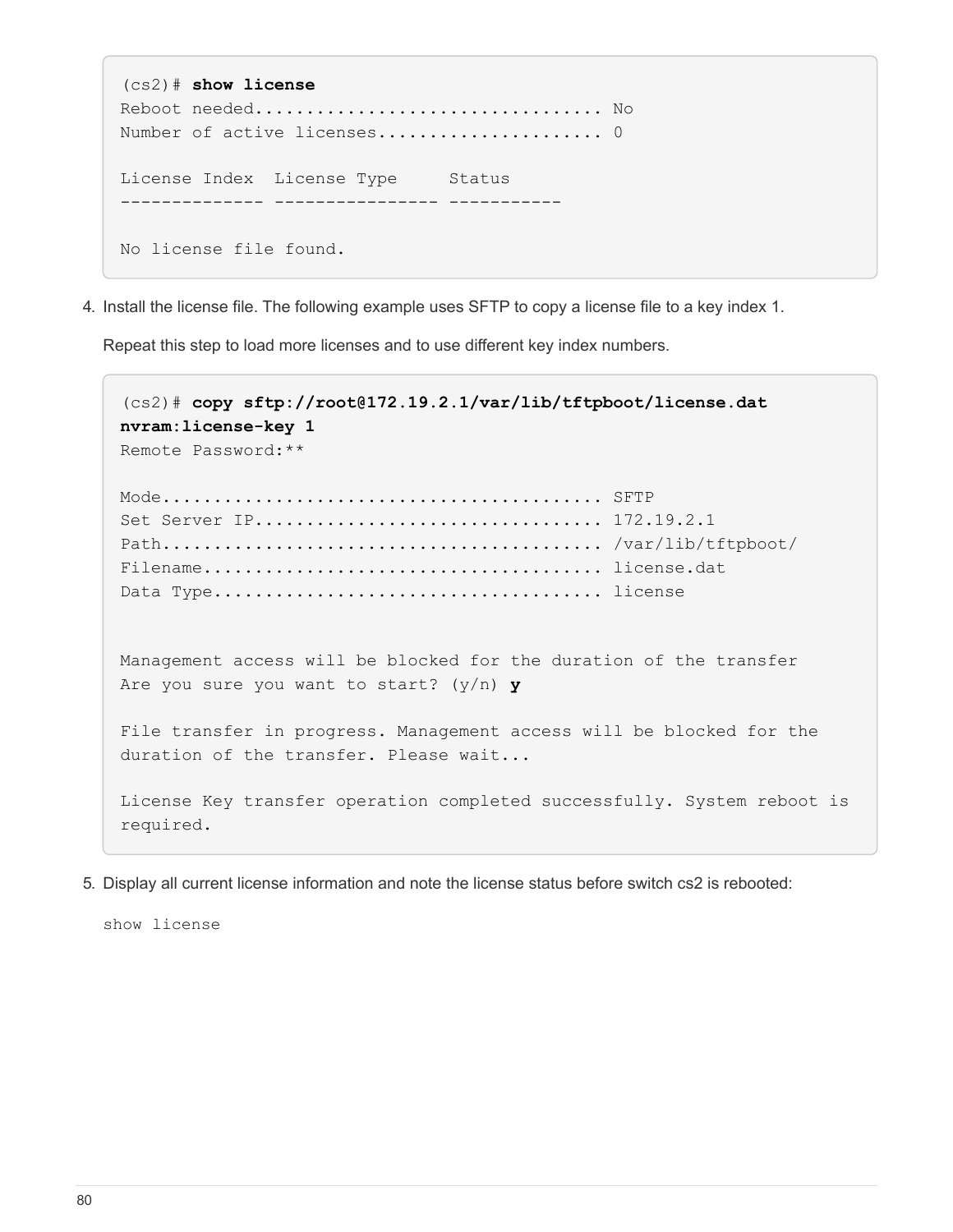```
(cs2)# show license
Reboot needed................................. No
Number of active licenses..................... 0

License Index  License Type     Status
-------------- ---------------- -----------

No license file found.
```

4. Install the license file. The following example uses SFTP to copy a license file to a key index 1.

   Repeat this step to load more licenses and to use different key index numbers.

```
(cs2)# copy sftp://root@172.19.2.1/var/lib/tftpboot/license.dat
nvram:license-key 1
Remote Password:**

Mode.......................................... SFTP
Set Server IP................................. 172.19.2.1
Path.......................................... /var/lib/tftpboot/
Filename...................................... license.dat
Data Type..................................... license


Management access will be blocked for the duration of the transfer
Are you sure you want to start? (y/n) y

File transfer in progress. Management access will be blocked for the
duration of the transfer. Please wait...

License Key transfer operation completed successfully. System reboot is
required.
```

5. Display all current license information and note the license status before switch cs2 is rebooted:

   `show license`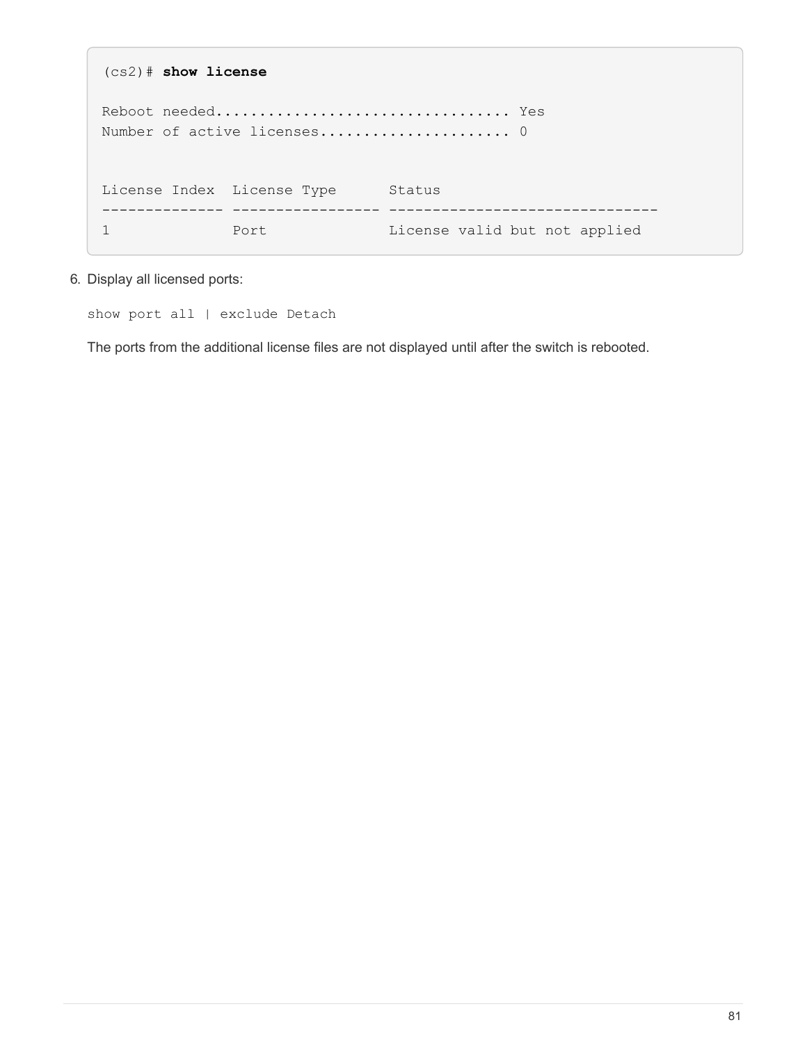```
(cs2)# show license

Reboot needed.................................. Yes
Number of active licenses...................... 0


License Index  License Type      Status
-------------- ----------------- -------------------------------
1              Port              License valid but not applied
```

6. Display all licensed ports:

```
show port all | exclude Detach
```

The ports from the additional license files are not displayed until after the switch is rebooted.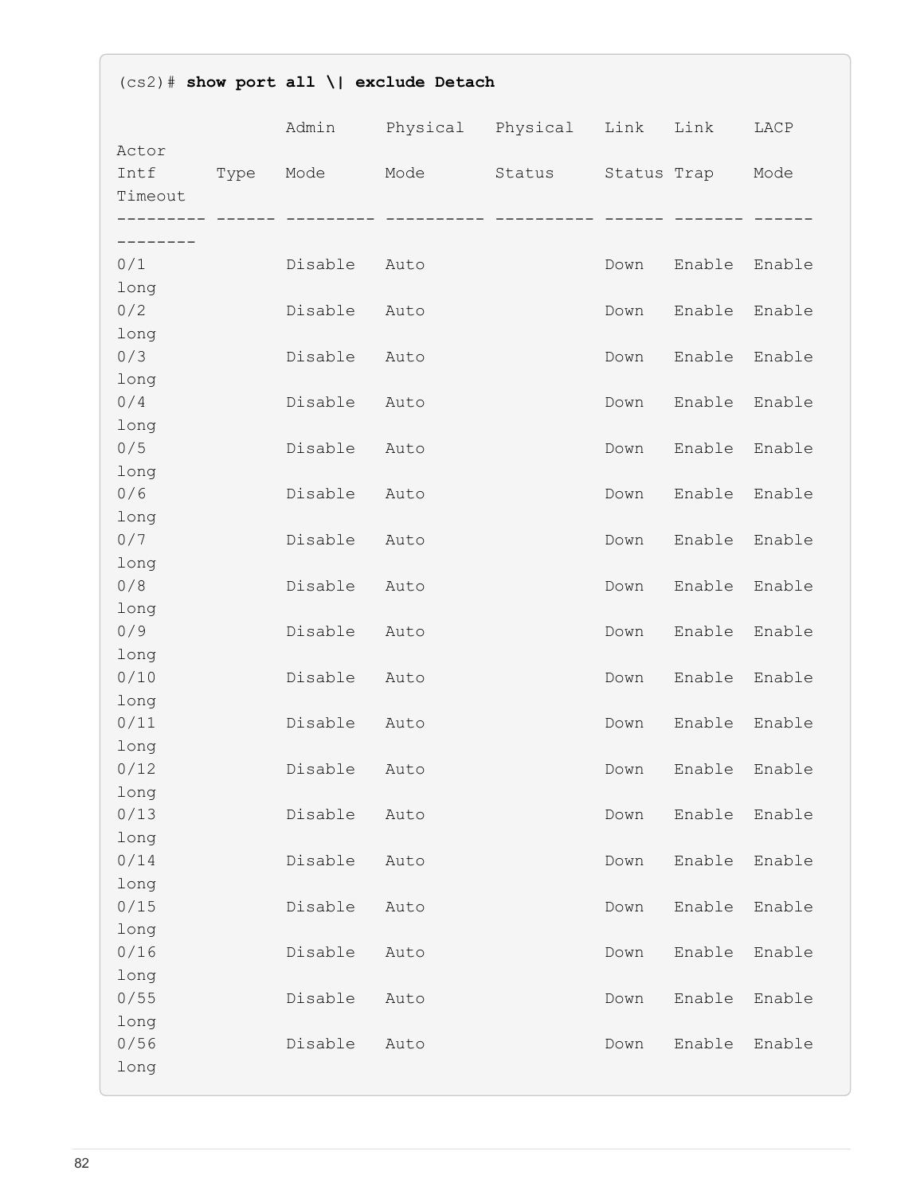```
(cs2)# show port all \| exclude Detach

                 Admin     Physical   Physical   Link   Link    LACP
Actor
Intf      Type   Mode      Mode       Status     Status Trap    Mode
Timeout
--------- ------ --------- ---------- ---------- ------ ------- ------
--------
0/1              Disable   Auto                  Down   Enable  Enable
long
0/2              Disable   Auto                  Down   Enable  Enable
long
0/3              Disable   Auto                  Down   Enable  Enable
long
0/4              Disable   Auto                  Down   Enable  Enable
long
0/5              Disable   Auto                  Down   Enable  Enable
long
0/6              Disable   Auto                  Down   Enable  Enable
long
0/7              Disable   Auto                  Down   Enable  Enable
long
0/8              Disable   Auto                  Down   Enable  Enable
long
0/9              Disable   Auto                  Down   Enable  Enable
long
0/10             Disable   Auto                  Down   Enable  Enable
long
0/11             Disable   Auto                  Down   Enable  Enable
long
0/12             Disable   Auto                  Down   Enable  Enable
long
0/13             Disable   Auto                  Down   Enable  Enable
long
0/14             Disable   Auto                  Down   Enable  Enable
long
0/15             Disable   Auto                  Down   Enable  Enable
long
0/16             Disable   Auto                  Down   Enable  Enable
long
0/55             Disable   Auto                  Down   Enable  Enable
long
0/56             Disable   Auto                  Down   Enable  Enable
long
```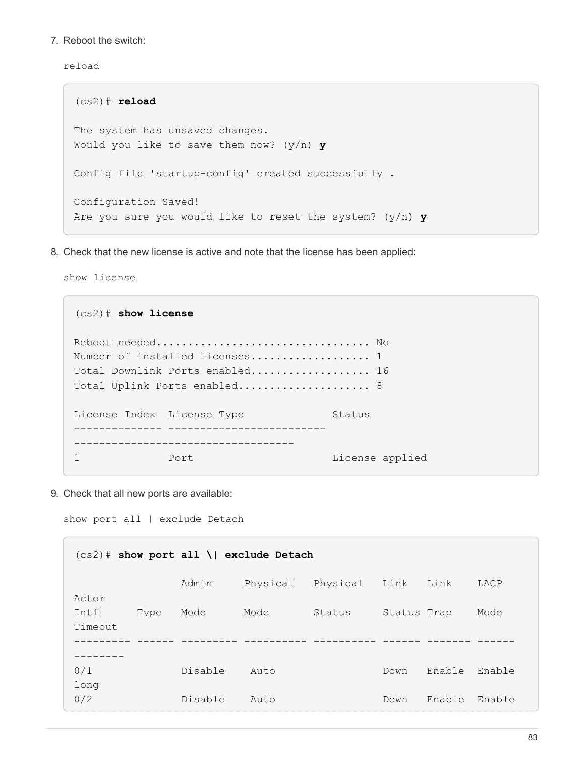7. Reboot the switch:

   `reload`

```
(cs2)# reload

The system has unsaved changes.
Would you like to save them now? (y/n) y

Config file 'startup-config' created successfully .

Configuration Saved!
Are you sure you would like to reset the system? (y/n) y
```

8. Check that the new license is active and note that the license has been applied:

   `show license`

```
(cs2)# show license

Reboot needed................................. No
Number of installed licenses.................. 1
Total Downlink Ports enabled.................. 16
Total Uplink Ports enabled.................... 8

License Index  License Type              Status
-------------- -------------------------
-----------------------------------
1              Port                      License applied
```

9. Check that all new ports are available:

   `show port all | exclude Detach`

```
(cs2)# show port all \| exclude Detach

                 Admin     Physical   Physical   Link   Link    LACP
Actor
Intf      Type   Mode      Mode       Status     Status Trap    Mode
Timeout
--------- ------ --------- ---------- ---------- ------ ------- ------
--------
0/1              Disable    Auto                 Down   Enable  Enable
long
0/2              Disable    Auto                 Down   Enable  Enable
```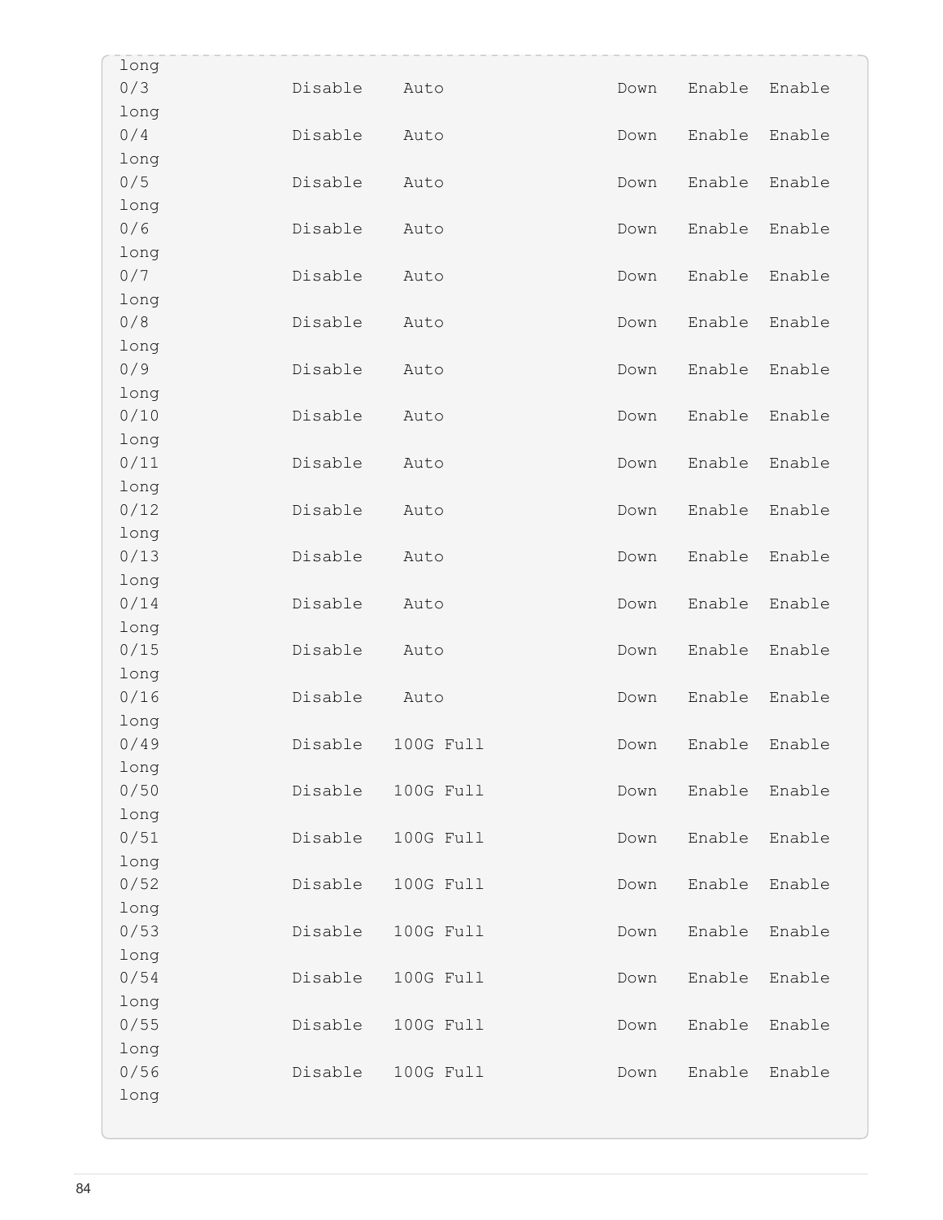```
long
0/3          Disable    Auto                Down   Enable  Enable
long
0/4          Disable    Auto                Down   Enable  Enable
long
0/5          Disable    Auto                Down   Enable  Enable
long
0/6          Disable    Auto                Down   Enable  Enable
long
0/7          Disable    Auto                Down   Enable  Enable
long
0/8          Disable    Auto                Down   Enable  Enable
long
0/9          Disable    Auto                Down   Enable  Enable
long
0/10         Disable    Auto                Down   Enable  Enable
long
0/11         Disable    Auto                Down   Enable  Enable
long
0/12         Disable    Auto                Down   Enable  Enable
long
0/13         Disable    Auto                Down   Enable  Enable
long
0/14         Disable    Auto                Down   Enable  Enable
long
0/15         Disable    Auto                Down   Enable  Enable
long
0/16         Disable    Auto                Down   Enable  Enable
long
0/49         Disable   100G Full            Down   Enable  Enable
long
0/50         Disable   100G Full            Down   Enable  Enable
long
0/51         Disable   100G Full            Down   Enable  Enable
long
0/52         Disable   100G Full            Down   Enable  Enable
long
0/53         Disable   100G Full            Down   Enable  Enable
long
0/54         Disable   100G Full            Down   Enable  Enable
long
0/55         Disable   100G Full            Down   Enable  Enable
long
0/56         Disable   100G Full            Down   Enable  Enable
long
```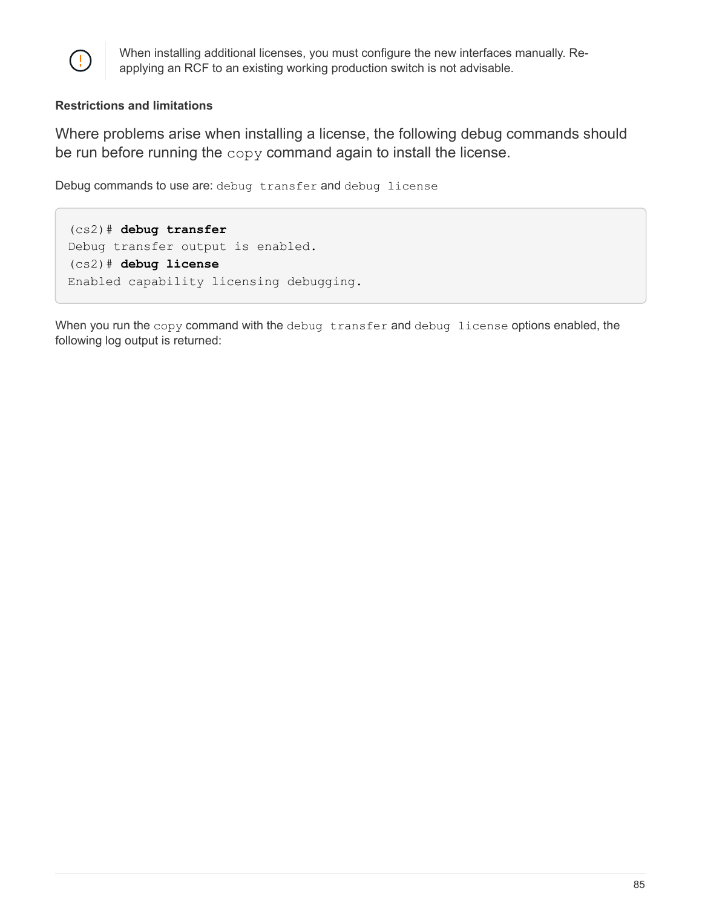> When installing additional licenses, you must configure the new interfaces manually. Re-applying an RCF to an existing working production switch is not advisable.

**Restrictions and limitations**

Where problems arise when installing a license, the following debug commands should be run before running the `copy` command again to install the license.

Debug commands to use are: `debug transfer` and `debug license`

```
(cs2)# debug transfer
Debug transfer output is enabled.
(cs2)# debug license
Enabled capability licensing debugging.
```

When you run the `copy` command with the `debug transfer` and `debug license` options enabled, the following log output is returned: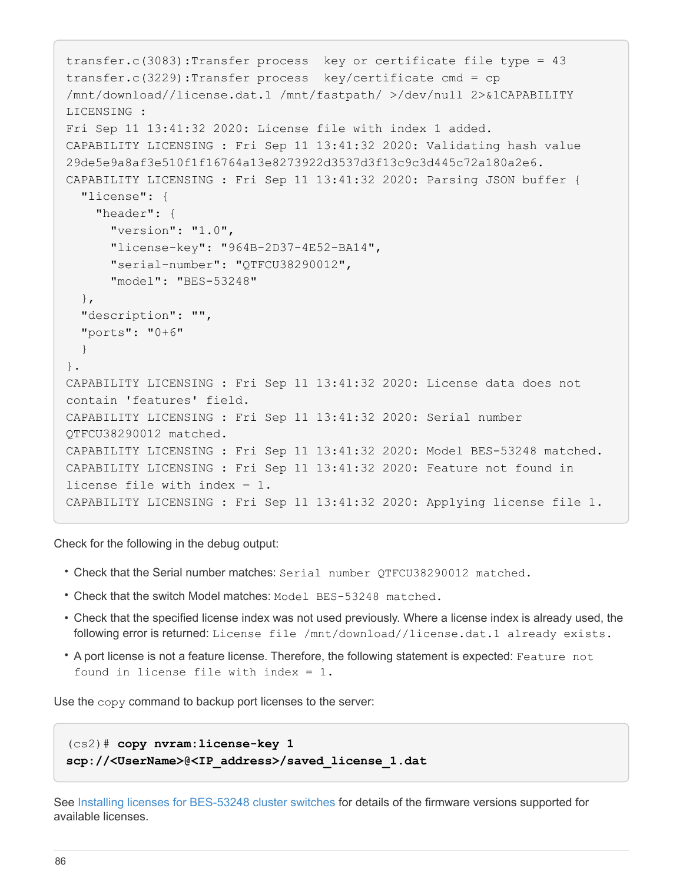```
transfer.c(3083):Transfer process  key or certificate file type = 43
transfer.c(3229):Transfer process  key/certificate cmd = cp
/mnt/download//license.dat.1 /mnt/fastpath/ >/dev/null 2>&1CAPABILITY
LICENSING :
Fri Sep 11 13:41:32 2020: License file with index 1 added.
CAPABILITY LICENSING : Fri Sep 11 13:41:32 2020: Validating hash value
29de5e9a8af3e510f1f16764a13e8273922d3537d3f13c9c3d445c72a180a2e6.
CAPABILITY LICENSING : Fri Sep 11 13:41:32 2020: Parsing JSON buffer {
  "license": {
    "header": {
      "version": "1.0",
      "license-key": "964B-2D37-4E52-BA14",
      "serial-number": "QTFCU38290012",
      "model": "BES-53248"
  },
  "description": "",
  "ports": "0+6"
  }
}.
CAPABILITY LICENSING : Fri Sep 11 13:41:32 2020: License data does not
contain 'features' field.
CAPABILITY LICENSING : Fri Sep 11 13:41:32 2020: Serial number
QTFCU38290012 matched.
CAPABILITY LICENSING : Fri Sep 11 13:41:32 2020: Model BES-53248 matched.
CAPABILITY LICENSING : Fri Sep 11 13:41:32 2020: Feature not found in
license file with index = 1.
CAPABILITY LICENSING : Fri Sep 11 13:41:32 2020: Applying license file 1.
```

Check for the following in the debug output:

- Check that the Serial number matches: `Serial number QTFCU38290012 matched.`
- Check that the switch Model matches: `Model BES-53248 matched.`
- Check that the specified license index was not used previously. Where a license index is already used, the following error is returned: `License file /mnt/download//license.dat.1 already exists.`
- A port license is not a feature license. Therefore, the following statement is expected: `Feature not found in license file with index = 1.`

Use the `copy` command to backup port licenses to the server:

```
(cs2)# copy nvram:license-key 1
scp://<UserName>@<IP_address>/saved_license_1.dat
```

See Installing licenses for BES-53248 cluster switches for details of the firmware versions supported for available licenses.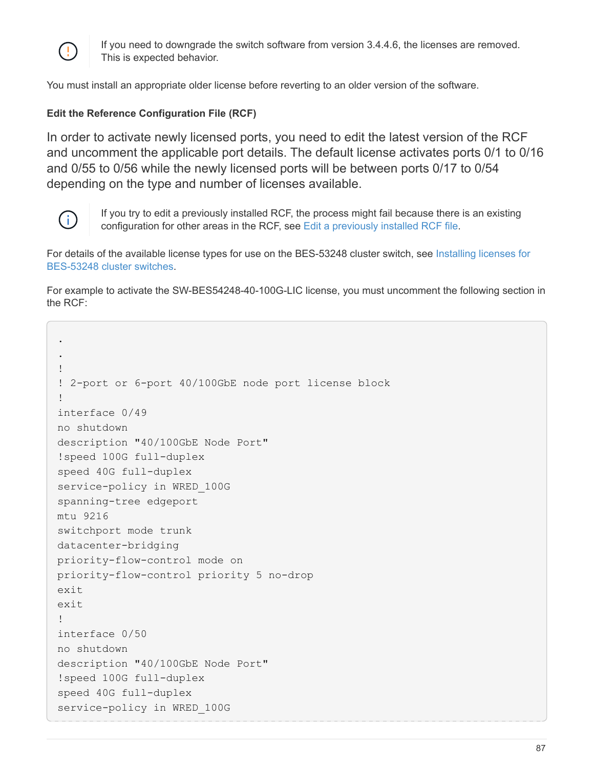If you need to downgrade the switch software from version 3.4.4.6, the licenses are removed. This is expected behavior.

You must install an appropriate older license before reverting to an older version of the software.

#### Edit the Reference Configuration File (RCF)

In order to activate newly licensed ports, you need to edit the latest version of the RCF and uncomment the applicable port details. The default license activates ports 0/1 to 0/16 and 0/55 to 0/56 while the newly licensed ports will be between ports 0/17 to 0/54 depending on the type and number of licenses available.

If you try to edit a previously installed RCF, the process might fail because there is an existing configuration for other areas in the RCF, see Edit a previously installed RCF file.

For details of the available license types for use on the BES-53248 cluster switch, see Installing licenses for BES-53248 cluster switches.

For example to activate the SW-BES54248-40-100G-LIC license, you must uncomment the following section in the RCF:

```
.
.
!
! 2-port or 6-port 40/100GbE node port license block
!
interface 0/49
no shutdown
description "40/100GbE Node Port"
!speed 100G full-duplex
speed 40G full-duplex
service-policy in WRED_100G
spanning-tree edgeport
mtu 9216
switchport mode trunk
datacenter-bridging
priority-flow-control mode on
priority-flow-control priority 5 no-drop
exit
exit
!
interface 0/50
no shutdown
description "40/100GbE Node Port"
!speed 100G full-duplex
speed 40G full-duplex
service-policy in WRED_100G
```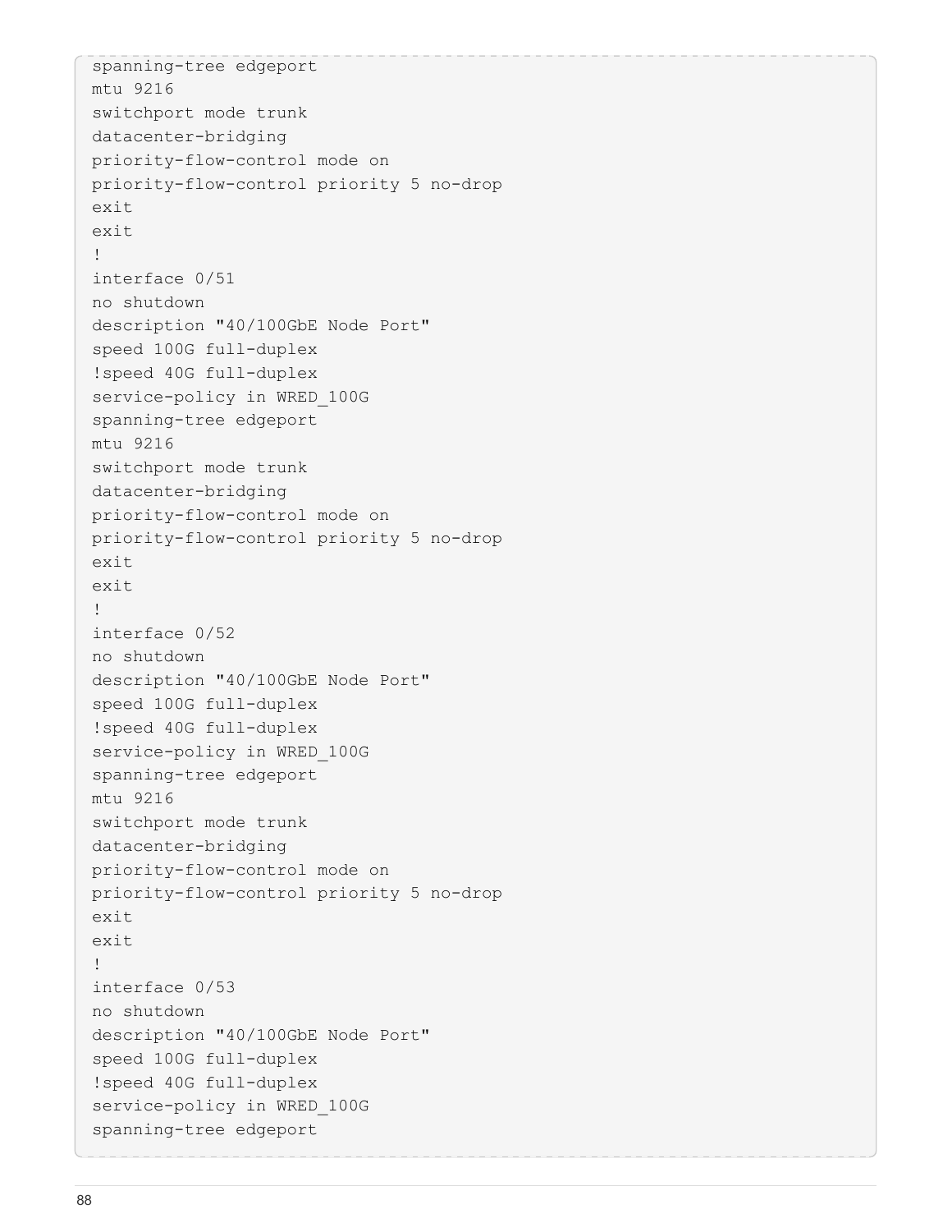```
spanning-tree edgeport
mtu 9216
switchport mode trunk
datacenter-bridging
priority-flow-control mode on
priority-flow-control priority 5 no-drop
exit
exit
!
interface 0/51
no shutdown
description "40/100GbE Node Port"
speed 100G full-duplex
!speed 40G full-duplex
service-policy in WRED_100G
spanning-tree edgeport
mtu 9216
switchport mode trunk
datacenter-bridging
priority-flow-control mode on
priority-flow-control priority 5 no-drop
exit
exit
!
interface 0/52
no shutdown
description "40/100GbE Node Port"
speed 100G full-duplex
!speed 40G full-duplex
service-policy in WRED_100G
spanning-tree edgeport
mtu 9216
switchport mode trunk
datacenter-bridging
priority-flow-control mode on
priority-flow-control priority 5 no-drop
exit
exit
!
interface 0/53
no shutdown
description "40/100GbE Node Port"
speed 100G full-duplex
!speed 40G full-duplex
service-policy in WRED_100G
spanning-tree edgeport
```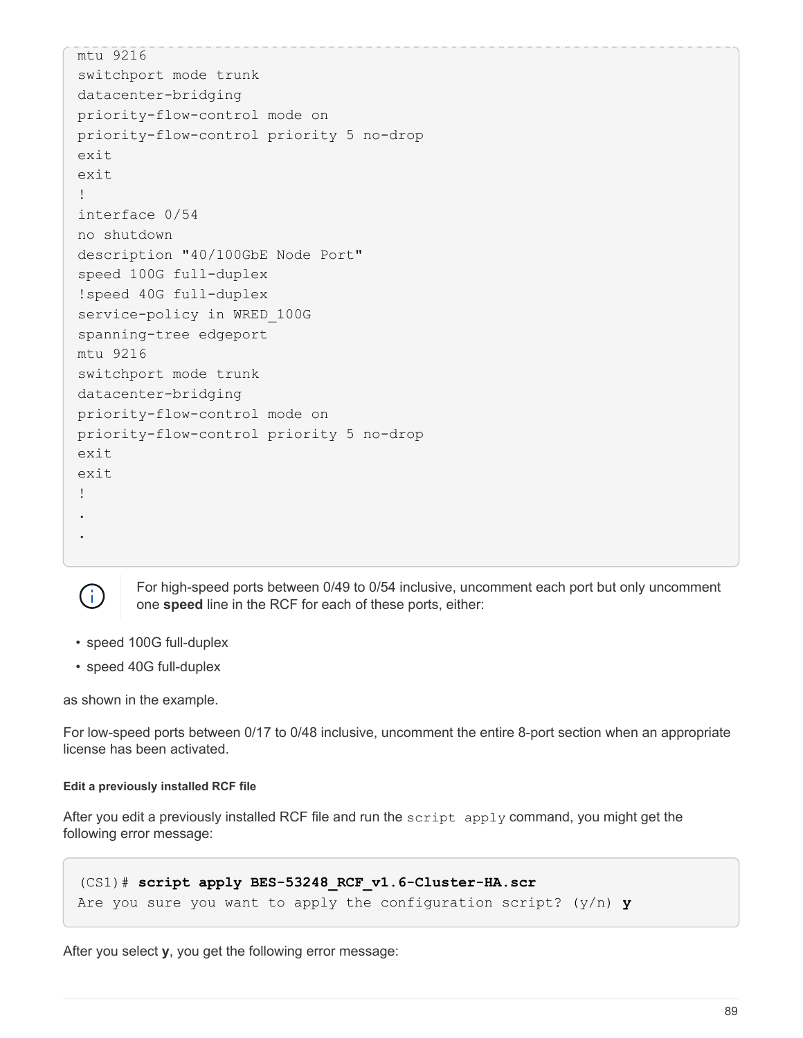```
mtu 9216
switchport mode trunk
datacenter-bridging
priority-flow-control mode on
priority-flow-control priority 5 no-drop
exit
exit
!
interface 0/54
no shutdown
description "40/100GbE Node Port"
speed 100G full-duplex
!speed 40G full-duplex
service-policy in WRED_100G
spanning-tree edgeport
mtu 9216
switchport mode trunk
datacenter-bridging
priority-flow-control mode on
priority-flow-control priority 5 no-drop
exit
exit
!
.
.
```

For high-speed ports between 0/49 to 0/54 inclusive, uncomment each port but only uncomment one **speed** line in the RCF for each of these ports, either:

- speed 100G full-duplex
- speed 40G full-duplex

as shown in the example.

For low-speed ports between 0/17 to 0/48 inclusive, uncomment the entire 8-port section when an appropriate license has been activated.

##### Edit a previously installed RCF file

After you edit a previously installed RCF file and run the `script apply` command, you might get the following error message:

```
(CS1)# script apply BES-53248_RCF_v1.6-Cluster-HA.scr
Are you sure you want to apply the configuration script? (y/n) y
```

After you select **y**, you get the following error message: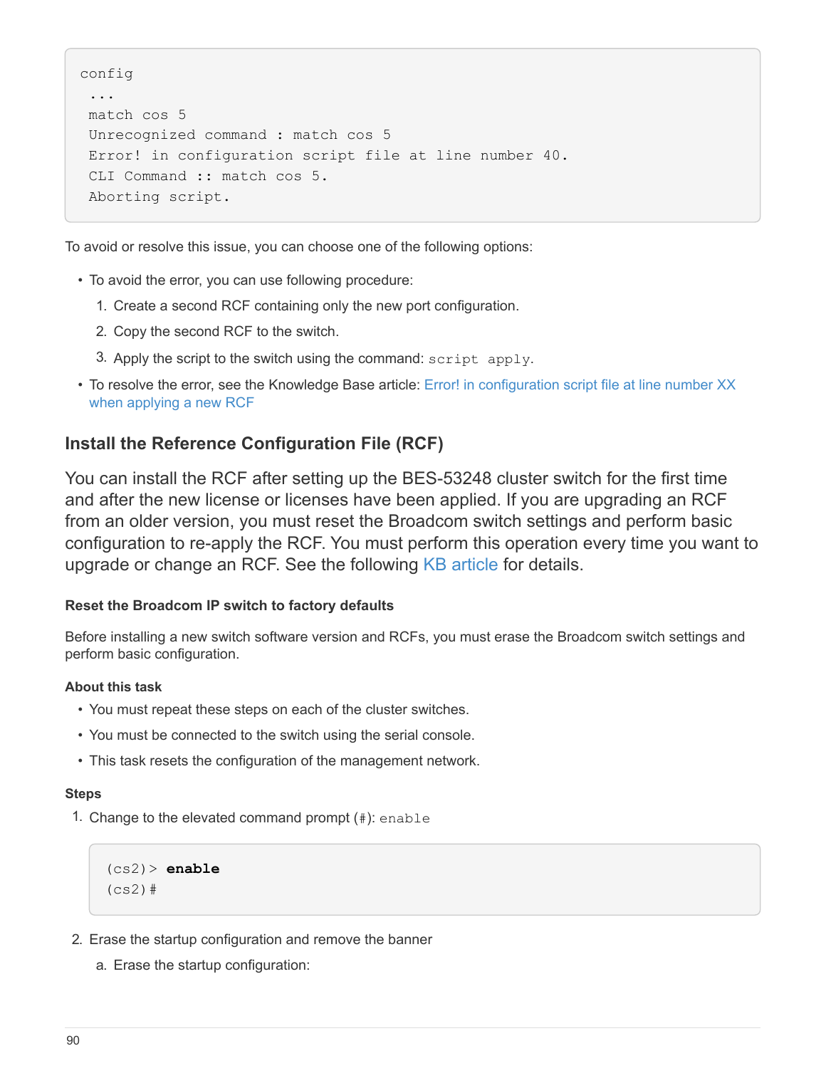```
config
 ...
 match cos 5
 Unrecognized command : match cos 5
 Error! in configuration script file at line number 40.
 CLI Command :: match cos 5.
 Aborting script.
```

To avoid or resolve this issue, you can choose one of the following options:

- To avoid the error, you can use following procedure:
  1. Create a second RCF containing only the new port configuration.
  2. Copy the second RCF to the switch.
  3. Apply the script to the switch using the command: `script apply`.
- To resolve the error, see the Knowledge Base article: Error! in configuration script file at line number XX when applying a new RCF

## Install the Reference Configuration File (RCF)

You can install the RCF after setting up the BES-53248 cluster switch for the first time and after the new license or licenses have been applied. If you are upgrading an RCF from an older version, you must reset the Broadcom switch settings and perform basic configuration to re-apply the RCF. You must perform this operation every time you want to upgrade or change an RCF. See the following KB article for details.

#### Reset the Broadcom IP switch to factory defaults

Before installing a new switch software version and RCFs, you must erase the Broadcom switch settings and perform basic configuration.

##### About this task

- You must repeat these steps on each of the cluster switches.
- You must be connected to the switch using the serial console.
- This task resets the configuration of the management network.

##### Steps

1. Change to the elevated command prompt (`#`): `enable`

```
(cs2)> enable
(cs2)#
```

2. Erase the startup configuration and remove the banner
   a. Erase the startup configuration: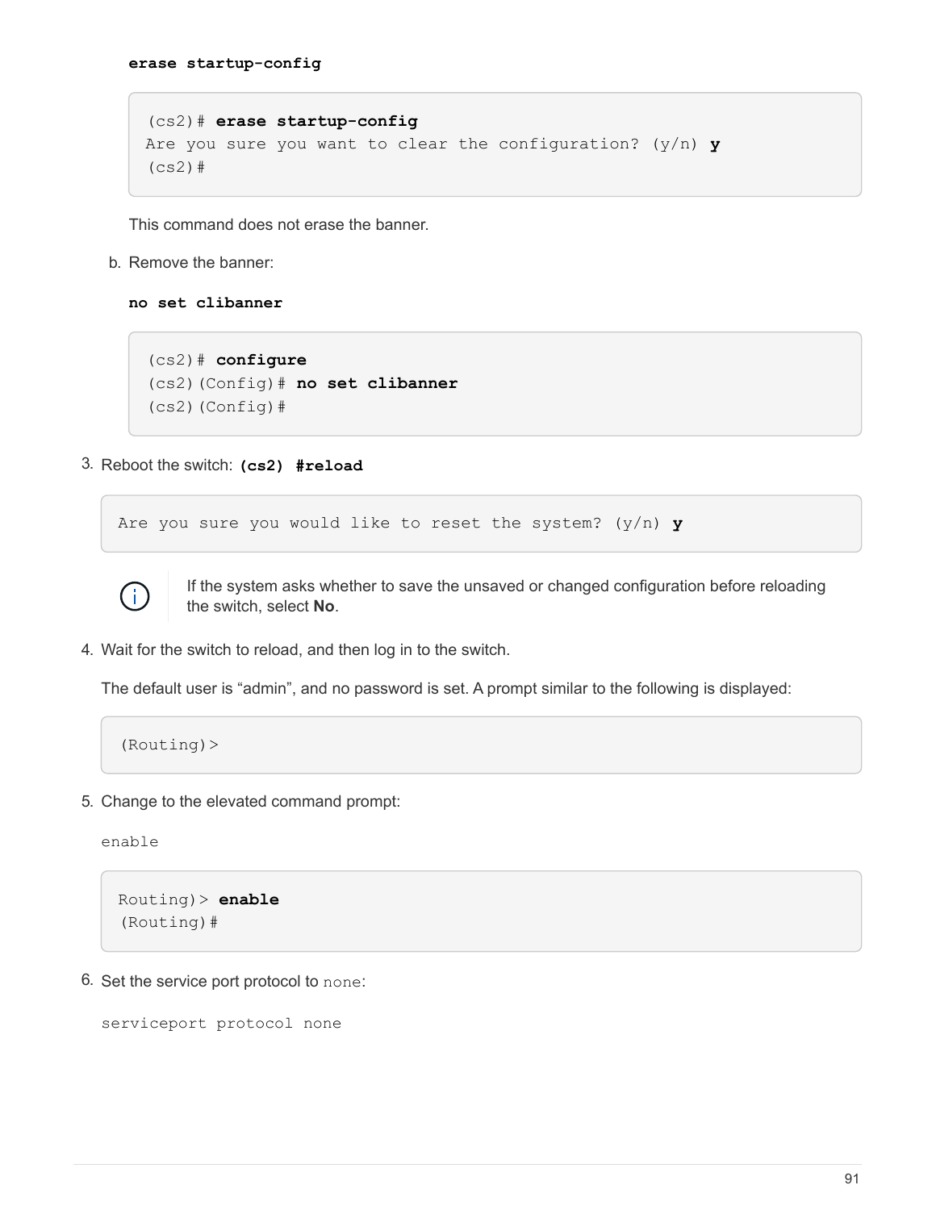**erase startup-config**

```
(cs2)# erase startup-config
Are you sure you want to clear the configuration? (y/n) y
(cs2)#
```

This command does not erase the banner.

b. Remove the banner:

**no set clibanner**

```
(cs2)# configure
(cs2)(Config)# no set clibanner
(cs2)(Config)#
```

3. Reboot the switch: **(cs2) #reload**

```
Are you sure you would like to reset the system? (y/n) y
```

> If the system asks whether to save the unsaved or changed configuration before reloading the switch, select **No**.

4. Wait for the switch to reload, and then log in to the switch.

   The default user is "admin", and no password is set. A prompt similar to the following is displayed:

```
(Routing)>
```

5. Change to the elevated command prompt:

   `enable`

```
Routing)> enable
(Routing)#
```

6. Set the service port protocol to `none`:

   `serviceport protocol none`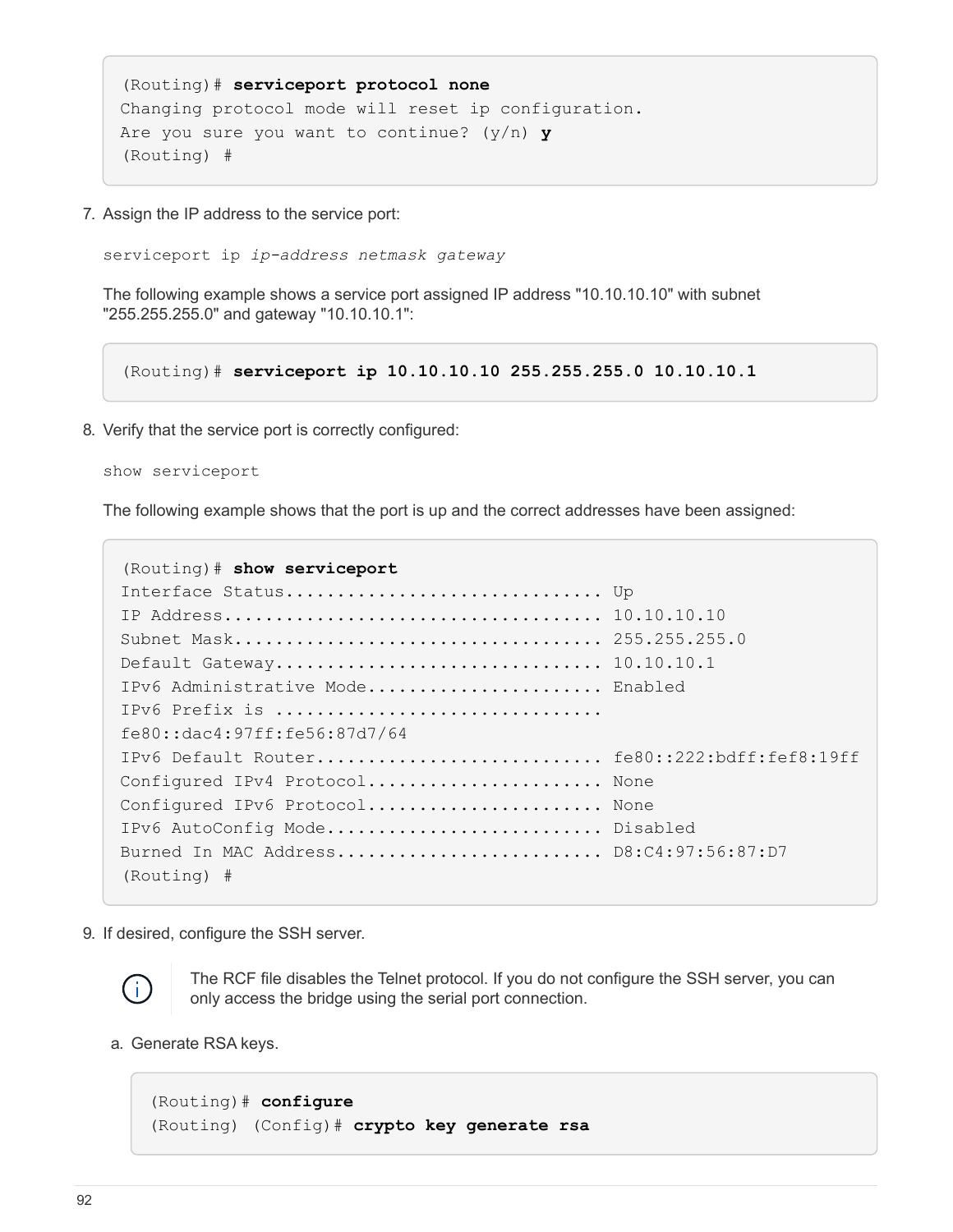```
(Routing)# serviceport protocol none
Changing protocol mode will reset ip configuration.
Are you sure you want to continue? (y/n) y
(Routing) #
```

7. Assign the IP address to the service port:

   `serviceport ip ip-address netmask gateway`

   The following example shows a service port assigned IP address "10.10.10.10" with subnet "255.255.255.0" and gateway "10.10.10.1":

```
(Routing)# serviceport ip 10.10.10.10 255.255.255.0 10.10.10.1
```

8. Verify that the service port is correctly configured:

   `show serviceport`

   The following example shows that the port is up and the correct addresses have been assigned:

```
(Routing)# show serviceport
Interface Status............................... Up
IP Address..................................... 10.10.10.10
Subnet Mask.................................... 255.255.255.0
Default Gateway................................ 10.10.10.1
IPv6 Administrative Mode....................... Enabled
IPv6 Prefix is ................................
fe80::dac4:97ff:fe56:87d7/64
IPv6 Default Router............................ fe80::222:bdff:fef8:19ff
Configured IPv4 Protocol....................... None
Configured IPv6 Protocol....................... None
IPv6 AutoConfig Mode........................... Disabled
Burned In MAC Address.......................... D8:C4:97:56:87:D7
(Routing) #
```

9. If desired, configure the SSH server.

   > The RCF file disables the Telnet protocol. If you do not configure the SSH server, you can only access the bridge using the serial port connection.

   a. Generate RSA keys.

```
(Routing)# configure
(Routing) (Config)# crypto key generate rsa
```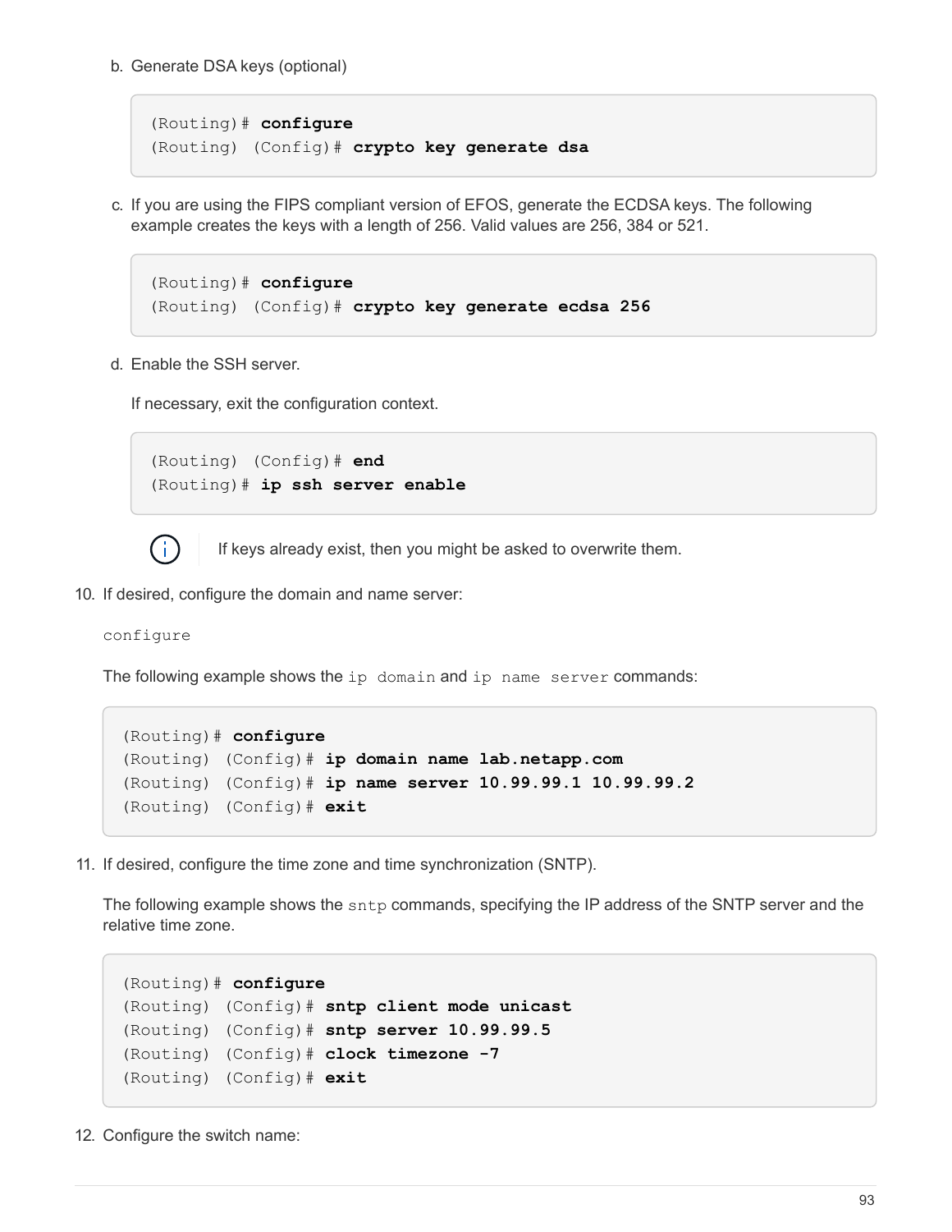b. Generate DSA keys (optional)

```
(Routing)# configure
(Routing) (Config)# crypto key generate dsa
```

c. If you are using the FIPS compliant version of EFOS, generate the ECDSA keys. The following example creates the keys with a length of 256. Valid values are 256, 384 or 521.

```
(Routing)# configure
(Routing) (Config)# crypto key generate ecdsa 256
```

d. Enable the SSH server.

If necessary, exit the configuration context.

```
(Routing) (Config)# end
(Routing)# ip ssh server enable
```

> If keys already exist, then you might be asked to overwrite them.

10. If desired, configure the domain and name server:

`configure`

The following example shows the `ip domain` and `ip name server` commands:

```
(Routing)# configure
(Routing) (Config)# ip domain name lab.netapp.com
(Routing) (Config)# ip name server 10.99.99.1 10.99.99.2
(Routing) (Config)# exit
```

11. If desired, configure the time zone and time synchronization (SNTP).

The following example shows the `sntp` commands, specifying the IP address of the SNTP server and the relative time zone.

```
(Routing)# configure
(Routing) (Config)# sntp client mode unicast
(Routing) (Config)# sntp server 10.99.99.5
(Routing) (Config)# clock timezone -7
(Routing) (Config)# exit
```

12. Configure the switch name: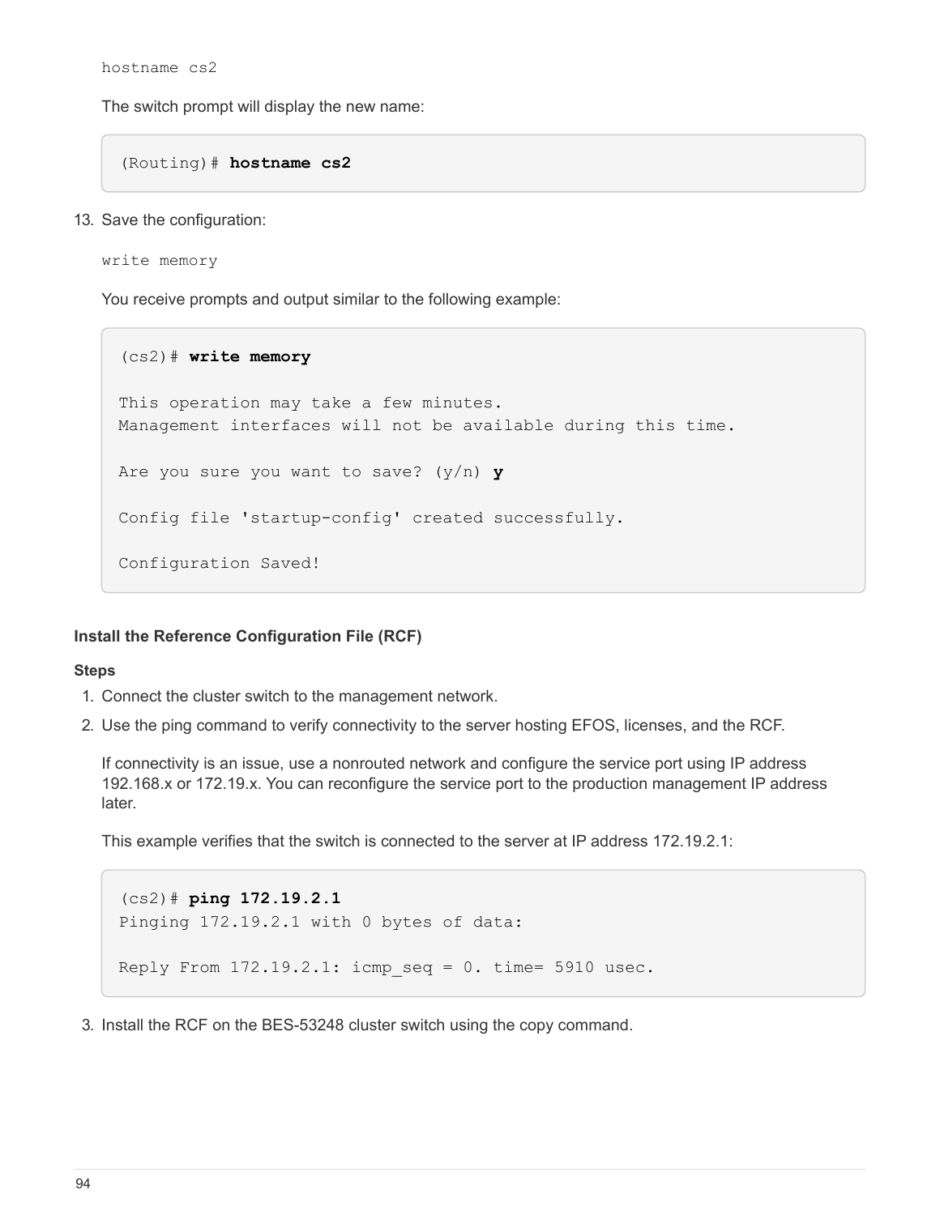```
hostname cs2
```

The switch prompt will display the new name:

```
(Routing)# hostname cs2
```

13. Save the configuration:

```
write memory
```

You receive prompts and output similar to the following example:

```
(cs2)# write memory

This operation may take a few minutes.
Management interfaces will not be available during this time.

Are you sure you want to save? (y/n) y

Config file 'startup-config' created successfully.

Configuration Saved!
```

#### Install the Reference Configuration File (RCF)

**Steps**

1. Connect the cluster switch to the management network.
2. Use the ping command to verify connectivity to the server hosting EFOS, licenses, and the RCF.

   If connectivity is an issue, use a nonrouted network and configure the service port using IP address 192.168.x or 172.19.x. You can reconfigure the service port to the production management IP address later.

   This example verifies that the switch is connected to the server at IP address 172.19.2.1:

```
(cs2)# ping 172.19.2.1
Pinging 172.19.2.1 with 0 bytes of data:

Reply From 172.19.2.1: icmp_seq = 0. time= 5910 usec.
```

3. Install the RCF on the BES-53248 cluster switch using the copy command.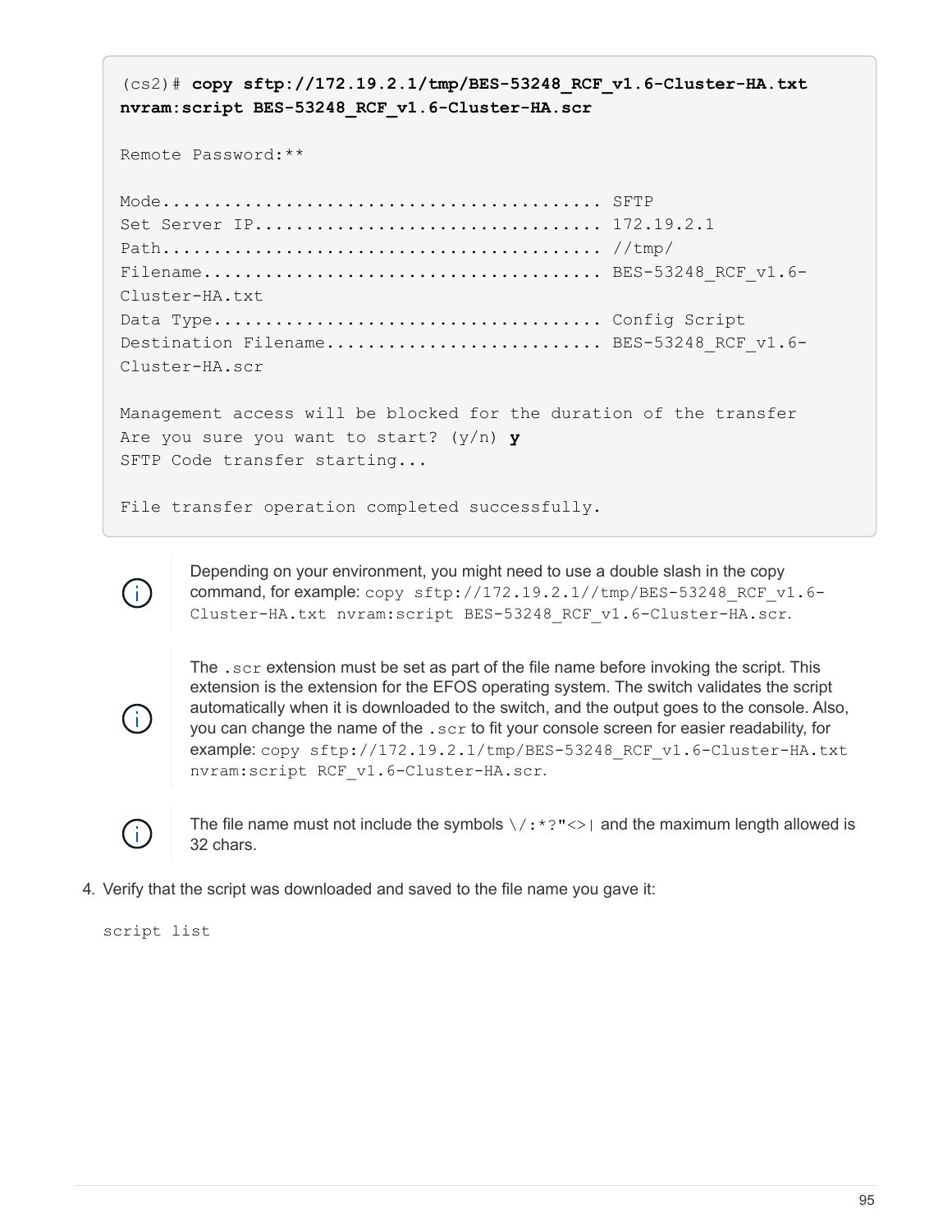```
(cs2)# copy sftp://172.19.2.1/tmp/BES-53248_RCF_v1.6-Cluster-HA.txt
nvram:script BES-53248_RCF_v1.6-Cluster-HA.scr

Remote Password:**

Mode........................................... SFTP
Set Server IP.................................. 172.19.2.1
Path........................................... //tmp/
Filename....................................... BES-53248_RCF_v1.6-
Cluster-HA.txt
Data Type...................................... Config Script
Destination Filename........................... BES-53248_RCF_v1.6-
Cluster-HA.scr

Management access will be blocked for the duration of the transfer
Are you sure you want to start? (y/n) y
SFTP Code transfer starting...

File transfer operation completed successfully.
```

> Depending on your environment, you might need to use a double slash in the copy command, for example: `copy sftp://172.19.2.1//tmp/BES-53248_RCF_v1.6-Cluster-HA.txt nvram:script BES-53248_RCF_v1.6-Cluster-HA.scr`.

> The `.scr` extension must be set as part of the file name before invoking the script. This extension is the extension for the EFOS operating system. The switch validates the script automatically when it is downloaded to the switch, and the output goes to the console. Also, you can change the name of the `.scr` to fit your console screen for easier readability, for example: `copy sftp://172.19.2.1/tmp/BES-53248_RCF_v1.6-Cluster-HA.txt nvram:script RCF_v1.6-Cluster-HA.scr`.

> The file name must not include the symbols `\/:*?"<>|` and the maximum length allowed is 32 chars.

4. Verify that the script was downloaded and saved to the file name you gave it:

```
script list
```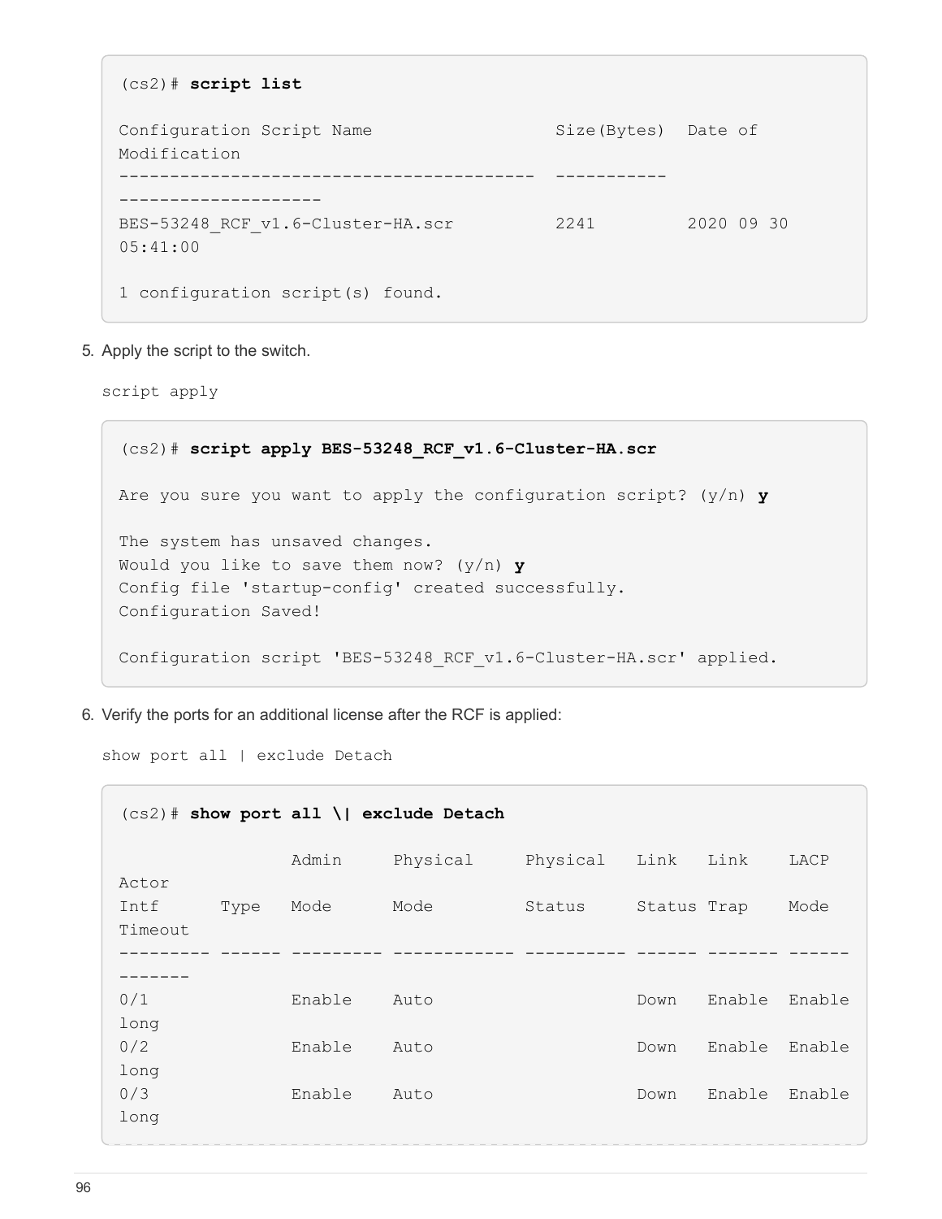```
(cs2)# script list

Configuration Script Name                  Size(Bytes)  Date of
Modification
-----------------------------------------  -----------
--------------------
BES-53248_RCF_v1.6-Cluster-HA.scr          2241         2020 09 30
05:41:00

1 configuration script(s) found.
```

5. Apply the script to the switch.

   `script apply`

```
(cs2)# script apply BES-53248_RCF_v1.6-Cluster-HA.scr

Are you sure you want to apply the configuration script? (y/n) y

The system has unsaved changes.
Would you like to save them now? (y/n) y
Config file 'startup-config' created successfully.
Configuration Saved!

Configuration script 'BES-53248_RCF_v1.6-Cluster-HA.scr' applied.
```

6. Verify the ports for an additional license after the RCF is applied:

   `show port all | exclude Detach`

```
(cs2)# show port all \| exclude Detach

                 Admin     Physical     Physical   Link   Link    LACP
Actor
Intf      Type   Mode      Mode         Status     Status Trap    Mode
Timeout
--------- ------ --------- ------------ ---------- ------ ------- ------
-------
0/1              Enable    Auto                    Down   Enable  Enable
long
0/2              Enable    Auto                    Down   Enable  Enable
long
0/3              Enable    Auto                    Down   Enable  Enable
long
```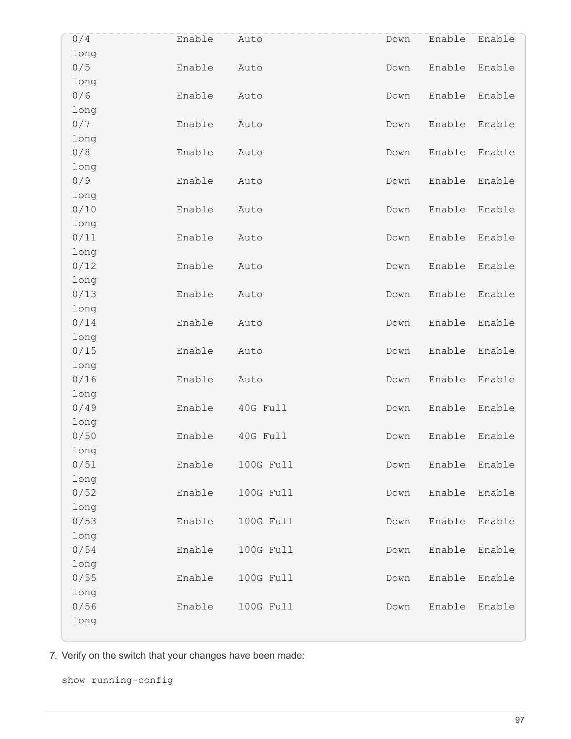```
0/4             Enable    Auto                    Down    Enable  Enable
long
0/5             Enable    Auto                    Down    Enable  Enable
long
0/6             Enable    Auto                    Down    Enable  Enable
long
0/7             Enable    Auto                    Down    Enable  Enable
long
0/8             Enable    Auto                    Down    Enable  Enable
long
0/9             Enable    Auto                    Down    Enable  Enable
long
0/10            Enable    Auto                    Down    Enable  Enable
long
0/11            Enable    Auto                    Down    Enable  Enable
long
0/12            Enable    Auto                    Down    Enable  Enable
long
0/13            Enable    Auto                    Down    Enable  Enable
long
0/14            Enable    Auto                    Down    Enable  Enable
long
0/15            Enable    Auto                    Down    Enable  Enable
long
0/16            Enable    Auto                    Down    Enable  Enable
long
0/49            Enable    40G Full                Down    Enable  Enable
long
0/50            Enable    40G Full                Down    Enable  Enable
long
0/51            Enable    100G Full               Down    Enable  Enable
long
0/52            Enable    100G Full               Down    Enable  Enable
long
0/53            Enable    100G Full               Down    Enable  Enable
long
0/54            Enable    100G Full               Down    Enable  Enable
long
0/55            Enable    100G Full               Down    Enable  Enable
long
0/56            Enable    100G Full               Down    Enable  Enable
long
```

7. Verify on the switch that your changes have been made:

```
show running-config
```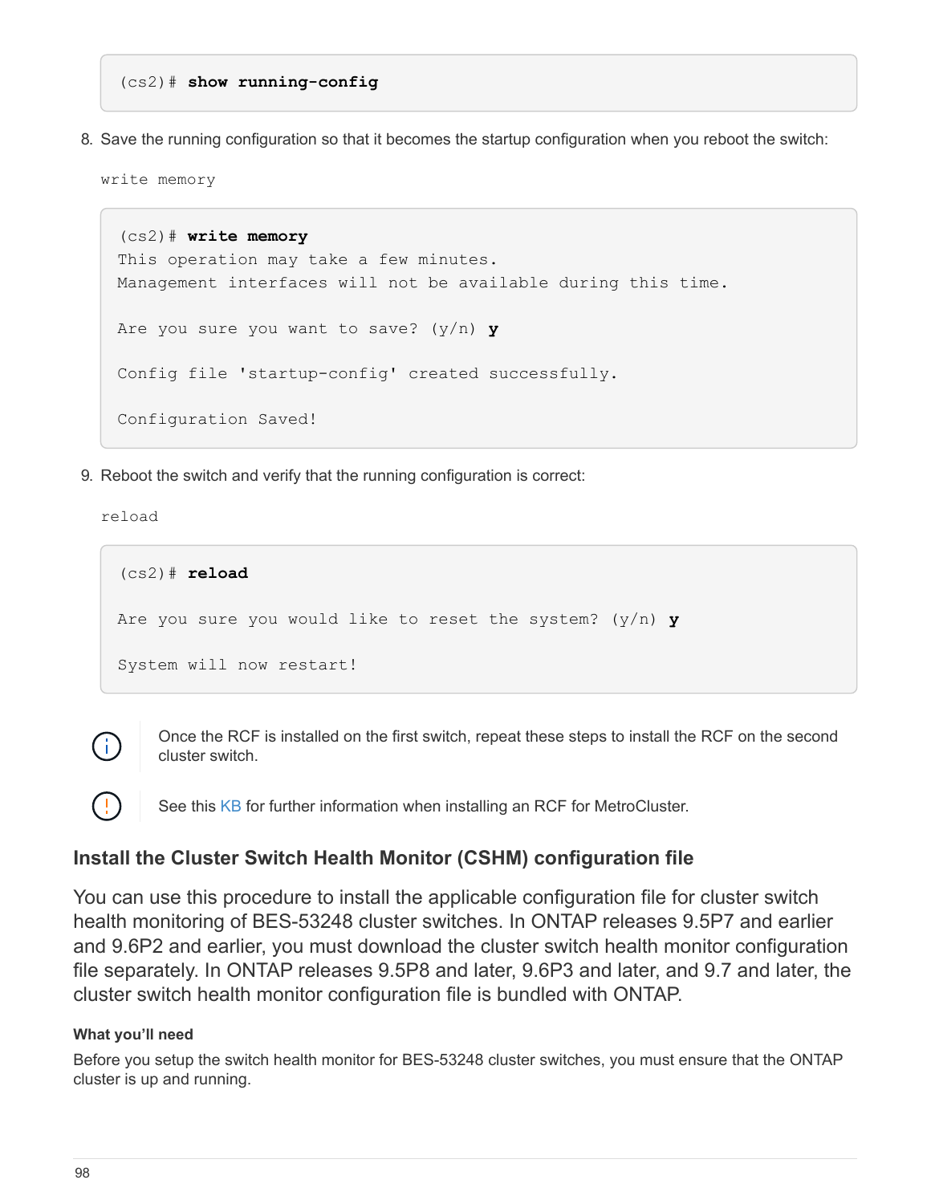```
(cs2)# show running-config
```

8. Save the running configuration so that it becomes the startup configuration when you reboot the switch:

   `write memory`

```
(cs2)# write memory
This operation may take a few minutes.
Management interfaces will not be available during this time.

Are you sure you want to save? (y/n) y

Config file 'startup-config' created successfully.

Configuration Saved!
```

9. Reboot the switch and verify that the running configuration is correct:

   `reload`

```
(cs2)# reload

Are you sure you would like to reset the system? (y/n) y

System will now restart!
```

> Once the RCF is installed on the first switch, repeat these steps to install the RCF on the second cluster switch.

> See this KB for further information when installing an RCF for MetroCluster.

### Install the Cluster Switch Health Monitor (CSHM) configuration file

You can use this procedure to install the applicable configuration file for cluster switch health monitoring of BES-53248 cluster switches. In ONTAP releases 9.5P7 and earlier and 9.6P2 and earlier, you must download the cluster switch health monitor configuration file separately. In ONTAP releases 9.5P8 and later, 9.6P3 and later, and 9.7 and later, the cluster switch health monitor configuration file is bundled with ONTAP.

#### What you'll need

Before you setup the switch health monitor for BES-53248 cluster switches, you must ensure that the ONTAP cluster is up and running.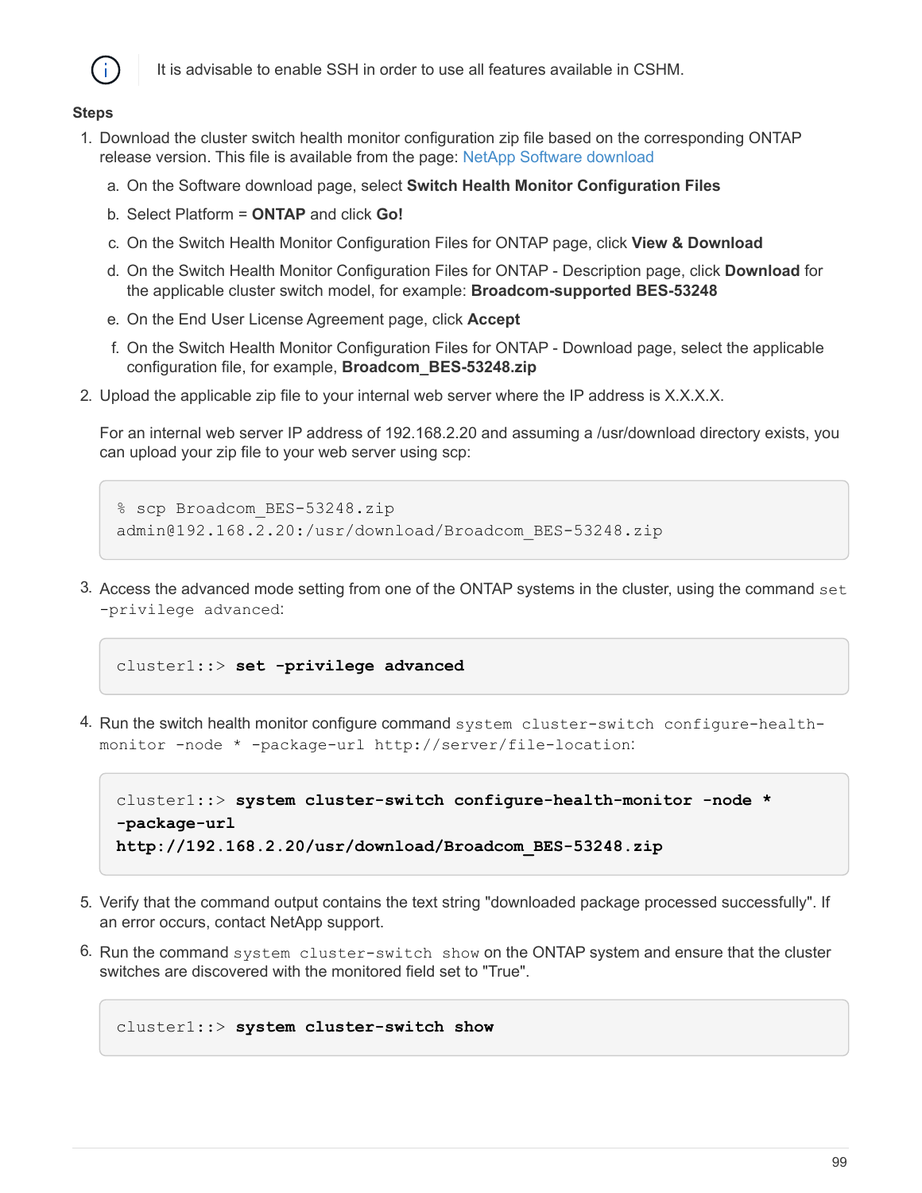It is advisable to enable SSH in order to use all features available in CSHM.

**Steps**

1. Download the cluster switch health monitor configuration zip file based on the corresponding ONTAP release version. This file is available from the page: NetApp Software download
   a. On the Software download page, select **Switch Health Monitor Configuration Files**
   b. Select Platform = **ONTAP** and click **Go!**
   c. On the Switch Health Monitor Configuration Files for ONTAP page, click **View & Download**
   d. On the Switch Health Monitor Configuration Files for ONTAP - Description page, click **Download** for the applicable cluster switch model, for example: **Broadcom-supported BES-53248**
   e. On the End User License Agreement page, click **Accept**
   f. On the Switch Health Monitor Configuration Files for ONTAP - Download page, select the applicable configuration file, for example, **Broadcom_BES-53248.zip**
2. Upload the applicable zip file to your internal web server where the IP address is X.X.X.X.

   For an internal web server IP address of 192.168.2.20 and assuming a /usr/download directory exists, you can upload your zip file to your web server using scp:

```
% scp Broadcom_BES-53248.zip
admin@192.168.2.20:/usr/download/Broadcom_BES-53248.zip
```

3. Access the advanced mode setting from one of the ONTAP systems in the cluster, using the command `set -privilege advanced`:

```
cluster1::> set -privilege advanced
```

4. Run the switch health monitor configure command `system cluster-switch configure-health-monitor -node * -package-url http://server/file-location`:

```
cluster1::> system cluster-switch configure-health-monitor -node *
-package-url
http://192.168.2.20/usr/download/Broadcom_BES-53248.zip
```

5. Verify that the command output contains the text string "downloaded package processed successfully". If an error occurs, contact NetApp support.
6. Run the command `system cluster-switch show` on the ONTAP system and ensure that the cluster switches are discovered with the monitored field set to "True".

```
cluster1::> system cluster-switch show
```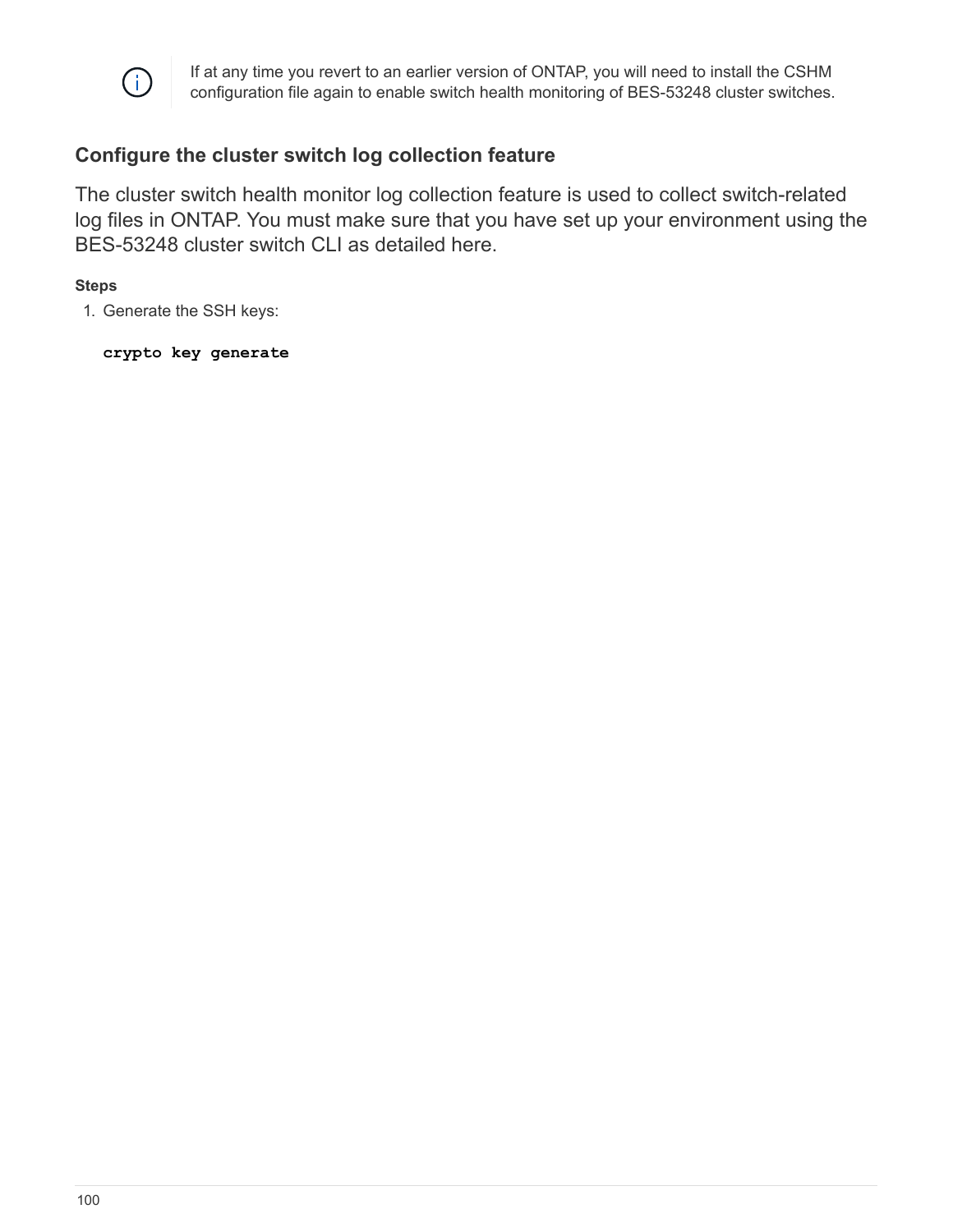> If at any time you revert to an earlier version of ONTAP, you will need to install the CSHM configuration file again to enable switch health monitoring of BES-53248 cluster switches.

### Configure the cluster switch log collection feature

The cluster switch health monitor log collection feature is used to collect switch-related log files in ONTAP. You must make sure that you have set up your environment using the BES-53248 cluster switch CLI as detailed here.

**Steps**

1. Generate the SSH keys:

   ```
   crypto key generate
   ```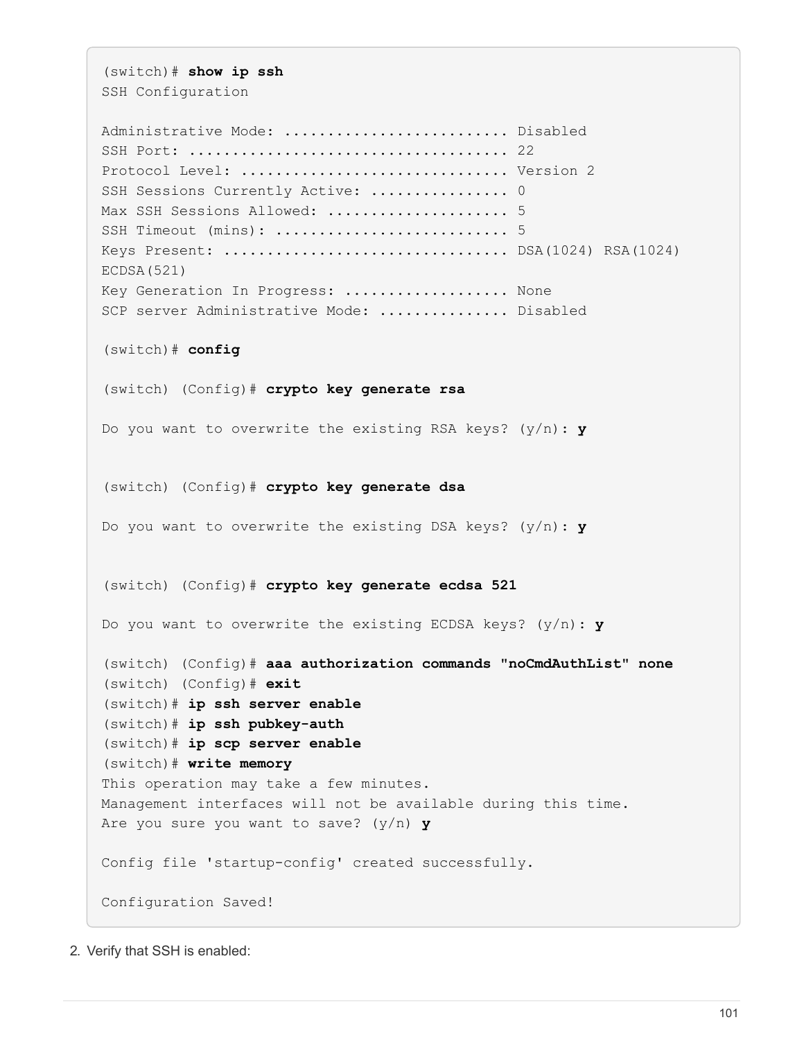```
(switch)# show ip ssh
SSH Configuration

Administrative Mode: ......................... Disabled
SSH Port: ................................... 22
Protocol Level: ............................. Version 2
SSH Sessions Currently Active: ............... 0
Max SSH Sessions Allowed: .................... 5
SSH Timeout (mins): .......................... 5
Keys Present: ............................... DSA(1024) RSA(1024)
ECDSA(521)
Key Generation In Progress: .................. None
SCP server Administrative Mode: .............. Disabled

(switch)# config

(switch) (Config)# crypto key generate rsa

Do you want to overwrite the existing RSA keys? (y/n): y


(switch) (Config)# crypto key generate dsa

Do you want to overwrite the existing DSA keys? (y/n): y


(switch) (Config)# crypto key generate ecdsa 521

Do you want to overwrite the existing ECDSA keys? (y/n): y

(switch) (Config)# aaa authorization commands "noCmdAuthList" none
(switch) (Config)# exit
(switch)# ip ssh server enable
(switch)# ip ssh pubkey-auth
(switch)# ip scp server enable
(switch)# write memory
This operation may take a few minutes.
Management interfaces will not be available during this time.
Are you sure you want to save? (y/n) y

Config file 'startup-config' created successfully.

Configuration Saved!
```

2. Verify that SSH is enabled: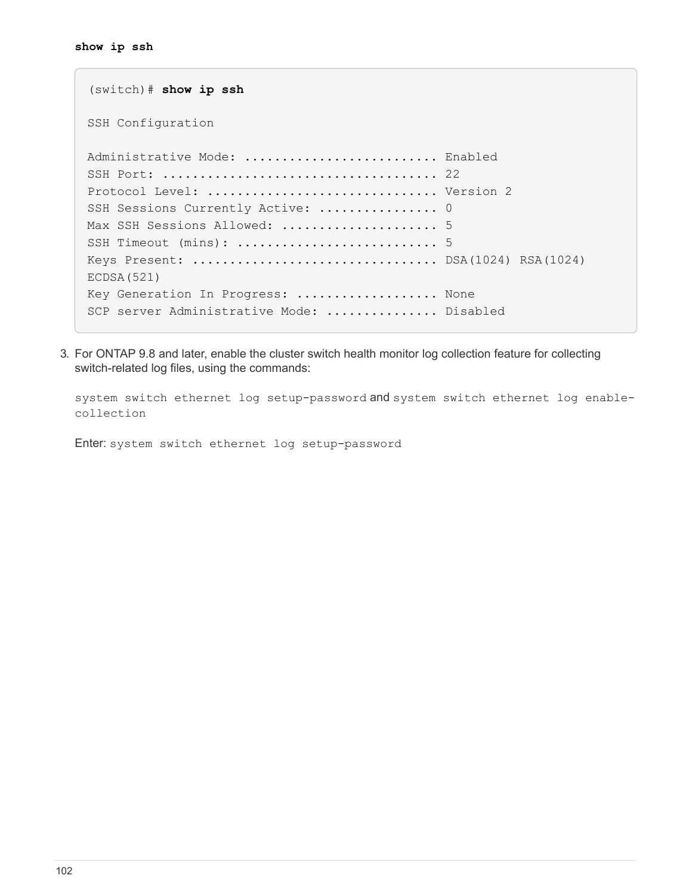**show ip ssh**

```
(switch)# show ip ssh

SSH Configuration

Administrative Mode: .......................... Enabled
SSH Port: .................................... 22
Protocol Level: .............................. Version 2
SSH Sessions Currently Active: ................ 0
Max SSH Sessions Allowed: ..................... 5
SSH Timeout (mins): ........................... 5
Keys Present: ................................ DSA(1024) RSA(1024)
ECDSA(521)
Key Generation In Progress: ................... None
SCP server Administrative Mode: ............... Disabled
```

3. For ONTAP 9.8 and later, enable the cluster switch health monitor log collection feature for collecting switch-related log files, using the commands:

   `system switch ethernet log setup-password` and `system switch ethernet log enable-collection`

   Enter: `system switch ethernet log setup-password`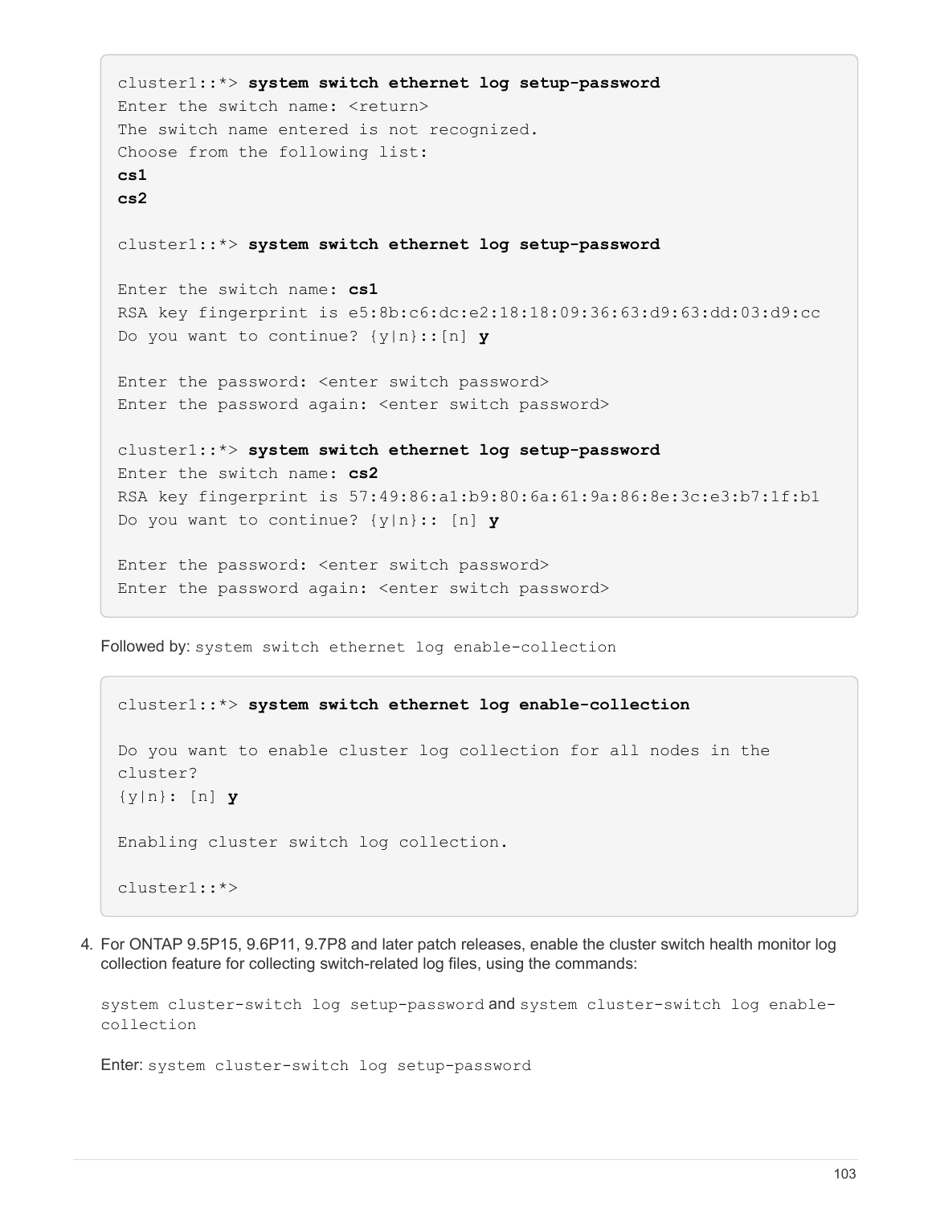```
cluster1::*> system switch ethernet log setup-password
Enter the switch name: <return>
The switch name entered is not recognized.
Choose from the following list:
cs1
cs2

cluster1::*> system switch ethernet log setup-password

Enter the switch name: cs1
RSA key fingerprint is e5:8b:c6:dc:e2:18:18:09:36:63:d9:63:dd:03:d9:cc
Do you want to continue? {y|n}::[n] y

Enter the password: <enter switch password>
Enter the password again: <enter switch password>

cluster1::*> system switch ethernet log setup-password
Enter the switch name: cs2
RSA key fingerprint is 57:49:86:a1:b9:80:6a:61:9a:86:8e:3c:e3:b7:1f:b1
Do you want to continue? {y|n}:: [n] y

Enter the password: <enter switch password>
Enter the password again: <enter switch password>
```

Followed by: `system switch ethernet log enable-collection`

```
cluster1::*> system switch ethernet log enable-collection

Do you want to enable cluster log collection for all nodes in the
cluster?
{y|n}: [n] y

Enabling cluster switch log collection.

cluster1::*>
```

4. For ONTAP 9.5P15, 9.6P11, 9.7P8 and later patch releases, enable the cluster switch health monitor log collection feature for collecting switch-related log files, using the commands:

   `system cluster-switch log setup-password` and `system cluster-switch log enable-collection`

   Enter: `system cluster-switch log setup-password`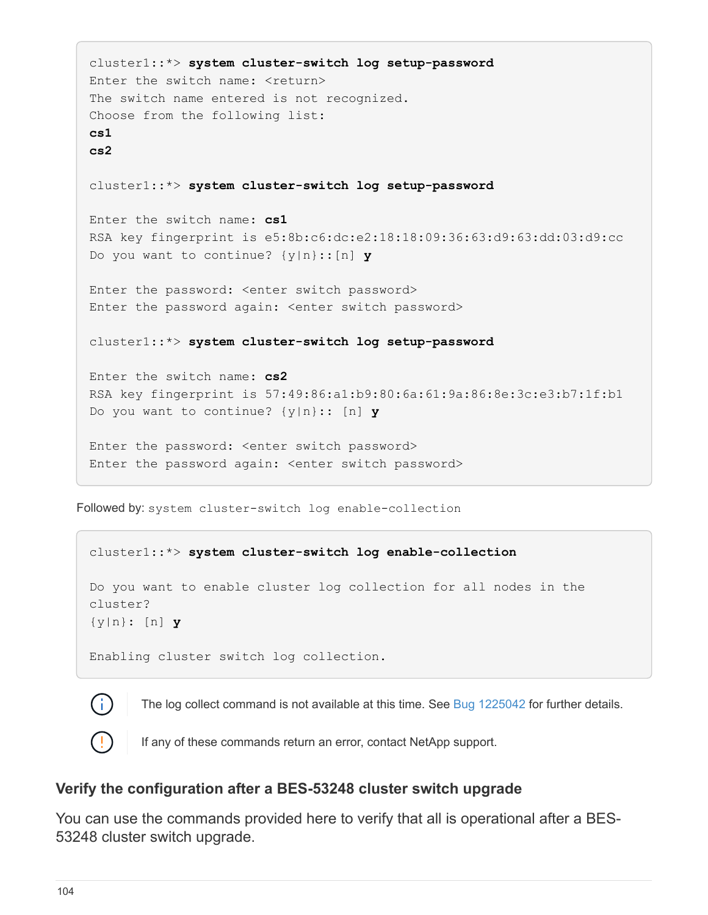```
cluster1::*> system cluster-switch log setup-password
Enter the switch name: <return>
The switch name entered is not recognized.
Choose from the following list:
cs1
cs2

cluster1::*> system cluster-switch log setup-password

Enter the switch name: cs1
RSA key fingerprint is e5:8b:c6:dc:e2:18:18:09:36:63:d9:63:dd:03:d9:cc
Do you want to continue? {y|n}::[n] y

Enter the password: <enter switch password>
Enter the password again: <enter switch password>

cluster1::*> system cluster-switch log setup-password

Enter the switch name: cs2
RSA key fingerprint is 57:49:86:a1:b9:80:6a:61:9a:86:8e:3c:e3:b7:1f:b1
Do you want to continue? {y|n}:: [n] y

Enter the password: <enter switch password>
Enter the password again: <enter switch password>
```

Followed by: `system cluster-switch log enable-collection`

```
cluster1::*> system cluster-switch log enable-collection

Do you want to enable cluster log collection for all nodes in the
cluster?
{y|n}: [n] y

Enabling cluster switch log collection.
```

> The log collect command is not available at this time. See Bug 1225042 for further details.

> If any of these commands return an error, contact NetApp support.

### Verify the configuration after a BES-53248 cluster switch upgrade

You can use the commands provided here to verify that all is operational after a BES-53248 cluster switch upgrade.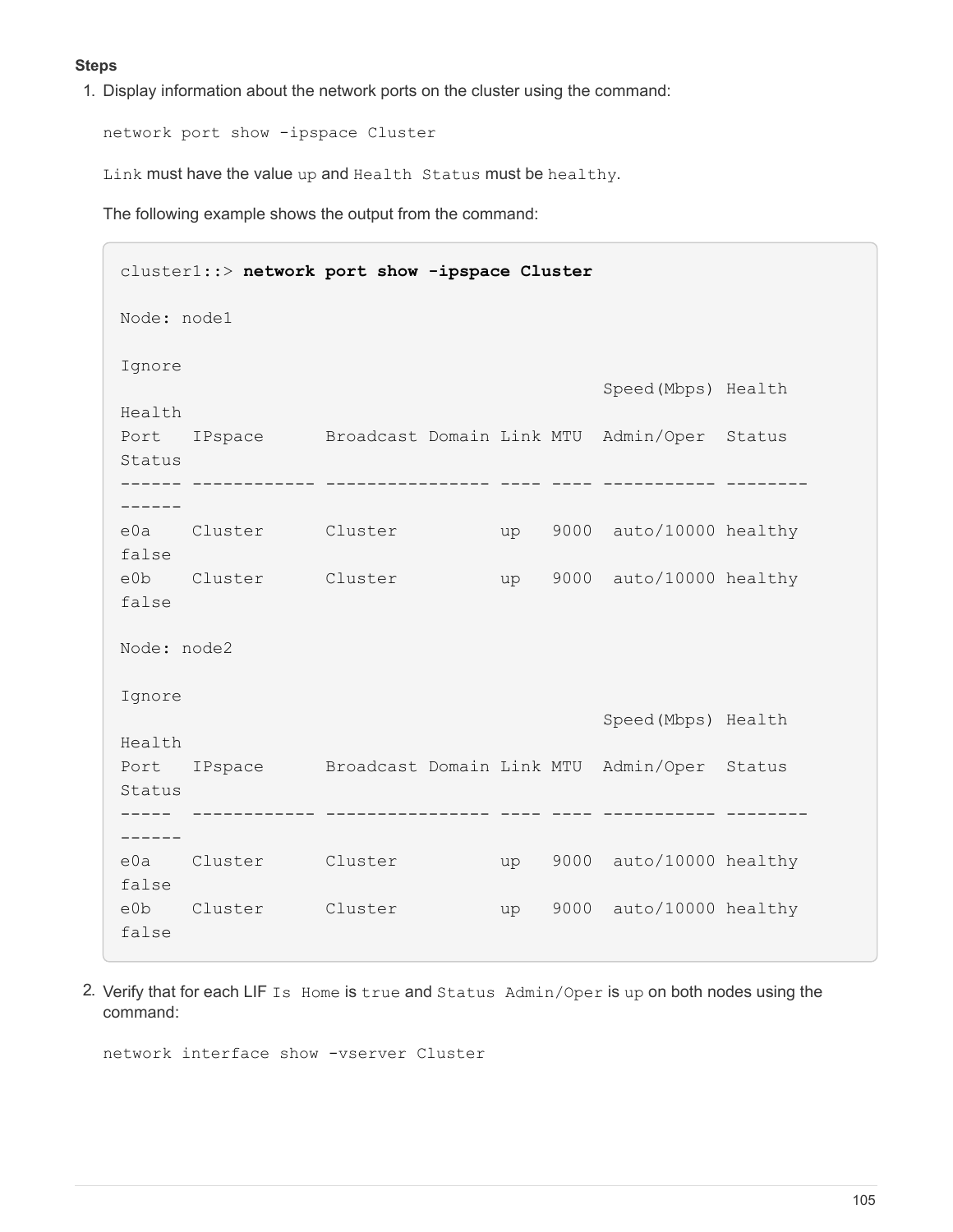**Steps**

1. Display information about the network ports on the cluster using the command:

   ```
   network port show -ipspace Cluster
   ```

   `Link` must have the value `up` and `Health Status` must be `healthy`.

   The following example shows the output from the command:

   ```
   cluster1::> network port show -ipspace Cluster

   Node: node1

   Ignore
                                                     Speed(Mbps) Health
   Health
   Port   IPspace      Broadcast Domain Link MTU  Admin/Oper  Status
   Status
   ------ ------------ ---------------- ---- ---- ----------- --------
   ------
   e0a    Cluster      Cluster          up   9000  auto/10000 healthy
   false
   e0b    Cluster      Cluster          up   9000  auto/10000 healthy
   false

   Node: node2

   Ignore
                                                     Speed(Mbps) Health
   Health
   Port   IPspace      Broadcast Domain Link MTU  Admin/Oper  Status
   Status
   -----  ------------ ---------------- ---- ---- ----------- --------
   ------
   e0a    Cluster      Cluster          up   9000  auto/10000 healthy
   false
   e0b    Cluster      Cluster          up   9000  auto/10000 healthy
   false
   ```

2. Verify that for each LIF `Is Home` is `true` and `Status Admin/Oper` is `up` on both nodes using the command:

   ```
   network interface show -vserver Cluster
   ```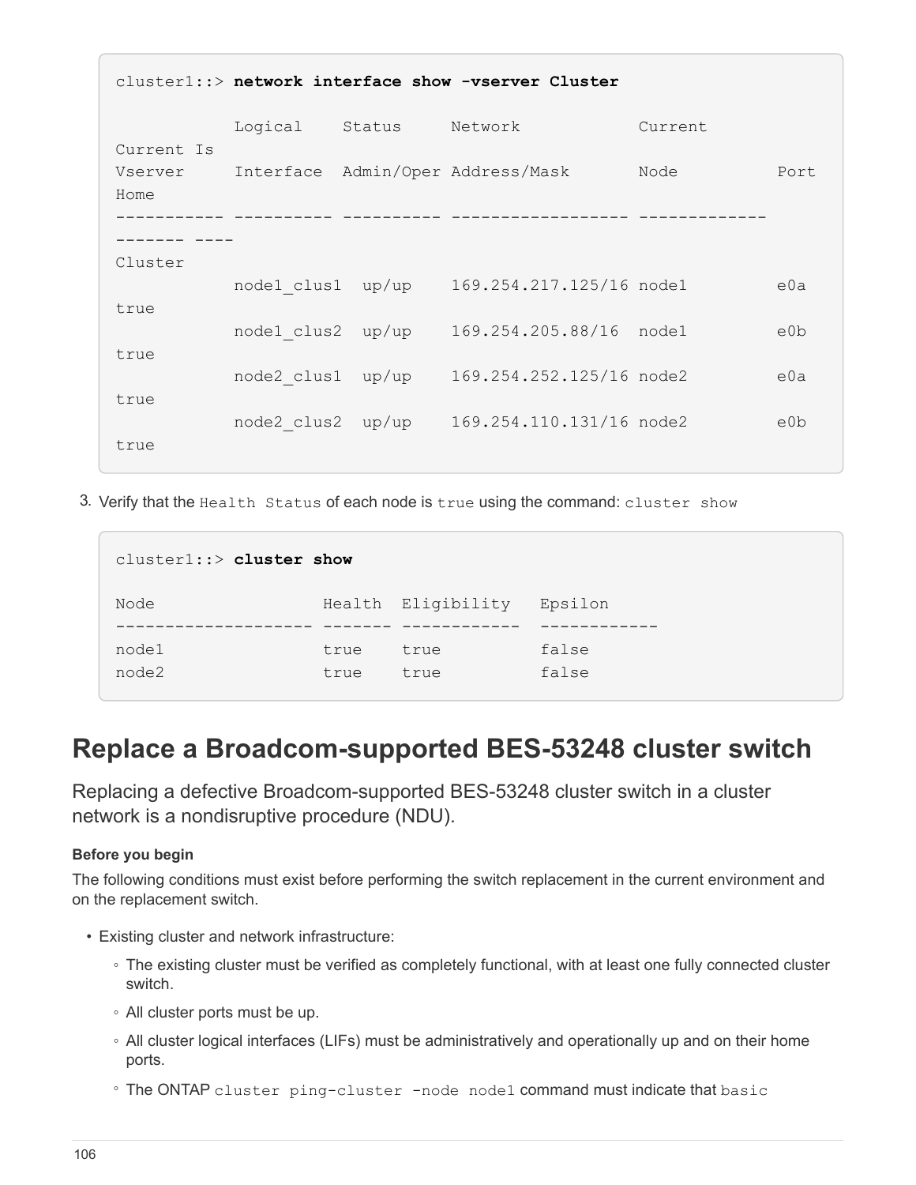```
cluster1::> network interface show -vserver Cluster

            Logical    Status     Network            Current
Current Is
Vserver     Interface  Admin/Oper Address/Mask       Node           Port
Home
----------- ---------- ---------- ------------------ -------------
------- ----
Cluster
            node1_clus1  up/up    169.254.217.125/16 node1          e0a
true
            node1_clus2  up/up    169.254.205.88/16  node1          e0b
true
            node2_clus1  up/up    169.254.252.125/16 node2          e0a
true
            node2_clus2  up/up    169.254.110.131/16 node2          e0b
true
```

3. Verify that the `Health Status` of each node is `true` using the command: `cluster show`

```
cluster1::> cluster show

Node                 Health  Eligibility   Epsilon
-------------------- ------- ------------  ------------
node1                true    true          false
node2                true    true          false
```

## Replace a Broadcom-supported BES-53248 cluster switch

Replacing a defective Broadcom-supported BES-53248 cluster switch in a cluster network is a nondisruptive procedure (NDU).

**Before you begin**

The following conditions must exist before performing the switch replacement in the current environment and on the replacement switch.

- Existing cluster and network infrastructure:
  - The existing cluster must be verified as completely functional, with at least one fully connected cluster switch.
  - All cluster ports must be up.
  - All cluster logical interfaces (LIFs) must be administratively and operationally up and on their home ports.
  - The ONTAP `cluster ping-cluster -node node1` command must indicate that `basic`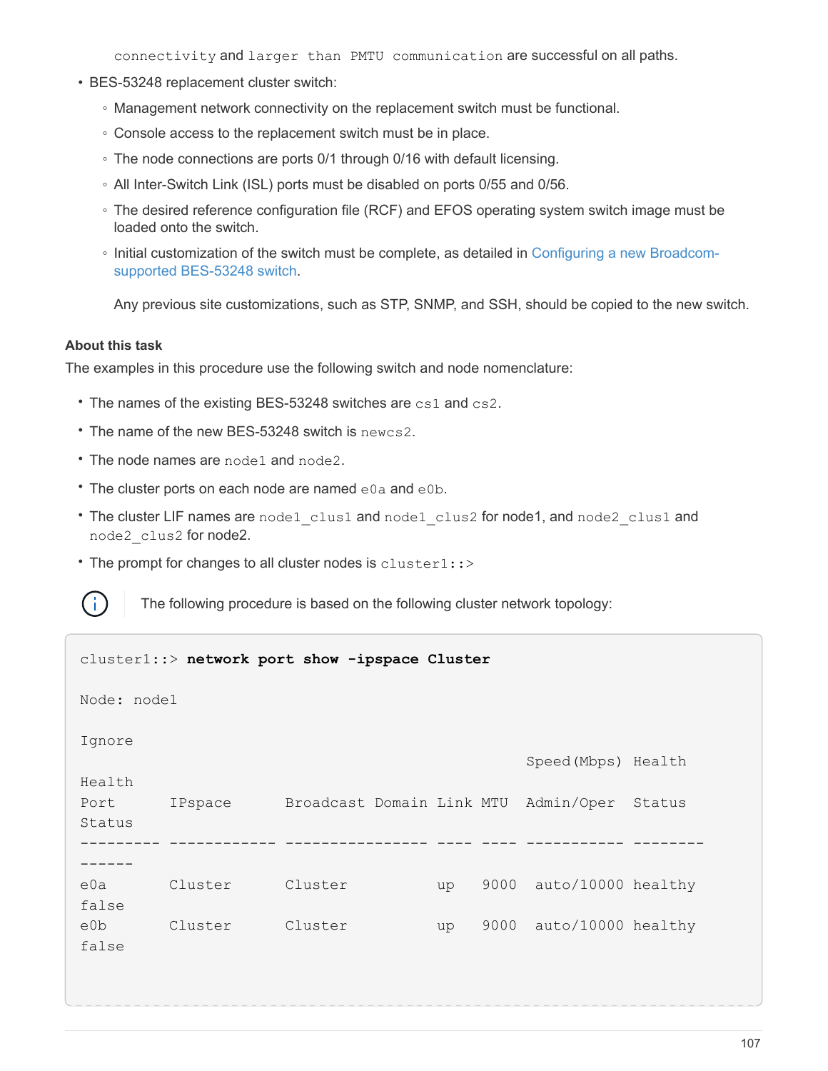connectivity and larger than PMTU communication are successful on all paths.

- BES-53248 replacement cluster switch:
  - Management network connectivity on the replacement switch must be functional.
  - Console access to the replacement switch must be in place.
  - The node connections are ports 0/1 through 0/16 with default licensing.
  - All Inter-Switch Link (ISL) ports must be disabled on ports 0/55 and 0/56.
  - The desired reference configuration file (RCF) and EFOS operating system switch image must be loaded onto the switch.
  - Initial customization of the switch must be complete, as detailed in Configuring a new Broadcom-supported BES-53248 switch.

    Any previous site customizations, such as STP, SNMP, and SSH, should be copied to the new switch.

### About this task

The examples in this procedure use the following switch and node nomenclature:

- The names of the existing BES-53248 switches are `cs1` and `cs2`.
- The name of the new BES-53248 switch is `newcs2`.
- The node names are `node1` and `node2`.
- The cluster ports on each node are named `e0a` and `e0b`.
- The cluster LIF names are `node1_clus1` and `node1_clus2` for node1, and `node2_clus1` and `node2_clus2` for node2.
- The prompt for changes to all cluster nodes is `cluster1::>`

> The following procedure is based on the following cluster network topology:

```
cluster1::> network port show -ipspace Cluster

Node: node1

Ignore
                                                  Speed(Mbps) Health
Health
Port      IPspace      Broadcast Domain Link MTU  Admin/Oper  Status
Status
--------- ------------ ---------------- ---- ---- ----------- --------
------
e0a       Cluster      Cluster          up   9000  auto/10000 healthy
false
e0b       Cluster      Cluster          up   9000  auto/10000 healthy
false
```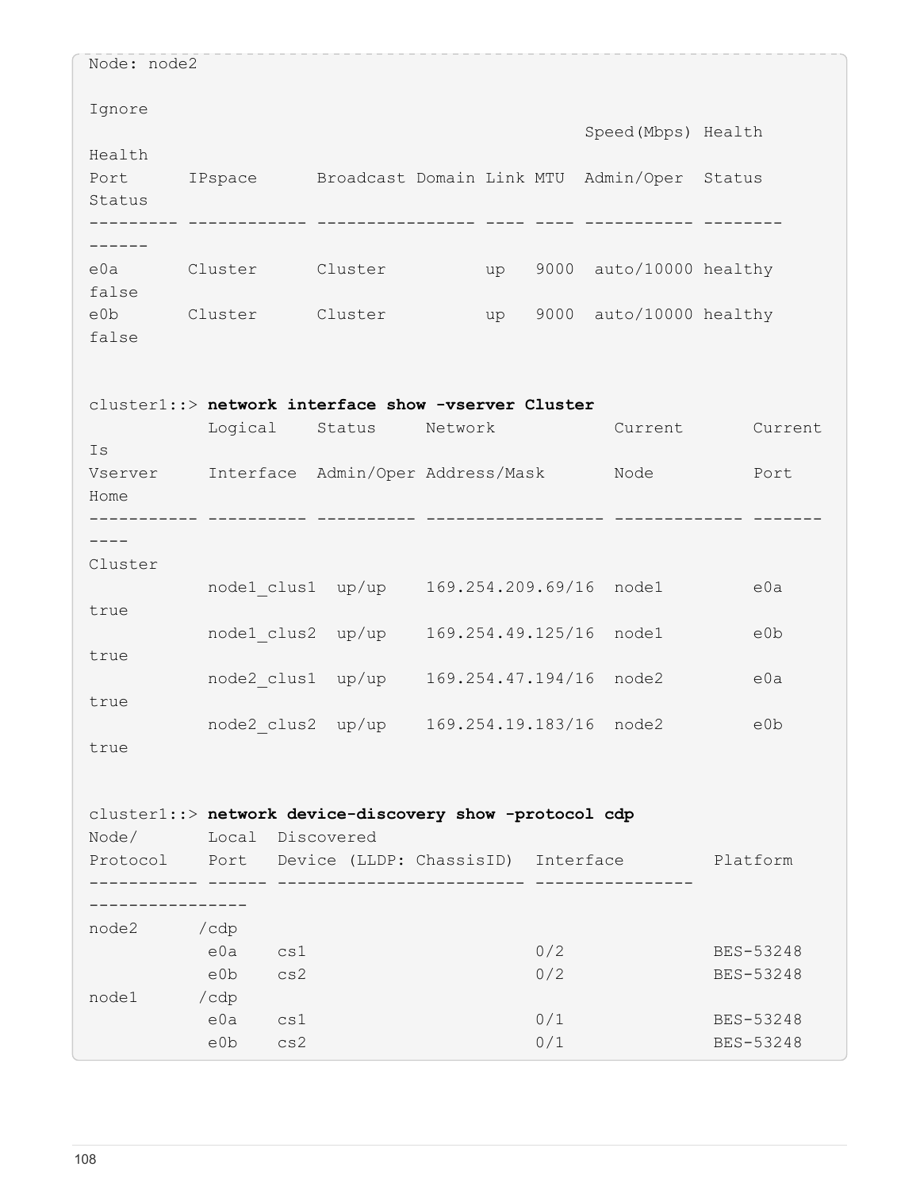```
Node: node2

Ignore
                                                  Speed(Mbps) Health
Health
Port      IPspace      Broadcast Domain Link MTU  Admin/Oper  Status
Status
--------- ------------ ---------------- ---- ---- ----------- --------
------
e0a       Cluster      Cluster          up   9000  auto/10000 healthy
false
e0b       Cluster      Cluster          up   9000  auto/10000 healthy
false


cluster1::> network interface show -vserver Cluster
            Logical    Status     Network            Current       Current
Is
Vserver     Interface  Admin/Oper Address/Mask       Node          Port
Home
----------- ---------- ---------- ------------------ ------------- -------
----
Cluster
            node1_clus1  up/up    169.254.209.69/16  node1         e0a
true
            node1_clus2  up/up    169.254.49.125/16  node1         e0b
true
            node2_clus1  up/up    169.254.47.194/16  node2         e0a
true
            node2_clus2  up/up    169.254.19.183/16  node2         e0b
true


cluster1::> network device-discovery show -protocol cdp
Node/       Local  Discovered
Protocol    Port   Device (LLDP: ChassisID)  Interface         Platform
----------- ------ ------------------------- ----------------
----------------
node2      /cdp
            e0a    cs1                       0/2               BES-53248
            e0b    cs2                       0/2               BES-53248
node1      /cdp
            e0a    cs1                       0/1               BES-53248
            e0b    cs2                       0/1               BES-53248
```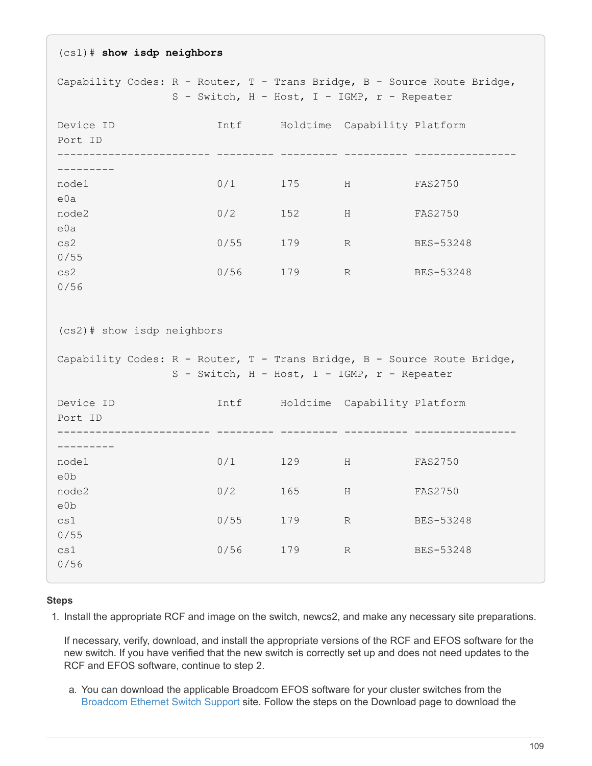```
(cs1)# show isdp neighbors

Capability Codes: R - Router, T - Trans Bridge, B - Source Route Bridge,
                  S - Switch, H - Host, I - IGMP, r - Repeater

Device ID                Intf      Holdtime  Capability Platform
Port ID
------------------------ --------- --------- ---------- ----------------
---------
node1                    0/1       175       H          FAS2750
e0a
node2                    0/2       152       H          FAS2750
e0a
cs2                      0/55      179       R          BES-53248
0/55
cs2                      0/56      179       R          BES-53248
0/56


(cs2)# show isdp neighbors

Capability Codes: R - Router, T - Trans Bridge, B - Source Route Bridge,
                  S - Switch, H - Host, I - IGMP, r - Repeater

Device ID                Intf      Holdtime  Capability Platform
Port ID
------------------------ --------- --------- ---------- ----------------
---------
node1                    0/1       129       H          FAS2750
e0b
node2                    0/2       165       H          FAS2750
e0b
cs1                      0/55      179       R          BES-53248
0/55
cs1                      0/56      179       R          BES-53248
0/56
```

**Steps**

1. Install the appropriate RCF and image on the switch, newcs2, and make any necessary site preparations.

   If necessary, verify, download, and install the appropriate versions of the RCF and EFOS software for the new switch. If you have verified that the new switch is correctly set up and does not need updates to the RCF and EFOS software, continue to step 2.

   a. You can download the applicable Broadcom EFOS software for your cluster switches from the Broadcom Ethernet Switch Support site. Follow the steps on the Download page to download the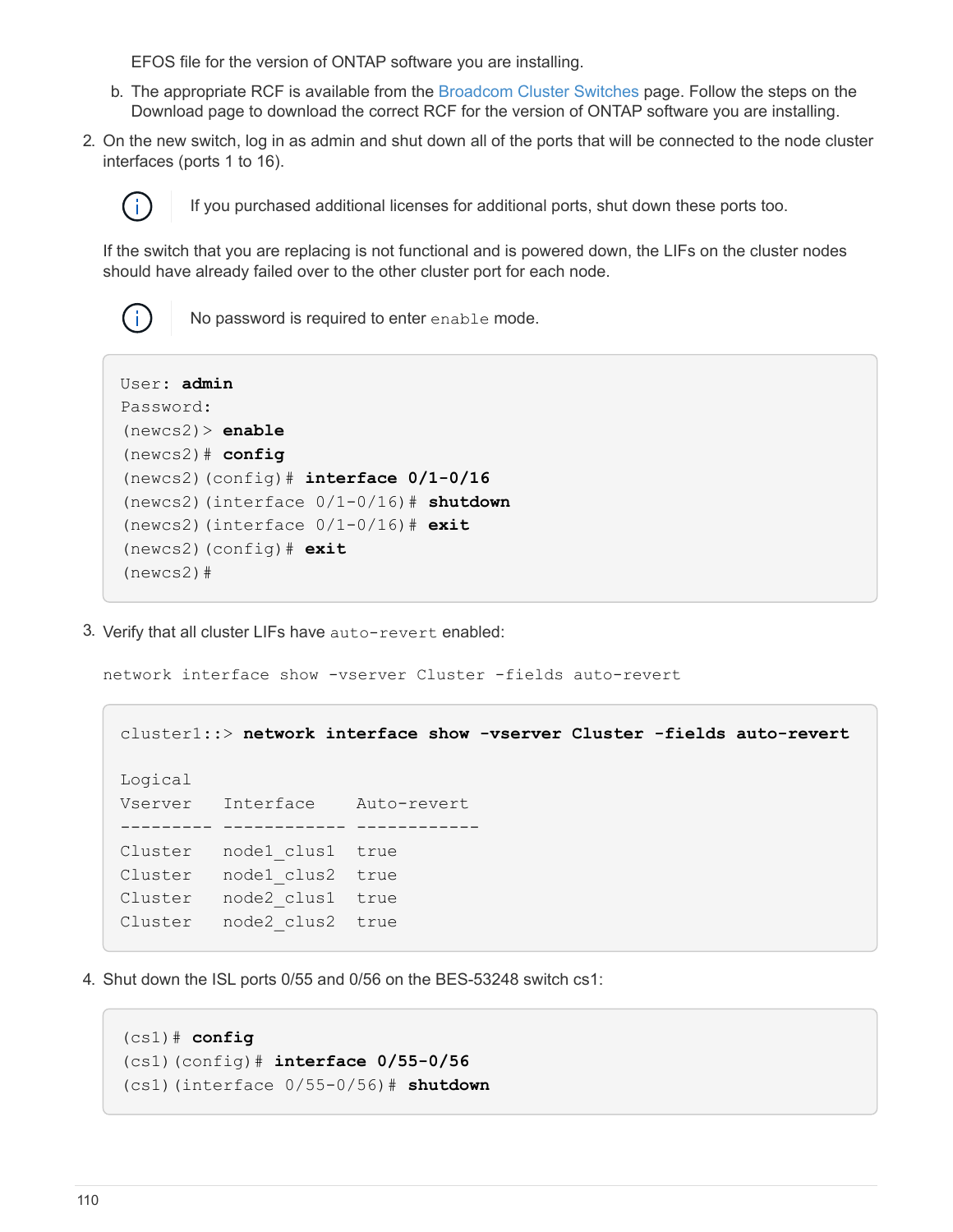EFOS file for the version of ONTAP software you are installing.

b. The appropriate RCF is available from the Broadcom Cluster Switches page. Follow the steps on the Download page to download the correct RCF for the version of ONTAP software you are installing.

2. On the new switch, log in as admin and shut down all of the ports that will be connected to the node cluster interfaces (ports 1 to 16).

   > If you purchased additional licenses for additional ports, shut down these ports too.

   If the switch that you are replacing is not functional and is powered down, the LIFs on the cluster nodes should have already failed over to the other cluster port for each node.

   > No password is required to enter `enable` mode.

```
User: admin
Password:
(newcs2)> enable
(newcs2)# config
(newcs2)(config)# interface 0/1-0/16
(newcs2)(interface 0/1-0/16)# shutdown
(newcs2)(interface 0/1-0/16)# exit
(newcs2)(config)# exit
(newcs2)#
```

3. Verify that all cluster LIFs have `auto-revert` enabled:

   `network interface show -vserver Cluster -fields auto-revert`

```
cluster1::> network interface show -vserver Cluster -fields auto-revert

Logical
Vserver   Interface     Auto-revert
--------- ------------ ------------
Cluster   node1_clus1  true
Cluster   node1_clus2  true
Cluster   node2_clus1  true
Cluster   node2_clus2  true
```

4. Shut down the ISL ports 0/55 and 0/56 on the BES-53248 switch cs1:

```
(cs1)# config
(cs1)(config)# interface 0/55-0/56
(cs1)(interface 0/55-0/56)# shutdown
```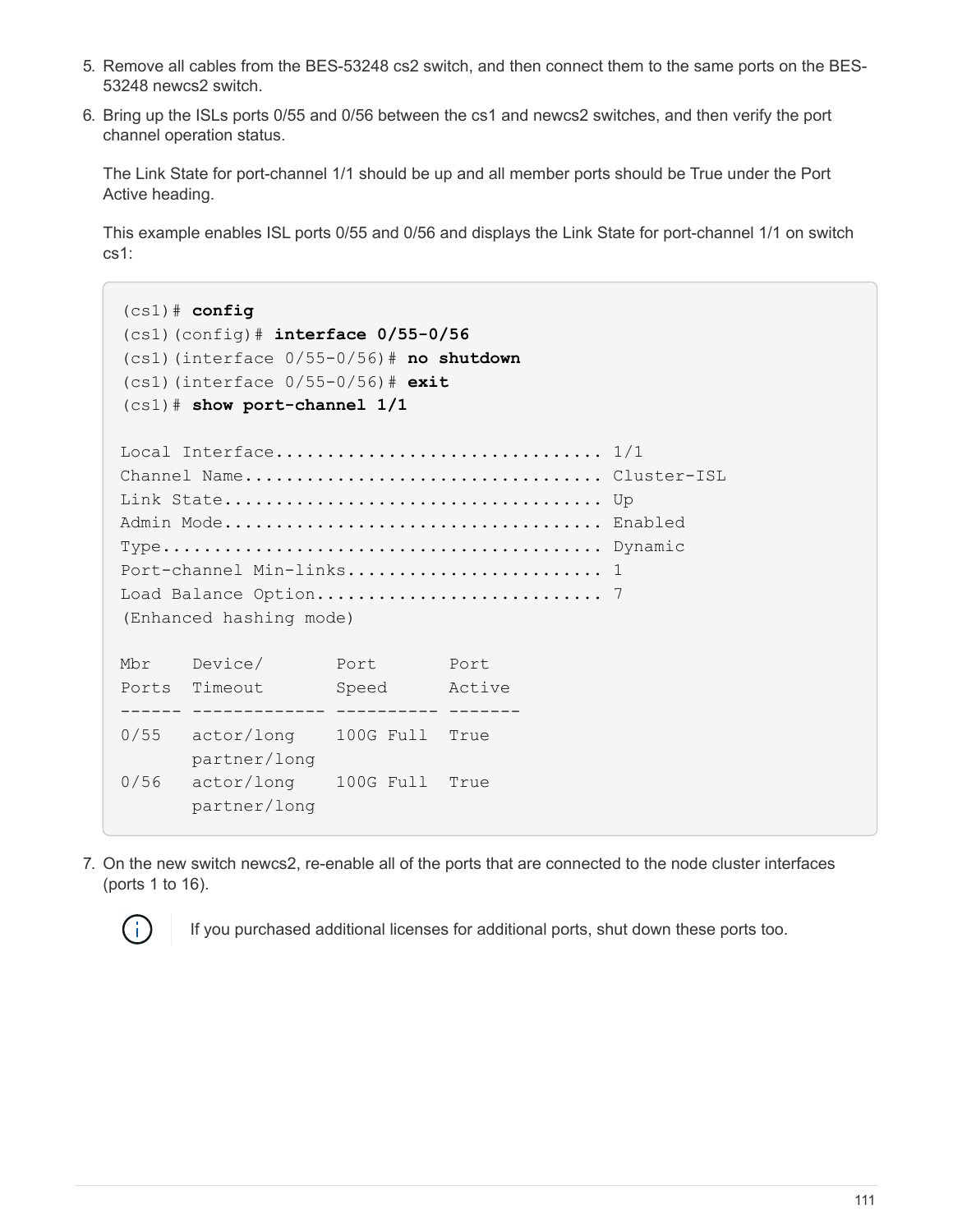5. Remove all cables from the BES-53248 cs2 switch, and then connect them to the same ports on the BES-53248 newcs2 switch.
6. Bring up the ISLs ports 0/55 and 0/56 between the cs1 and newcs2 switches, and then verify the port channel operation status.

   The Link State for port-channel 1/1 should be up and all member ports should be True under the Port Active heading.

   This example enables ISL ports 0/55 and 0/56 and displays the Link State for port-channel 1/1 on switch cs1:

```
(cs1)# config
(cs1)(config)# interface 0/55-0/56
(cs1)(interface 0/55-0/56)# no shutdown
(cs1)(interface 0/55-0/56)# exit
(cs1)# show port-channel 1/1

Local Interface................................ 1/1
Channel Name................................... Cluster-ISL
Link State..................................... Up
Admin Mode..................................... Enabled
Type........................................... Dynamic
Port-channel Min-links......................... 1
Load Balance Option............................ 7
(Enhanced hashing mode)

Mbr    Device/       Port       Port
Ports  Timeout       Speed      Active
------ ------------- ---------- -------
0/55   actor/long    100G Full  True
       partner/long
0/56   actor/long    100G Full  True
       partner/long
```

7. On the new switch newcs2, re-enable all of the ports that are connected to the node cluster interfaces (ports 1 to 16).

   If you purchased additional licenses for additional ports, shut down these ports too.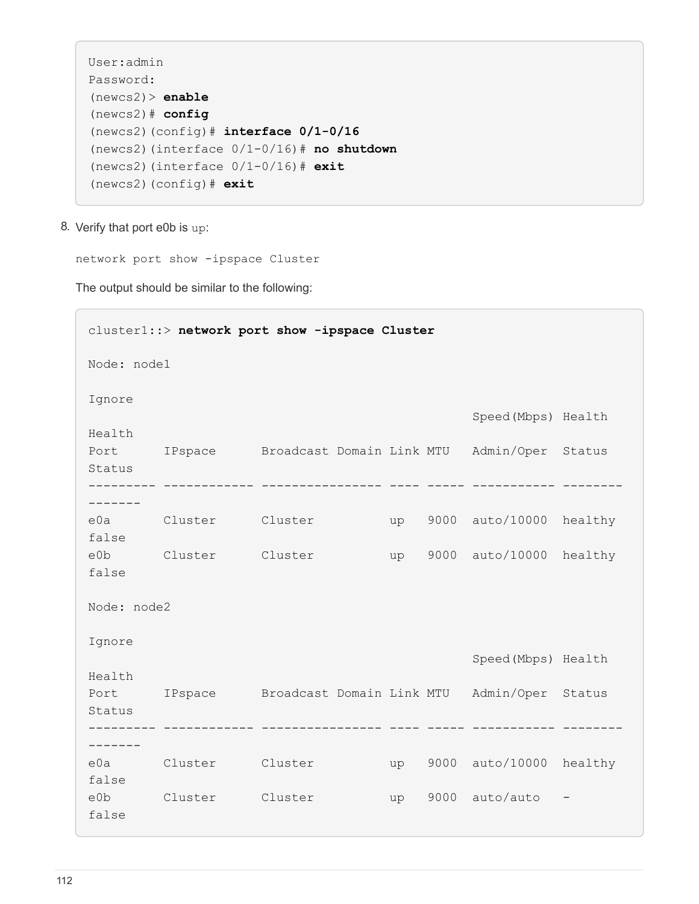```
User:admin
Password:
(newcs2)> enable
(newcs2)# config
(newcs2)(config)# interface 0/1-0/16
(newcs2)(interface 0/1-0/16)# no shutdown
(newcs2)(interface 0/1-0/16)# exit
(newcs2)(config)# exit
```

8. Verify that port e0b is `up`:

   `network port show -ipspace Cluster`

   The output should be similar to the following:

```
cluster1::> network port show -ipspace Cluster

Node: node1

Ignore
                                                    Speed(Mbps) Health
Health
Port      IPspace      Broadcast Domain Link MTU   Admin/Oper  Status
Status
--------- ------------ ---------------- ---- ----- ----------- --------
-------
e0a       Cluster      Cluster          up   9000  auto/10000  healthy
false
e0b       Cluster      Cluster          up   9000  auto/10000  healthy
false

Node: node2

Ignore
                                                    Speed(Mbps) Health
Health
Port      IPspace      Broadcast Domain Link MTU   Admin/Oper  Status
Status
--------- ------------ ---------------- ---- ----- ----------- --------
-------
e0a       Cluster      Cluster          up   9000  auto/10000  healthy
false
e0b       Cluster      Cluster          up   9000  auto/auto   -
false
```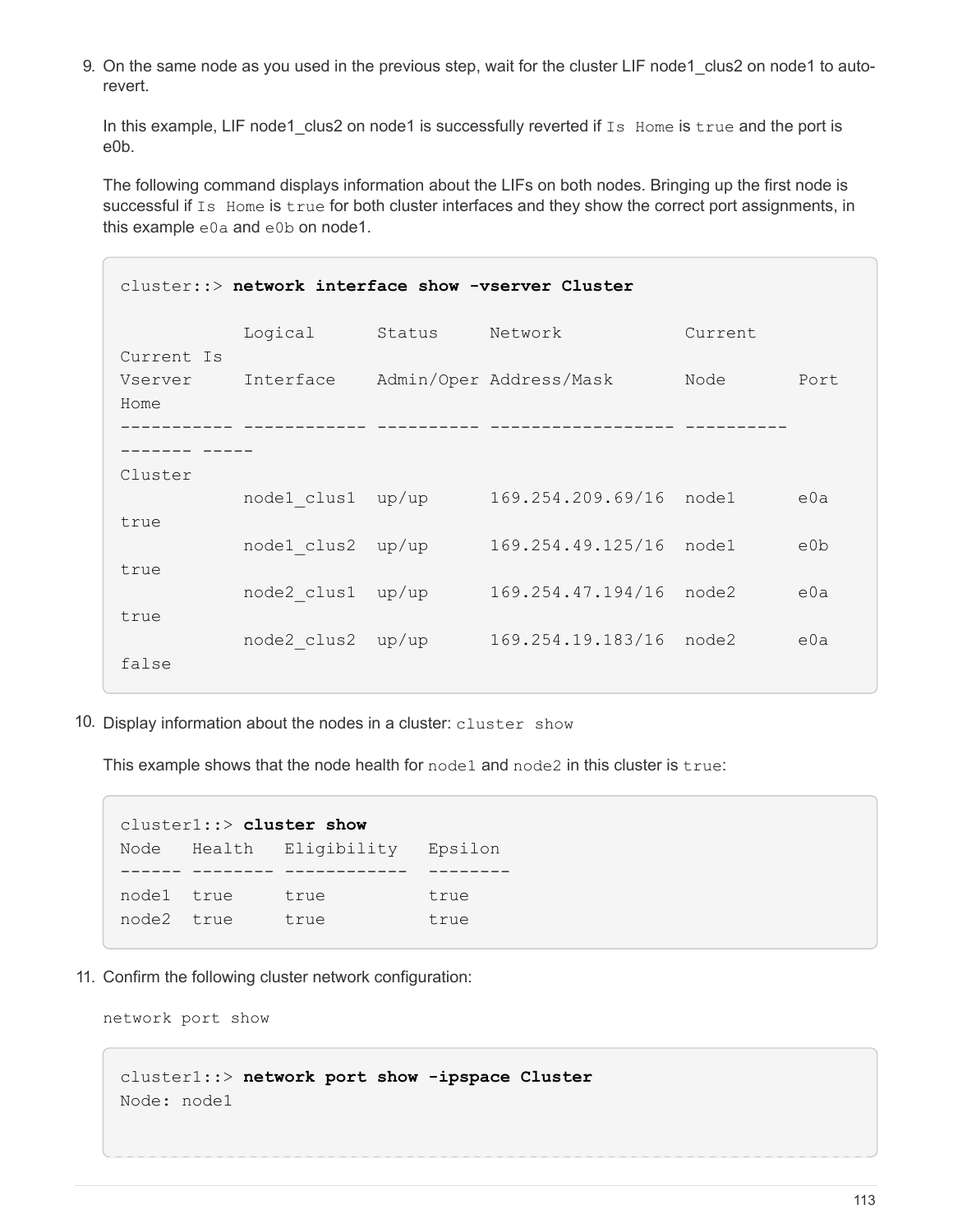9. On the same node as you used in the previous step, wait for the cluster LIF node1_clus2 on node1 to auto-revert.

   In this example, LIF node1_clus2 on node1 is successfully reverted if `Is Home` is `true` and the port is e0b.

   The following command displays information about the LIFs on both nodes. Bringing up the first node is successful if `Is Home` is `true` for both cluster interfaces and they show the correct port assignments, in this example `e0a` and `e0b` on node1.

```
cluster::> network interface show -vserver Cluster

            Logical      Status     Network            Current
Current Is
Vserver     Interface    Admin/Oper Address/Mask       Node       Port
Home
----------- ------------ ---------- ------------------ ----------
------- -----
Cluster
            node1_clus1  up/up      169.254.209.69/16  node1      e0a
true
            node1_clus2  up/up      169.254.49.125/16  node1      e0b
true
            node2_clus1  up/up      169.254.47.194/16  node2      e0a
true
            node2_clus2  up/up      169.254.19.183/16  node2      e0a
false
```

10. Display information about the nodes in a cluster: `cluster show`

    This example shows that the node health for `node1` and `node2` in this cluster is `true`:

```
cluster1::> cluster show
Node   Health   Eligibility   Epsilon
------ -------- ------------  --------
node1  true     true          true
node2  true     true          true
```

11. Confirm the following cluster network configuration:

    `network port show`

```
cluster1::> network port show -ipspace Cluster
Node: node1
```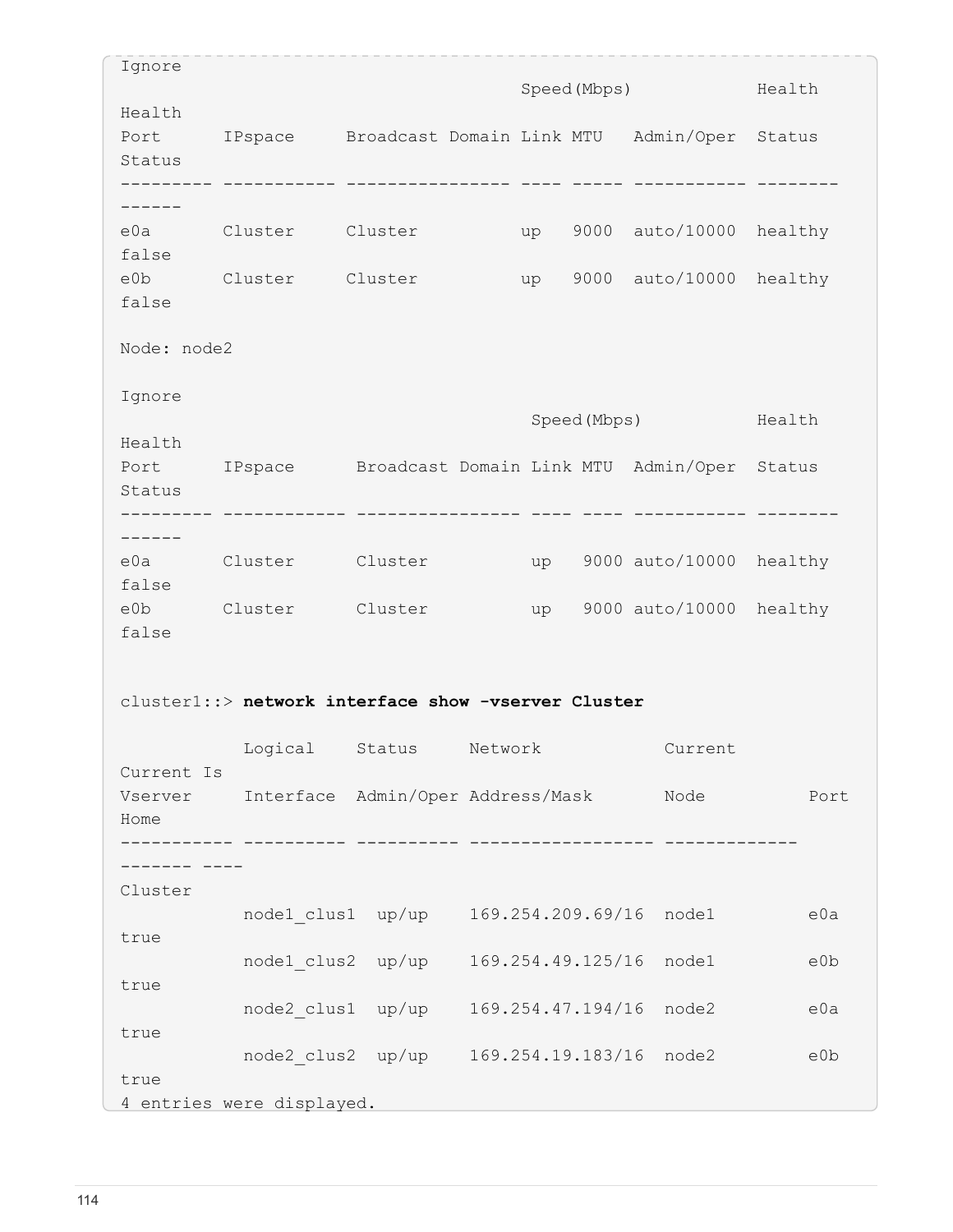```
Ignore
                                          Speed(Mbps)           Health
Health
Port      IPspace     Broadcast Domain Link MTU   Admin/Oper  Status
Status
--------- ----------- ---------------- ---- ----- ----------- --------
------
e0a       Cluster     Cluster          up   9000  auto/10000  healthy
false
e0b       Cluster     Cluster          up   9000  auto/10000  healthy
false

Node: node2

Ignore
                                           Speed(Mbps)          Health
Health
Port      IPspace      Broadcast Domain Link MTU  Admin/Oper  Status
Status
--------- ------------ ---------------- ---- ---- ----------- --------
------
e0a       Cluster      Cluster          up   9000 auto/10000  healthy
false
e0b       Cluster      Cluster          up   9000 auto/10000  healthy
false


cluster1::> network interface show -vserver Cluster

            Logical    Status     Network            Current
Current Is
Vserver     Interface  Admin/Oper Address/Mask       Node          Port
Home
----------- ---------- ---------- ------------------ -------------
------- ----
Cluster
            node1_clus1  up/up    169.254.209.69/16  node1         e0a
true
            node1_clus2  up/up    169.254.49.125/16  node1         e0b
true
            node2_clus1  up/up    169.254.47.194/16  node2         e0a
true
            node2_clus2  up/up    169.254.19.183/16  node2         e0b
true
4 entries were displayed.
```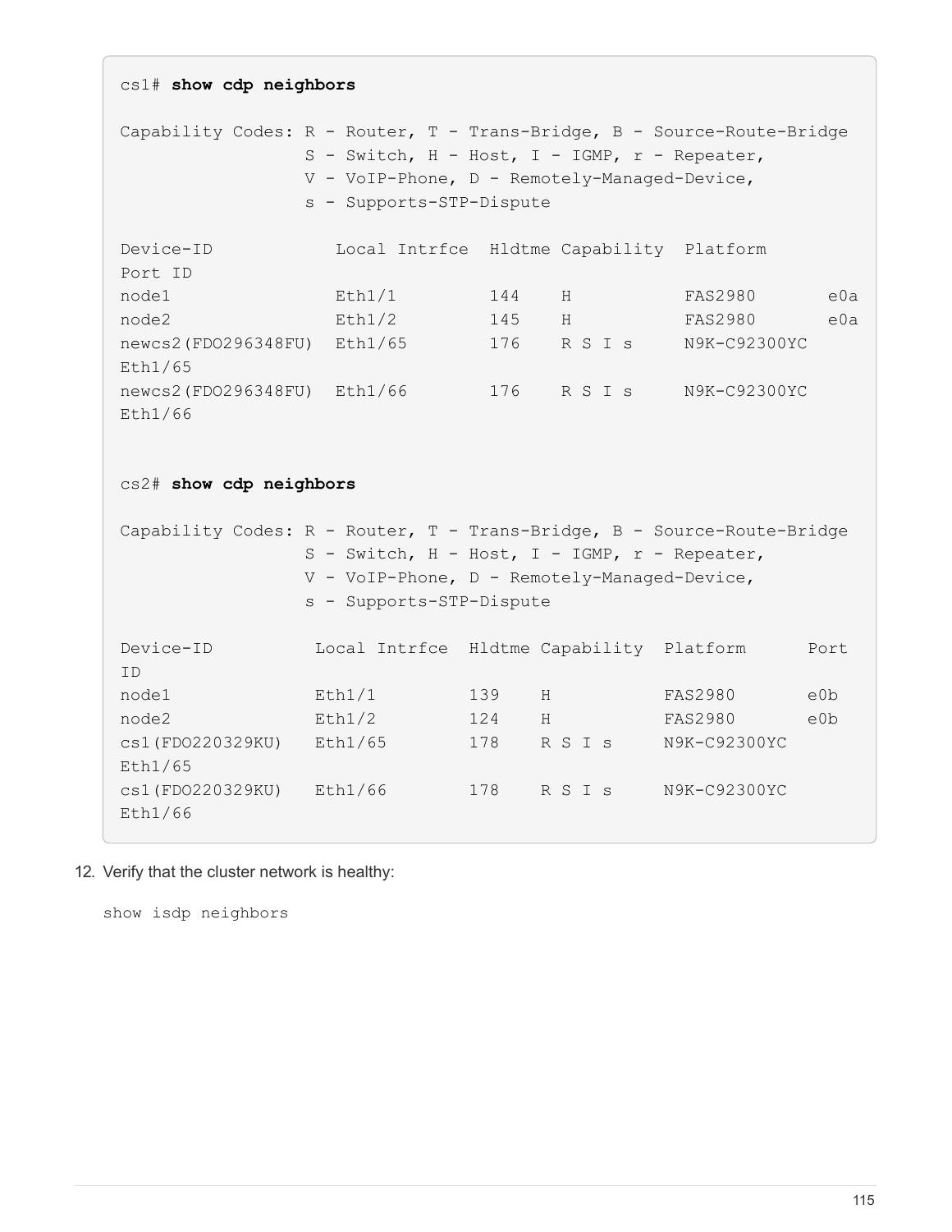```
cs1# show cdp neighbors

Capability Codes: R - Router, T - Trans-Bridge, B - Source-Route-Bridge
                  S - Switch, H - Host, I - IGMP, r - Repeater,
                  V - VoIP-Phone, D - Remotely-Managed-Device,
                  s - Supports-STP-Dispute

Device-ID            Local Intrfce  Hldtme Capability  Platform
Port ID
node1                Eth1/1         144    H           FAS2980       e0a
node2                Eth1/2         145    H           FAS2980       e0a
newcs2(FDO296348FU)  Eth1/65        176    R S I s     N9K-C92300YC
Eth1/65
newcs2(FDO296348FU)  Eth1/66        176    R S I s     N9K-C92300YC
Eth1/66


cs2# show cdp neighbors

Capability Codes: R - Router, T - Trans-Bridge, B - Source-Route-Bridge
                  S - Switch, H - Host, I - IGMP, r - Repeater,
                  V - VoIP-Phone, D - Remotely-Managed-Device,
                  s - Supports-STP-Dispute

Device-ID          Local Intrfce  Hldtme Capability  Platform      Port
ID
node1              Eth1/1         139    H           FAS2980       e0b
node2              Eth1/2         124    H           FAS2980       e0b
cs1(FDO220329KU)   Eth1/65        178    R S I s     N9K-C92300YC
Eth1/65
cs1(FDO220329KU)   Eth1/66        178    R S I s     N9K-C92300YC
Eth1/66
```

12. Verify that the cluster network is healthy:

`show isdp neighbors`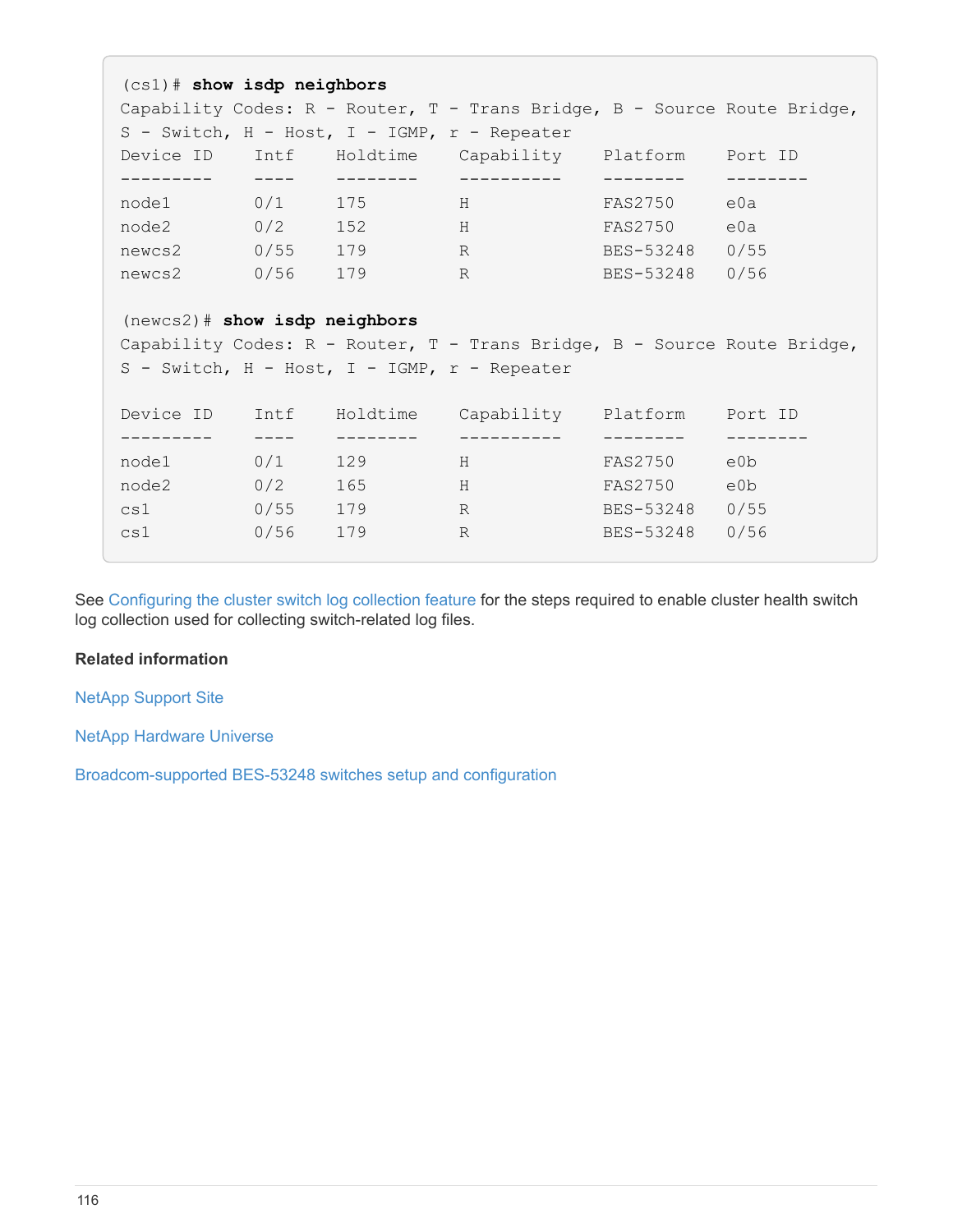```
(cs1)# show isdp neighbors
Capability Codes: R - Router, T - Trans Bridge, B - Source Route Bridge,
S - Switch, H - Host, I - IGMP, r - Repeater
Device ID    Intf    Holdtime    Capability    Platform    Port ID
---------    ----    --------    ----------    --------    --------
node1        0/1     175         H             FAS2750     e0a
node2        0/2     152         H             FAS2750     e0a
newcs2       0/55    179         R             BES-53248   0/55
newcs2       0/56    179         R             BES-53248   0/56

(newcs2)# show isdp neighbors
Capability Codes: R - Router, T - Trans Bridge, B - Source Route Bridge,
S - Switch, H - Host, I - IGMP, r - Repeater

Device ID    Intf    Holdtime    Capability    Platform    Port ID
---------    ----    --------    ----------    --------    --------
node1        0/1     129         H             FAS2750     e0b
node2        0/2     165         H             FAS2750     e0b
cs1          0/55    179         R             BES-53248   0/55
cs1          0/56    179         R             BES-53248   0/56
```

See Configuring the cluster switch log collection feature for the steps required to enable cluster health switch log collection used for collecting switch-related log files.

**Related information**

NetApp Support Site

NetApp Hardware Universe

Broadcom-supported BES-53248 switches setup and configuration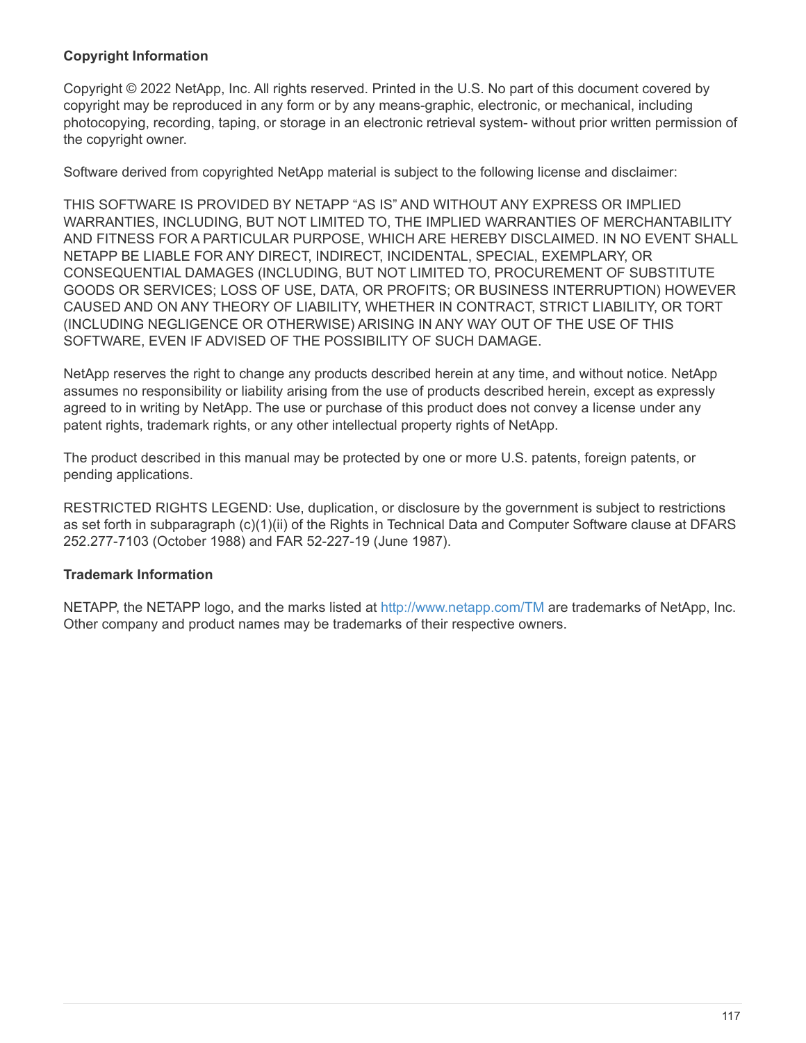### Copyright Information

Copyright © 2022 NetApp, Inc. All rights reserved. Printed in the U.S. No part of this document covered by copyright may be reproduced in any form or by any means-graphic, electronic, or mechanical, including photocopying, recording, taping, or storage in an electronic retrieval system- without prior written permission of the copyright owner.

Software derived from copyrighted NetApp material is subject to the following license and disclaimer:

THIS SOFTWARE IS PROVIDED BY NETAPP “AS IS” AND WITHOUT ANY EXPRESS OR IMPLIED WARRANTIES, INCLUDING, BUT NOT LIMITED TO, THE IMPLIED WARRANTIES OF MERCHANTABILITY AND FITNESS FOR A PARTICULAR PURPOSE, WHICH ARE HEREBY DISCLAIMED. IN NO EVENT SHALL NETAPP BE LIABLE FOR ANY DIRECT, INDIRECT, INCIDENTAL, SPECIAL, EXEMPLARY, OR CONSEQUENTIAL DAMAGES (INCLUDING, BUT NOT LIMITED TO, PROCUREMENT OF SUBSTITUTE GOODS OR SERVICES; LOSS OF USE, DATA, OR PROFITS; OR BUSINESS INTERRUPTION) HOWEVER CAUSED AND ON ANY THEORY OF LIABILITY, WHETHER IN CONTRACT, STRICT LIABILITY, OR TORT (INCLUDING NEGLIGENCE OR OTHERWISE) ARISING IN ANY WAY OUT OF THE USE OF THIS SOFTWARE, EVEN IF ADVISED OF THE POSSIBILITY OF SUCH DAMAGE.

NetApp reserves the right to change any products described herein at any time, and without notice. NetApp assumes no responsibility or liability arising from the use of products described herein, except as expressly agreed to in writing by NetApp. The use or purchase of this product does not convey a license under any patent rights, trademark rights, or any other intellectual property rights of NetApp.

The product described in this manual may be protected by one or more U.S. patents, foreign patents, or pending applications.

RESTRICTED RIGHTS LEGEND: Use, duplication, or disclosure by the government is subject to restrictions as set forth in subparagraph (c)(1)(ii) of the Rights in Technical Data and Computer Software clause at DFARS 252.277-7103 (October 1988) and FAR 52-227-19 (June 1987).

### Trademark Information

NETAPP, the NETAPP logo, and the marks listed at http://www.netapp.com/TM are trademarks of NetApp, Inc. Other company and product names may be trademarks of their respective owners.